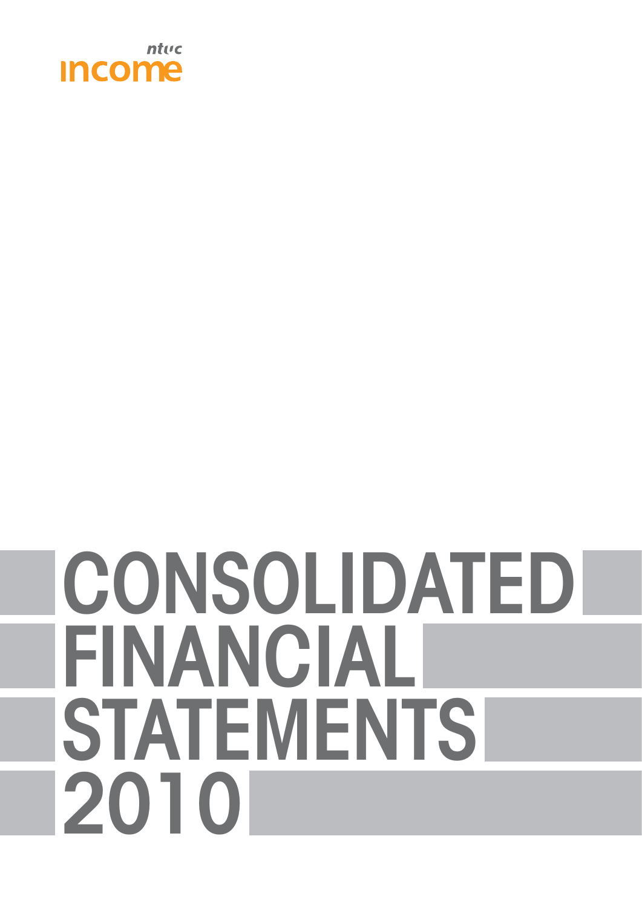ntuc income

# CONSOLIDATED FINANCIAL STATEMENTS 2010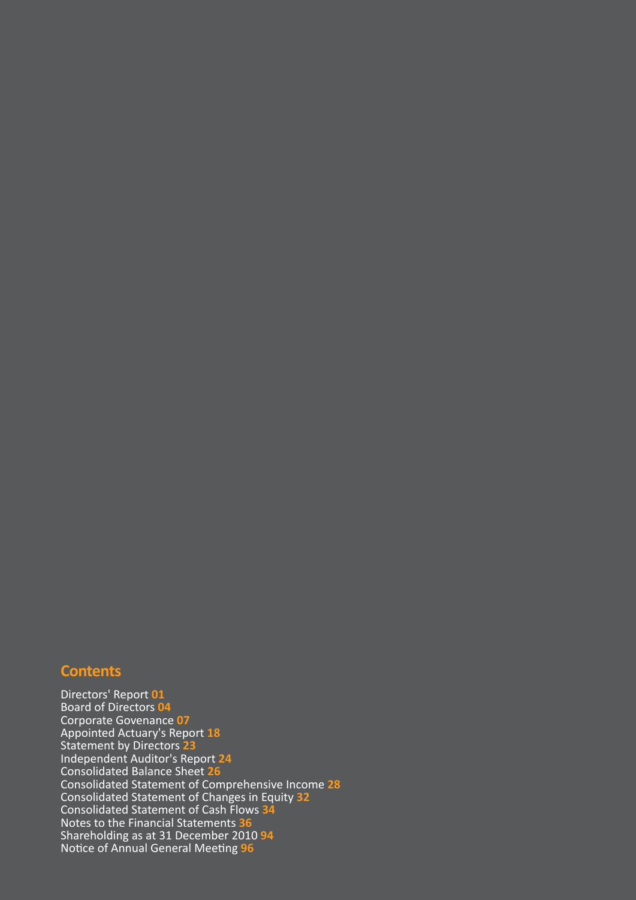## Contents

Directors' Report **01**
Board of Directors **04**
Corporate Govenance **07**
Appointed Actuary's Report **18**
Statement by Directors **23**
Independent Auditor's Report **24**
Consolidated Balance Sheet **26**
Consolidated Statement of Comprehensive Income **28**
Consolidated Statement of Changes in Equity **32**
Consolidated Statement of Cash Flows **34**
Notes to the Financial Statements **36**
Shareholding as at 31 December 2010 **94**
Notice of Annual General Meeting **96**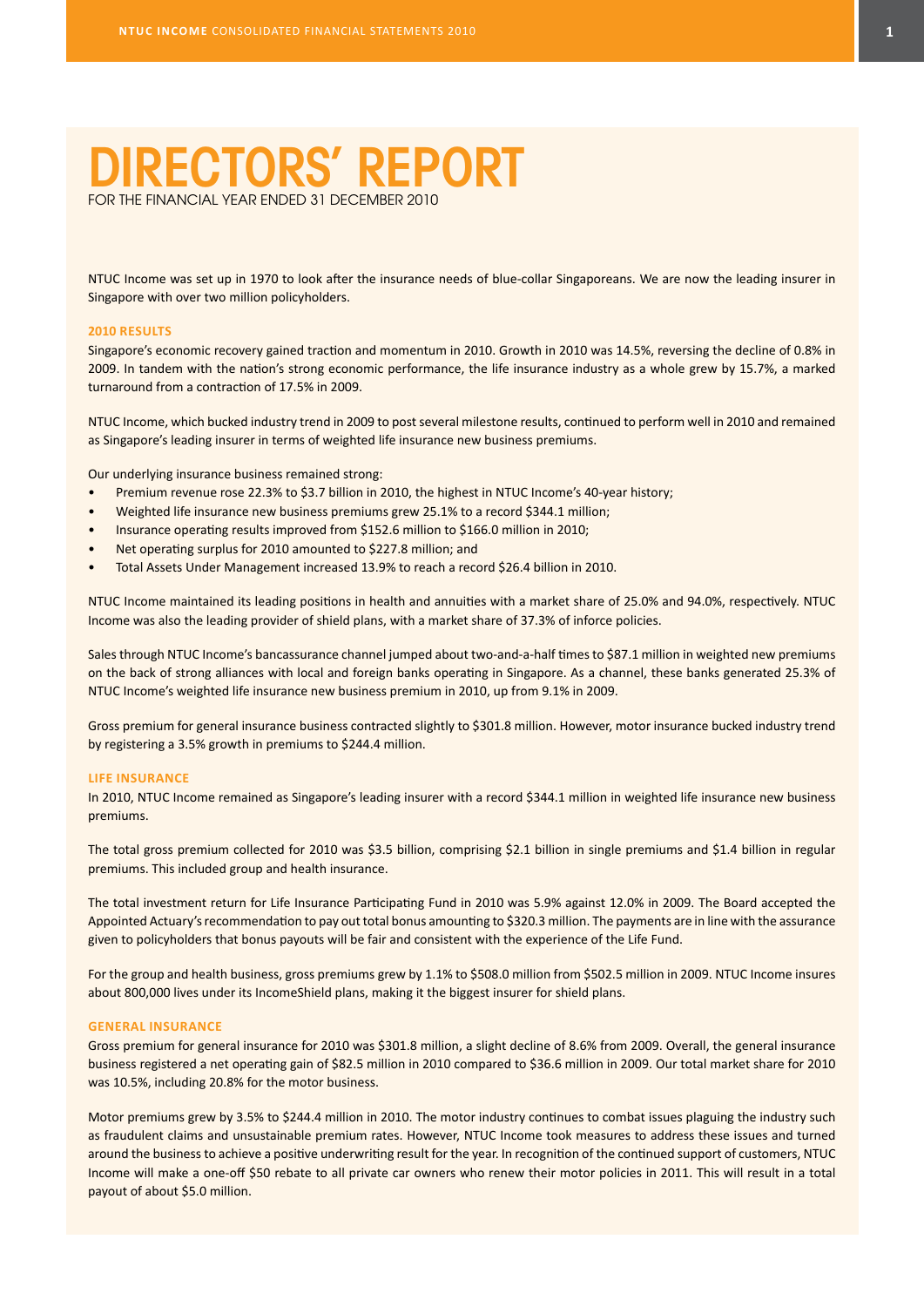# DIRECTORS' REPORT

FOR THE FINANCIAL YEAR ENDED 31 DECEMBER 2010

NTUC Income was set up in 1970 to look after the insurance needs of blue-collar Singaporeans. We are now the leading insurer in Singapore with over two million policyholders.

## 2010 RESULTS

Singapore's economic recovery gained traction and momentum in 2010. Growth in 2010 was 14.5%, reversing the decline of 0.8% in 2009. In tandem with the nation's strong economic performance, the life insurance industry as a whole grew by 15.7%, a marked turnaround from a contraction of 17.5% in 2009.

NTUC Income, which bucked industry trend in 2009 to post several milestone results, continued to perform well in 2010 and remained as Singapore's leading insurer in terms of weighted life insurance new business premiums.

Our underlying insurance business remained strong:

- Premium revenue rose 22.3% to $3.7 billion in 2010, the highest in NTUC Income's 40-year history;
- Weighted life insurance new business premiums grew 25.1% to a record $344.1 million;
- Insurance operating results improved from $152.6 million to $166.0 million in 2010;
- Net operating surplus for 2010 amounted to $227.8 million; and
- Total Assets Under Management increased 13.9% to reach a record $26.4 billion in 2010.

NTUC Income maintained its leading positions in health and annuities with a market share of 25.0% and 94.0%, respectively. NTUC Income was also the leading provider of shield plans, with a market share of 37.3% of inforce policies.

Sales through NTUC Income's bancassurance channel jumped about two-and-a-half times to $87.1 million in weighted new premiums on the back of strong alliances with local and foreign banks operating in Singapore. As a channel, these banks generated 25.3% of NTUC Income's weighted life insurance new business premium in 2010, up from 9.1% in 2009.

Gross premium for general insurance business contracted slightly to $301.8 million. However, motor insurance bucked industry trend by registering a 3.5% growth in premiums to $244.4 million.

## LIFE INSURANCE

In 2010, NTUC Income remained as Singapore's leading insurer with a record $344.1 million in weighted life insurance new business premiums.

The total gross premium collected for 2010 was $3.5 billion, comprising $2.1 billion in single premiums and $1.4 billion in regular premiums. This included group and health insurance.

The total investment return for Life Insurance Participating Fund in 2010 was 5.9% against 12.0% in 2009. The Board accepted the Appointed Actuary's recommendation to pay out total bonus amounting to $320.3 million. The payments are in line with the assurance given to policyholders that bonus payouts will be fair and consistent with the experience of the Life Fund.

For the group and health business, gross premiums grew by 1.1% to $508.0 million from $502.5 million in 2009. NTUC Income insures about 800,000 lives under its IncomeShield plans, making it the biggest insurer for shield plans.

## GENERAL INSURANCE

Gross premium for general insurance for 2010 was $301.8 million, a slight decline of 8.6% from 2009. Overall, the general insurance business registered a net operating gain of $82.5 million in 2010 compared to $36.6 million in 2009. Our total market share for 2010 was 10.5%, including 20.8% for the motor business.

Motor premiums grew by 3.5% to $244.4 million in 2010. The motor industry continues to combat issues plaguing the industry such as fraudulent claims and unsustainable premium rates. However, NTUC Income took measures to address these issues and turned around the business to achieve a positive underwriting result for the year. In recognition of the continued support of customers, NTUC Income will make a one-off $50 rebate to all private car owners who renew their motor policies in 2011. This will result in a total payout of about $5.0 million.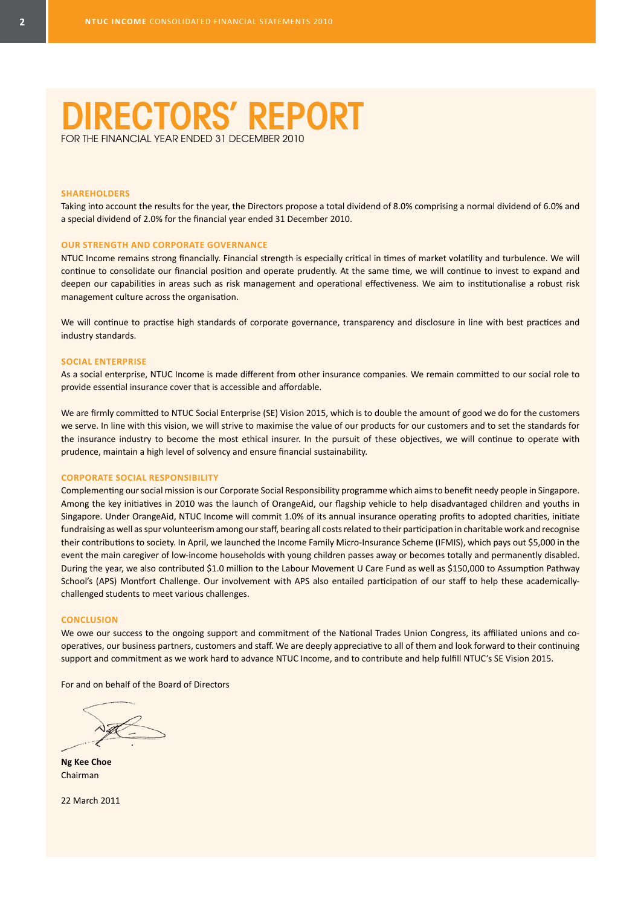# DIRECTORS' REPORT

FOR THE FINANCIAL YEAR ENDED 31 DECEMBER 2010

### SHAREHOLDERS

Taking into account the results for the year, the Directors propose a total dividend of 8.0% comprising a normal dividend of 6.0% and a special dividend of 2.0% for the financial year ended 31 December 2010.

### OUR STRENGTH AND CORPORATE GOVERNANCE

NTUC Income remains strong financially. Financial strength is especially critical in times of market volatility and turbulence. We will continue to consolidate our financial position and operate prudently. At the same time, we will continue to invest to expand and deepen our capabilities in areas such as risk management and operational effectiveness. We aim to institutionalise a robust risk management culture across the organisation.

We will continue to practise high standards of corporate governance, transparency and disclosure in line with best practices and industry standards.

### SOCIAL ENTERPRISE

As a social enterprise, NTUC Income is made different from other insurance companies. We remain committed to our social role to provide essential insurance cover that is accessible and affordable.

We are firmly committed to NTUC Social Enterprise (SE) Vision 2015, which is to double the amount of good we do for the customers we serve. In line with this vision, we will strive to maximise the value of our products for our customers and to set the standards for the insurance industry to become the most ethical insurer. In the pursuit of these objectives, we will continue to operate with prudence, maintain a high level of solvency and ensure financial sustainability.

### CORPORATE SOCIAL RESPONSIBILITY

Complementing our social mission is our Corporate Social Responsibility programme which aims to benefit needy people in Singapore. Among the key initiatives in 2010 was the launch of OrangeAid, our flagship vehicle to help disadvantaged children and youths in Singapore. Under OrangeAid, NTUC Income will commit 1.0% of its annual insurance operating profits to adopted charities, initiate fundraising as well as spur volunteerism among our staff, bearing all costs related to their participation in charitable work and recognise their contributions to society. In April, we launched the Income Family Micro-Insurance Scheme (IFMIS), which pays out $5,000 in the event the main caregiver of low-income households with young children passes away or becomes totally and permanently disabled. During the year, we also contributed $1.0 million to the Labour Movement U Care Fund as well as $150,000 to Assumption Pathway School's (APS) Montfort Challenge. Our involvement with APS also entailed participation of our staff to help these academically-challenged students to meet various challenges.

### CONCLUSION

We owe our success to the ongoing support and commitment of the National Trades Union Congress, its affiliated unions and co-operatives, our business partners, customers and staff. We are deeply appreciative to all of them and look forward to their continuing support and commitment as we work hard to advance NTUC Income, and to contribute and help fulfill NTUC's SE Vision 2015.

For and on behalf of the Board of Directors

**Ng Kee Choe**
Chairman

22 March 2011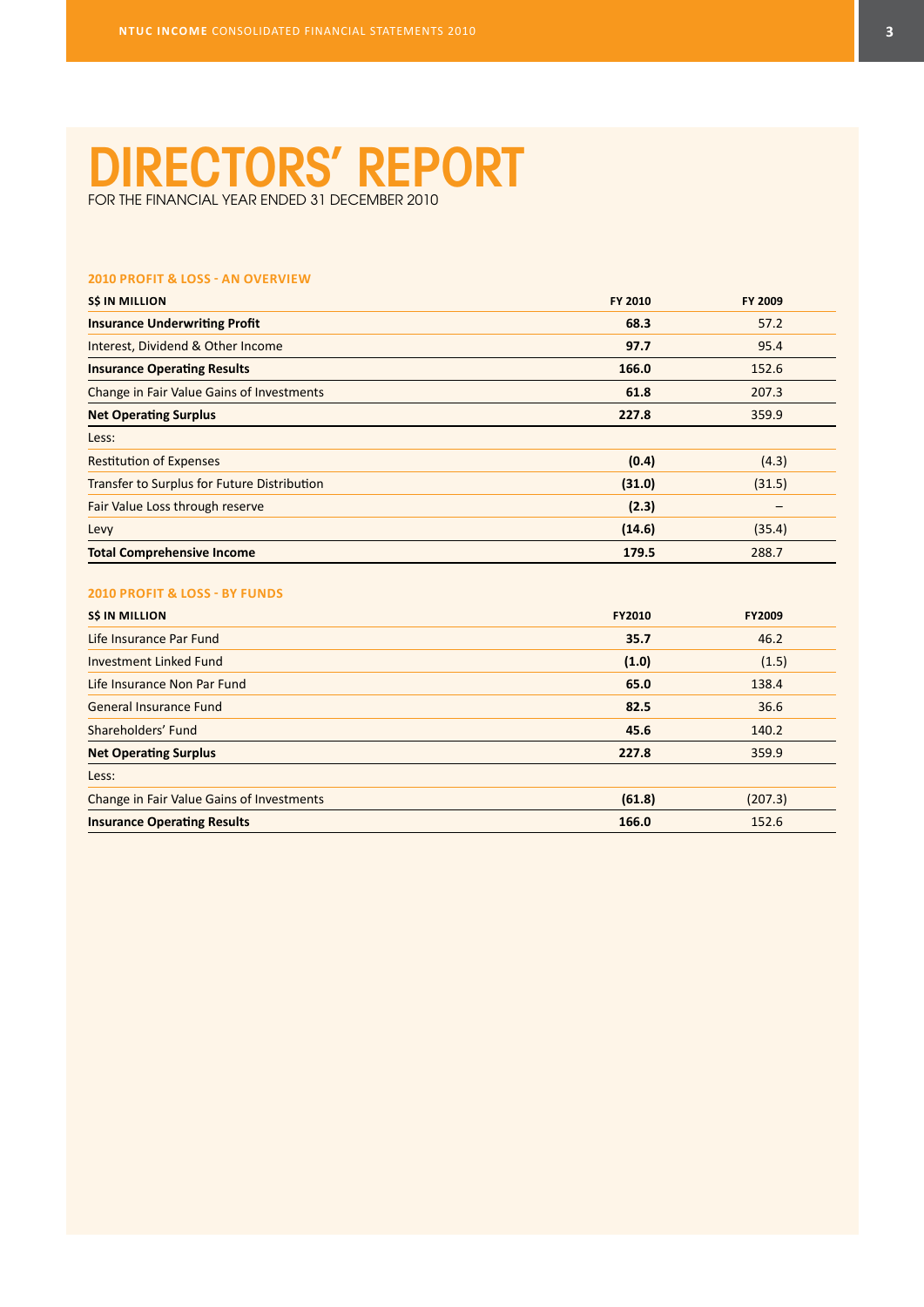# DIRECTORS' REPORT

FOR THE FINANCIAL YEAR ENDED 31 DECEMBER 2010

### 2010 PROFIT & LOSS - AN OVERVIEW

| S$ IN MILLION | FY 2010 | FY 2009 |
|---|---|---|
| **Insurance Underwriting Profit** | **68.3** | 57.2 |
| Interest, Dividend & Other Income | **97.7** | 95.4 |
| **Insurance Operating Results** | **166.0** | 152.6 |
| Change in Fair Value Gains of Investments | **61.8** | 207.3 |
| **Net Operating Surplus** | **227.8** | 359.9 |
| Less: | | |
| Restitution of Expenses | **(0.4)** | (4.3) |
| Transfer to Surplus for Future Distribution | **(31.0)** | (31.5) |
| Fair Value Loss through reserve | **(2.3)** | – |
| Levy | **(14.6)** | (35.4) |
| **Total Comprehensive Income** | **179.5** | 288.7 |

### 2010 PROFIT & LOSS - BY FUNDS

| S$ IN MILLION | FY2010 | FY2009 |
|---|---|---|
| Life Insurance Par Fund | **35.7** | 46.2 |
| Investment Linked Fund | **(1.0)** | (1.5) |
| Life Insurance Non Par Fund | **65.0** | 138.4 |
| General Insurance Fund | **82.5** | 36.6 |
| Shareholders' Fund | **45.6** | 140.2 |
| **Net Operating Surplus** | **227.8** | 359.9 |
| Less: | | |
| Change in Fair Value Gains of Investments | **(61.8)** | (207.3) |
| **Insurance Operating Results** | **166.0** | 152.6 |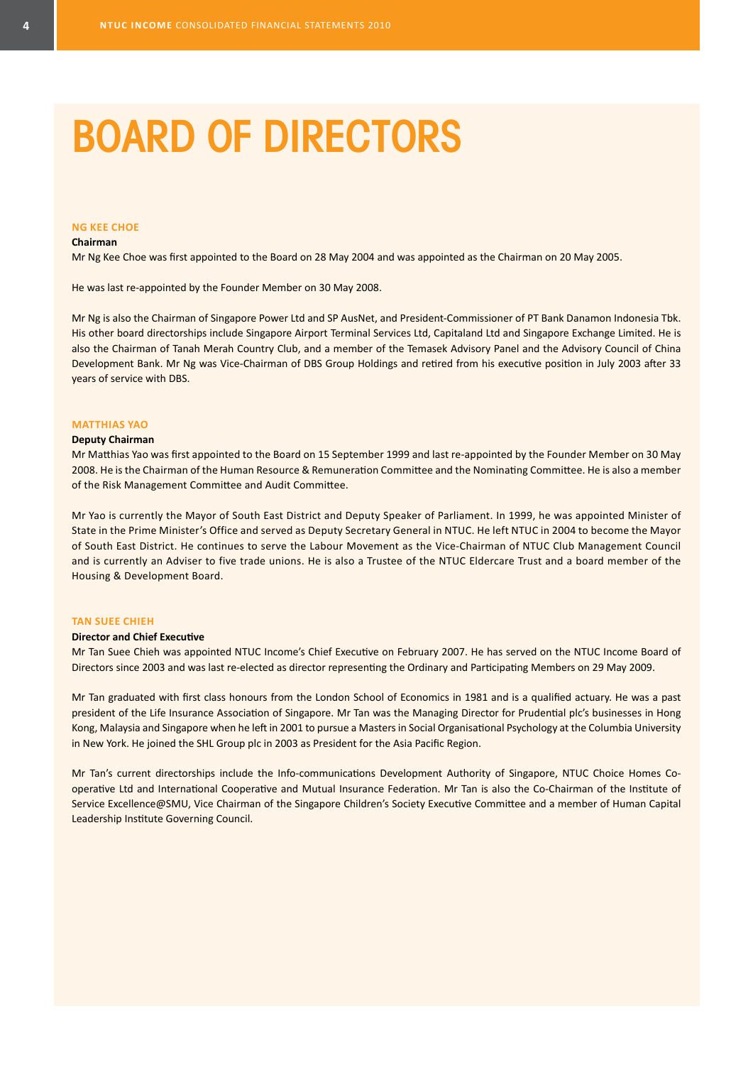# BOARD OF DIRECTORS

### NG KEE CHOE

**Chairman**

Mr Ng Kee Choe was first appointed to the Board on 28 May 2004 and was appointed as the Chairman on 20 May 2005.

He was last re-appointed by the Founder Member on 30 May 2008.

Mr Ng is also the Chairman of Singapore Power Ltd and SP AusNet, and President-Commissioner of PT Bank Danamon Indonesia Tbk. His other board directorships include Singapore Airport Terminal Services Ltd, Capitaland Ltd and Singapore Exchange Limited. He is also the Chairman of Tanah Merah Country Club, and a member of the Temasek Advisory Panel and the Advisory Council of China Development Bank. Mr Ng was Vice-Chairman of DBS Group Holdings and retired from his executive position in July 2003 after 33 years of service with DBS.

### MATTHIAS YAO

**Deputy Chairman**

Mr Matthias Yao was first appointed to the Board on 15 September 1999 and last re-appointed by the Founder Member on 30 May 2008. He is the Chairman of the Human Resource & Remuneration Committee and the Nominating Committee. He is also a member of the Risk Management Committee and Audit Committee.

Mr Yao is currently the Mayor of South East District and Deputy Speaker of Parliament. In 1999, he was appointed Minister of State in the Prime Minister's Office and served as Deputy Secretary General in NTUC. He left NTUC in 2004 to become the Mayor of South East District. He continues to serve the Labour Movement as the Vice-Chairman of NTUC Club Management Council and is currently an Adviser to five trade unions. He is also a Trustee of the NTUC Eldercare Trust and a board member of the Housing & Development Board.

### TAN SUEE CHIEH

**Director and Chief Executive**

Mr Tan Suee Chieh was appointed NTUC Income's Chief Executive on February 2007. He has served on the NTUC Income Board of Directors since 2003 and was last re-elected as director representing the Ordinary and Participating Members on 29 May 2009.

Mr Tan graduated with first class honours from the London School of Economics in 1981 and is a qualified actuary. He was a past president of the Life Insurance Association of Singapore. Mr Tan was the Managing Director for Prudential plc's businesses in Hong Kong, Malaysia and Singapore when he left in 2001 to pursue a Masters in Social Organisational Psychology at the Columbia University in New York. He joined the SHL Group plc in 2003 as President for the Asia Pacific Region.

Mr Tan's current directorships include the Info-communications Development Authority of Singapore, NTUC Choice Homes Co-operative Ltd and International Cooperative and Mutual Insurance Federation. Mr Tan is also the Co-Chairman of the Institute of Service Excellence@SMU, Vice Chairman of the Singapore Children's Society Executive Committee and a member of Human Capital Leadership Institute Governing Council.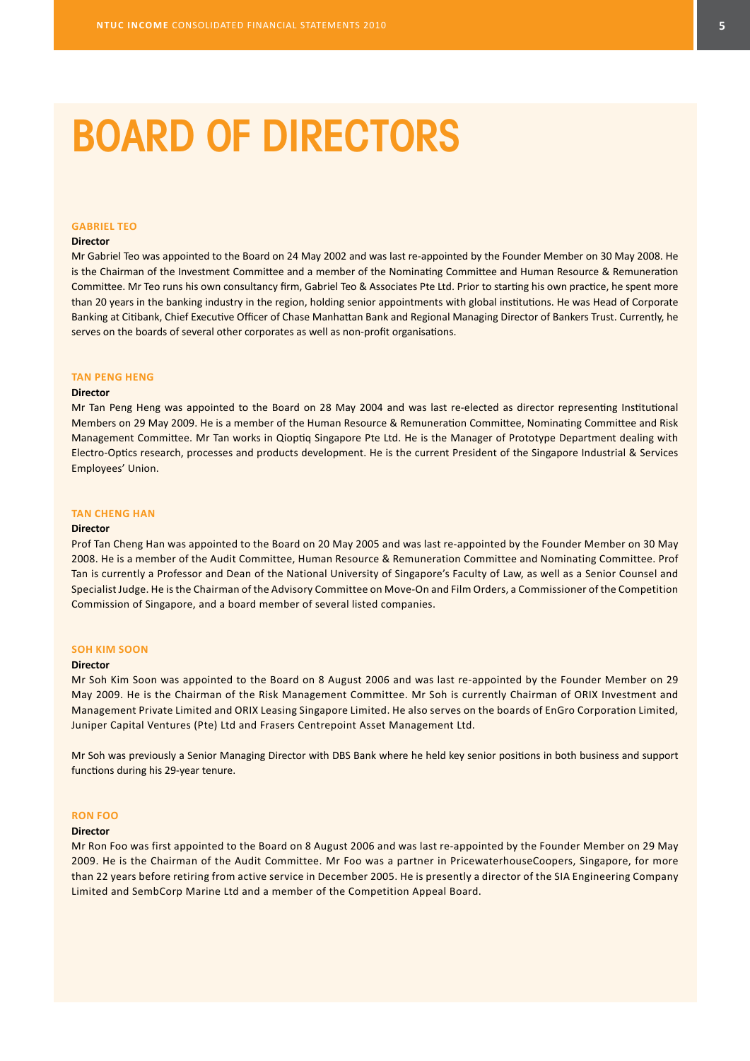# BOARD OF DIRECTORS

### GABRIEL TEO

**Director**

Mr Gabriel Teo was appointed to the Board on 24 May 2002 and was last re-appointed by the Founder Member on 30 May 2008. He is the Chairman of the Investment Committee and a member of the Nominating Committee and Human Resource & Remuneration Committee. Mr Teo runs his own consultancy firm, Gabriel Teo & Associates Pte Ltd. Prior to starting his own practice, he spent more than 20 years in the banking industry in the region, holding senior appointments with global institutions. He was Head of Corporate Banking at Citibank, Chief Executive Officer of Chase Manhattan Bank and Regional Managing Director of Bankers Trust. Currently, he serves on the boards of several other corporates as well as non-profit organisations.

### TAN PENG HENG

**Director**

Mr Tan Peng Heng was appointed to the Board on 28 May 2004 and was last re-elected as director representing Institutional Members on 29 May 2009. He is a member of the Human Resource & Remuneration Committee, Nominating Committee and Risk Management Committee. Mr Tan works in Qioptiq Singapore Pte Ltd. He is the Manager of Prototype Department dealing with Electro-Optics research, processes and products development. He is the current President of the Singapore Industrial & Services Employees' Union.

### TAN CHENG HAN

**Director**

Prof Tan Cheng Han was appointed to the Board on 20 May 2005 and was last re-appointed by the Founder Member on 30 May 2008. He is a member of the Audit Committee, Human Resource & Remuneration Committee and Nominating Committee. Prof Tan is currently a Professor and Dean of the National University of Singapore's Faculty of Law, as well as a Senior Counsel and Specialist Judge. He is the Chairman of the Advisory Committee on Move-On and Film Orders, a Commissioner of the Competition Commission of Singapore, and a board member of several listed companies.

### SOH KIM SOON

**Director**

Mr Soh Kim Soon was appointed to the Board on 8 August 2006 and was last re-appointed by the Founder Member on 29 May 2009. He is the Chairman of the Risk Management Committee. Mr Soh is currently Chairman of ORIX Investment and Management Private Limited and ORIX Leasing Singapore Limited. He also serves on the boards of EnGro Corporation Limited, Juniper Capital Ventures (Pte) Ltd and Frasers Centrepoint Asset Management Ltd.

Mr Soh was previously a Senior Managing Director with DBS Bank where he held key senior positions in both business and support functions during his 29-year tenure.

### RON FOO

**Director**

Mr Ron Foo was first appointed to the Board on 8 August 2006 and was last re-appointed by the Founder Member on 29 May 2009. He is the Chairman of the Audit Committee. Mr Foo was a partner in PricewaterhouseCoopers, Singapore, for more than 22 years before retiring from active service in December 2005. He is presently a director of the SIA Engineering Company Limited and SembCorp Marine Ltd and a member of the Competition Appeal Board.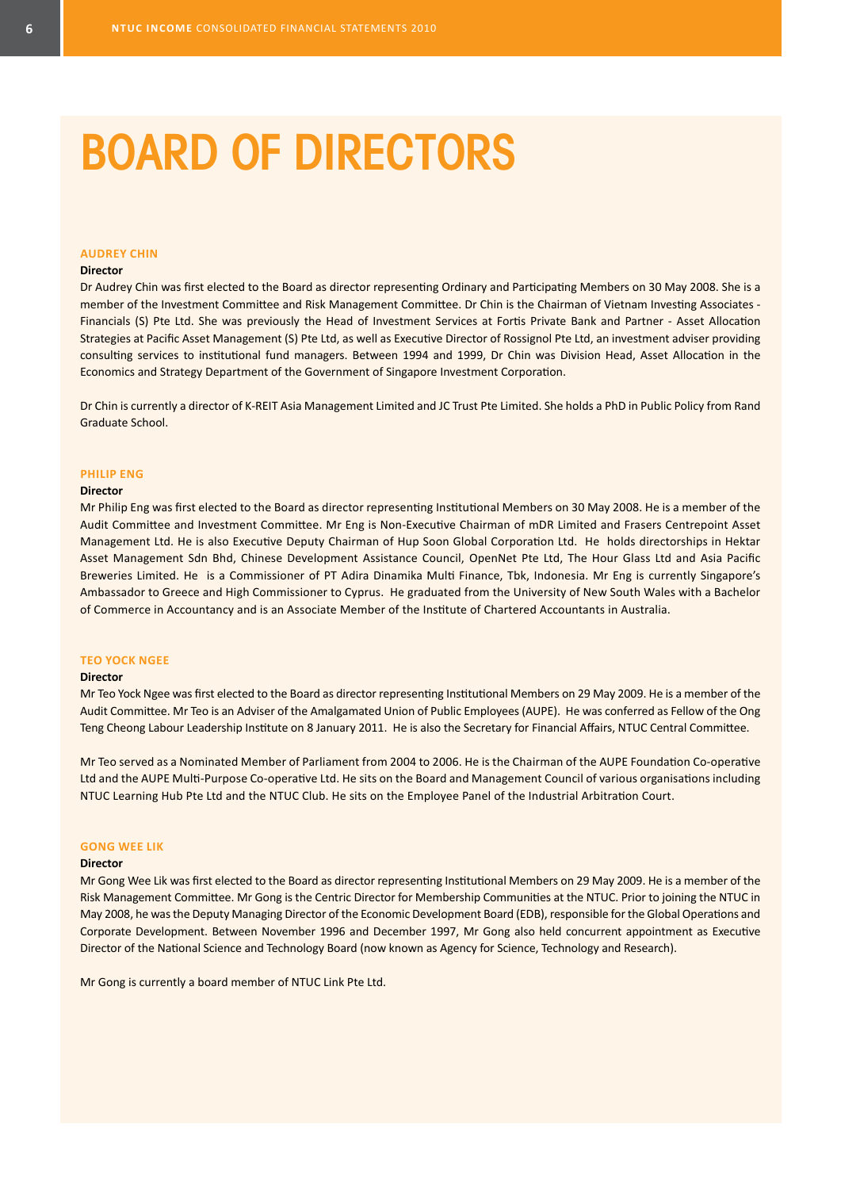# BOARD OF DIRECTORS

### AUDREY CHIN

**Director**

Dr Audrey Chin was first elected to the Board as director representing Ordinary and Participating Members on 30 May 2008. She is a member of the Investment Committee and Risk Management Committee. Dr Chin is the Chairman of Vietnam Investing Associates - Financials (S) Pte Ltd. She was previously the Head of Investment Services at Fortis Private Bank and Partner - Asset Allocation Strategies at Pacific Asset Management (S) Pte Ltd, as well as Executive Director of Rossignol Pte Ltd, an investment adviser providing consulting services to institutional fund managers. Between 1994 and 1999, Dr Chin was Division Head, Asset Allocation in the Economics and Strategy Department of the Government of Singapore Investment Corporation.

Dr Chin is currently a director of K-REIT Asia Management Limited and JC Trust Pte Limited. She holds a PhD in Public Policy from Rand Graduate School.

### PHILIP ENG

**Director**

Mr Philip Eng was first elected to the Board as director representing Institutional Members on 30 May 2008. He is a member of the Audit Committee and Investment Committee. Mr Eng is Non-Executive Chairman of mDR Limited and Frasers Centrepoint Asset Management Ltd. He is also Executive Deputy Chairman of Hup Soon Global Corporation Ltd. He holds directorships in Hektar Asset Management Sdn Bhd, Chinese Development Assistance Council, OpenNet Pte Ltd, The Hour Glass Ltd and Asia Pacific Breweries Limited. He is a Commissioner of PT Adira Dinamika Multi Finance, Tbk, Indonesia. Mr Eng is currently Singapore's Ambassador to Greece and High Commissioner to Cyprus. He graduated from the University of New South Wales with a Bachelor of Commerce in Accountancy and is an Associate Member of the Institute of Chartered Accountants in Australia.

### TEO YOCK NGEE

**Director**

Mr Teo Yock Ngee was first elected to the Board as director representing Institutional Members on 29 May 2009. He is a member of the Audit Committee. Mr Teo is an Adviser of the Amalgamated Union of Public Employees (AUPE). He was conferred as Fellow of the Ong Teng Cheong Labour Leadership Institute on 8 January 2011. He is also the Secretary for Financial Affairs, NTUC Central Committee.

Mr Teo served as a Nominated Member of Parliament from 2004 to 2006. He is the Chairman of the AUPE Foundation Co-operative Ltd and the AUPE Multi-Purpose Co-operative Ltd. He sits on the Board and Management Council of various organisations including NTUC Learning Hub Pte Ltd and the NTUC Club. He sits on the Employee Panel of the Industrial Arbitration Court.

### GONG WEE LIK

**Director**

Mr Gong Wee Lik was first elected to the Board as director representing Institutional Members on 29 May 2009. He is a member of the Risk Management Committee. Mr Gong is the Centric Director for Membership Communities at the NTUC. Prior to joining the NTUC in May 2008, he was the Deputy Managing Director of the Economic Development Board (EDB), responsible for the Global Operations and Corporate Development. Between November 1996 and December 1997, Mr Gong also held concurrent appointment as Executive Director of the National Science and Technology Board (now known as Agency for Science, Technology and Research).

Mr Gong is currently a board member of NTUC Link Pte Ltd.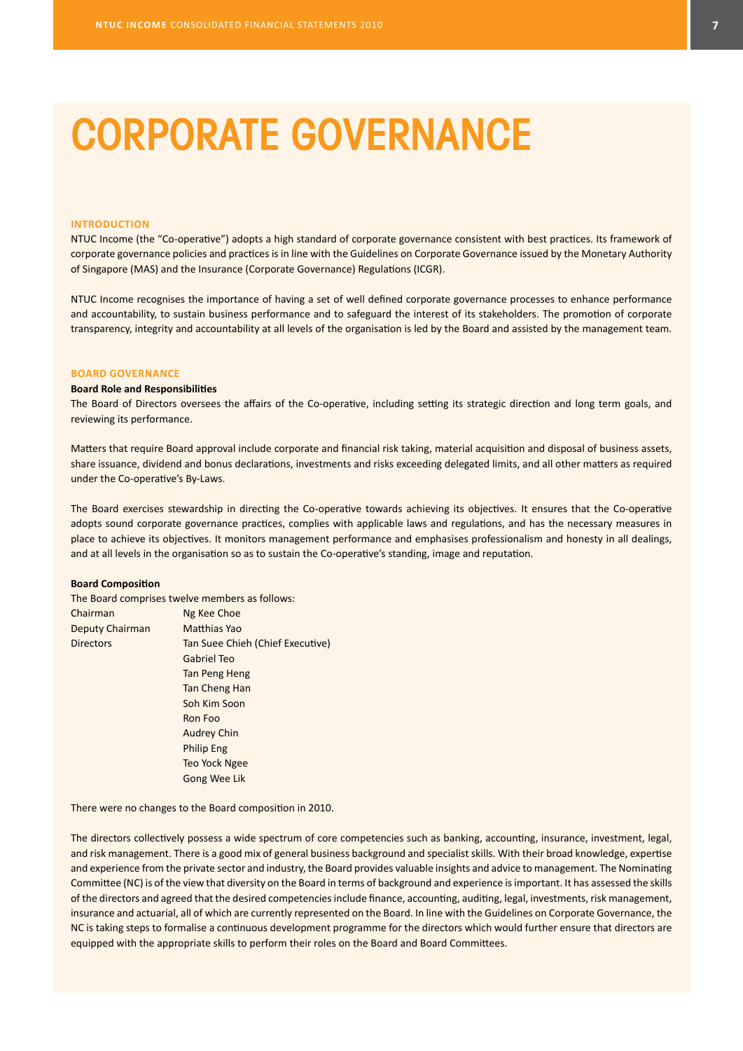# CORPORATE GOVERNANCE

## INTRODUCTION

NTUC Income (the "Co-operative") adopts a high standard of corporate governance consistent with best practices. Its framework of corporate governance policies and practices is in line with the Guidelines on Corporate Governance issued by the Monetary Authority of Singapore (MAS) and the Insurance (Corporate Governance) Regulations (ICGR).

NTUC Income recognises the importance of having a set of well defined corporate governance processes to enhance performance and accountability, to sustain business performance and to safeguard the interest of its stakeholders. The promotion of corporate transparency, integrity and accountability at all levels of the organisation is led by the Board and assisted by the management team.

## BOARD GOVERNANCE

### Board Role and Responsibilities

The Board of Directors oversees the affairs of the Co-operative, including setting its strategic direction and long term goals, and reviewing its performance.

Matters that require Board approval include corporate and financial risk taking, material acquisition and disposal of business assets, share issuance, dividend and bonus declarations, investments and risks exceeding delegated limits, and all other matters as required under the Co-operative's By-Laws.

The Board exercises stewardship in directing the Co-operative towards achieving its objectives. It ensures that the Co-operative adopts sound corporate governance practices, complies with applicable laws and regulations, and has the necessary measures in place to achieve its objectives. It monitors management performance and emphasises professionalism and honesty in all dealings, and at all levels in the organisation so as to sustain the Co-operative's standing, image and reputation.

### Board Composition

The Board comprises twelve members as follows:

| | |
|---|---|
| Chairman | Ng Kee Choe |
| Deputy Chairman | Matthias Yao |
| Directors | Tan Suee Chieh (Chief Executive) |
| | Gabriel Teo |
| | Tan Peng Heng |
| | Tan Cheng Han |
| | Soh Kim Soon |
| | Ron Foo |
| | Audrey Chin |
| | Philip Eng |
| | Teo Yock Ngee |
| | Gong Wee Lik |

There were no changes to the Board composition in 2010.

The directors collectively possess a wide spectrum of core competencies such as banking, accounting, insurance, investment, legal, and risk management. There is a good mix of general business background and specialist skills. With their broad knowledge, expertise and experience from the private sector and industry, the Board provides valuable insights and advice to management. The Nominating Committee (NC) is of the view that diversity on the Board in terms of background and experience is important. It has assessed the skills of the directors and agreed that the desired competencies include finance, accounting, auditing, legal, investments, risk management, insurance and actuarial, all of which are currently represented on the Board. In line with the Guidelines on Corporate Governance, the NC is taking steps to formalise a continuous development programme for the directors which would further ensure that directors are equipped with the appropriate skills to perform their roles on the Board and Board Committees.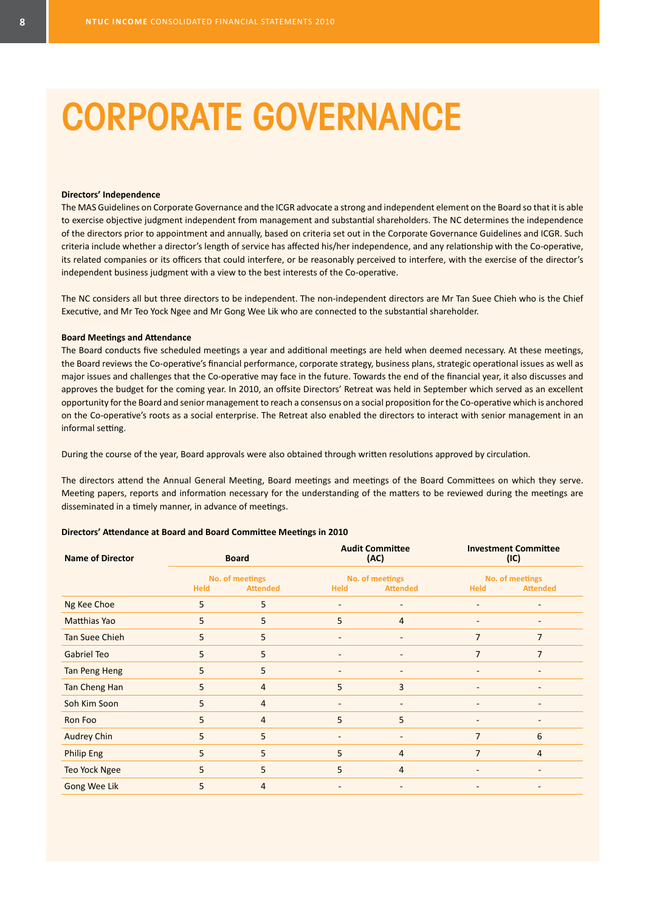# CORPORATE GOVERNANCE

**Directors' Independence**

The MAS Guidelines on Corporate Governance and the ICGR advocate a strong and independent element on the Board so that it is able to exercise objective judgment independent from management and substantial shareholders. The NC determines the independence of the directors prior to appointment and annually, based on criteria set out in the Corporate Governance Guidelines and ICGR. Such criteria include whether a director's length of service has affected his/her independence, and any relationship with the Co-operative, its related companies or its officers that could interfere, or be reasonably perceived to interfere, with the exercise of the director's independent business judgment with a view to the best interests of the Co-operative.

The NC considers all but three directors to be independent. The non-independent directors are Mr Tan Suee Chieh who is the Chief Executive, and Mr Teo Yock Ngee and Mr Gong Wee Lik who are connected to the substantial shareholder.

**Board Meetings and Attendance**

The Board conducts five scheduled meetings a year and additional meetings are held when deemed necessary. At these meetings, the Board reviews the Co-operative's financial performance, corporate strategy, business plans, strategic operational issues as well as major issues and challenges that the Co-operative may face in the future. Towards the end of the financial year, it also discusses and approves the budget for the coming year. In 2010, an offsite Directors' Retreat was held in September which served as an excellent opportunity for the Board and senior management to reach a consensus on a social proposition for the Co-operative which is anchored on the Co-operative's roots as a social enterprise. The Retreat also enabled the directors to interact with senior management in an informal setting.

During the course of the year, Board approvals were also obtained through written resolutions approved by circulation.

The directors attend the Annual General Meeting, Board meetings and meetings of the Board Committees on which they serve. Meeting papers, reports and information necessary for the understanding of the matters to be reviewed during the meetings are disseminated in a timely manner, in advance of meetings.

**Directors' Attendance at Board and Board Committee Meetings in 2010**

| Name of Director | Board | | Audit Committee (AC) | | Investment Committee (IC) | |
|---|---|---|---|---|---|---|
| | No. of meetings | | No. of meetings | | No. of meetings | |
| | Held | Attended | Held | Attended | Held | Attended |
| Ng Kee Choe | 5 | 5 | - | - | - | - |
| Matthias Yao | 5 | 5 | 5 | 4 | - | - |
| Tan Suee Chieh | 5 | 5 | - | - | 7 | 7 |
| Gabriel Teo | 5 | 5 | - | - | 7 | 7 |
| Tan Peng Heng | 5 | 5 | - | - | - | - |
| Tan Cheng Han | 5 | 4 | 5 | 3 | - | - |
| Soh Kim Soon | 5 | 4 | - | - | - | - |
| Ron Foo | 5 | 4 | 5 | 5 | - | - |
| Audrey Chin | 5 | 5 | - | - | 7 | 6 |
| Philip Eng | 5 | 5 | 5 | 4 | 7 | 4 |
| Teo Yock Ngee | 5 | 5 | 5 | 4 | - | - |
| Gong Wee Lik | 5 | 4 | - | - | - | - |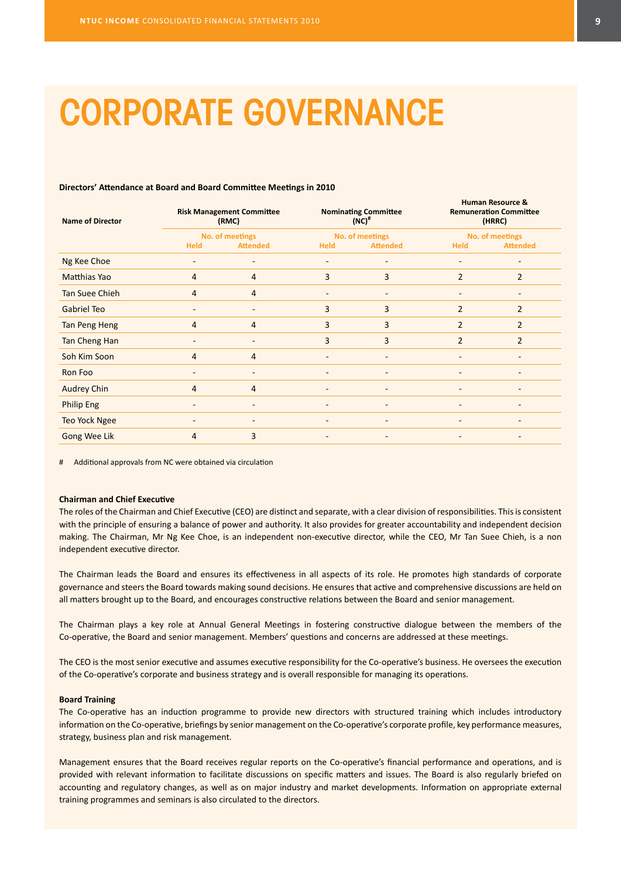# CORPORATE GOVERNANCE

**Directors' Attendance at Board and Board Committee Meetings in 2010**

| Name of Director | Risk Management Committee (RMC) | | Nominating Committee (NC)# | | Human Resource & Remuneration Committee (HRRC) | |
|---|---|---|---|---|---|---|
| | No. of meetings | | No. of meetings | | No. of meetings | |
| | Held | Attended | Held | Attended | Held | Attended |
| Ng Kee Choe | - | - | - | - | - | - |
| Matthias Yao | 4 | 4 | 3 | 3 | 2 | 2 |
| Tan Suee Chieh | 4 | 4 | - | - | - | - |
| Gabriel Teo | - | - | 3 | 3 | 2 | 2 |
| Tan Peng Heng | 4 | 4 | 3 | 3 | 2 | 2 |
| Tan Cheng Han | - | - | 3 | 3 | 2 | 2 |
| Soh Kim Soon | 4 | 4 | - | - | - | - |
| Ron Foo | - | - | - | - | - | - |
| Audrey Chin | 4 | 4 | - | - | - | - |
| Philip Eng | - | - | - | - | - | - |
| Teo Yock Ngee | - | - | - | - | - | - |
| Gong Wee Lik | 4 | 3 | - | - | - | - |

# Additional approvals from NC were obtained via circulation

**Chairman and Chief Executive**

The roles of the Chairman and Chief Executive (CEO) are distinct and separate, with a clear division of responsibilities. This is consistent with the principle of ensuring a balance of power and authority. It also provides for greater accountability and independent decision making. The Chairman, Mr Ng Kee Choe, is an independent non-executive director, while the CEO, Mr Tan Suee Chieh, is a non independent executive director.

The Chairman leads the Board and ensures its effectiveness in all aspects of its role. He promotes high standards of corporate governance and steers the Board towards making sound decisions. He ensures that active and comprehensive discussions are held on all matters brought up to the Board, and encourages constructive relations between the Board and senior management.

The Chairman plays a key role at Annual General Meetings in fostering constructive dialogue between the members of the Co-operative, the Board and senior management. Members' questions and concerns are addressed at these meetings.

The CEO is the most senior executive and assumes executive responsibility for the Co-operative's business. He oversees the execution of the Co-operative's corporate and business strategy and is overall responsible for managing its operations.

**Board Training**

The Co-operative has an induction programme to provide new directors with structured training which includes introductory information on the Co-operative, briefings by senior management on the Co-operative's corporate profile, key performance measures, strategy, business plan and risk management.

Management ensures that the Board receives regular reports on the Co-operative's financial performance and operations, and is provided with relevant information to facilitate discussions on specific matters and issues. The Board is also regularly briefed on accounting and regulatory changes, as well as on major industry and market developments. Information on appropriate external training programmes and seminars is also circulated to the directors.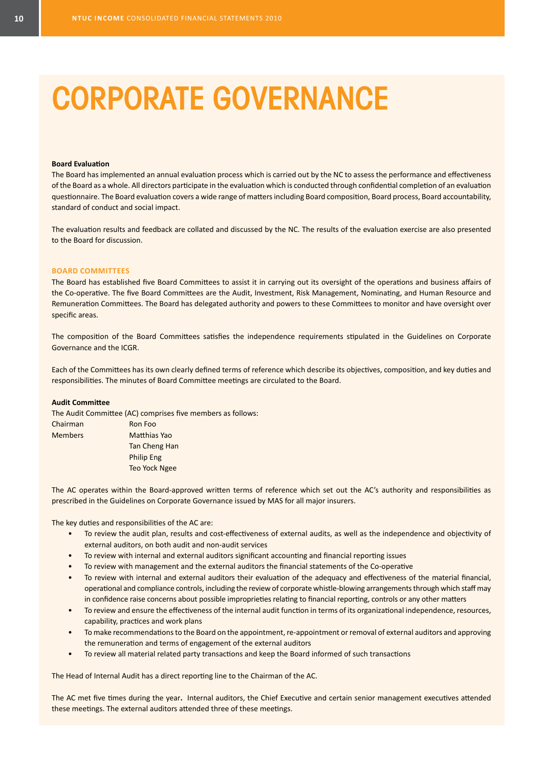# CORPORATE GOVERNANCE

**Board Evaluation**

The Board has implemented an annual evaluation process which is carried out by the NC to assess the performance and effectiveness of the Board as a whole. All directors participate in the evaluation which is conducted through confidential completion of an evaluation questionnaire. The Board evaluation covers a wide range of matters including Board composition, Board process, Board accountability, standard of conduct and social impact.

The evaluation results and feedback are collated and discussed by the NC. The results of the evaluation exercise are also presented to the Board for discussion.

## BOARD COMMITTEES

The Board has established five Board Committees to assist it in carrying out its oversight of the operations and business affairs of the Co-operative. The five Board Committees are the Audit, Investment, Risk Management, Nominating, and Human Resource and Remuneration Committees. The Board has delegated authority and powers to these Committees to monitor and have oversight over specific areas.

The composition of the Board Committees satisfies the independence requirements stipulated in the Guidelines on Corporate Governance and the ICGR.

Each of the Committees has its own clearly defined terms of reference which describe its objectives, composition, and key duties and responsibilities. The minutes of Board Committee meetings are circulated to the Board.

**Audit Committee**

The Audit Committee (AC) comprises five members as follows:

| | |
|---|---|
| Chairman | Ron Foo |
| Members | Matthias Yao |
| | Tan Cheng Han |
| | Philip Eng |
| | Teo Yock Ngee |

The AC operates within the Board-approved written terms of reference which set out the AC's authority and responsibilities as prescribed in the Guidelines on Corporate Governance issued by MAS for all major insurers.

The key duties and responsibilities of the AC are:

- To review the audit plan, results and cost-effectiveness of external audits, as well as the independence and objectivity of external auditors, on both audit and non-audit services
- To review with internal and external auditors significant accounting and financial reporting issues
- To review with management and the external auditors the financial statements of the Co-operative
- To review with internal and external auditors their evaluation of the adequacy and effectiveness of the material financial, operational and compliance controls, including the review of corporate whistle-blowing arrangements through which staff may in confidence raise concerns about possible improprieties relating to financial reporting, controls or any other matters
- To review and ensure the effectiveness of the internal audit function in terms of its organizational independence, resources, capability, practices and work plans
- To make recommendations to the Board on the appointment, re-appointment or removal of external auditors and approving the remuneration and terms of engagement of the external auditors
- To review all material related party transactions and keep the Board informed of such transactions

The Head of Internal Audit has a direct reporting line to the Chairman of the AC.

The AC met five times during the year. Internal auditors, the Chief Executive and certain senior management executives attended these meetings. The external auditors attended three of these meetings.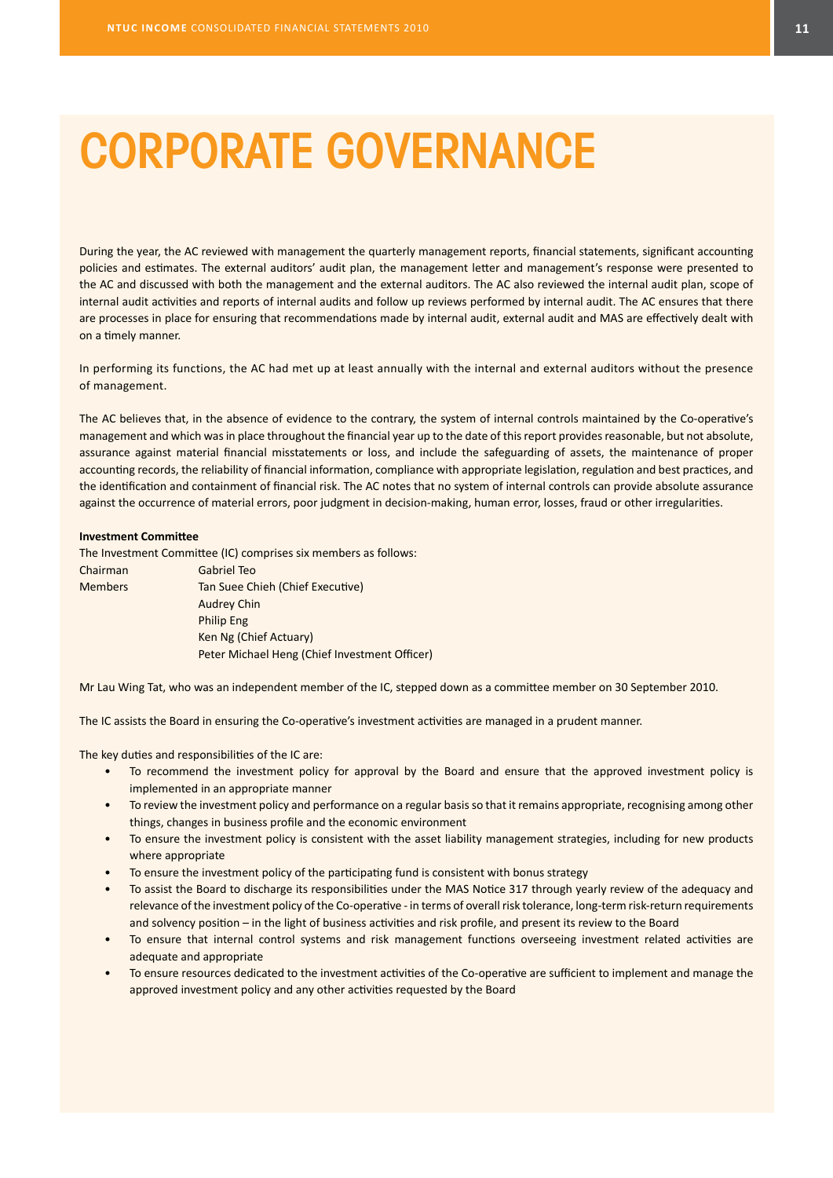# CORPORATE GOVERNANCE

During the year, the AC reviewed with management the quarterly management reports, financial statements, significant accounting policies and estimates. The external auditors' audit plan, the management letter and management's response were presented to the AC and discussed with both the management and the external auditors. The AC also reviewed the internal audit plan, scope of internal audit activities and reports of internal audits and follow up reviews performed by internal audit. The AC ensures that there are processes in place for ensuring that recommendations made by internal audit, external audit and MAS are effectively dealt with on a timely manner.

In performing its functions, the AC had met up at least annually with the internal and external auditors without the presence of management.

The AC believes that, in the absence of evidence to the contrary, the system of internal controls maintained by the Co-operative's management and which was in place throughout the financial year up to the date of this report provides reasonable, but not absolute, assurance against material financial misstatements or loss, and include the safeguarding of assets, the maintenance of proper accounting records, the reliability of financial information, compliance with appropriate legislation, regulation and best practices, and the identification and containment of financial risk. The AC notes that no system of internal controls can provide absolute assurance against the occurrence of material errors, poor judgment in decision-making, human error, losses, fraud or other irregularities.

**Investment Committee**

The Investment Committee (IC) comprises six members as follows:

| | |
|---|---|
| Chairman | Gabriel Teo |
| Members | Tan Suee Chieh (Chief Executive) |
| | Audrey Chin |
| | Philip Eng |
| | Ken Ng (Chief Actuary) |
| | Peter Michael Heng (Chief Investment Officer) |

Mr Lau Wing Tat, who was an independent member of the IC, stepped down as a committee member on 30 September 2010.

The IC assists the Board in ensuring the Co-operative's investment activities are managed in a prudent manner.

The key duties and responsibilities of the IC are:

- To recommend the investment policy for approval by the Board and ensure that the approved investment policy is implemented in an appropriate manner
- To review the investment policy and performance on a regular basis so that it remains appropriate, recognising among other things, changes in business profile and the economic environment
- To ensure the investment policy is consistent with the asset liability management strategies, including for new products where appropriate
- To ensure the investment policy of the participating fund is consistent with bonus strategy
- To assist the Board to discharge its responsibilities under the MAS Notice 317 through yearly review of the adequacy and relevance of the investment policy of the Co-operative - in terms of overall risk tolerance, long-term risk-return requirements and solvency position – in the light of business activities and risk profile, and present its review to the Board
- To ensure that internal control systems and risk management functions overseeing investment related activities are adequate and appropriate
- To ensure resources dedicated to the investment activities of the Co-operative are sufficient to implement and manage the approved investment policy and any other activities requested by the Board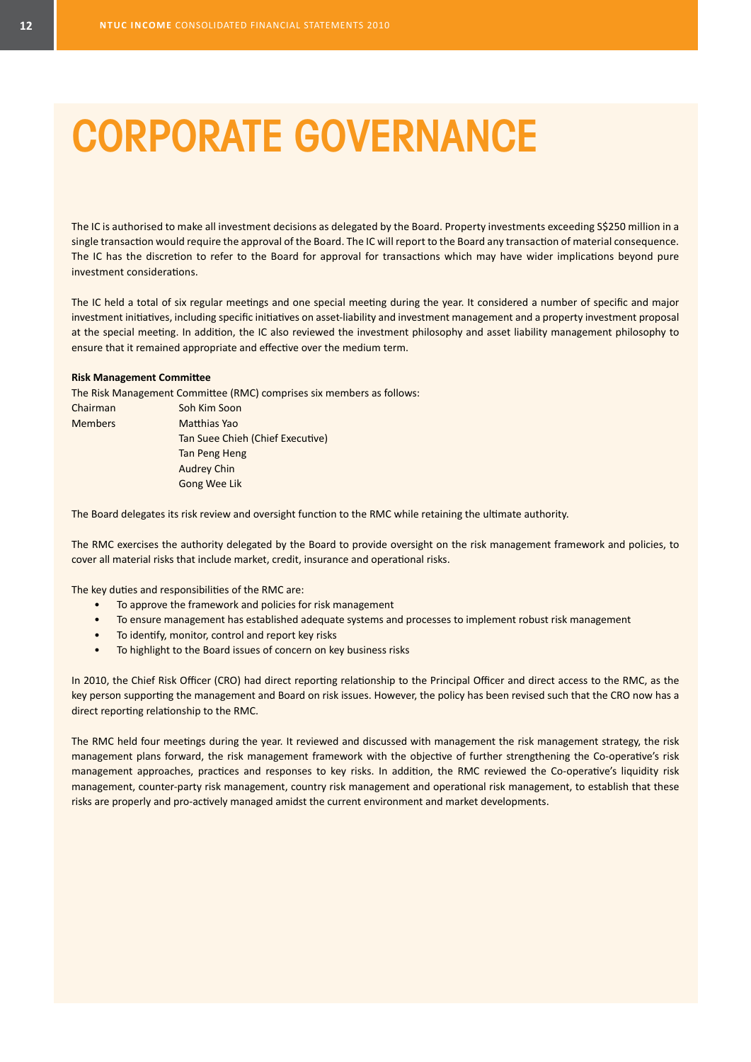# CORPORATE GOVERNANCE

The IC is authorised to make all investment decisions as delegated by the Board. Property investments exceeding S$250 million in a single transaction would require the approval of the Board. The IC will report to the Board any transaction of material consequence. The IC has the discretion to refer to the Board for approval for transactions which may have wider implications beyond pure investment considerations.

The IC held a total of six regular meetings and one special meeting during the year. It considered a number of specific and major investment initiatives, including specific initiatives on asset-liability and investment management and a property investment proposal at the special meeting. In addition, the IC also reviewed the investment philosophy and asset liability management philosophy to ensure that it remained appropriate and effective over the medium term.

**Risk Management Committee**

The Risk Management Committee (RMC) comprises six members as follows:

| | |
|---|---|
| Chairman | Soh Kim Soon |
| Members | Matthias Yao |
| | Tan Suee Chieh (Chief Executive) |
| | Tan Peng Heng |
| | Audrey Chin |
| | Gong Wee Lik |

The Board delegates its risk review and oversight function to the RMC while retaining the ultimate authority.

The RMC exercises the authority delegated by the Board to provide oversight on the risk management framework and policies, to cover all material risks that include market, credit, insurance and operational risks.

The key duties and responsibilities of the RMC are:

- To approve the framework and policies for risk management
- To ensure management has established adequate systems and processes to implement robust risk management
- To identify, monitor, control and report key risks
- To highlight to the Board issues of concern on key business risks

In 2010, the Chief Risk Officer (CRO) had direct reporting relationship to the Principal Officer and direct access to the RMC, as the key person supporting the management and Board on risk issues. However, the policy has been revised such that the CRO now has a direct reporting relationship to the RMC.

The RMC held four meetings during the year. It reviewed and discussed with management the risk management strategy, the risk management plans forward, the risk management framework with the objective of further strengthening the Co-operative's risk management approaches, practices and responses to key risks. In addition, the RMC reviewed the Co-operative's liquidity risk management, counter-party risk management, country risk management and operational risk management, to establish that these risks are properly and pro-actively managed amidst the current environment and market developments.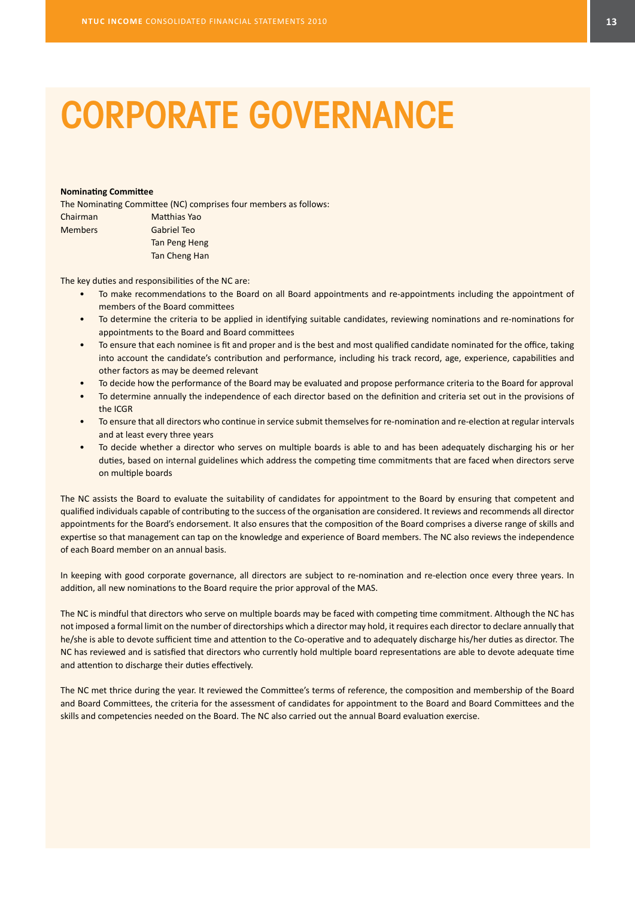# CORPORATE GOVERNANCE

**Nominating Committee**

The Nominating Committee (NC) comprises four members as follows:

| | |
|---|---|
| Chairman | Matthias Yao |
| Members | Gabriel Teo |
| | Tan Peng Heng |
| | Tan Cheng Han |

The key duties and responsibilities of the NC are:

- To make recommendations to the Board on all Board appointments and re-appointments including the appointment of members of the Board committees
- To determine the criteria to be applied in identifying suitable candidates, reviewing nominations and re-nominations for appointments to the Board and Board committees
- To ensure that each nominee is fit and proper and is the best and most qualified candidate nominated for the office, taking into account the candidate's contribution and performance, including his track record, age, experience, capabilities and other factors as may be deemed relevant
- To decide how the performance of the Board may be evaluated and propose performance criteria to the Board for approval
- To determine annually the independence of each director based on the definition and criteria set out in the provisions of the ICGR
- To ensure that all directors who continue in service submit themselves for re-nomination and re-election at regular intervals and at least every three years
- To decide whether a director who serves on multiple boards is able to and has been adequately discharging his or her duties, based on internal guidelines which address the competing time commitments that are faced when directors serve on multiple boards

The NC assists the Board to evaluate the suitability of candidates for appointment to the Board by ensuring that competent and qualified individuals capable of contributing to the success of the organisation are considered. It reviews and recommends all director appointments for the Board's endorsement. It also ensures that the composition of the Board comprises a diverse range of skills and expertise so that management can tap on the knowledge and experience of Board members. The NC also reviews the independence of each Board member on an annual basis.

In keeping with good corporate governance, all directors are subject to re-nomination and re-election once every three years. In addition, all new nominations to the Board require the prior approval of the MAS.

The NC is mindful that directors who serve on multiple boards may be faced with competing time commitment. Although the NC has not imposed a formal limit on the number of directorships which a director may hold, it requires each director to declare annually that he/she is able to devote sufficient time and attention to the Co-operative and to adequately discharge his/her duties as director. The NC has reviewed and is satisfied that directors who currently hold multiple board representations are able to devote adequate time and attention to discharge their duties effectively.

The NC met thrice during the year. It reviewed the Committee's terms of reference, the composition and membership of the Board and Board Committees, the criteria for the assessment of candidates for appointment to the Board and Board Committees and the skills and competencies needed on the Board. The NC also carried out the annual Board evaluation exercise.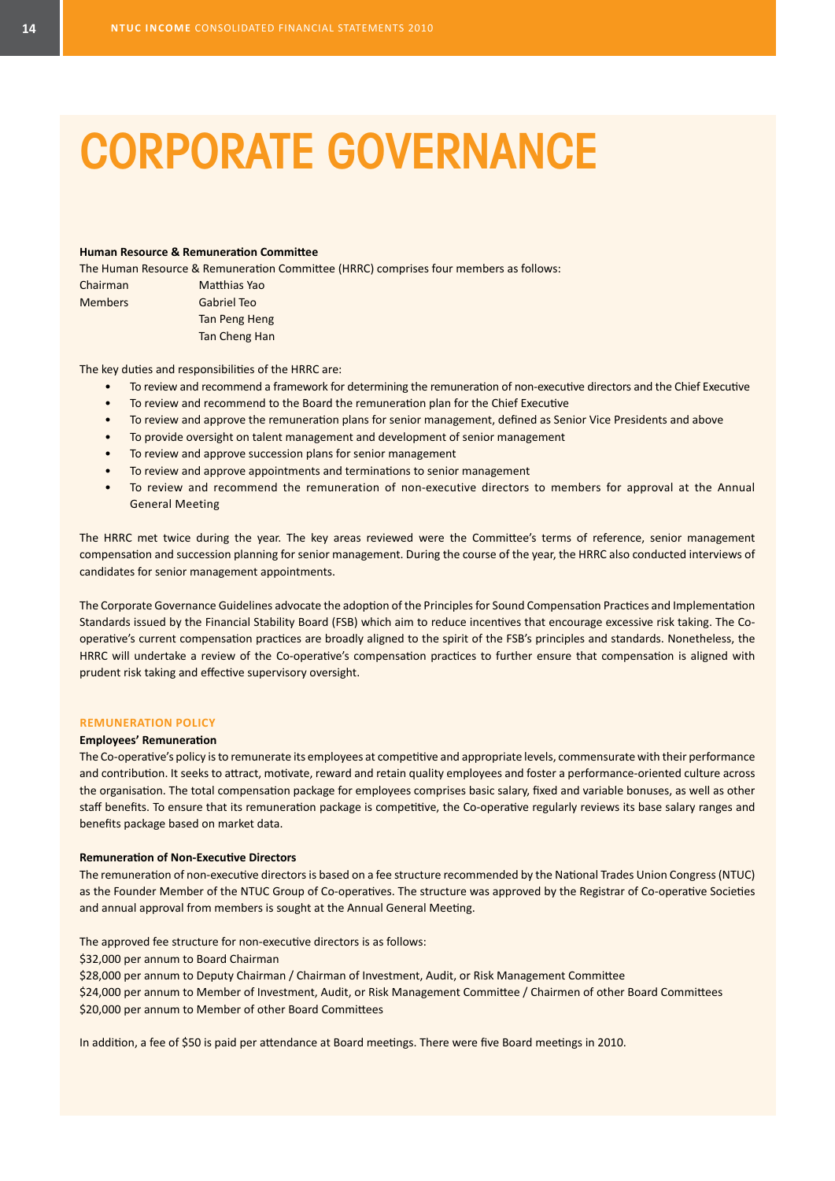# CORPORATE GOVERNANCE

**Human Resource & Remuneration Committee**

The Human Resource & Remuneration Committee (HRRC) comprises four members as follows:

| | |
|---|---|
| Chairman | Matthias Yao |
| Members | Gabriel Teo |
| | Tan Peng Heng |
| | Tan Cheng Han |

The key duties and responsibilities of the HRRC are:

- To review and recommend a framework for determining the remuneration of non-executive directors and the Chief Executive
- To review and recommend to the Board the remuneration plan for the Chief Executive
- To review and approve the remuneration plans for senior management, defined as Senior Vice Presidents and above
- To provide oversight on talent management and development of senior management
- To review and approve succession plans for senior management
- To review and approve appointments and terminations to senior management
- To review and recommend the remuneration of non-executive directors to members for approval at the Annual General Meeting

The HRRC met twice during the year. The key areas reviewed were the Committee's terms of reference, senior management compensation and succession planning for senior management. During the course of the year, the HRRC also conducted interviews of candidates for senior management appointments.

The Corporate Governance Guidelines advocate the adoption of the Principles for Sound Compensation Practices and Implementation Standards issued by the Financial Stability Board (FSB) which aim to reduce incentives that encourage excessive risk taking. The Co-operative's current compensation practices are broadly aligned to the spirit of the FSB's principles and standards. Nonetheless, the HRRC will undertake a review of the Co-operative's compensation practices to further ensure that compensation is aligned with prudent risk taking and effective supervisory oversight.

## REMUNERATION POLICY

**Employees' Remuneration**

The Co-operative's policy is to remunerate its employees at competitive and appropriate levels, commensurate with their performance and contribution. It seeks to attract, motivate, reward and retain quality employees and foster a performance-oriented culture across the organisation. The total compensation package for employees comprises basic salary, fixed and variable bonuses, as well as other staff benefits. To ensure that its remuneration package is competitive, the Co-operative regularly reviews its base salary ranges and benefits package based on market data.

**Remuneration of Non-Executive Directors**

The remuneration of non-executive directors is based on a fee structure recommended by the National Trades Union Congress (NTUC) as the Founder Member of the NTUC Group of Co-operatives. The structure was approved by the Registrar of Co-operative Societies and annual approval from members is sought at the Annual General Meeting.

The approved fee structure for non-executive directors is as follows:
$32,000 per annum to Board Chairman
$28,000 per annum to Deputy Chairman / Chairman of Investment, Audit, or Risk Management Committee
$24,000 per annum to Member of Investment, Audit, or Risk Management Committee / Chairmen of other Board Committees
$20,000 per annum to Member of other Board Committees

In addition, a fee of $50 is paid per attendance at Board meetings. There were five Board meetings in 2010.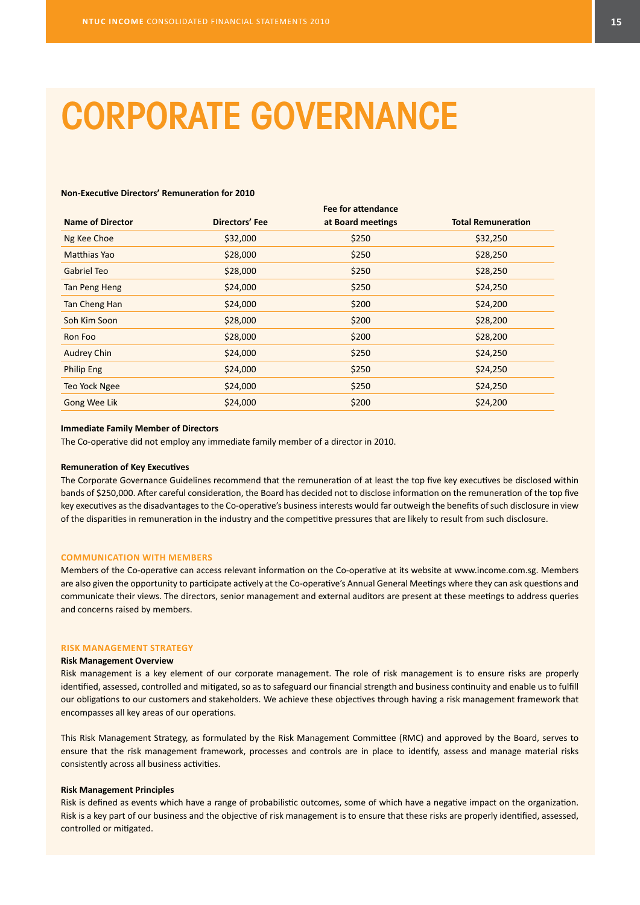# CORPORATE GOVERNANCE

**Non-Executive Directors' Remuneration for 2010**

| Name of Director | Directors' Fee | Fee for attendance at Board meetings | Total Remuneration |
|---|---|---|---|
| Ng Kee Choe | $32,000 | $250 | $32,250 |
| Matthias Yao | $28,000 | $250 | $28,250 |
| Gabriel Teo | $28,000 | $250 | $28,250 |
| Tan Peng Heng | $24,000 | $250 | $24,250 |
| Tan Cheng Han | $24,000 | $200 | $24,200 |
| Soh Kim Soon | $28,000 | $200 | $28,200 |
| Ron Foo | $28,000 | $200 | $28,200 |
| Audrey Chin | $24,000 | $250 | $24,250 |
| Philip Eng | $24,000 | $250 | $24,250 |
| Teo Yock Ngee | $24,000 | $250 | $24,250 |
| Gong Wee Lik | $24,000 | $200 | $24,200 |

**Immediate Family Member of Directors**

The Co-operative did not employ any immediate family member of a director in 2010.

**Remuneration of Key Executives**

The Corporate Governance Guidelines recommend that the remuneration of at least the top five key executives be disclosed within bands of $250,000. After careful consideration, the Board has decided not to disclose information on the remuneration of the top five key executives as the disadvantages to the Co-operative's business interests would far outweigh the benefits of such disclosure in view of the disparities in remuneration in the industry and the competitive pressures that are likely to result from such disclosure.

## COMMUNICATION WITH MEMBERS

Members of the Co-operative can access relevant information on the Co-operative at its website at www.income.com.sg. Members are also given the opportunity to participate actively at the Co-operative's Annual General Meetings where they can ask questions and communicate their views. The directors, senior management and external auditors are present at these meetings to address queries and concerns raised by members.

## RISK MANAGEMENT STRATEGY

**Risk Management Overview**

Risk management is a key element of our corporate management. The role of risk management is to ensure risks are properly identified, assessed, controlled and mitigated, so as to safeguard our financial strength and business continuity and enable us to fulfill our obligations to our customers and stakeholders. We achieve these objectives through having a risk management framework that encompasses all key areas of our operations.

This Risk Management Strategy, as formulated by the Risk Management Committee (RMC) and approved by the Board, serves to ensure that the risk management framework, processes and controls are in place to identify, assess and manage material risks consistently across all business activities.

**Risk Management Principles**

Risk is defined as events which have a range of probabilistic outcomes, some of which have a negative impact on the organization. Risk is a key part of our business and the objective of risk management is to ensure that these risks are properly identified, assessed, controlled or mitigated.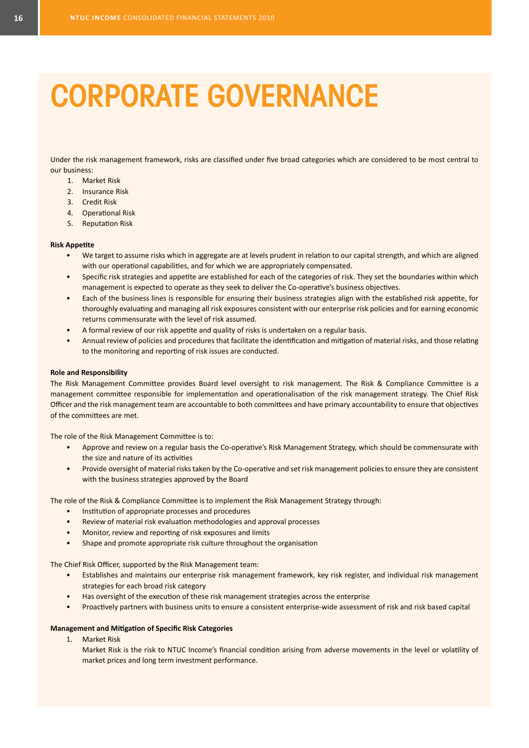# CORPORATE GOVERNANCE

Under the risk management framework, risks are classified under five broad categories which are considered to be most central to our business:

1. Market Risk
2. Insurance Risk
3. Credit Risk
4. Operational Risk
5. Reputation Risk

**Risk Appetite**

- We target to assume risks which in aggregate are at levels prudent in relation to our capital strength, and which are aligned with our operational capabilities, and for which we are appropriately compensated.
- Specific risk strategies and appetite are established for each of the categories of risk. They set the boundaries within which management is expected to operate as they seek to deliver the Co-operative's business objectives.
- Each of the business lines is responsible for ensuring their business strategies align with the established risk appetite, for thoroughly evaluating and managing all risk exposures consistent with our enterprise risk policies and for earning economic returns commensurate with the level of risk assumed.
- A formal review of our risk appetite and quality of risks is undertaken on a regular basis.
- Annual review of policies and procedures that facilitate the identification and mitigation of material risks, and those relating to the monitoring and reporting of risk issues are conducted.

**Role and Responsibility**

The Risk Management Committee provides Board level oversight to risk management. The Risk & Compliance Committee is a management committee responsible for implementation and operationalisation of the risk management strategy. The Chief Risk Officer and the risk management team are accountable to both committees and have primary accountability to ensure that objectives of the committees are met.

The role of the Risk Management Committee is to:

- Approve and review on a regular basis the Co-operative's Risk Management Strategy, which should be commensurate with the size and nature of its activities
- Provide oversight of material risks taken by the Co-operative and set risk management policies to ensure they are consistent with the business strategies approved by the Board

The role of the Risk & Compliance Committee is to implement the Risk Management Strategy through:

- Institution of appropriate processes and procedures
- Review of material risk evaluation methodologies and approval processes
- Monitor, review and reporting of risk exposures and limits
- Shape and promote appropriate risk culture throughout the organisation

The Chief Risk Officer, supported by the Risk Management team:

- Establishes and maintains our enterprise risk management framework, key risk register, and individual risk management strategies for each broad risk category
- Has oversight of the execution of these risk management strategies across the enterprise
- Proactively partners with business units to ensure a consistent enterprise-wide assessment of risk and risk based capital

**Management and Mitigation of Specific Risk Categories**

1. Market Risk

   Market Risk is the risk to NTUC Income's financial condition arising from adverse movements in the level or volatility of market prices and long term investment performance.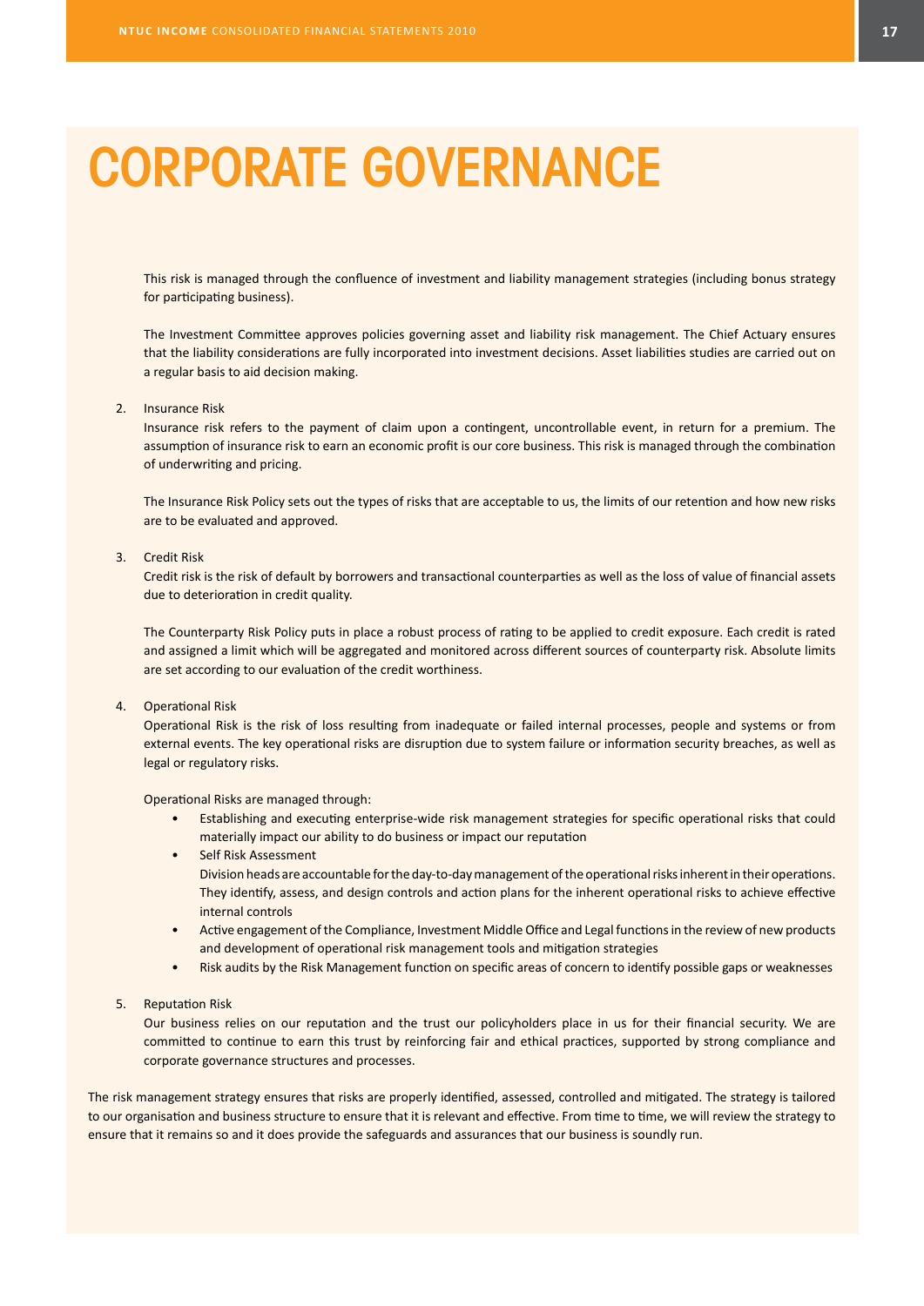# CORPORATE GOVERNANCE

This risk is managed through the confluence of investment and liability management strategies (including bonus strategy for participating business).

The Investment Committee approves policies governing asset and liability risk management. The Chief Actuary ensures that the liability considerations are fully incorporated into investment decisions. Asset liabilities studies are carried out on a regular basis to aid decision making.

2. Insurance Risk

   Insurance risk refers to the payment of claim upon a contingent, uncontrollable event, in return for a premium. The assumption of insurance risk to earn an economic profit is our core business. This risk is managed through the combination of underwriting and pricing.

   The Insurance Risk Policy sets out the types of risks that are acceptable to us, the limits of our retention and how new risks are to be evaluated and approved.

3. Credit Risk

   Credit risk is the risk of default by borrowers and transactional counterparties as well as the loss of value of financial assets due to deterioration in credit quality.

   The Counterparty Risk Policy puts in place a robust process of rating to be applied to credit exposure. Each credit is rated and assigned a limit which will be aggregated and monitored across different sources of counterparty risk. Absolute limits are set according to our evaluation of the credit worthiness.

4. Operational Risk

   Operational Risk is the risk of loss resulting from inadequate or failed internal processes, people and systems or from external events. The key operational risks are disruption due to system failure or information security breaches, as well as legal or regulatory risks.

   Operational Risks are managed through:

   - Establishing and executing enterprise-wide risk management strategies for specific operational risks that could materially impact our ability to do business or impact our reputation
   - Self Risk Assessment
     Division heads are accountable for the day-to-day management of the operational risks inherent in their operations. They identify, assess, and design controls and action plans for the inherent operational risks to achieve effective internal controls
   - Active engagement of the Compliance, Investment Middle Office and Legal functions in the review of new products and development of operational risk management tools and mitigation strategies
   - Risk audits by the Risk Management function on specific areas of concern to identify possible gaps or weaknesses

5. Reputation Risk

   Our business relies on our reputation and the trust our policyholders place in us for their financial security. We are committed to continue to earn this trust by reinforcing fair and ethical practices, supported by strong compliance and corporate governance structures and processes.

The risk management strategy ensures that risks are properly identified, assessed, controlled and mitigated. The strategy is tailored to our organisation and business structure to ensure that it is relevant and effective. From time to time, we will review the strategy to ensure that it remains so and it does provide the safeguards and assurances that our business is soundly run.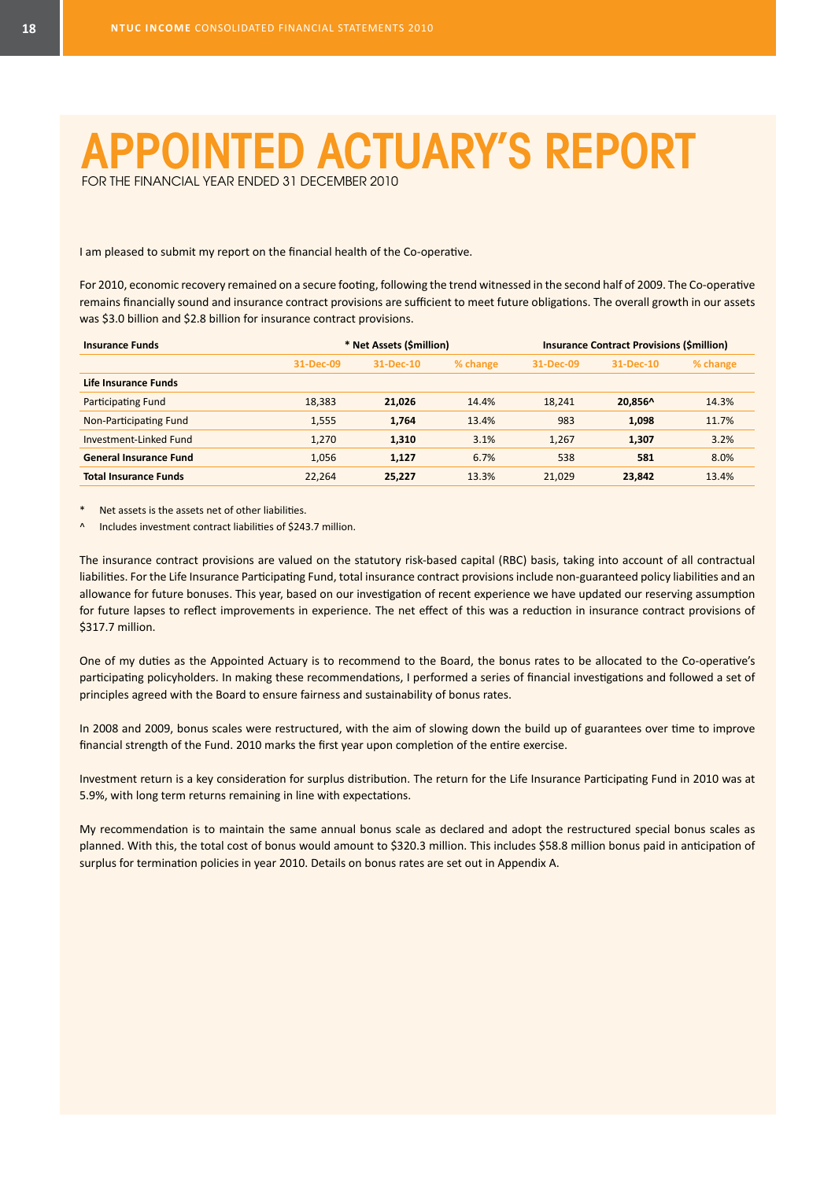# APPOINTED ACTUARY'S REPORT

FOR THE FINANCIAL YEAR ENDED 31 DECEMBER 2010

I am pleased to submit my report on the financial health of the Co-operative.

For 2010, economic recovery remained on a secure footing, following the trend witnessed in the second half of 2009. The Co-operative remains financially sound and insurance contract provisions are sufficient to meet future obligations. The overall growth in our assets was $3.0 billion and $2.8 billion for insurance contract provisions.

| Insurance Funds | * Net Assets ($million) | | | Insurance Contract Provisions ($million) | | |
|---|---|---|---|---|---|---|
| | 31-Dec-09 | 31-Dec-10 | % change | 31-Dec-09 | 31-Dec-10 | % change |
| **Life Insurance Funds** | | | | | | |
| Participating Fund | 18,383 | **21,026** | 14.4% | 18,241 | **20,856^** | 14.3% |
| Non-Participating Fund | 1,555 | **1,764** | 13.4% | 983 | **1,098** | 11.7% |
| Investment-Linked Fund | 1,270 | **1,310** | 3.1% | 1,267 | **1,307** | 3.2% |
| **General Insurance Fund** | 1,056 | **1,127** | 6.7% | 538 | **581** | 8.0% |
| **Total Insurance Funds** | 22,264 | **25,227** | 13.3% | 21,029 | **23,842** | 13.4% |

\* Net assets is the assets net of other liabilities.

^ Includes investment contract liabilities of $243.7 million.

The insurance contract provisions are valued on the statutory risk-based capital (RBC) basis, taking into account of all contractual liabilities. For the Life Insurance Participating Fund, total insurance contract provisions include non-guaranteed policy liabilities and an allowance for future bonuses. This year, based on our investigation of recent experience we have updated our reserving assumption for future lapses to reflect improvements in experience. The net effect of this was a reduction in insurance contract provisions of $317.7 million.

One of my duties as the Appointed Actuary is to recommend to the Board, the bonus rates to be allocated to the Co-operative's participating policyholders. In making these recommendations, I performed a series of financial investigations and followed a set of principles agreed with the Board to ensure fairness and sustainability of bonus rates.

In 2008 and 2009, bonus scales were restructured, with the aim of slowing down the build up of guarantees over time to improve financial strength of the Fund. 2010 marks the first year upon completion of the entire exercise.

Investment return is a key consideration for surplus distribution. The return for the Life Insurance Participating Fund in 2010 was at 5.9%, with long term returns remaining in line with expectations.

My recommendation is to maintain the same annual bonus scale as declared and adopt the restructured special bonus scales as planned. With this, the total cost of bonus would amount to $320.3 million. This includes $58.8 million bonus paid in anticipation of surplus for termination policies in year 2010. Details on bonus rates are set out in Appendix A.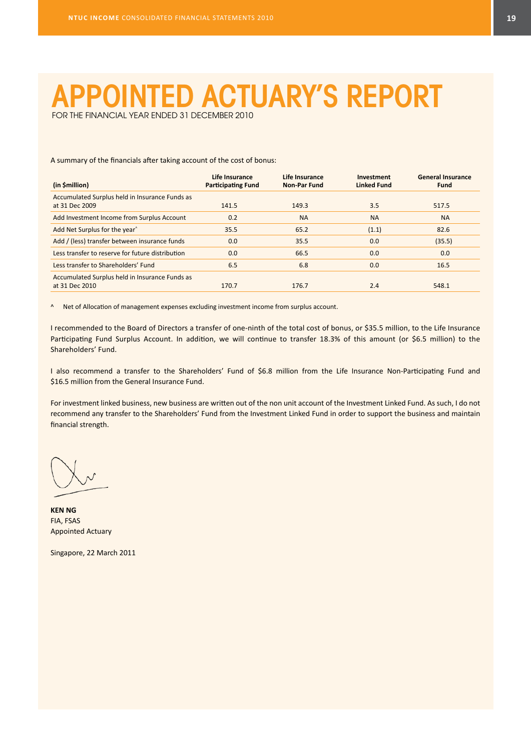# APPOINTED ACTUARY'S REPORT

FOR THE FINANCIAL YEAR ENDED 31 DECEMBER 2010

A summary of the financials after taking account of the cost of bonus:

| (in $million) | Life Insurance Participating Fund | Life Insurance Non-Par Fund | Investment Linked Fund | General Insurance Fund |
|---|---|---|---|---|
| Accumulated Surplus held in Insurance Funds as at 31 Dec 2009 | 141.5 | 149.3 | 3.5 | 517.5 |
| Add Investment Income from Surplus Account | 0.2 | NA | NA | NA |
| Add Net Surplus for the year^ | 35.5 | 65.2 | (1.1) | 82.6 |
| Add / (less) transfer between insurance funds | 0.0 | 35.5 | 0.0 | (35.5) |
| Less transfer to reserve for future distribution | 0.0 | 66.5 | 0.0 | 0.0 |
| Less transfer to Shareholders' Fund | 6.5 | 6.8 | 0.0 | 16.5 |
| Accumulated Surplus held in Insurance Funds as at 31 Dec 2010 | 170.7 | 176.7 | 2.4 | 548.1 |

^ Net of Allocation of management expenses excluding investment income from surplus account.

I recommended to the Board of Directors a transfer of one-ninth of the total cost of bonus, or $35.5 million, to the Life Insurance Participating Fund Surplus Account. In addition, we will continue to transfer 18.3% of this amount (or $6.5 million) to the Shareholders' Fund.

I also recommend a transfer to the Shareholders' Fund of $6.8 million from the Life Insurance Non-Participating Fund and $16.5 million from the General Insurance Fund.

For investment linked business, new business are written out of the non unit account of the Investment Linked Fund. As such, I do not recommend any transfer to the Shareholders' Fund from the Investment Linked Fund in order to support the business and maintain financial strength.

**KEN NG**
FIA, FSAS
Appointed Actuary

Singapore, 22 March 2011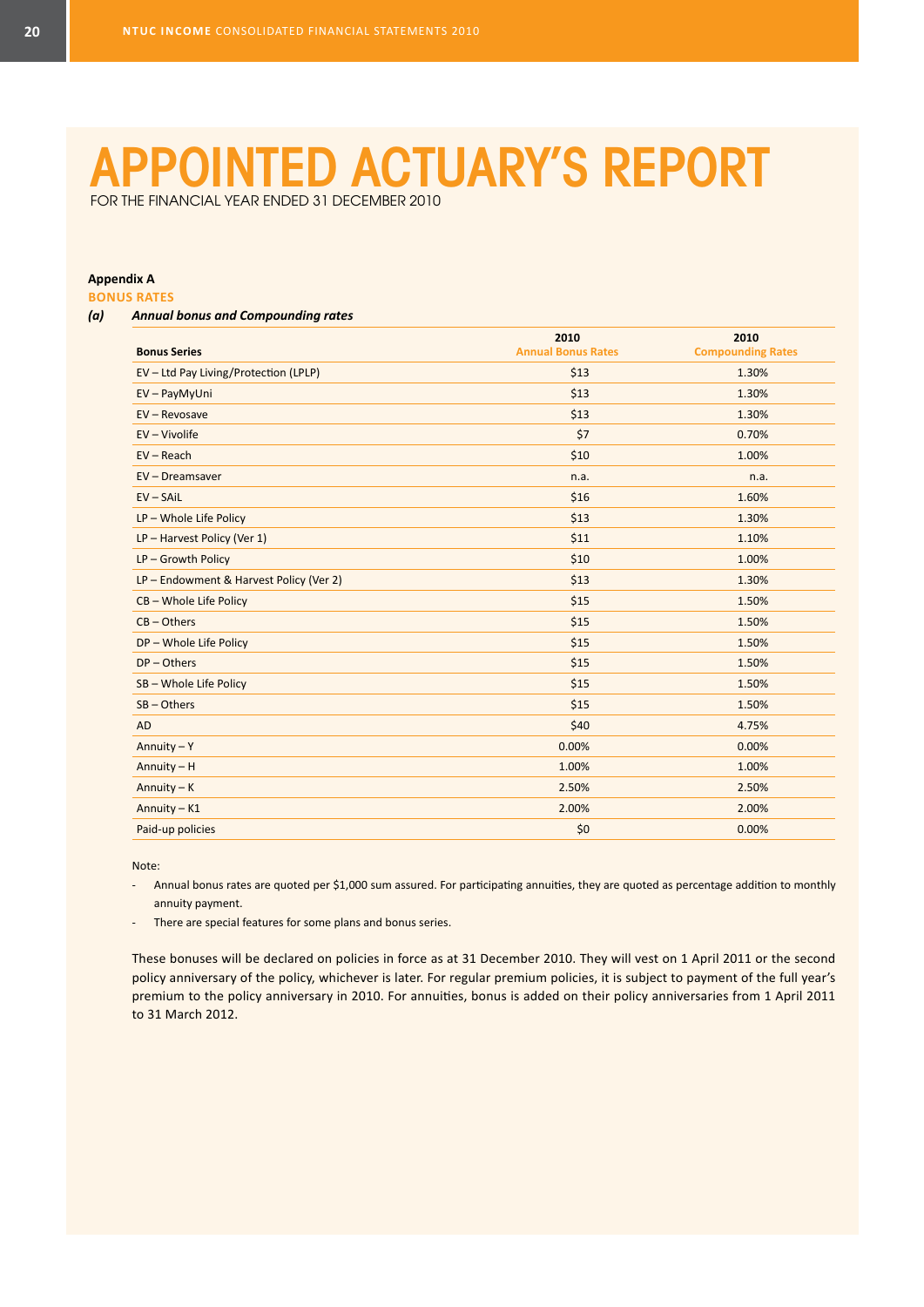# APPOINTED ACTUARY'S REPORT

FOR THE FINANCIAL YEAR ENDED 31 DECEMBER 2010

**Appendix A**

**BONUS RATES**

***(a) Annual bonus and Compounding rates***

| Bonus Series | 2010 Annual Bonus Rates | 2010 Compounding Rates |
|---|---|---|
| EV – Ltd Pay Living/Protection (LPLP) | $13 | 1.30% |
| EV – PayMyUni | $13 | 1.30% |
| EV – Revosave | $13 | 1.30% |
| EV – Vivolife | $7 | 0.70% |
| EV – Reach | $10 | 1.00% |
| EV – Dreamsaver | n.a. | n.a. |
| EV – SAiL | $16 | 1.60% |
| LP – Whole Life Policy | $13 | 1.30% |
| LP – Harvest Policy (Ver 1) | $11 | 1.10% |
| LP – Growth Policy | $10 | 1.00% |
| LP – Endowment & Harvest Policy (Ver 2) | $13 | 1.30% |
| CB – Whole Life Policy | $15 | 1.50% |
| CB – Others | $15 | 1.50% |
| DP – Whole Life Policy | $15 | 1.50% |
| DP – Others | $15 | 1.50% |
| SB – Whole Life Policy | $15 | 1.50% |
| SB – Others | $15 | 1.50% |
| AD | $40 | 4.75% |
| Annuity – Y | 0.00% | 0.00% |
| Annuity – H | 1.00% | 1.00% |
| Annuity – K | 2.50% | 2.50% |
| Annuity – K1 | 2.00% | 2.00% |
| Paid-up policies | $0 | 0.00% |

Note:

- Annual bonus rates are quoted per $1,000 sum assured. For participating annuities, they are quoted as percentage addition to monthly annuity payment.
- There are special features for some plans and bonus series.

These bonuses will be declared on policies in force as at 31 December 2010. They will vest on 1 April 2011 or the second policy anniversary of the policy, whichever is later. For regular premium policies, it is subject to payment of the full year's premium to the policy anniversary in 2010. For annuities, bonus is added on their policy anniversaries from 1 April 2011 to 31 March 2012.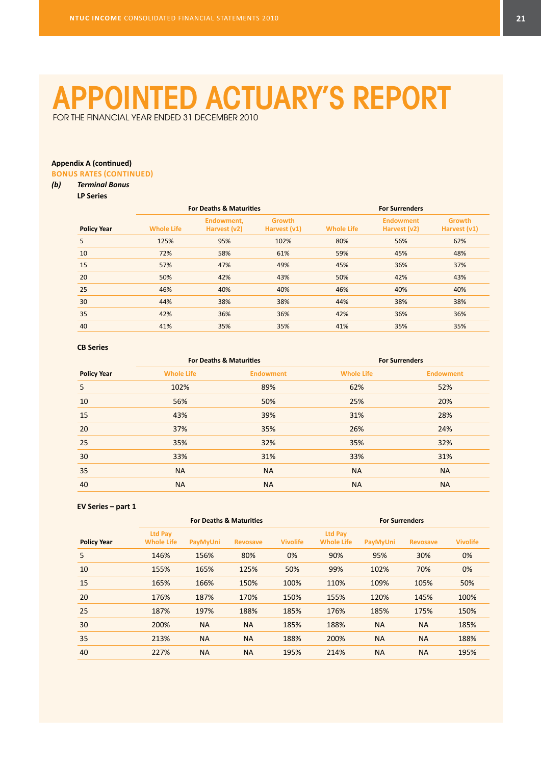# APPOINTED ACTUARY'S REPORT

FOR THE FINANCIAL YEAR ENDED 31 DECEMBER 2010

**Appendix A (continued)**

**BONUS RATES (CONTINUED)**

***(b) Terminal Bonus***

**LP Series**

| | For Deaths & Maturities | | | For Surrenders | | |
|---|---|---|---|---|---|---|
| **Policy Year** | **Whole Life** | **Endowment, Harvest (v2)** | **Growth Harvest (v1)** | **Whole Life** | **Endowment Harvest (v2)** | **Growth Harvest (v1)** |
| 5 | 125% | 95% | 102% | 80% | 56% | 62% |
| 10 | 72% | 58% | 61% | 59% | 45% | 48% |
| 15 | 57% | 47% | 49% | 45% | 36% | 37% |
| 20 | 50% | 42% | 43% | 50% | 42% | 43% |
| 25 | 46% | 40% | 40% | 46% | 40% | 40% |
| 30 | 44% | 38% | 38% | 44% | 38% | 38% |
| 35 | 42% | 36% | 36% | 42% | 36% | 36% |
| 40 | 41% | 35% | 35% | 41% | 35% | 35% |

**CB Series**

| | For Deaths & Maturities | | For Surrenders | |
|---|---|---|---|---|
| **Policy Year** | **Whole Life** | **Endowment** | **Whole Life** | **Endowment** |
| 5 | 102% | 89% | 62% | 52% |
| 10 | 56% | 50% | 25% | 20% |
| 15 | 43% | 39% | 31% | 28% |
| 20 | 37% | 35% | 26% | 24% |
| 25 | 35% | 32% | 35% | 32% |
| 30 | 33% | 31% | 33% | 31% |
| 35 | NA | NA | NA | NA |
| 40 | NA | NA | NA | NA |

**EV Series – part 1**

| | For Deaths & Maturities | | | | For Surrenders | | | |
|---|---|---|---|---|---|---|---|---|
| **Policy Year** | **Ltd Pay Whole Life** | **PayMyUni** | **Revosave** | **Vivolife** | **Ltd Pay Whole Life** | **PayMyUni** | **Revosave** | **Vivolife** |
| 5 | 146% | 156% | 80% | 0% | 90% | 95% | 30% | 0% |
| 10 | 155% | 165% | 125% | 50% | 99% | 102% | 70% | 0% |
| 15 | 165% | 166% | 150% | 100% | 110% | 109% | 105% | 50% |
| 20 | 176% | 187% | 170% | 150% | 155% | 120% | 145% | 100% |
| 25 | 187% | 197% | 188% | 185% | 176% | 185% | 175% | 150% |
| 30 | 200% | NA | NA | 185% | 188% | NA | NA | 185% |
| 35 | 213% | NA | NA | 188% | 200% | NA | NA | 188% |
| 40 | 227% | NA | NA | 195% | 214% | NA | NA | 195% |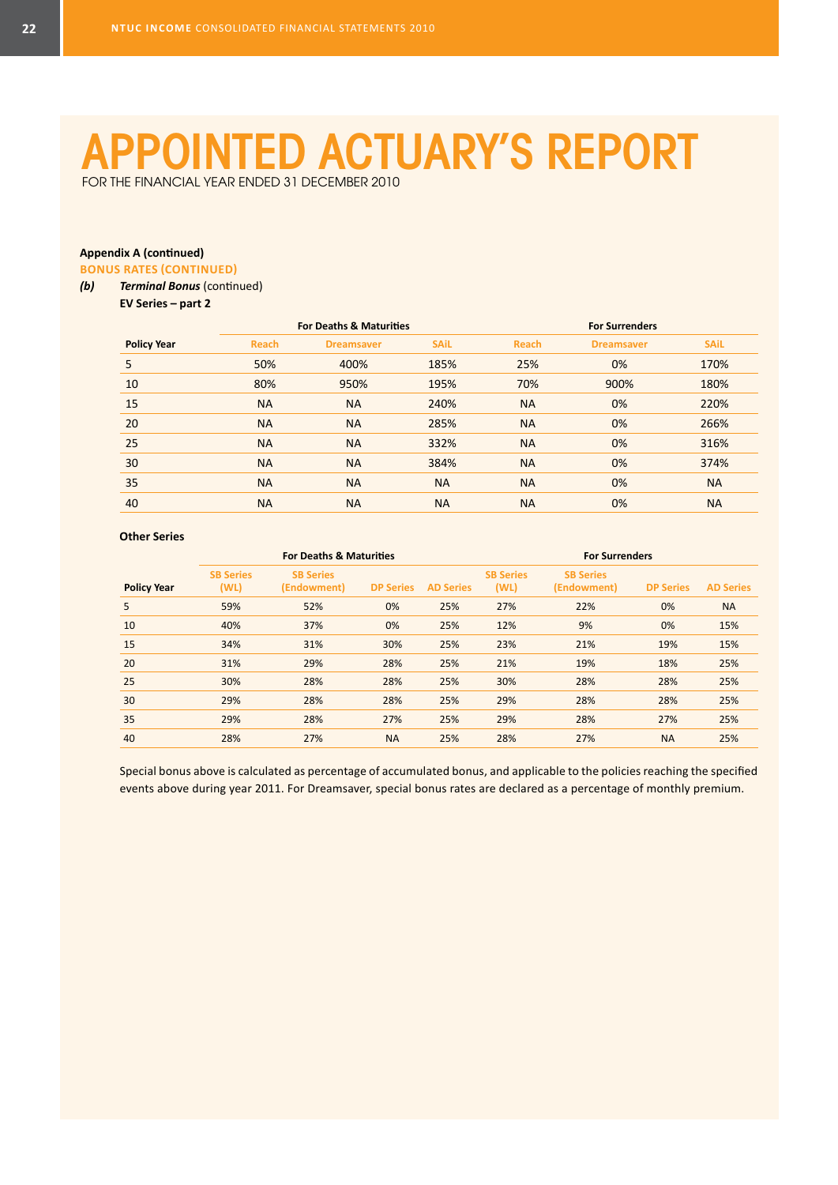# APPOINTED ACTUARY'S REPORT

FOR THE FINANCIAL YEAR ENDED 31 DECEMBER 2010

**Appendix A (continued)**

**BONUS RATES (CONTINUED)**

***(b)*** ***Terminal Bonus*** (continued)

**EV Series – part 2**

| | For Deaths & Maturities | | | For Surrenders | | |
|---|---|---|---|---|---|---|
| **Policy Year** | Reach | Dreamsaver | SAiL | Reach | Dreamsaver | SAiL |
| 5 | 50% | 400% | 185% | 25% | 0% | 170% |
| 10 | 80% | 950% | 195% | 70% | 900% | 180% |
| 15 | NA | NA | 240% | NA | 0% | 220% |
| 20 | NA | NA | 285% | NA | 0% | 266% |
| 25 | NA | NA | 332% | NA | 0% | 316% |
| 30 | NA | NA | 384% | NA | 0% | 374% |
| 35 | NA | NA | NA | NA | 0% | NA |
| 40 | NA | NA | NA | NA | 0% | NA |

**Other Series**

| | For Deaths & Maturities | | | | For Surrenders | | | |
|---|---|---|---|---|---|---|---|---|
| **Policy Year** | SB Series (WL) | SB Series (Endowment) | DP Series | AD Series | SB Series (WL) | SB Series (Endowment) | DP Series | AD Series |
| 5 | 59% | 52% | 0% | 25% | 27% | 22% | 0% | NA |
| 10 | 40% | 37% | 0% | 25% | 12% | 9% | 0% | 15% |
| 15 | 34% | 31% | 30% | 25% | 23% | 21% | 19% | 15% |
| 20 | 31% | 29% | 28% | 25% | 21% | 19% | 18% | 25% |
| 25 | 30% | 28% | 28% | 25% | 30% | 28% | 28% | 25% |
| 30 | 29% | 28% | 28% | 25% | 29% | 28% | 28% | 25% |
| 35 | 29% | 28% | 27% | 25% | 29% | 28% | 27% | 25% |
| 40 | 28% | 27% | NA | 25% | 28% | 27% | NA | 25% |

Special bonus above is calculated as percentage of accumulated bonus, and applicable to the policies reaching the specified events above during year 2011. For Dreamsaver, special bonus rates are declared as a percentage of monthly premium.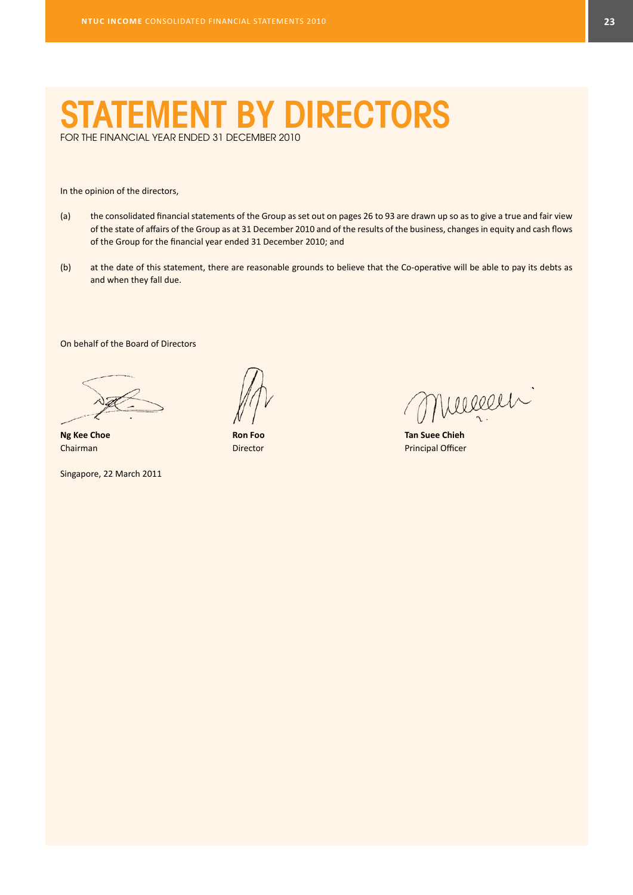# STATEMENT BY DIRECTORS

FOR THE FINANCIAL YEAR ENDED 31 DECEMBER 2010

In the opinion of the directors,

(a) the consolidated financial statements of the Group as set out on pages 26 to 93 are drawn up so as to give a true and fair view of the state of affairs of the Group as at 31 December 2010 and of the results of the business, changes in equity and cash flows of the Group for the financial year ended 31 December 2010; and

(b) at the date of this statement, there are reasonable grounds to believe that the Co-operative will be able to pay its debts as and when they fall due.

On behalf of the Board of Directors

| | | |
|---|---|---|
| **Ng Kee Choe** | **Ron Foo** | **Tan Suee Chieh** |
| Chairman | Director | Principal Officer |

Singapore, 22 March 2011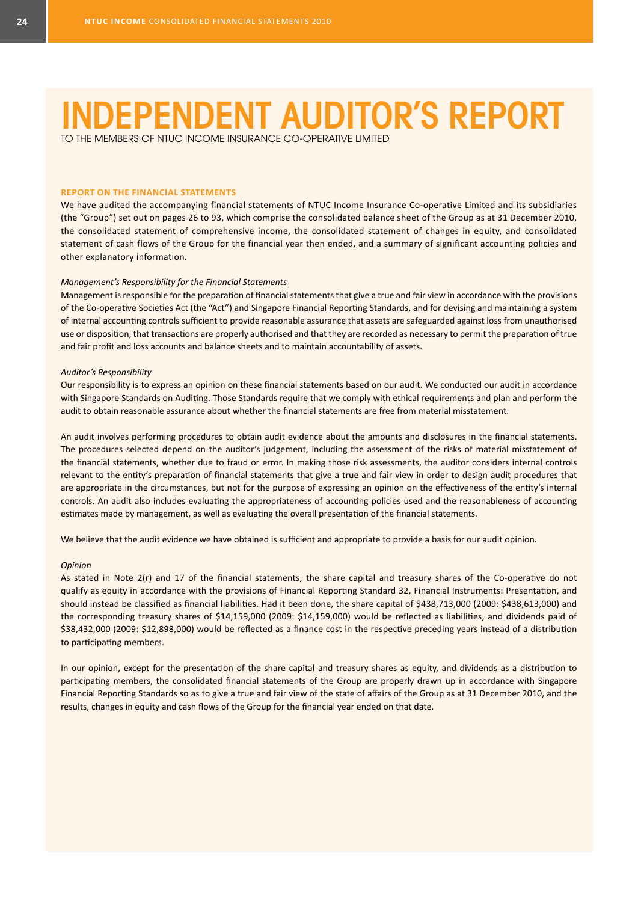# INDEPENDENT AUDITOR'S REPORT

TO THE MEMBERS OF NTUC INCOME INSURANCE CO-OPERATIVE LIMITED

## REPORT ON THE FINANCIAL STATEMENTS

We have audited the accompanying financial statements of NTUC Income Insurance Co-operative Limited and its subsidiaries (the "Group") set out on pages 26 to 93, which comprise the consolidated balance sheet of the Group as at 31 December 2010, the consolidated statement of comprehensive income, the consolidated statement of changes in equity, and consolidated statement of cash flows of the Group for the financial year then ended, and a summary of significant accounting policies and other explanatory information.

*Management's Responsibility for the Financial Statements*

Management is responsible for the preparation of financial statements that give a true and fair view in accordance with the provisions of the Co-operative Societies Act (the "Act") and Singapore Financial Reporting Standards, and for devising and maintaining a system of internal accounting controls sufficient to provide reasonable assurance that assets are safeguarded against loss from unauthorised use or disposition, that transactions are properly authorised and that they are recorded as necessary to permit the preparation of true and fair profit and loss accounts and balance sheets and to maintain accountability of assets.

*Auditor's Responsibility*

Our responsibility is to express an opinion on these financial statements based on our audit. We conducted our audit in accordance with Singapore Standards on Auditing. Those Standards require that we comply with ethical requirements and plan and perform the audit to obtain reasonable assurance about whether the financial statements are free from material misstatement.

An audit involves performing procedures to obtain audit evidence about the amounts and disclosures in the financial statements. The procedures selected depend on the auditor's judgement, including the assessment of the risks of material misstatement of the financial statements, whether due to fraud or error. In making those risk assessments, the auditor considers internal controls relevant to the entity's preparation of financial statements that give a true and fair view in order to design audit procedures that are appropriate in the circumstances, but not for the purpose of expressing an opinion on the effectiveness of the entity's internal controls. An audit also includes evaluating the appropriateness of accounting policies used and the reasonableness of accounting estimates made by management, as well as evaluating the overall presentation of the financial statements.

We believe that the audit evidence we have obtained is sufficient and appropriate to provide a basis for our audit opinion.

*Opinion*

As stated in Note 2(r) and 17 of the financial statements, the share capital and treasury shares of the Co-operative do not qualify as equity in accordance with the provisions of Financial Reporting Standard 32, Financial Instruments: Presentation, and should instead be classified as financial liabilities. Had it been done, the share capital of $438,713,000 (2009: $438,613,000) and the corresponding treasury shares of $14,159,000 (2009: $14,159,000) would be reflected as liabilities, and dividends paid of $38,432,000 (2009: $12,898,000) would be reflected as a finance cost in the respective preceding years instead of a distribution to participating members.

In our opinion, except for the presentation of the share capital and treasury shares as equity, and dividends as a distribution to participating members, the consolidated financial statements of the Group are properly drawn up in accordance with Singapore Financial Reporting Standards so as to give a true and fair view of the state of affairs of the Group as at 31 December 2010, and the results, changes in equity and cash flows of the Group for the financial year ended on that date.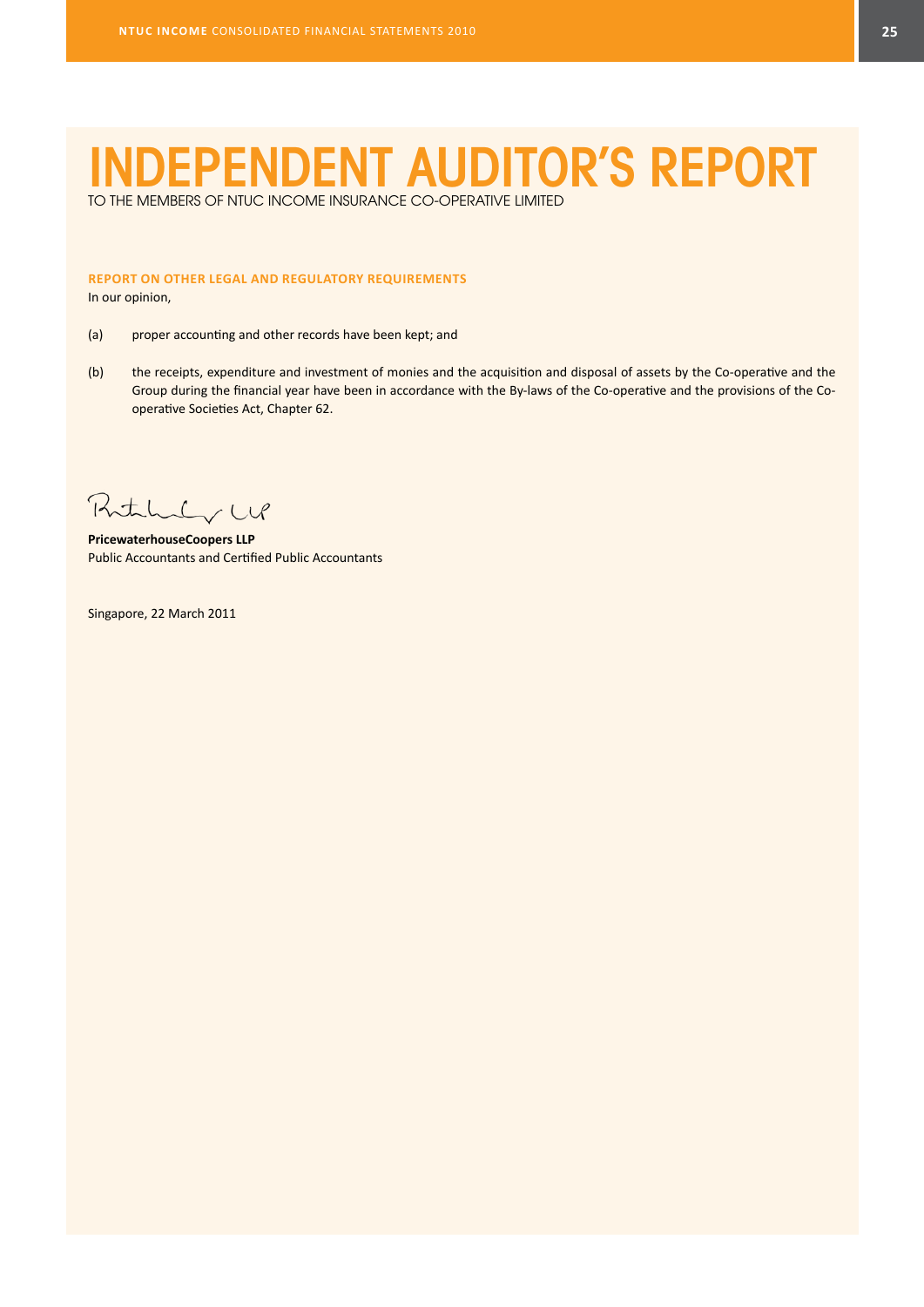# INDEPENDENT AUDITOR'S REPORT

TO THE MEMBERS OF NTUC INCOME INSURANCE CO-OPERATIVE LIMITED

## REPORT ON OTHER LEGAL AND REGULATORY REQUIREMENTS

In our opinion,

(a) proper accounting and other records have been kept; and

(b) the receipts, expenditure and investment of monies and the acquisition and disposal of assets by the Co-operative and the Group during the financial year have been in accordance with the By-laws of the Co-operative and the provisions of the Co-operative Societies Act, Chapter 62.

**PricewaterhouseCoopers LLP**
Public Accountants and Certified Public Accountants

Singapore, 22 March 2011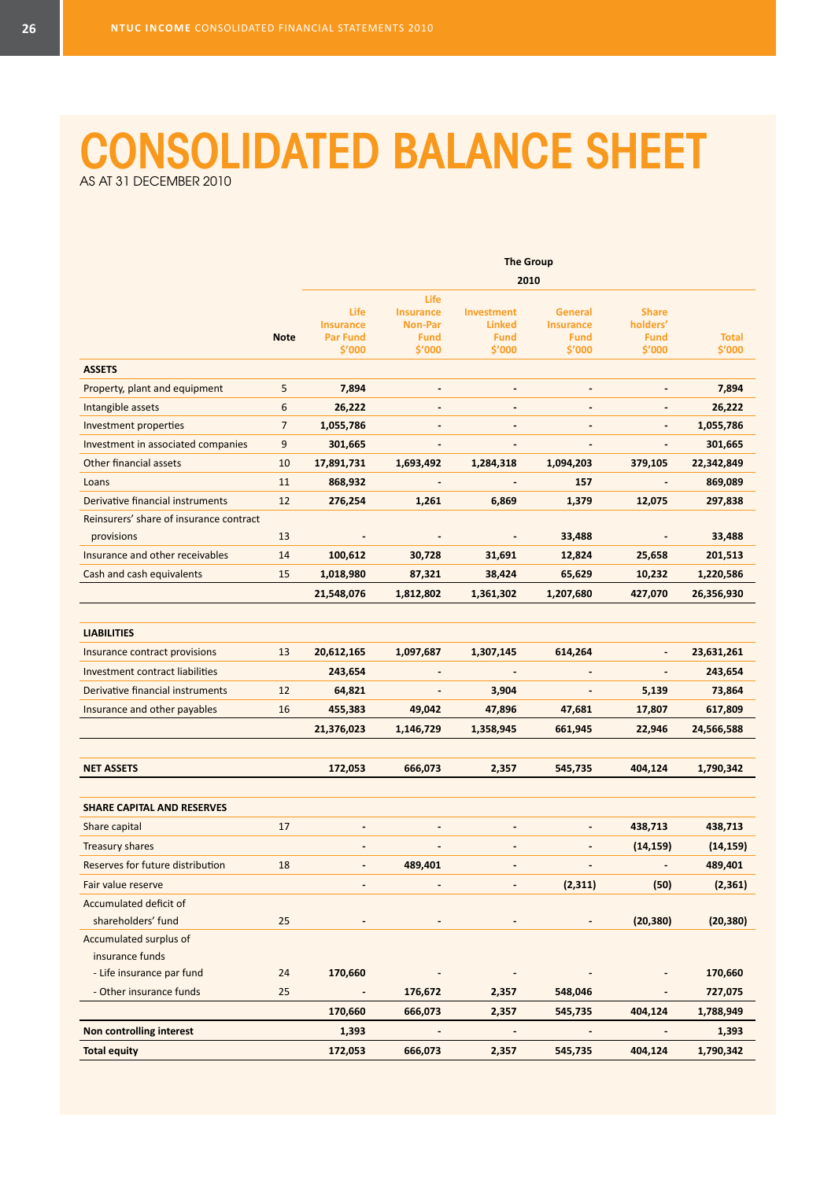# CONSOLIDATED BALANCE SHEET

AS AT 31 DECEMBER 2010

| | Note | The Group 2010 | | | | | |
|---|---|---|---|---|---|---|---|
| | | Life Insurance Par Fund $'000 | Life Insurance Non-Par Fund $'000 | Investment Linked Fund $'000 | General Insurance Fund $'000 | Share holders' Fund $'000 | Total $'000 |
| **ASSETS** | | | | | | | |
| Property, plant and equipment | 5 | **7,894** | - | - | - | - | **7,894** |
| Intangible assets | 6 | **26,222** | - | - | - | - | **26,222** |
| Investment properties | 7 | **1,055,786** | - | - | - | - | **1,055,786** |
| Investment in associated companies | 9 | **301,665** | - | - | - | - | **301,665** |
| Other financial assets | 10 | **17,891,731** | **1,693,492** | **1,284,318** | **1,094,203** | **379,105** | **22,342,849** |
| Loans | 11 | **868,932** | - | - | **157** | - | **869,089** |
| Derivative financial instruments | 12 | **276,254** | **1,261** | **6,869** | **1,379** | **12,075** | **297,838** |
| Reinsurers' share of insurance contract provisions | 13 | - | - | - | **33,488** | - | **33,488** |
| Insurance and other receivables | 14 | **100,612** | **30,728** | **31,691** | **12,824** | **25,658** | **201,513** |
| Cash and cash equivalents | 15 | **1,018,980** | **87,321** | **38,424** | **65,629** | **10,232** | **1,220,586** |
| | | **21,548,076** | **1,812,802** | **1,361,302** | **1,207,680** | **427,070** | **26,356,930** |
| **LIABILITIES** | | | | | | | |
| Insurance contract provisions | 13 | **20,612,165** | **1,097,687** | **1,307,145** | **614,264** | - | **23,631,261** |
| Investment contract liabilities | | **243,654** | - | - | - | - | **243,654** |
| Derivative financial instruments | 12 | **64,821** | - | **3,904** | - | **5,139** | **73,864** |
| Insurance and other payables | 16 | **455,383** | **49,042** | **47,896** | **47,681** | **17,807** | **617,809** |
| | | **21,376,023** | **1,146,729** | **1,358,945** | **661,945** | **22,946** | **24,566,588** |
| **NET ASSETS** | | **172,053** | **666,073** | **2,357** | **545,735** | **404,124** | **1,790,342** |
| **SHARE CAPITAL AND RESERVES** | | | | | | | |
| Share capital | 17 | - | - | - | - | **438,713** | **438,713** |
| Treasury shares | | - | - | - | - | **(14,159)** | **(14,159)** |
| Reserves for future distribution | 18 | - | **489,401** | - | - | - | **489,401** |
| Fair value reserve | | - | - | - | **(2,311)** | **(50)** | **(2,361)** |
| Accumulated deficit of shareholders' fund | 25 | - | - | - | - | **(20,380)** | **(20,380)** |
| Accumulated surplus of insurance funds | | | | | | | |
| - Life insurance par fund | 24 | **170,660** | - | - | - | - | **170,660** |
| - Other insurance funds | 25 | - | **176,672** | **2,357** | **548,046** | - | **727,075** |
| | | **170,660** | **666,073** | **2,357** | **545,735** | **404,124** | **1,788,949** |
| **Non controlling interest** | | **1,393** | - | - | - | - | **1,393** |
| **Total equity** | | **172,053** | **666,073** | **2,357** | **545,735** | **404,124** | **1,790,342** |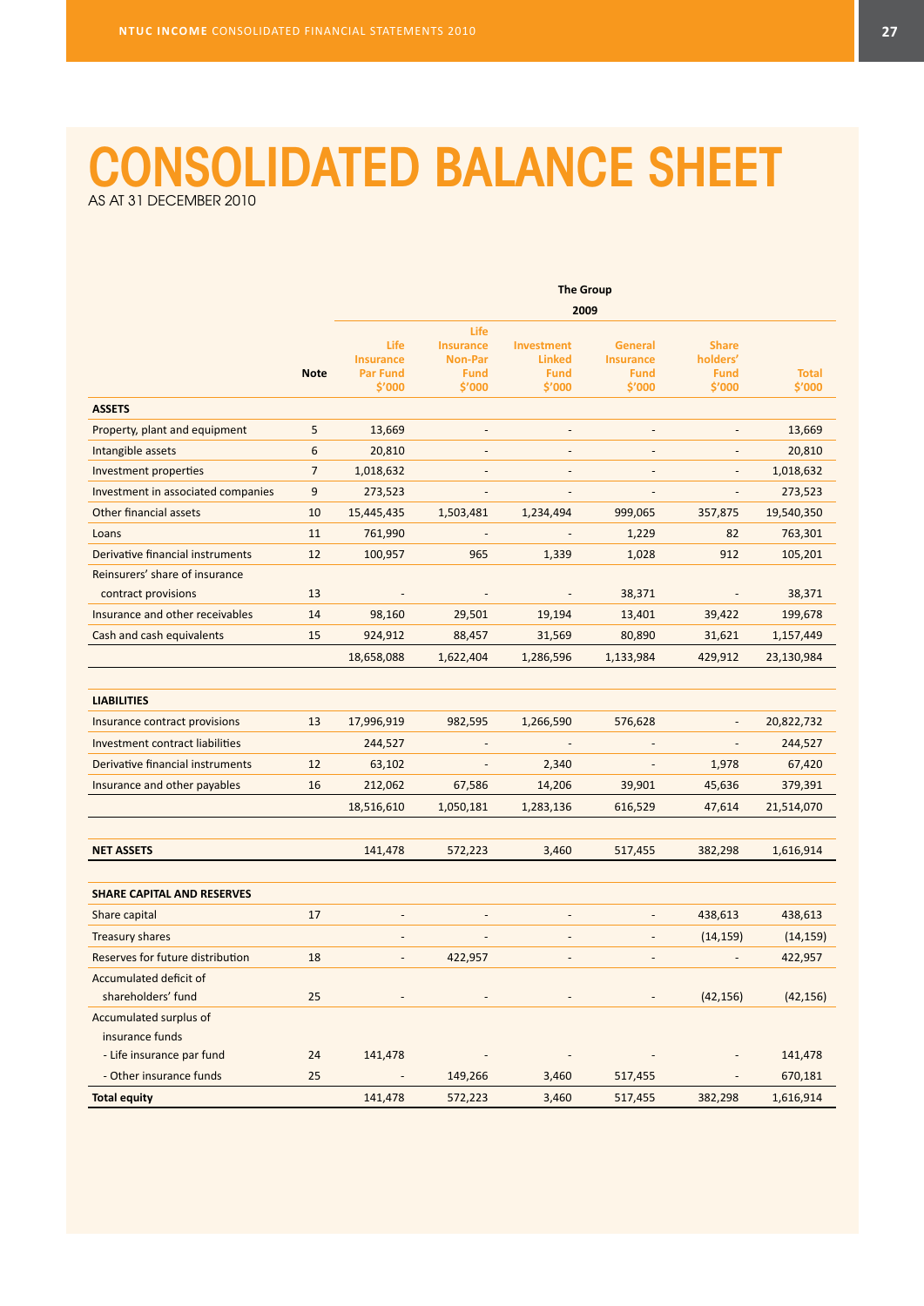# CONSOLIDATED BALANCE SHEET

AS AT 31 DECEMBER 2010

| | Note | The Group | | | | | |
|---|---|---|---|---|---|---|---|
| | | 2009 | | | | | |
| | | Life Insurance Par Fund $'000 | Life Insurance Non-Par Fund $'000 | Investment Linked Fund $'000 | General Insurance Fund $'000 | Share holders' Fund $'000 | Total $'000 |
| **ASSETS** | | | | | | | |
| Property, plant and equipment | 5 | 13,669 | - | - | - | - | 13,669 |
| Intangible assets | 6 | 20,810 | - | - | - | - | 20,810 |
| Investment properties | 7 | 1,018,632 | - | - | - | - | 1,018,632 |
| Investment in associated companies | 9 | 273,523 | - | - | - | - | 273,523 |
| Other financial assets | 10 | 15,445,435 | 1,503,481 | 1,234,494 | 999,065 | 357,875 | 19,540,350 |
| Loans | 11 | 761,990 | - | - | 1,229 | 82 | 763,301 |
| Derivative financial instruments | 12 | 100,957 | 965 | 1,339 | 1,028 | 912 | 105,201 |
| Reinsurers' share of insurance contract provisions | 13 | - | - | - | 38,371 | - | 38,371 |
| Insurance and other receivables | 14 | 98,160 | 29,501 | 19,194 | 13,401 | 39,422 | 199,678 |
| Cash and cash equivalents | 15 | 924,912 | 88,457 | 31,569 | 80,890 | 31,621 | 1,157,449 |
| | | 18,658,088 | 1,622,404 | 1,286,596 | 1,133,984 | 429,912 | 23,130,984 |
| **LIABILITIES** | | | | | | | |
| Insurance contract provisions | 13 | 17,996,919 | 982,595 | 1,266,590 | 576,628 | - | 20,822,732 |
| Investment contract liabilities | | 244,527 | - | - | - | - | 244,527 |
| Derivative financial instruments | 12 | 63,102 | - | 2,340 | - | 1,978 | 67,420 |
| Insurance and other payables | 16 | 212,062 | 67,586 | 14,206 | 39,901 | 45,636 | 379,391 |
| | | 18,516,610 | 1,050,181 | 1,283,136 | 616,529 | 47,614 | 21,514,070 |
| **NET ASSETS** | | 141,478 | 572,223 | 3,460 | 517,455 | 382,298 | 1,616,914 |
| **SHARE CAPITAL AND RESERVES** | | | | | | | |
| Share capital | 17 | - | - | - | - | 438,613 | 438,613 |
| Treasury shares | | - | - | - | - | (14,159) | (14,159) |
| Reserves for future distribution | 18 | - | 422,957 | - | - | - | 422,957 |
| Accumulated deficit of shareholders' fund | 25 | - | - | - | - | (42,156) | (42,156) |
| Accumulated surplus of insurance funds | | | | | | | |
| - Life insurance par fund | 24 | 141,478 | - | - | - | - | 141,478 |
| - Other insurance funds | 25 | - | 149,266 | 3,460 | 517,455 | - | 670,181 |
| **Total equity** | | 141,478 | 572,223 | 3,460 | 517,455 | 382,298 | 1,616,914 |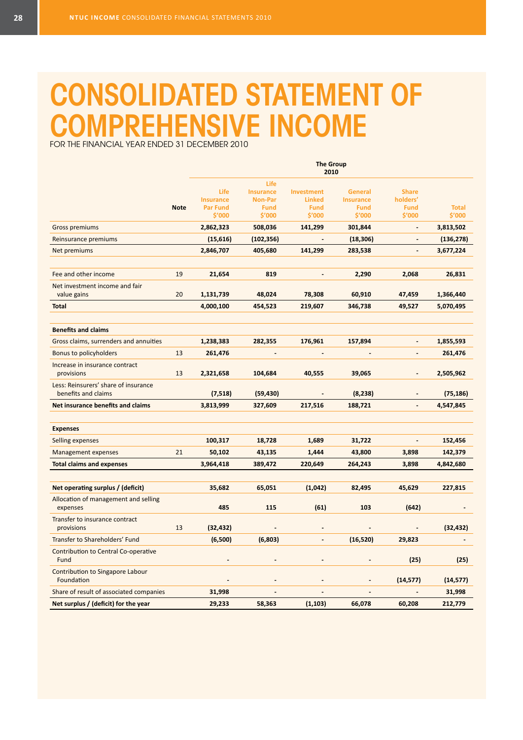# CONSOLIDATED STATEMENT OF COMPREHENSIVE INCOME

FOR THE FINANCIAL YEAR ENDED 31 DECEMBER 2010

| | | The Group 2010 | | | | | |
|---|---|---|---|---|---|---|---|
| | Note | Life Insurance Par Fund $'000 | Life Insurance Non-Par Fund $'000 | Investment Linked Fund $'000 | General Insurance Fund $'000 | Share holders' Fund $'000 | Total $'000 |
| Gross premiums | | 2,862,323 | 508,036 | 141,299 | 301,844 | - | 3,813,502 |
| Reinsurance premiums | | (15,616) | (102,356) | - | (18,306) | - | (136,278) |
| Net premiums | | 2,846,707 | 405,680 | 141,299 | 283,538 | - | 3,677,224 |
| | | | | | | | |
| Fee and other income | 19 | 21,654 | 819 | - | 2,290 | 2,068 | 26,831 |
| Net investment income and fair value gains | 20 | 1,131,739 | 48,024 | 78,308 | 60,910 | 47,459 | 1,366,440 |
| **Total** | | 4,000,100 | 454,523 | 219,607 | 346,738 | 49,527 | 5,070,495 |
| | | | | | | | |
| **Benefits and claims** | | | | | | | |
| Gross claims, surrenders and annuities | | 1,238,383 | 282,355 | 176,961 | 157,894 | - | 1,855,593 |
| Bonus to policyholders | 13 | 261,476 | - | - | - | - | 261,476 |
| Increase in insurance contract provisions | 13 | 2,321,658 | 104,684 | 40,555 | 39,065 | - | 2,505,962 |
| Less: Reinsurers' share of insurance benefits and claims | | (7,518) | (59,430) | - | (8,238) | - | (75,186) |
| **Net insurance benefits and claims** | | 3,813,999 | 327,609 | 217,516 | 188,721 | - | 4,547,845 |
| | | | | | | | |
| **Expenses** | | | | | | | |
| Selling expenses | | 100,317 | 18,728 | 1,689 | 31,722 | - | 152,456 |
| Management expenses | 21 | 50,102 | 43,135 | 1,444 | 43,800 | 3,898 | 142,379 |
| **Total claims and expenses** | | 3,964,418 | 389,472 | 220,649 | 264,243 | 3,898 | 4,842,680 |
| | | | | | | | |
| **Net operating surplus / (deficit)** | | 35,682 | 65,051 | (1,042) | 82,495 | 45,629 | 227,815 |
| Allocation of management and selling expenses | | 485 | 115 | (61) | 103 | (642) | - |
| Transfer to insurance contract provisions | 13 | (32,432) | - | - | - | - | (32,432) |
| Transfer to Shareholders' Fund | | (6,500) | (6,803) | - | (16,520) | 29,823 | - |
| Contribution to Central Co-operative Fund | | - | - | - | - | (25) | (25) |
| Contribution to Singapore Labour Foundation | | - | - | - | - | (14,577) | (14,577) |
| Share of result of associated companies | | 31,998 | - | - | - | - | 31,998 |
| **Net surplus / (deficit) for the year** | | 29,233 | 58,363 | (1,103) | 66,078 | 60,208 | 212,779 |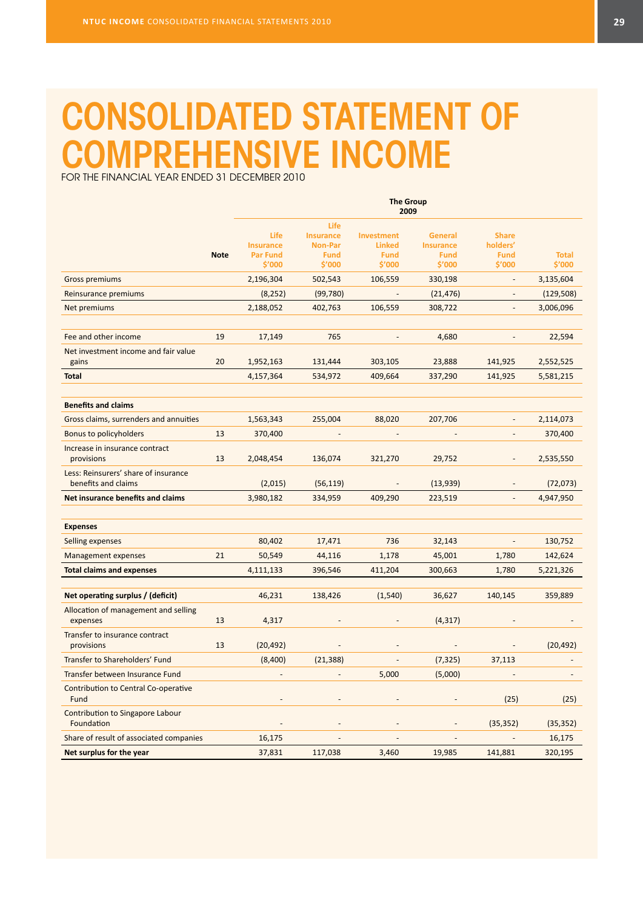# CONSOLIDATED STATEMENT OF COMPREHENSIVE INCOME

FOR THE FINANCIAL YEAR ENDED 31 DECEMBER 2010

| | Note | The Group 2009 | | | | | |
|---|---|---|---|---|---|---|---|
| | | Life Insurance Par Fund $'000 | Life Insurance Non-Par Fund $'000 | Investment Linked Fund $'000 | General Insurance Fund $'000 | Share holders' Fund $'000 | Total $'000 |
| Gross premiums | | 2,196,304 | 502,543 | 106,559 | 330,198 | - | 3,135,604 |
| Reinsurance premiums | | (8,252) | (99,780) | - | (21,476) | - | (129,508) |
| Net premiums | | 2,188,052 | 402,763 | 106,559 | 308,722 | - | 3,006,096 |
| | | | | | | | |
| Fee and other income | 19 | 17,149 | 765 | - | 4,680 | - | 22,594 |
| Net investment income and fair value gains | 20 | 1,952,163 | 131,444 | 303,105 | 23,888 | 141,925 | 2,552,525 |
| **Total** | | 4,157,364 | 534,972 | 409,664 | 337,290 | 141,925 | 5,581,215 |
| | | | | | | | |
| **Benefits and claims** | | | | | | | |
| Gross claims, surrenders and annuities | | 1,563,343 | 255,004 | 88,020 | 207,706 | - | 2,114,073 |
| Bonus to policyholders | 13 | 370,400 | - | - | - | - | 370,400 |
| Increase in insurance contract provisions | 13 | 2,048,454 | 136,074 | 321,270 | 29,752 | - | 2,535,550 |
| Less: Reinsurers' share of insurance benefits and claims | | (2,015) | (56,119) | - | (13,939) | - | (72,073) |
| **Net insurance benefits and claims** | | 3,980,182 | 334,959 | 409,290 | 223,519 | - | 4,947,950 |
| | | | | | | | |
| **Expenses** | | | | | | | |
| Selling expenses | | 80,402 | 17,471 | 736 | 32,143 | - | 130,752 |
| Management expenses | 21 | 50,549 | 44,116 | 1,178 | 45,001 | 1,780 | 142,624 |
| **Total claims and expenses** | | 4,111,133 | 396,546 | 411,204 | 300,663 | 1,780 | 5,221,326 |
| | | | | | | | |
| **Net operating surplus / (deficit)** | | 46,231 | 138,426 | (1,540) | 36,627 | 140,145 | 359,889 |
| Allocation of management and selling expenses | 13 | 4,317 | - | - | (4,317) | - | - |
| Transfer to insurance contract provisions | 13 | (20,492) | - | - | - | - | (20,492) |
| Transfer to Shareholders' Fund | | (8,400) | (21,388) | - | (7,325) | 37,113 | - |
| Transfer between Insurance Fund | | - | - | 5,000 | (5,000) | - | - |
| Contribution to Central Co-operative Fund | | - | - | - | - | (25) | (25) |
| Contribution to Singapore Labour Foundation | | - | - | - | - | (35,352) | (35,352) |
| Share of result of associated companies | | 16,175 | - | - | - | - | 16,175 |
| **Net surplus for the year** | | 37,831 | 117,038 | 3,460 | 19,985 | 141,881 | 320,195 |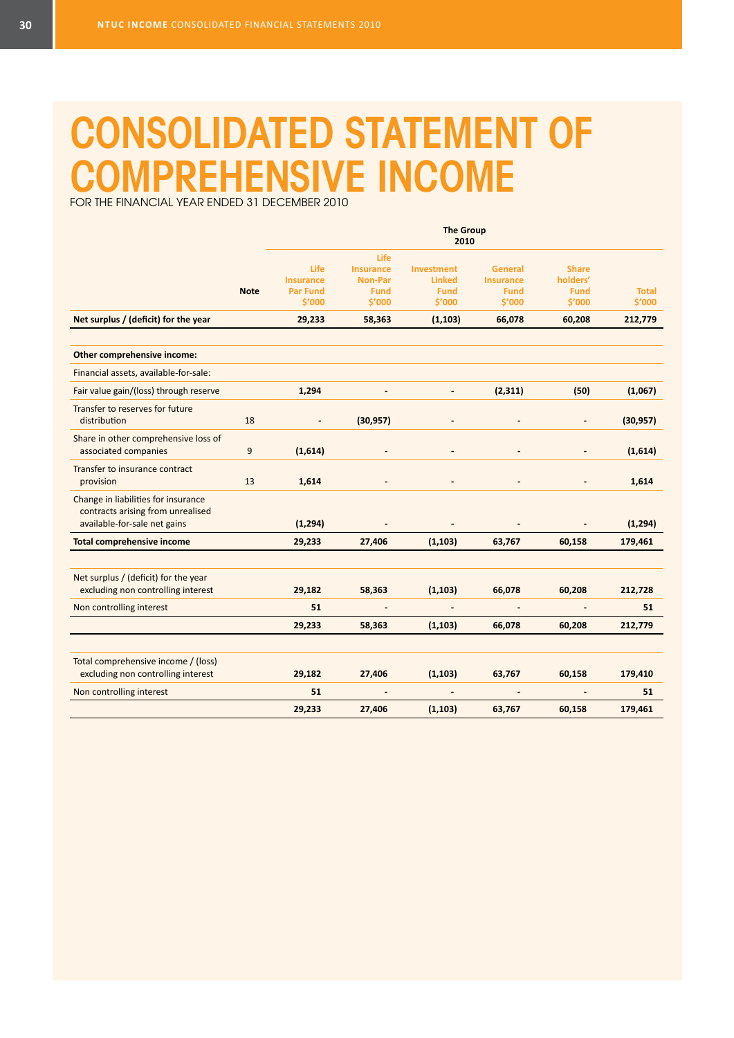# CONSOLIDATED STATEMENT OF COMPREHENSIVE INCOME

FOR THE FINANCIAL YEAR ENDED 31 DECEMBER 2010

| | Note | The Group 2010 | | | | | |
|---|---|---|---|---|---|---|---|
| | | Life Insurance Par Fund $'000 | Life Insurance Non-Par Fund $'000 | Investment Linked Fund $'000 | General Insurance Fund $'000 | Share holders' Fund $'000 | Total $'000 |
| **Net surplus / (deficit) for the year** | | **29,233** | **58,363** | **(1,103)** | **66,078** | **60,208** | **212,779** |
| **Other comprehensive income:** | | | | | | | |
| Financial assets, available-for-sale: | | | | | | | |
| Fair value gain/(loss) through reserve | | **1,294** | **-** | **-** | **(2,311)** | **(50)** | **(1,067)** |
| Transfer to reserves for future distribution | 18 | **-** | **(30,957)** | **-** | **-** | **-** | **(30,957)** |
| Share in other comprehensive loss of associated companies | 9 | **(1,614)** | **-** | **-** | **-** | **-** | **(1,614)** |
| Transfer to insurance contract provision | 13 | **1,614** | **-** | **-** | **-** | **-** | **1,614** |
| Change in liabilities for insurance contracts arising from unrealised available-for-sale net gains | | **(1,294)** | **-** | **-** | **-** | **-** | **(1,294)** |
| **Total comprehensive income** | | **29,233** | **27,406** | **(1,103)** | **63,767** | **60,158** | **179,461** |
| Net surplus / (deficit) for the year excluding non controlling interest | | **29,182** | **58,363** | **(1,103)** | **66,078** | **60,208** | **212,728** |
| Non controlling interest | | **51** | **-** | **-** | **-** | **-** | **51** |
| | | **29,233** | **58,363** | **(1,103)** | **66,078** | **60,208** | **212,779** |
| Total comprehensive income / (loss) excluding non controlling interest | | **29,182** | **27,406** | **(1,103)** | **63,767** | **60,158** | **179,410** |
| Non controlling interest | | **51** | **-** | **-** | **-** | **-** | **51** |
| | | **29,233** | **27,406** | **(1,103)** | **63,767** | **60,158** | **179,461** |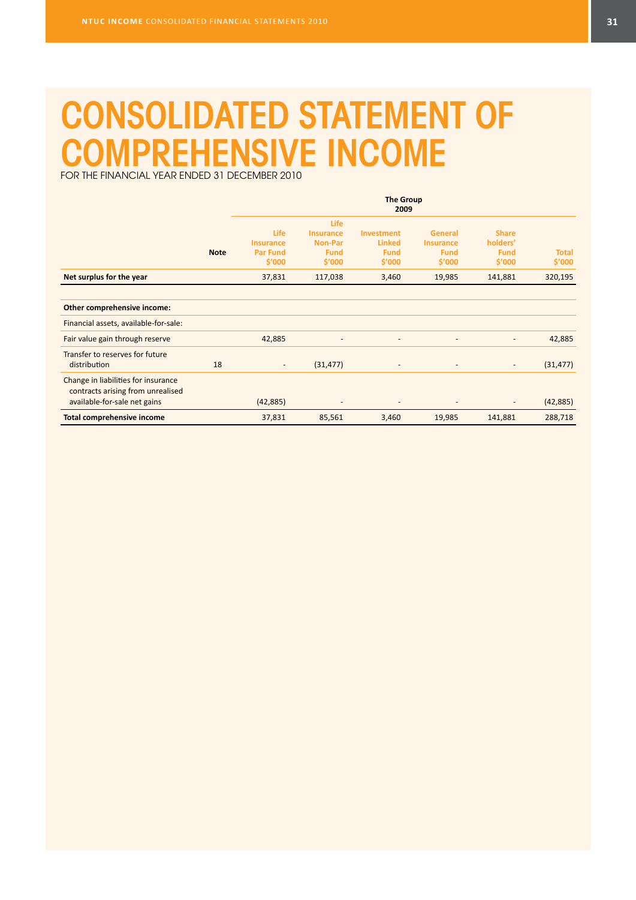# CONSOLIDATED STATEMENT OF COMPREHENSIVE INCOME

FOR THE FINANCIAL YEAR ENDED 31 DECEMBER 2010

| | | The Group 2009 | | | | | |
|---|---|---|---|---|---|---|---|
| | Note | Life Insurance Par Fund $'000 | Life Insurance Non-Par Fund $'000 | Investment Linked Fund $'000 | General Insurance Fund $'000 | Share holders' Fund $'000 | Total $'000 |
| **Net surplus for the year** | | 37,831 | 117,038 | 3,460 | 19,985 | 141,881 | 320,195 |
| | | | | | | | |
| **Other comprehensive income:** | | | | | | | |
| Financial assets, available-for-sale: | | | | | | | |
| Fair value gain through reserve | | 42,885 | - | - | - | - | 42,885 |
| Transfer to reserves for future distribution | 18 | - | (31,477) | - | - | - | (31,477) |
| Change in liabilities for insurance contracts arising from unrealised available-for-sale net gains | | (42,885) | - | - | - | - | (42,885) |
| **Total comprehensive income** | | 37,831 | 85,561 | 3,460 | 19,985 | 141,881 | 288,718 |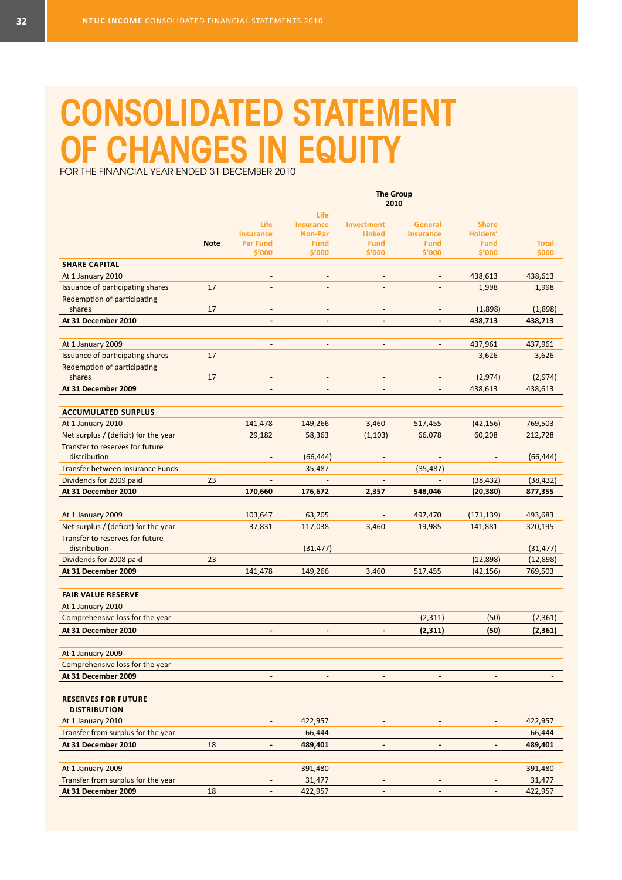# CONSOLIDATED STATEMENT OF CHANGES IN EQUITY

FOR THE FINANCIAL YEAR ENDED 31 DECEMBER 2010

| | | The Group 2010 | | | | | |
|---|---|---|---|---|---|---|---|
| | Note | Life Insurance Par Fund $'000 | Life Insurance Non-Par Fund $'000 | Investment Linked Fund $'000 | General Insurance Fund $'000 | Share Holders' Fund $'000 | Total $000 |
| **SHARE CAPITAL** | | | | | | | |
| At 1 January 2010 | | - | - | - | - | 438,613 | 438,613 |
| Issuance of participating shares | 17 | - | - | - | - | 1,998 | 1,998 |
| Redemption of participating shares | 17 | - | - | - | - | (1,898) | (1,898) |
| **At 31 December 2010** | | **-** | **-** | **-** | **-** | **438,713** | **438,713** |
| | | | | | | | |
| At 1 January 2009 | | - | - | - | - | 437,961 | 437,961 |
| Issuance of participating shares | 17 | - | - | - | - | 3,626 | 3,626 |
| Redemption of participating shares | 17 | - | - | - | - | (2,974) | (2,974) |
| **At 31 December 2009** | | - | - | - | - | 438,613 | 438,613 |
| | | | | | | | |
| **ACCUMULATED SURPLUS** | | | | | | | |
| At 1 January 2010 | | 141,478 | 149,266 | 3,460 | 517,455 | (42,156) | 769,503 |
| Net surplus / (deficit) for the year | | 29,182 | 58,363 | (1,103) | 66,078 | 60,208 | 212,728 |
| Transfer to reserves for future distribution | | - | (66,444) | - | - | - | (66,444) |
| Transfer between Insurance Funds | | - | 35,487 | - | (35,487) | - | - |
| Dividends for 2009 paid | 23 | - | - | - | - | (38,432) | (38,432) |
| **At 31 December 2010** | | **170,660** | **176,672** | **2,357** | **548,046** | **(20,380)** | **877,355** |
| | | | | | | | |
| At 1 January 2009 | | 103,647 | 63,705 | - | 497,470 | (171,139) | 493,683 |
| Net surplus / (deficit) for the year | | 37,831 | 117,038 | 3,460 | 19,985 | 141,881 | 320,195 |
| Transfer to reserves for future distribution | | - | (31,477) | - | - | - | (31,477) |
| Dividends for 2008 paid | 23 | - | - | - | - | (12,898) | (12,898) |
| **At 31 December 2009** | | 141,478 | 149,266 | 3,460 | 517,455 | (42,156) | 769,503 |
| | | | | | | | |
| **FAIR VALUE RESERVE** | | | | | | | |
| At 1 January 2010 | | - | - | - | - | - | - |
| Comprehensive loss for the year | | - | - | - | (2,311) | (50) | (2,361) |
| **At 31 December 2010** | | **-** | **-** | **-** | **(2,311)** | **(50)** | **(2,361)** |
| | | | | | | | |
| At 1 January 2009 | | - | - | - | - | - | - |
| Comprehensive loss for the year | | - | - | - | - | - | - |
| **At 31 December 2009** | | - | - | - | - | - | - |
| | | | | | | | |
| **RESERVES FOR FUTURE DISTRIBUTION** | | | | | | | |
| At 1 January 2010 | | - | 422,957 | - | - | - | 422,957 |
| Transfer from surplus for the year | | - | 66,444 | - | - | - | 66,444 |
| **At 31 December 2010** | 18 | **-** | **489,401** | **-** | **-** | **-** | **489,401** |
| | | | | | | | |
| At 1 January 2009 | | - | 391,480 | - | - | - | 391,480 |
| Transfer from surplus for the year | | - | 31,477 | - | - | - | 31,477 |
| **At 31 December 2009** | 18 | - | 422,957 | - | - | - | 422,957 |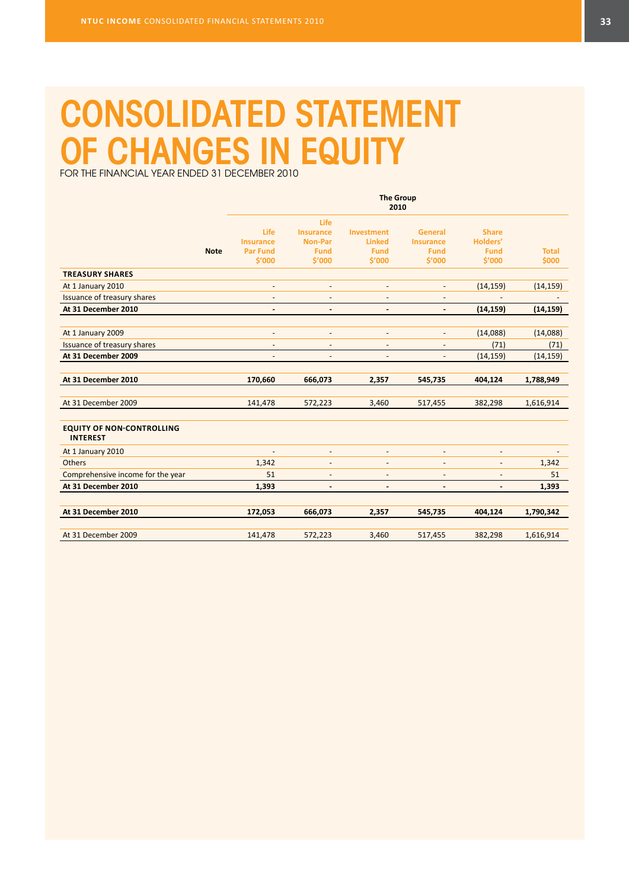# CONSOLIDATED STATEMENT OF CHANGES IN EQUITY

FOR THE FINANCIAL YEAR ENDED 31 DECEMBER 2010

| | | The Group 2010 | | | | | |
|---|---|---|---|---|---|---|---|
| | Note | Life Insurance Par Fund $'000 | Life Insurance Non-Par Fund $'000 | Investment Linked Fund $'000 | General Insurance Fund $'000 | Share Holders' Fund $'000 | Total $000 |
| **TREASURY SHARES** | | | | | | | |
| At 1 January 2010 | | - | - | - | - | (14,159) | (14,159) |
| Issuance of treasury shares | | - | - | - | - | - | - |
| **At 31 December 2010** | | **-** | **-** | **-** | **-** | **(14,159)** | **(14,159)** |
| | | | | | | | |
| At 1 January 2009 | | - | - | - | - | (14,088) | (14,088) |
| Issuance of treasury shares | | - | - | - | - | (71) | (71) |
| **At 31 December 2009** | | - | - | - | - | (14,159) | (14,159) |
| | | | | | | | |
| **At 31 December 2010** | | **170,660** | **666,073** | **2,357** | **545,735** | **404,124** | **1,788,949** |
| | | | | | | | |
| At 31 December 2009 | | 141,478 | 572,223 | 3,460 | 517,455 | 382,298 | 1,616,914 |
| | | | | | | | |
| **EQUITY OF NON-CONTROLLING INTEREST** | | | | | | | |
| At 1 January 2010 | | - | - | - | - | - | - |
| Others | | 1,342 | - | - | - | - | 1,342 |
| Comprehensive income for the year | | 51 | - | - | - | - | 51 |
| **At 31 December 2010** | | **1,393** | **-** | **-** | **-** | **-** | **1,393** |
| | | | | | | | |
| **At 31 December 2010** | | **172,053** | **666,073** | **2,357** | **545,735** | **404,124** | **1,790,342** |
| | | | | | | | |
| At 31 December 2009 | | 141,478 | 572,223 | 3,460 | 517,455 | 382,298 | 1,616,914 |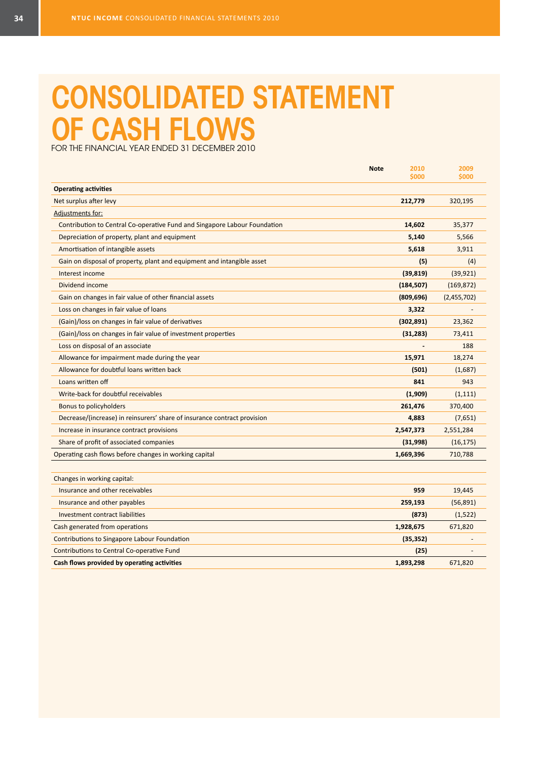# CONSOLIDATED STATEMENT OF CASH FLOWS

FOR THE FINANCIAL YEAR ENDED 31 DECEMBER 2010

| | Note | 2010 $000 | 2009 $000 |
|---|---|---|---|
| **Operating activities** | | | |
| Net surplus after levy | | **212,779** | 320,195 |
| Adjustments for: | | | |
| Contribution to Central Co-operative Fund and Singapore Labour Foundation | | **14,602** | 35,377 |
| Depreciation of property, plant and equipment | | **5,140** | 5,566 |
| Amortisation of intangible assets | | **5,618** | 3,911 |
| Gain on disposal of property, plant and equipment and intangible asset | | **(5)** | (4) |
| Interest income | | **(39,819)** | (39,921) |
| Dividend income | | **(184,507)** | (169,872) |
| Gain on changes in fair value of other financial assets | | **(809,696)** | (2,455,702) |
| Loss on changes in fair value of loans | | **3,322** | - |
| (Gain)/loss on changes in fair value of derivatives | | **(302,891)** | 23,362 |
| (Gain)/loss on changes in fair value of investment properties | | **(31,283)** | 73,411 |
| Loss on disposal of an associate | | **-** | 188 |
| Allowance for impairment made during the year | | **15,971** | 18,274 |
| Allowance for doubtful loans written back | | **(501)** | (1,687) |
| Loans written off | | **841** | 943 |
| Write-back for doubtful receivables | | **(1,909)** | (1,111) |
| Bonus to policyholders | | **261,476** | 370,400 |
| Decrease/(increase) in reinsurers' share of insurance contract provision | | **4,883** | (7,651) |
| Increase in insurance contract provisions | | **2,547,373** | 2,551,284 |
| Share of profit of associated companies | | **(31,998)** | (16,175) |
| Operating cash flows before changes in working capital | | **1,669,396** | 710,788 |
| | | | |
| Changes in working capital: | | | |
| Insurance and other receivables | | **959** | 19,445 |
| Insurance and other payables | | **259,193** | (56,891) |
| Investment contract liabilities | | **(873)** | (1,522) |
| Cash generated from operations | | **1,928,675** | 671,820 |
| Contributions to Singapore Labour Foundation | | **(35,352)** | - |
| Contributions to Central Co-operative Fund | | **(25)** | - |
| **Cash flows provided by operating activities** | | **1,893,298** | 671,820 |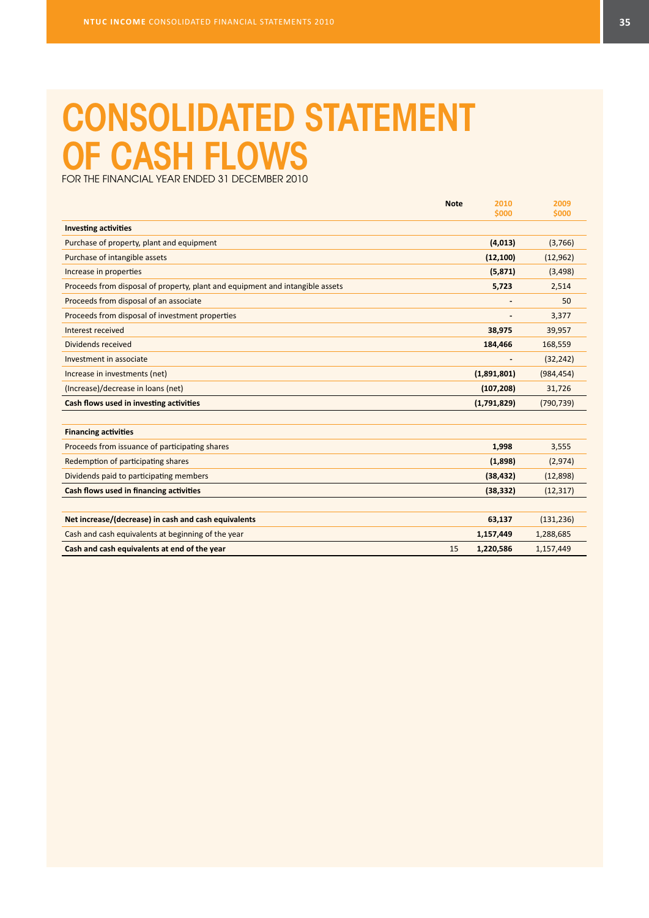# CONSOLIDATED STATEMENT OF CASH FLOWS

FOR THE FINANCIAL YEAR ENDED 31 DECEMBER 2010

| | Note | 2010 $000 | 2009 $000 |
|---|---|---|---|
| **Investing activities** | | | |
| Purchase of property, plant and equipment | | **(4,013)** | (3,766) |
| Purchase of intangible assets | | **(12,100)** | (12,962) |
| Increase in properties | | **(5,871)** | (3,498) |
| Proceeds from disposal of property, plant and equipment and intangible assets | | **5,723** | 2,514 |
| Proceeds from disposal of an associate | | **-** | 50 |
| Proceeds from disposal of investment properties | | **-** | 3,377 |
| Interest received | | **38,975** | 39,957 |
| Dividends received | | **184,466** | 168,559 |
| Investment in associate | | **-** | (32,242) |
| Increase in investments (net) | | **(1,891,801)** | (984,454) |
| (Increase)/decrease in loans (net) | | **(107,208)** | 31,726 |
| **Cash flows used in investing activities** | | **(1,791,829)** | (790,739) |
| | | | |
| **Financing activities** | | | |
| Proceeds from issuance of participating shares | | **1,998** | 3,555 |
| Redemption of participating shares | | **(1,898)** | (2,974) |
| Dividends paid to participating members | | **(38,432)** | (12,898) |
| **Cash flows used in financing activities** | | **(38,332)** | (12,317) |
| | | | |
| **Net increase/(decrease) in cash and cash equivalents** | | **63,137** | (131,236) |
| Cash and cash equivalents at beginning of the year | | **1,157,449** | 1,288,685 |
| **Cash and cash equivalents at end of the year** | 15 | **1,220,586** | 1,157,449 |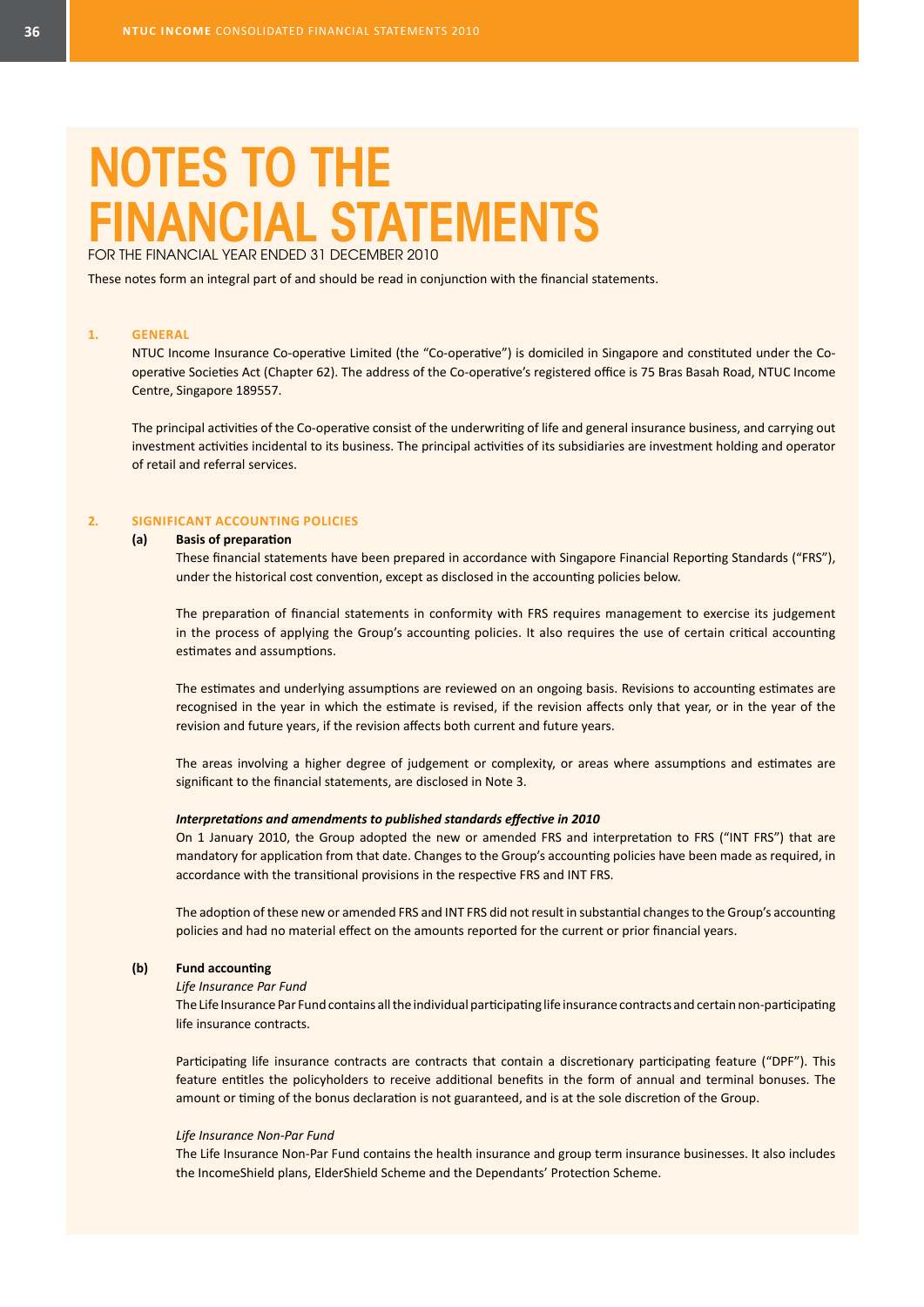# NOTES TO THE FINANCIAL STATEMENTS

FOR THE FINANCIAL YEAR ENDED 31 DECEMBER 2010

These notes form an integral part of and should be read in conjunction with the financial statements.

## 1. GENERAL

NTUC Income Insurance Co-operative Limited (the "Co-operative") is domiciled in Singapore and constituted under the Co-operative Societies Act (Chapter 62). The address of the Co-operative's registered office is 75 Bras Basah Road, NTUC Income Centre, Singapore 189557.

The principal activities of the Co-operative consist of the underwriting of life and general insurance business, and carrying out investment activities incidental to its business. The principal activities of its subsidiaries are investment holding and operator of retail and referral services.

## 2. SIGNIFICANT ACCOUNTING POLICIES

### (a) Basis of preparation

These financial statements have been prepared in accordance with Singapore Financial Reporting Standards ("FRS"), under the historical cost convention, except as disclosed in the accounting policies below.

The preparation of financial statements in conformity with FRS requires management to exercise its judgement in the process of applying the Group's accounting policies. It also requires the use of certain critical accounting estimates and assumptions.

The estimates and underlying assumptions are reviewed on an ongoing basis. Revisions to accounting estimates are recognised in the year in which the estimate is revised, if the revision affects only that year, or in the year of the revision and future years, if the revision affects both current and future years.

The areas involving a higher degree of judgement or complexity, or areas where assumptions and estimates are significant to the financial statements, are disclosed in Note 3.

***Interpretations and amendments to published standards effective in 2010***

On 1 January 2010, the Group adopted the new or amended FRS and interpretation to FRS ("INT FRS") that are mandatory for application from that date. Changes to the Group's accounting policies have been made as required, in accordance with the transitional provisions in the respective FRS and INT FRS.

The adoption of these new or amended FRS and INT FRS did not result in substantial changes to the Group's accounting policies and had no material effect on the amounts reported for the current or prior financial years.

### (b) Fund accounting

*Life Insurance Par Fund*

The Life Insurance Par Fund contains all the individual participating life insurance contracts and certain non-participating life insurance contracts.

Participating life insurance contracts are contracts that contain a discretionary participating feature ("DPF"). This feature entitles the policyholders to receive additional benefits in the form of annual and terminal bonuses. The amount or timing of the bonus declaration is not guaranteed, and is at the sole discretion of the Group.

*Life Insurance Non-Par Fund*

The Life Insurance Non-Par Fund contains the health insurance and group term insurance businesses. It also includes the IncomeShield plans, ElderShield Scheme and the Dependants' Protection Scheme.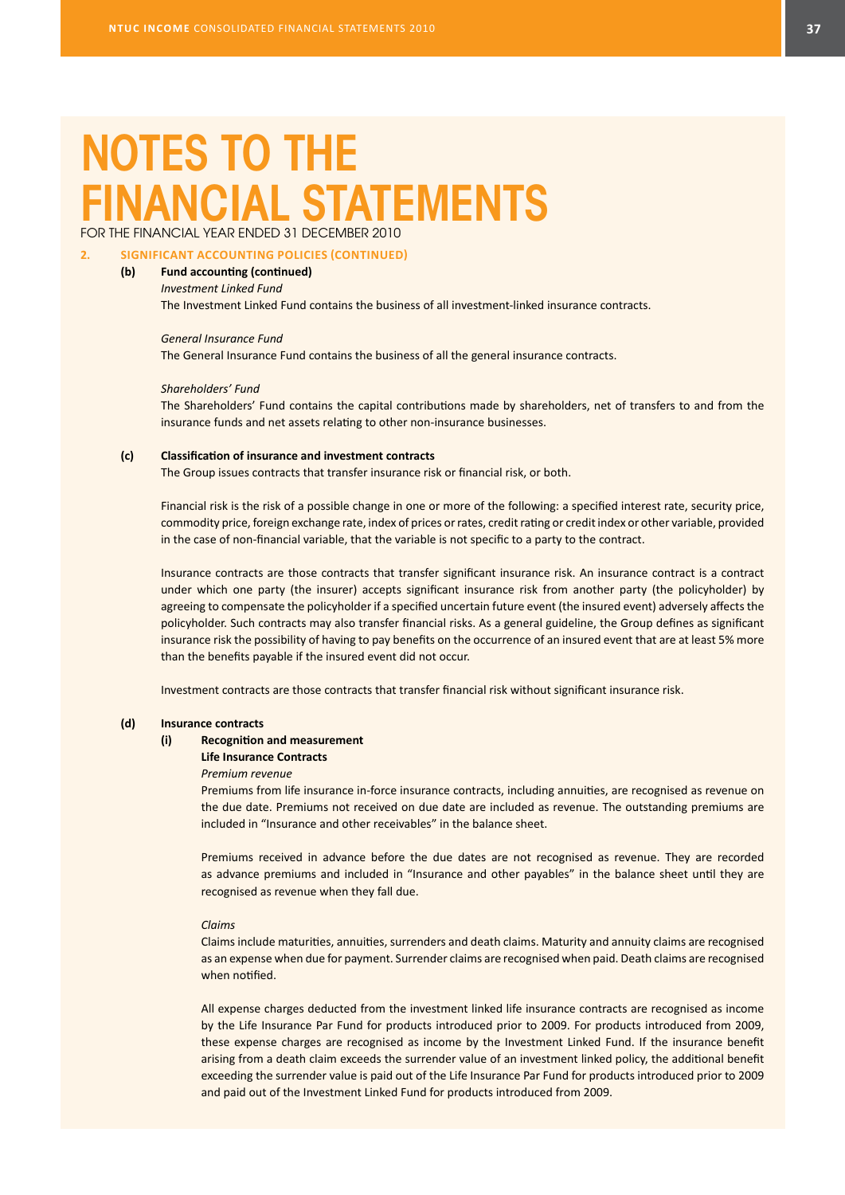# NOTES TO THE FINANCIAL STATEMENTS

FOR THE FINANCIAL YEAR ENDED 31 DECEMBER 2010

## 2. SIGNIFICANT ACCOUNTING POLICIES (CONTINUED)

### (b) Fund accounting (continued)

*Investment Linked Fund*

The Investment Linked Fund contains the business of all investment-linked insurance contracts.

*General Insurance Fund*

The General Insurance Fund contains the business of all the general insurance contracts.

*Shareholders' Fund*

The Shareholders' Fund contains the capital contributions made by shareholders, net of transfers to and from the insurance funds and net assets relating to other non-insurance businesses.

### (c) Classification of insurance and investment contracts

The Group issues contracts that transfer insurance risk or financial risk, or both.

Financial risk is the risk of a possible change in one or more of the following: a specified interest rate, security price, commodity price, foreign exchange rate, index of prices or rates, credit rating or credit index or other variable, provided in the case of non-financial variable, that the variable is not specific to a party to the contract.

Insurance contracts are those contracts that transfer significant insurance risk. An insurance contract is a contract under which one party (the insurer) accepts significant insurance risk from another party (the policyholder) by agreeing to compensate the policyholder if a specified uncertain future event (the insured event) adversely affects the policyholder. Such contracts may also transfer financial risks. As a general guideline, the Group defines as significant insurance risk the possibility of having to pay benefits on the occurrence of an insured event that are at least 5% more than the benefits payable if the insured event did not occur.

Investment contracts are those contracts that transfer financial risk without significant insurance risk.

### (d) Insurance contracts

#### (i) Recognition and measurement

**Life Insurance Contracts**

*Premium revenue*

Premiums from life insurance in-force insurance contracts, including annuities, are recognised as revenue on the due date. Premiums not received on due date are included as revenue. The outstanding premiums are included in "Insurance and other receivables" in the balance sheet.

Premiums received in advance before the due dates are not recognised as revenue. They are recorded as advance premiums and included in "Insurance and other payables" in the balance sheet until they are recognised as revenue when they fall due.

*Claims*

Claims include maturities, annuities, surrenders and death claims. Maturity and annuity claims are recognised as an expense when due for payment. Surrender claims are recognised when paid. Death claims are recognised when notified.

All expense charges deducted from the investment linked life insurance contracts are recognised as income by the Life Insurance Par Fund for products introduced prior to 2009. For products introduced from 2009, these expense charges are recognised as income by the Investment Linked Fund. If the insurance benefit arising from a death claim exceeds the surrender value of an investment linked policy, the additional benefit exceeding the surrender value is paid out of the Life Insurance Par Fund for products introduced prior to 2009 and paid out of the Investment Linked Fund for products introduced from 2009.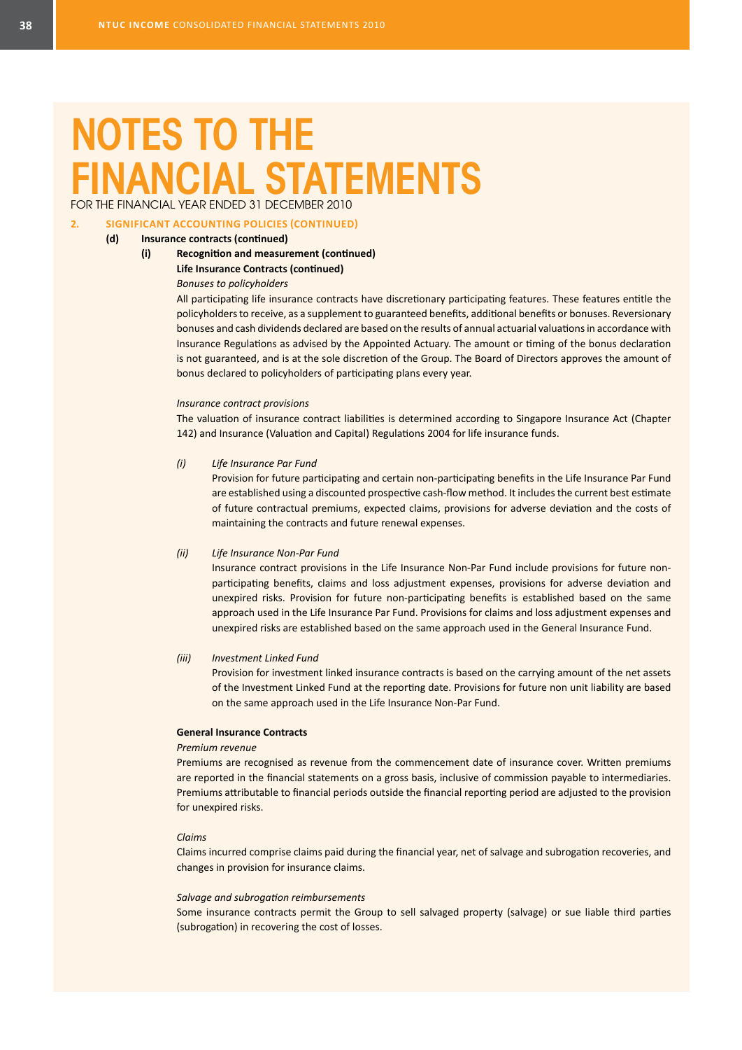# NOTES TO THE FINANCIAL STATEMENTS

FOR THE FINANCIAL YEAR ENDED 31 DECEMBER 2010

## 2. SIGNIFICANT ACCOUNTING POLICIES (CONTINUED)

### (d) Insurance contracts (continued)

#### (i) Recognition and measurement (continued)

**Life Insurance Contracts (continued)**

*Bonuses to policyholders*

All participating life insurance contracts have discretionary participating features. These features entitle the policyholders to receive, as a supplement to guaranteed benefits, additional benefits or bonuses. Reversionary bonuses and cash dividends declared are based on the results of annual actuarial valuations in accordance with Insurance Regulations as advised by the Appointed Actuary. The amount or timing of the bonus declaration is not guaranteed, and is at the sole discretion of the Group. The Board of Directors approves the amount of bonus declared to policyholders of participating plans every year.

*Insurance contract provisions*

The valuation of insurance contract liabilities is determined according to Singapore Insurance Act (Chapter 142) and Insurance (Valuation and Capital) Regulations 2004 for life insurance funds.

*(i) Life Insurance Par Fund*

Provision for future participating and certain non-participating benefits in the Life Insurance Par Fund are established using a discounted prospective cash-flow method. It includes the current best estimate of future contractual premiums, expected claims, provisions for adverse deviation and the costs of maintaining the contracts and future renewal expenses.

*(ii) Life Insurance Non-Par Fund*

Insurance contract provisions in the Life Insurance Non-Par Fund include provisions for future non-participating benefits, claims and loss adjustment expenses, provisions for adverse deviation and unexpired risks. Provision for future non-participating benefits is established based on the same approach used in the Life Insurance Par Fund. Provisions for claims and loss adjustment expenses and unexpired risks are established based on the same approach used in the General Insurance Fund.

*(iii) Investment Linked Fund*

Provision for investment linked insurance contracts is based on the carrying amount of the net assets of the Investment Linked Fund at the reporting date. Provisions for future non unit liability are based on the same approach used in the Life Insurance Non-Par Fund.

**General Insurance Contracts**

*Premium revenue*

Premiums are recognised as revenue from the commencement date of insurance cover. Written premiums are reported in the financial statements on a gross basis, inclusive of commission payable to intermediaries. Premiums attributable to financial periods outside the financial reporting period are adjusted to the provision for unexpired risks.

*Claims*

Claims incurred comprise claims paid during the financial year, net of salvage and subrogation recoveries, and changes in provision for insurance claims.

*Salvage and subrogation reimbursements*

Some insurance contracts permit the Group to sell salvaged property (salvage) or sue liable third parties (subrogation) in recovering the cost of losses.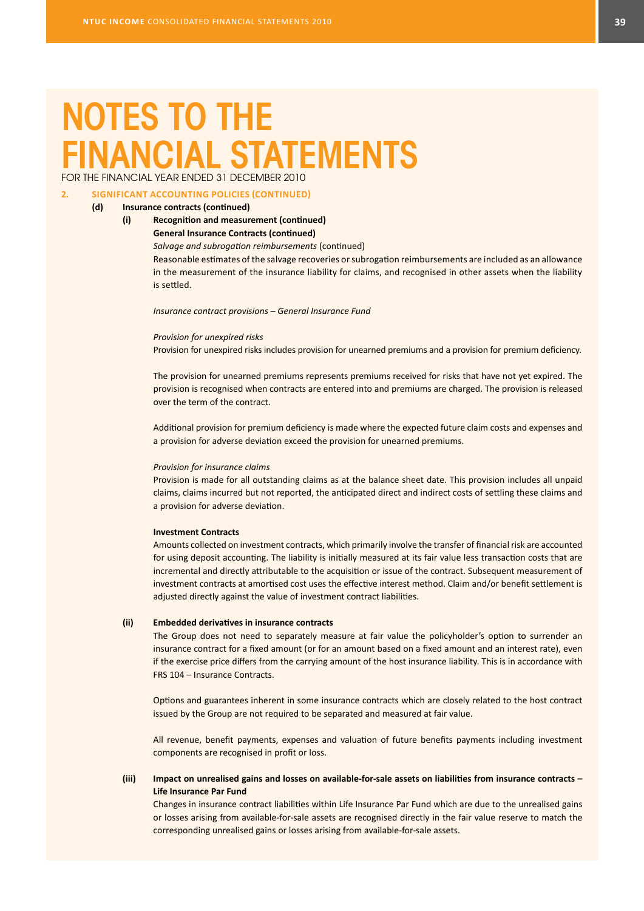# NOTES TO THE FINANCIAL STATEMENTS

FOR THE FINANCIAL YEAR ENDED 31 DECEMBER 2010

## 2. SIGNIFICANT ACCOUNTING POLICIES (CONTINUED)

### (d) Insurance contracts (continued)

#### (i) Recognition and measurement (continued)

**General Insurance Contracts (continued)**

*Salvage and subrogation reimbursements* (continued)

Reasonable estimates of the salvage recoveries or subrogation reimbursements are included as an allowance in the measurement of the insurance liability for claims, and recognised in other assets when the liability is settled.

*Insurance contract provisions – General Insurance Fund*

*Provision for unexpired risks*

Provision for unexpired risks includes provision for unearned premiums and a provision for premium deficiency.

The provision for unearned premiums represents premiums received for risks that have not yet expired. The provision is recognised when contracts are entered into and premiums are charged. The provision is released over the term of the contract.

Additional provision for premium deficiency is made where the expected future claim costs and expenses and a provision for adverse deviation exceed the provision for unearned premiums.

*Provision for insurance claims*

Provision is made for all outstanding claims as at the balance sheet date. This provision includes all unpaid claims, claims incurred but not reported, the anticipated direct and indirect costs of settling these claims and a provision for adverse deviation.

**Investment Contracts**

Amounts collected on investment contracts, which primarily involve the transfer of financial risk are accounted for using deposit accounting. The liability is initially measured at its fair value less transaction costs that are incremental and directly attributable to the acquisition or issue of the contract. Subsequent measurement of investment contracts at amortised cost uses the effective interest method. Claim and/or benefit settlement is adjusted directly against the value of investment contract liabilities.

#### (ii) Embedded derivatives in insurance contracts

The Group does not need to separately measure at fair value the policyholder's option to surrender an insurance contract for a fixed amount (or for an amount based on a fixed amount and an interest rate), even if the exercise price differs from the carrying amount of the host insurance liability. This is in accordance with FRS 104 – Insurance Contracts.

Options and guarantees inherent in some insurance contracts which are closely related to the host contract issued by the Group are not required to be separated and measured at fair value.

All revenue, benefit payments, expenses and valuation of future benefits payments including investment components are recognised in profit or loss.

#### (iii) Impact on unrealised gains and losses on available-for-sale assets on liabilities from insurance contracts – Life Insurance Par Fund

Changes in insurance contract liabilities within Life Insurance Par Fund which are due to the unrealised gains or losses arising from available-for-sale assets are recognised directly in the fair value reserve to match the corresponding unrealised gains or losses arising from available-for-sale assets.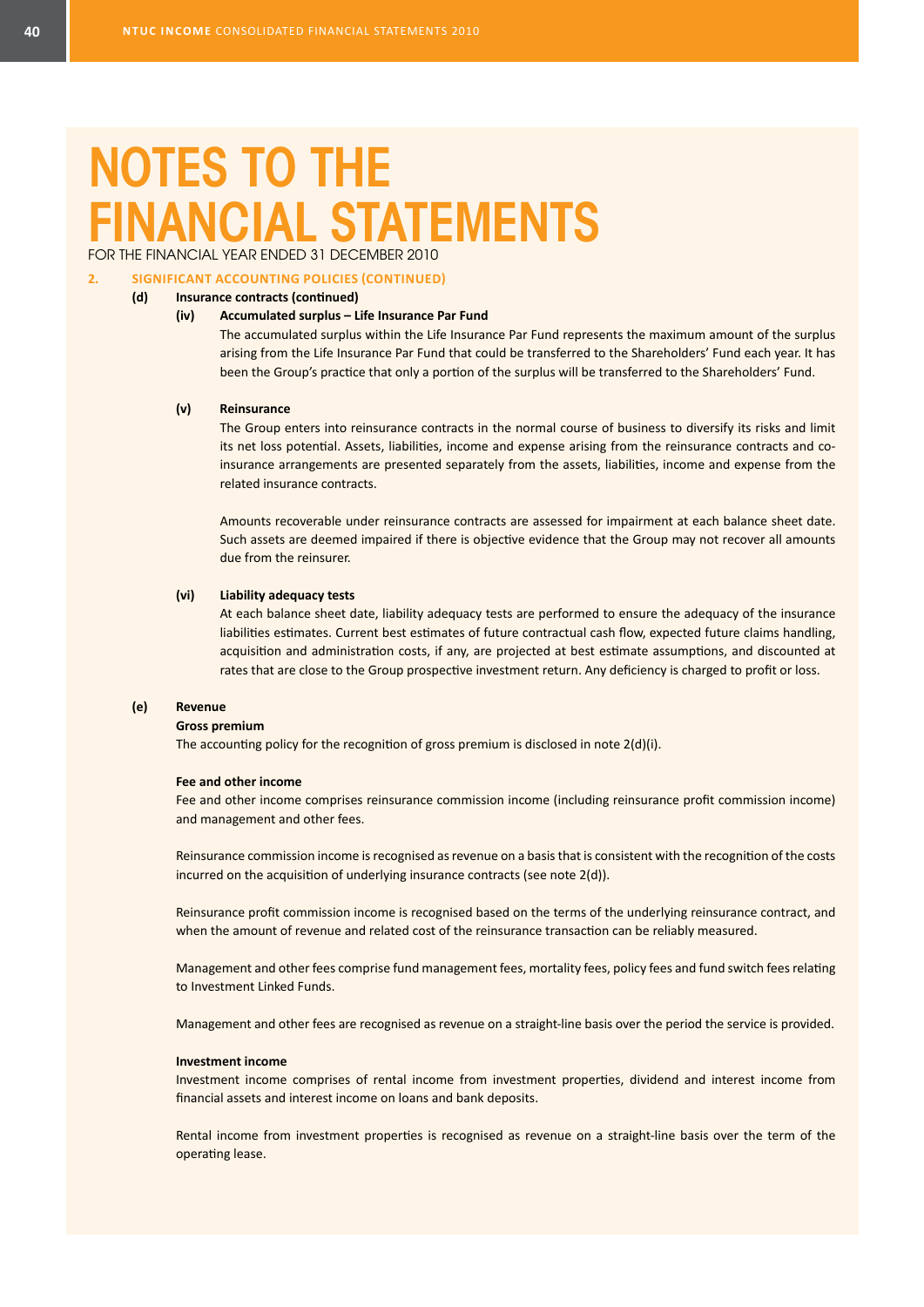# NOTES TO THE FINANCIAL STATEMENTS

FOR THE FINANCIAL YEAR ENDED 31 DECEMBER 2010

## 2. SIGNIFICANT ACCOUNTING POLICIES (CONTINUED)

### (d) Insurance contracts (continued)

#### (iv) Accumulated surplus – Life Insurance Par Fund

The accumulated surplus within the Life Insurance Par Fund represents the maximum amount of the surplus arising from the Life Insurance Par Fund that could be transferred to the Shareholders' Fund each year. It has been the Group's practice that only a portion of the surplus will be transferred to the Shareholders' Fund.

#### (v) Reinsurance

The Group enters into reinsurance contracts in the normal course of business to diversify its risks and limit its net loss potential. Assets, liabilities, income and expense arising from the reinsurance contracts and co-insurance arrangements are presented separately from the assets, liabilities, income and expense from the related insurance contracts.

Amounts recoverable under reinsurance contracts are assessed for impairment at each balance sheet date. Such assets are deemed impaired if there is objective evidence that the Group may not recover all amounts due from the reinsurer.

#### (vi) Liability adequacy tests

At each balance sheet date, liability adequacy tests are performed to ensure the adequacy of the insurance liabilities estimates. Current best estimates of future contractual cash flow, expected future claims handling, acquisition and administration costs, if any, are projected at best estimate assumptions, and discounted at rates that are close to the Group prospective investment return. Any deficiency is charged to profit or loss.

### (e) Revenue

**Gross premium**

The accounting policy for the recognition of gross premium is disclosed in note 2(d)(i).

**Fee and other income**

Fee and other income comprises reinsurance commission income (including reinsurance profit commission income) and management and other fees.

Reinsurance commission income is recognised as revenue on a basis that is consistent with the recognition of the costs incurred on the acquisition of underlying insurance contracts (see note 2(d)).

Reinsurance profit commission income is recognised based on the terms of the underlying reinsurance contract, and when the amount of revenue and related cost of the reinsurance transaction can be reliably measured.

Management and other fees comprise fund management fees, mortality fees, policy fees and fund switch fees relating to Investment Linked Funds.

Management and other fees are recognised as revenue on a straight-line basis over the period the service is provided.

**Investment income**

Investment income comprises of rental income from investment properties, dividend and interest income from financial assets and interest income on loans and bank deposits.

Rental income from investment properties is recognised as revenue on a straight-line basis over the term of the operating lease.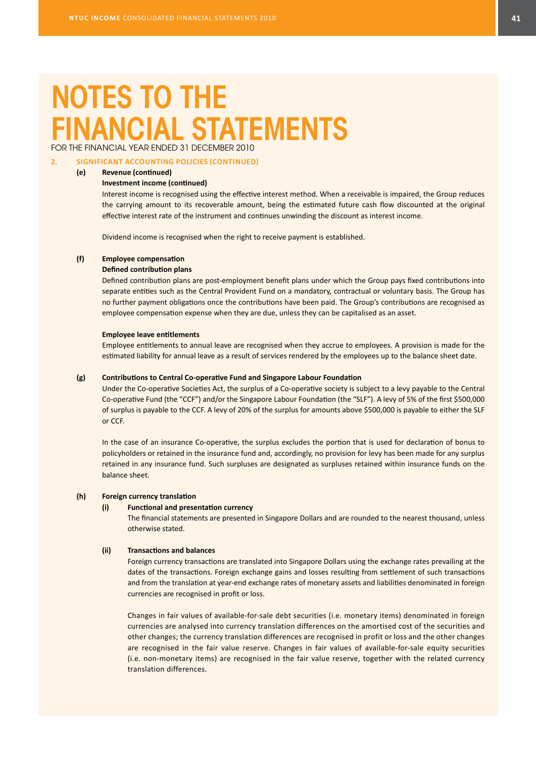# NOTES TO THE FINANCIAL STATEMENTS

FOR THE FINANCIAL YEAR ENDED 31 DECEMBER 2010

## 2. SIGNIFICANT ACCOUNTING POLICIES (CONTINUED)

### (e) Revenue (continued)

**Investment income (continued)**

Interest income is recognised using the effective interest method. When a receivable is impaired, the Group reduces the carrying amount to its recoverable amount, being the estimated future cash flow discounted at the original effective interest rate of the instrument and continues unwinding the discount as interest income.

Dividend income is recognised when the right to receive payment is established.

### (f) Employee compensation

**Defined contribution plans**

Defined contribution plans are post-employment benefit plans under which the Group pays fixed contributions into separate entities such as the Central Provident Fund on a mandatory, contractual or voluntary basis. The Group has no further payment obligations once the contributions have been paid. The Group's contributions are recognised as employee compensation expense when they are due, unless they can be capitalised as an asset.

**Employee leave entitlements**

Employee entitlements to annual leave are recognised when they accrue to employees. A provision is made for the estimated liability for annual leave as a result of services rendered by the employees up to the balance sheet date.

### (g) Contributions to Central Co-operative Fund and Singapore Labour Foundation

Under the Co-operative Societies Act, the surplus of a Co-operative society is subject to a levy payable to the Central Co-operative Fund (the "CCF") and/or the Singapore Labour Foundation (the "SLF"). A levy of 5% of the first $500,000 of surplus is payable to the CCF. A levy of 20% of the surplus for amounts above $500,000 is payable to either the SLF or CCF.

In the case of an insurance Co-operative, the surplus excludes the portion that is used for declaration of bonus to policyholders or retained in the insurance fund and, accordingly, no provision for levy has been made for any surplus retained in any insurance fund. Such surpluses are designated as surpluses retained within insurance funds on the balance sheet.

### (h) Foreign currency translation

**(i) Functional and presentation currency**

The financial statements are presented in Singapore Dollars and are rounded to the nearest thousand, unless otherwise stated.

**(ii) Transactions and balances**

Foreign currency transactions are translated into Singapore Dollars using the exchange rates prevailing at the dates of the transactions. Foreign exchange gains and losses resulting from settlement of such transactions and from the translation at year-end exchange rates of monetary assets and liabilities denominated in foreign currencies are recognised in profit or loss.

Changes in fair values of available-for-sale debt securities (i.e. monetary items) denominated in foreign currencies are analysed into currency translation differences on the amortised cost of the securities and other changes; the currency translation differences are recognised in profit or loss and the other changes are recognised in the fair value reserve. Changes in fair values of available-for-sale equity securities (i.e. non-monetary items) are recognised in the fair value reserve, together with the related currency translation differences.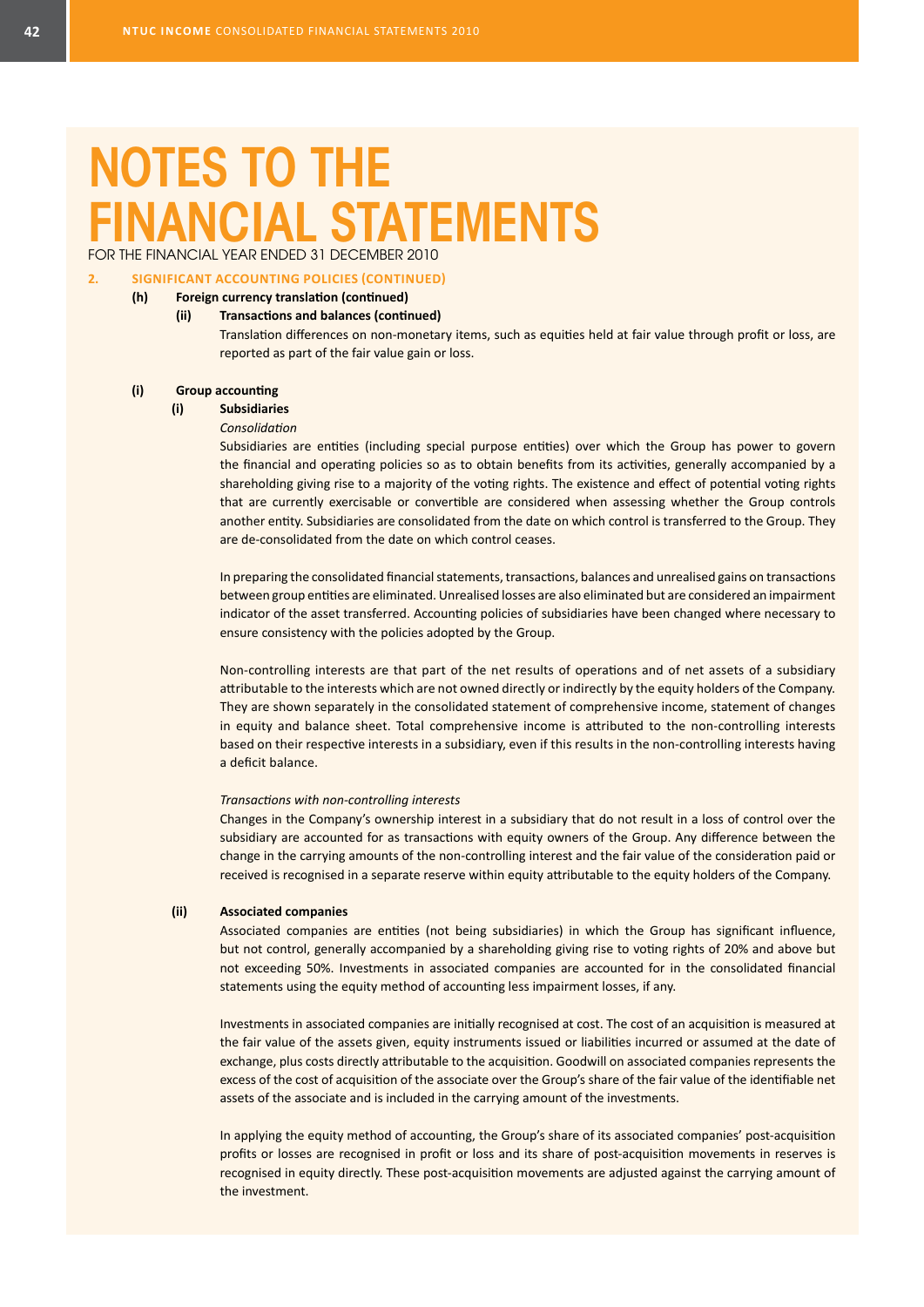# NOTES TO THE FINANCIAL STATEMENTS

FOR THE FINANCIAL YEAR ENDED 31 DECEMBER 2010

## 2. SIGNIFICANT ACCOUNTING POLICIES (CONTINUED)

### (h) Foreign currency translation (continued)

#### (ii) Transactions and balances (continued)

Translation differences on non-monetary items, such as equities held at fair value through profit or loss, are reported as part of the fair value gain or loss.

### (i) Group accounting

#### (i) Subsidiaries

*Consolidation*

Subsidiaries are entities (including special purpose entities) over which the Group has power to govern the financial and operating policies so as to obtain benefits from its activities, generally accompanied by a shareholding giving rise to a majority of the voting rights. The existence and effect of potential voting rights that are currently exercisable or convertible are considered when assessing whether the Group controls another entity. Subsidiaries are consolidated from the date on which control is transferred to the Group. They are de-consolidated from the date on which control ceases.

In preparing the consolidated financial statements, transactions, balances and unrealised gains on transactions between group entities are eliminated. Unrealised losses are also eliminated but are considered an impairment indicator of the asset transferred. Accounting policies of subsidiaries have been changed where necessary to ensure consistency with the policies adopted by the Group.

Non-controlling interests are that part of the net results of operations and of net assets of a subsidiary attributable to the interests which are not owned directly or indirectly by the equity holders of the Company. They are shown separately in the consolidated statement of comprehensive income, statement of changes in equity and balance sheet. Total comprehensive income is attributed to the non-controlling interests based on their respective interests in a subsidiary, even if this results in the non-controlling interests having a deficit balance.

*Transactions with non-controlling interests*

Changes in the Company's ownership interest in a subsidiary that do not result in a loss of control over the subsidiary are accounted for as transactions with equity owners of the Group. Any difference between the change in the carrying amounts of the non-controlling interest and the fair value of the consideration paid or received is recognised in a separate reserve within equity attributable to the equity holders of the Company.

#### (ii) Associated companies

Associated companies are entities (not being subsidiaries) in which the Group has significant influence, but not control, generally accompanied by a shareholding giving rise to voting rights of 20% and above but not exceeding 50%. Investments in associated companies are accounted for in the consolidated financial statements using the equity method of accounting less impairment losses, if any.

Investments in associated companies are initially recognised at cost. The cost of an acquisition is measured at the fair value of the assets given, equity instruments issued or liabilities incurred or assumed at the date of exchange, plus costs directly attributable to the acquisition. Goodwill on associated companies represents the excess of the cost of acquisition of the associate over the Group's share of the fair value of the identifiable net assets of the associate and is included in the carrying amount of the investments.

In applying the equity method of accounting, the Group's share of its associated companies' post-acquisition profits or losses are recognised in profit or loss and its share of post-acquisition movements in reserves is recognised in equity directly. These post-acquisition movements are adjusted against the carrying amount of the investment.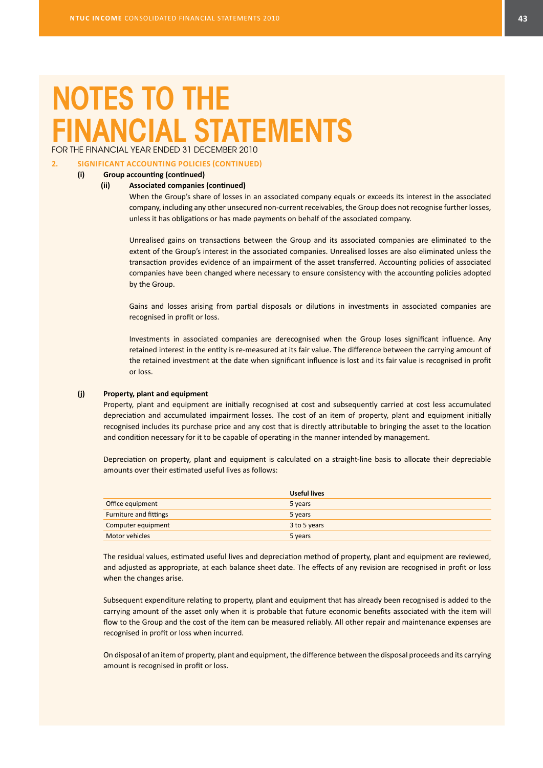# NOTES TO THE FINANCIAL STATEMENTS

FOR THE FINANCIAL YEAR ENDED 31 DECEMBER 2010

## 2. SIGNIFICANT ACCOUNTING POLICIES (CONTINUED)

### (i) Group accounting (continued)

#### (ii) Associated companies (continued)

When the Group's share of losses in an associated company equals or exceeds its interest in the associated company, including any other unsecured non-current receivables, the Group does not recognise further losses, unless it has obligations or has made payments on behalf of the associated company.

Unrealised gains on transactions between the Group and its associated companies are eliminated to the extent of the Group's interest in the associated companies. Unrealised losses are also eliminated unless the transaction provides evidence of an impairment of the asset transferred. Accounting policies of associated companies have been changed where necessary to ensure consistency with the accounting policies adopted by the Group.

Gains and losses arising from partial disposals or dilutions in investments in associated companies are recognised in profit or loss.

Investments in associated companies are derecognised when the Group loses significant influence. Any retained interest in the entity is re-measured at its fair value. The difference between the carrying amount of the retained investment at the date when significant influence is lost and its fair value is recognised in profit or loss.

### (j) Property, plant and equipment

Property, plant and equipment are initially recognised at cost and subsequently carried at cost less accumulated depreciation and accumulated impairment losses. The cost of an item of property, plant and equipment initially recognised includes its purchase price and any cost that is directly attributable to bringing the asset to the location and condition necessary for it to be capable of operating in the manner intended by management.

Depreciation on property, plant and equipment is calculated on a straight-line basis to allocate their depreciable amounts over their estimated useful lives as follows:

| | Useful lives |
|---|---|
| Office equipment | 5 years |
| Furniture and fittings | 5 years |
| Computer equipment | 3 to 5 years |
| Motor vehicles | 5 years |

The residual values, estimated useful lives and depreciation method of property, plant and equipment are reviewed, and adjusted as appropriate, at each balance sheet date. The effects of any revision are recognised in profit or loss when the changes arise.

Subsequent expenditure relating to property, plant and equipment that has already been recognised is added to the carrying amount of the asset only when it is probable that future economic benefits associated with the item will flow to the Group and the cost of the item can be measured reliably. All other repair and maintenance expenses are recognised in profit or loss when incurred.

On disposal of an item of property, plant and equipment, the difference between the disposal proceeds and its carrying amount is recognised in profit or loss.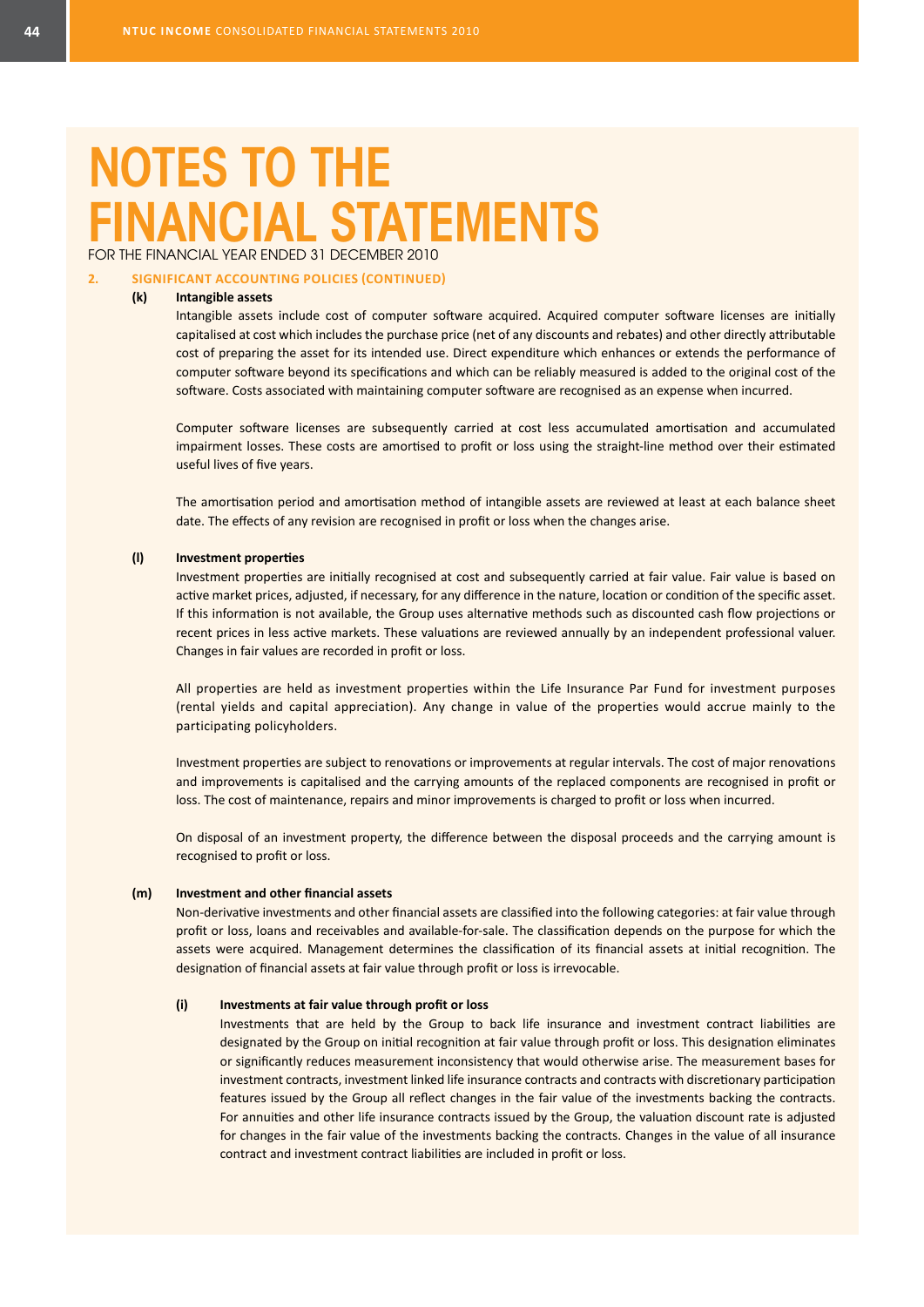# NOTES TO THE FINANCIAL STATEMENTS

FOR THE FINANCIAL YEAR ENDED 31 DECEMBER 2010

## 2. SIGNIFICANT ACCOUNTING POLICIES (CONTINUED)

### (k) Intangible assets

Intangible assets include cost of computer software acquired. Acquired computer software licenses are initially capitalised at cost which includes the purchase price (net of any discounts and rebates) and other directly attributable cost of preparing the asset for its intended use. Direct expenditure which enhances or extends the performance of computer software beyond its specifications and which can be reliably measured is added to the original cost of the software. Costs associated with maintaining computer software are recognised as an expense when incurred.

Computer software licenses are subsequently carried at cost less accumulated amortisation and accumulated impairment losses. These costs are amortised to profit or loss using the straight-line method over their estimated useful lives of five years.

The amortisation period and amortisation method of intangible assets are reviewed at least at each balance sheet date. The effects of any revision are recognised in profit or loss when the changes arise.

### (l) Investment properties

Investment properties are initially recognised at cost and subsequently carried at fair value. Fair value is based on active market prices, adjusted, if necessary, for any difference in the nature, location or condition of the specific asset. If this information is not available, the Group uses alternative methods such as discounted cash flow projections or recent prices in less active markets. These valuations are reviewed annually by an independent professional valuer. Changes in fair values are recorded in profit or loss.

All properties are held as investment properties within the Life Insurance Par Fund for investment purposes (rental yields and capital appreciation). Any change in value of the properties would accrue mainly to the participating policyholders.

Investment properties are subject to renovations or improvements at regular intervals. The cost of major renovations and improvements is capitalised and the carrying amounts of the replaced components are recognised in profit or loss. The cost of maintenance, repairs and minor improvements is charged to profit or loss when incurred.

On disposal of an investment property, the difference between the disposal proceeds and the carrying amount is recognised to profit or loss.

### (m) Investment and other financial assets

Non-derivative investments and other financial assets are classified into the following categories: at fair value through profit or loss, loans and receivables and available-for-sale. The classification depends on the purpose for which the assets were acquired. Management determines the classification of its financial assets at initial recognition. The designation of financial assets at fair value through profit or loss is irrevocable.

#### (i) Investments at fair value through profit or loss

Investments that are held by the Group to back life insurance and investment contract liabilities are designated by the Group on initial recognition at fair value through profit or loss. This designation eliminates or significantly reduces measurement inconsistency that would otherwise arise. The measurement bases for investment contracts, investment linked life insurance contracts and contracts with discretionary participation features issued by the Group all reflect changes in the fair value of the investments backing the contracts. For annuities and other life insurance contracts issued by the Group, the valuation discount rate is adjusted for changes in the fair value of the investments backing the contracts. Changes in the value of all insurance contract and investment contract liabilities are included in profit or loss.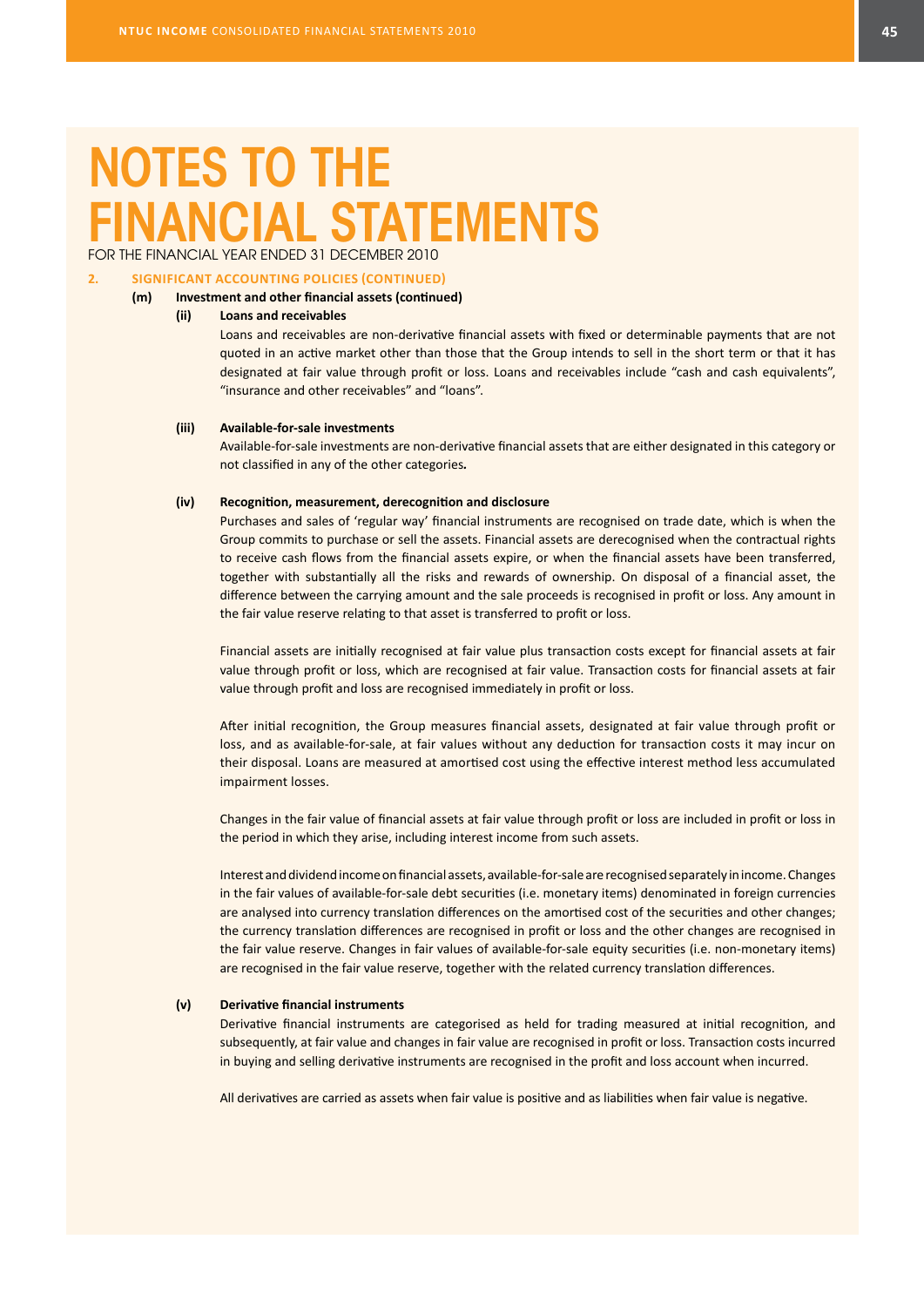# NOTES TO THE FINANCIAL STATEMENTS

FOR THE FINANCIAL YEAR ENDED 31 DECEMBER 2010

## 2. SIGNIFICANT ACCOUNTING POLICIES (CONTINUED)

### (m) Investment and other financial assets (continued)

#### (ii) Loans and receivables

Loans and receivables are non-derivative financial assets with fixed or determinable payments that are not quoted in an active market other than those that the Group intends to sell in the short term or that it has designated at fair value through profit or loss. Loans and receivables include "cash and cash equivalents", "insurance and other receivables" and "loans".

#### (iii) Available-for-sale investments

Available-for-sale investments are non-derivative financial assets that are either designated in this category or not classified in any of the other categories.

#### (iv) Recognition, measurement, derecognition and disclosure

Purchases and sales of 'regular way' financial instruments are recognised on trade date, which is when the Group commits to purchase or sell the assets. Financial assets are derecognised when the contractual rights to receive cash flows from the financial assets expire, or when the financial assets have been transferred, together with substantially all the risks and rewards of ownership. On disposal of a financial asset, the difference between the carrying amount and the sale proceeds is recognised in profit or loss. Any amount in the fair value reserve relating to that asset is transferred to profit or loss.

Financial assets are initially recognised at fair value plus transaction costs except for financial assets at fair value through profit or loss, which are recognised at fair value. Transaction costs for financial assets at fair value through profit and loss are recognised immediately in profit or loss.

After initial recognition, the Group measures financial assets, designated at fair value through profit or loss, and as available-for-sale, at fair values without any deduction for transaction costs it may incur on their disposal. Loans are measured at amortised cost using the effective interest method less accumulated impairment losses.

Changes in the fair value of financial assets at fair value through profit or loss are included in profit or loss in the period in which they arise, including interest income from such assets.

Interest and dividend income on financial assets, available-for-sale are recognised separately in income. Changes in the fair values of available-for-sale debt securities (i.e. monetary items) denominated in foreign currencies are analysed into currency translation differences on the amortised cost of the securities and other changes; the currency translation differences are recognised in profit or loss and the other changes are recognised in the fair value reserve. Changes in fair values of available-for-sale equity securities (i.e. non-monetary items) are recognised in the fair value reserve, together with the related currency translation differences.

#### (v) Derivative financial instruments

Derivative financial instruments are categorised as held for trading measured at initial recognition, and subsequently, at fair value and changes in fair value are recognised in profit or loss. Transaction costs incurred in buying and selling derivative instruments are recognised in the profit and loss account when incurred.

All derivatives are carried as assets when fair value is positive and as liabilities when fair value is negative.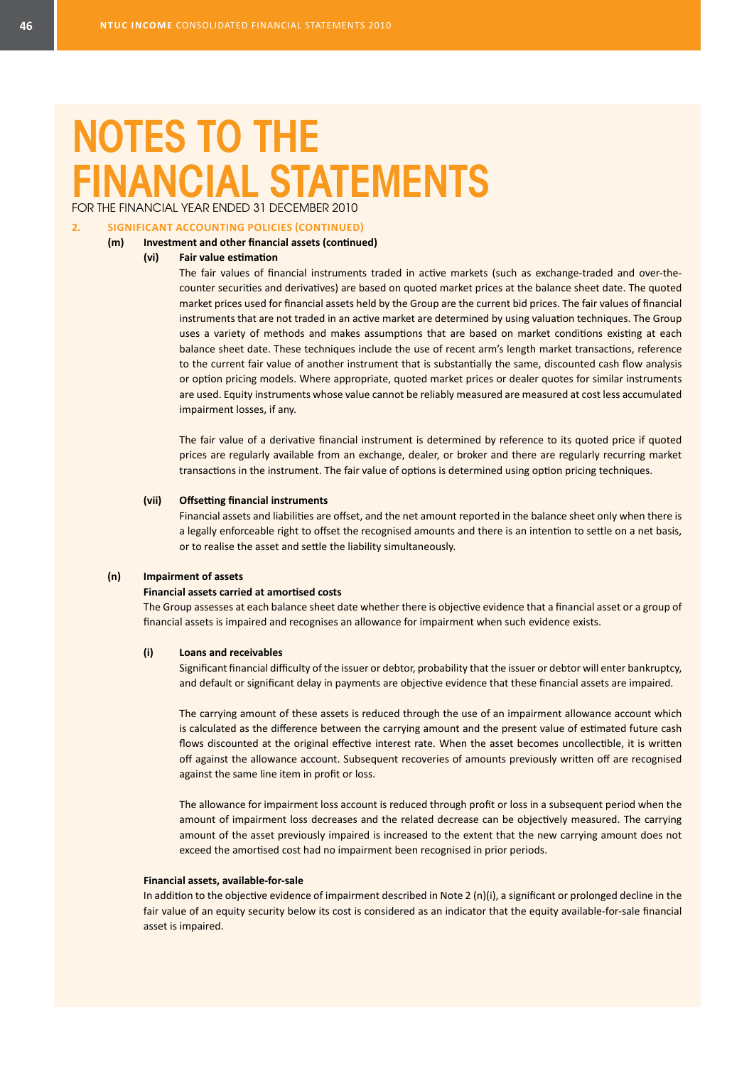# NOTES TO THE FINANCIAL STATEMENTS

FOR THE FINANCIAL YEAR ENDED 31 DECEMBER 2010

## 2. SIGNIFICANT ACCOUNTING POLICIES (CONTINUED)

### (m) Investment and other financial assets (continued)

#### (vi) Fair value estimation

The fair values of financial instruments traded in active markets (such as exchange-traded and over-the-counter securities and derivatives) are based on quoted market prices at the balance sheet date. The quoted market prices used for financial assets held by the Group are the current bid prices. The fair values of financial instruments that are not traded in an active market are determined by using valuation techniques. The Group uses a variety of methods and makes assumptions that are based on market conditions existing at each balance sheet date. These techniques include the use of recent arm's length market transactions, reference to the current fair value of another instrument that is substantially the same, discounted cash flow analysis or option pricing models. Where appropriate, quoted market prices or dealer quotes for similar instruments are used. Equity instruments whose value cannot be reliably measured are measured at cost less accumulated impairment losses, if any.

The fair value of a derivative financial instrument is determined by reference to its quoted price if quoted prices are regularly available from an exchange, dealer, or broker and there are regularly recurring market transactions in the instrument. The fair value of options is determined using option pricing techniques.

#### (vii) Offsetting financial instruments

Financial assets and liabilities are offset, and the net amount reported in the balance sheet only when there is a legally enforceable right to offset the recognised amounts and there is an intention to settle on a net basis, or to realise the asset and settle the liability simultaneously.

### (n) Impairment of assets

**Financial assets carried at amortised costs**

The Group assesses at each balance sheet date whether there is objective evidence that a financial asset or a group of financial assets is impaired and recognises an allowance for impairment when such evidence exists.

#### (i) Loans and receivables

Significant financial difficulty of the issuer or debtor, probability that the issuer or debtor will enter bankruptcy, and default or significant delay in payments are objective evidence that these financial assets are impaired.

The carrying amount of these assets is reduced through the use of an impairment allowance account which is calculated as the difference between the carrying amount and the present value of estimated future cash flows discounted at the original effective interest rate. When the asset becomes uncollectible, it is written off against the allowance account. Subsequent recoveries of amounts previously written off are recognised against the same line item in profit or loss.

The allowance for impairment loss account is reduced through profit or loss in a subsequent period when the amount of impairment loss decreases and the related decrease can be objectively measured. The carrying amount of the asset previously impaired is increased to the extent that the new carrying amount does not exceed the amortised cost had no impairment been recognised in prior periods.

**Financial assets, available-for-sale**

In addition to the objective evidence of impairment described in Note 2 (n)(i), a significant or prolonged decline in the fair value of an equity security below its cost is considered as an indicator that the equity available-for-sale financial asset is impaired.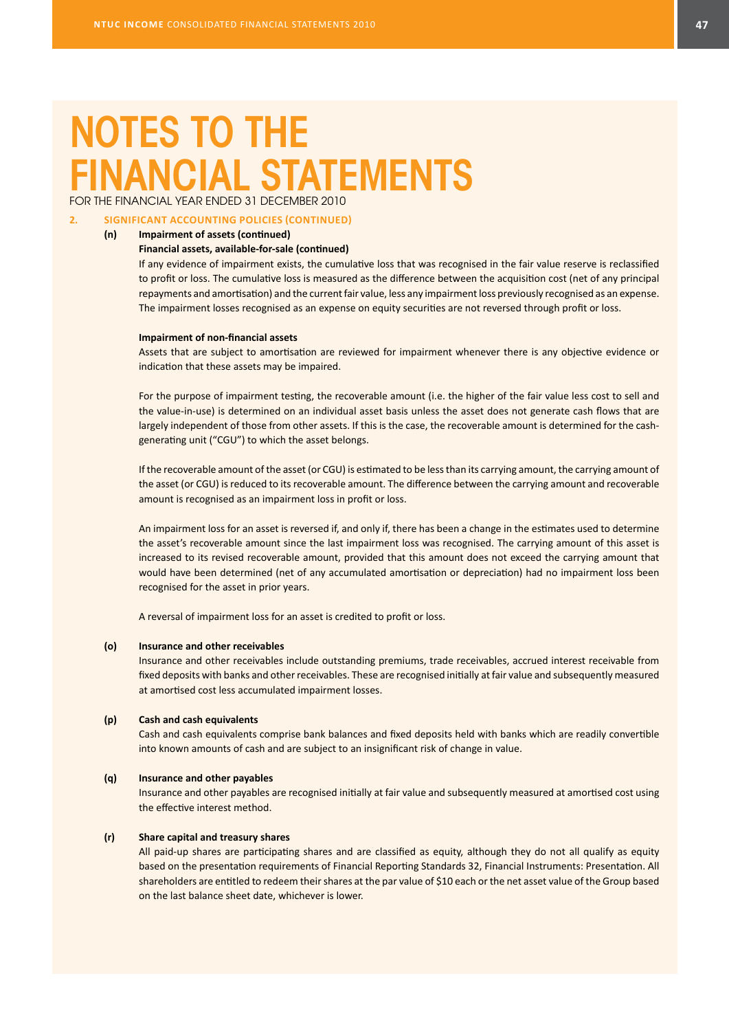# NOTES TO THE FINANCIAL STATEMENTS

FOR THE FINANCIAL YEAR ENDED 31 DECEMBER 2010

## 2. SIGNIFICANT ACCOUNTING POLICIES (CONTINUED)

### (n) Impairment of assets (continued)

**Financial assets, available-for-sale (continued)**

If any evidence of impairment exists, the cumulative loss that was recognised in the fair value reserve is reclassified to profit or loss. The cumulative loss is measured as the difference between the acquisition cost (net of any principal repayments and amortisation) and the current fair value, less any impairment loss previously recognised as an expense. The impairment losses recognised as an expense on equity securities are not reversed through profit or loss.

**Impairment of non-financial assets**

Assets that are subject to amortisation are reviewed for impairment whenever there is any objective evidence or indication that these assets may be impaired.

For the purpose of impairment testing, the recoverable amount (i.e. the higher of the fair value less cost to sell and the value-in-use) is determined on an individual asset basis unless the asset does not generate cash flows that are largely independent of those from other assets. If this is the case, the recoverable amount is determined for the cash-generating unit ("CGU") to which the asset belongs.

If the recoverable amount of the asset (or CGU) is estimated to be less than its carrying amount, the carrying amount of the asset (or CGU) is reduced to its recoverable amount. The difference between the carrying amount and recoverable amount is recognised as an impairment loss in profit or loss.

An impairment loss for an asset is reversed if, and only if, there has been a change in the estimates used to determine the asset's recoverable amount since the last impairment loss was recognised. The carrying amount of this asset is increased to its revised recoverable amount, provided that this amount does not exceed the carrying amount that would have been determined (net of any accumulated amortisation or depreciation) had no impairment loss been recognised for the asset in prior years.

A reversal of impairment loss for an asset is credited to profit or loss.

### (o) Insurance and other receivables

Insurance and other receivables include outstanding premiums, trade receivables, accrued interest receivable from fixed deposits with banks and other receivables. These are recognised initially at fair value and subsequently measured at amortised cost less accumulated impairment losses.

### (p) Cash and cash equivalents

Cash and cash equivalents comprise bank balances and fixed deposits held with banks which are readily convertible into known amounts of cash and are subject to an insignificant risk of change in value.

### (q) Insurance and other payables

Insurance and other payables are recognised initially at fair value and subsequently measured at amortised cost using the effective interest method.

### (r) Share capital and treasury shares

All paid-up shares are participating shares and are classified as equity, although they do not all qualify as equity based on the presentation requirements of Financial Reporting Standards 32, Financial Instruments: Presentation. All shareholders are entitled to redeem their shares at the par value of $10 each or the net asset value of the Group based on the last balance sheet date, whichever is lower.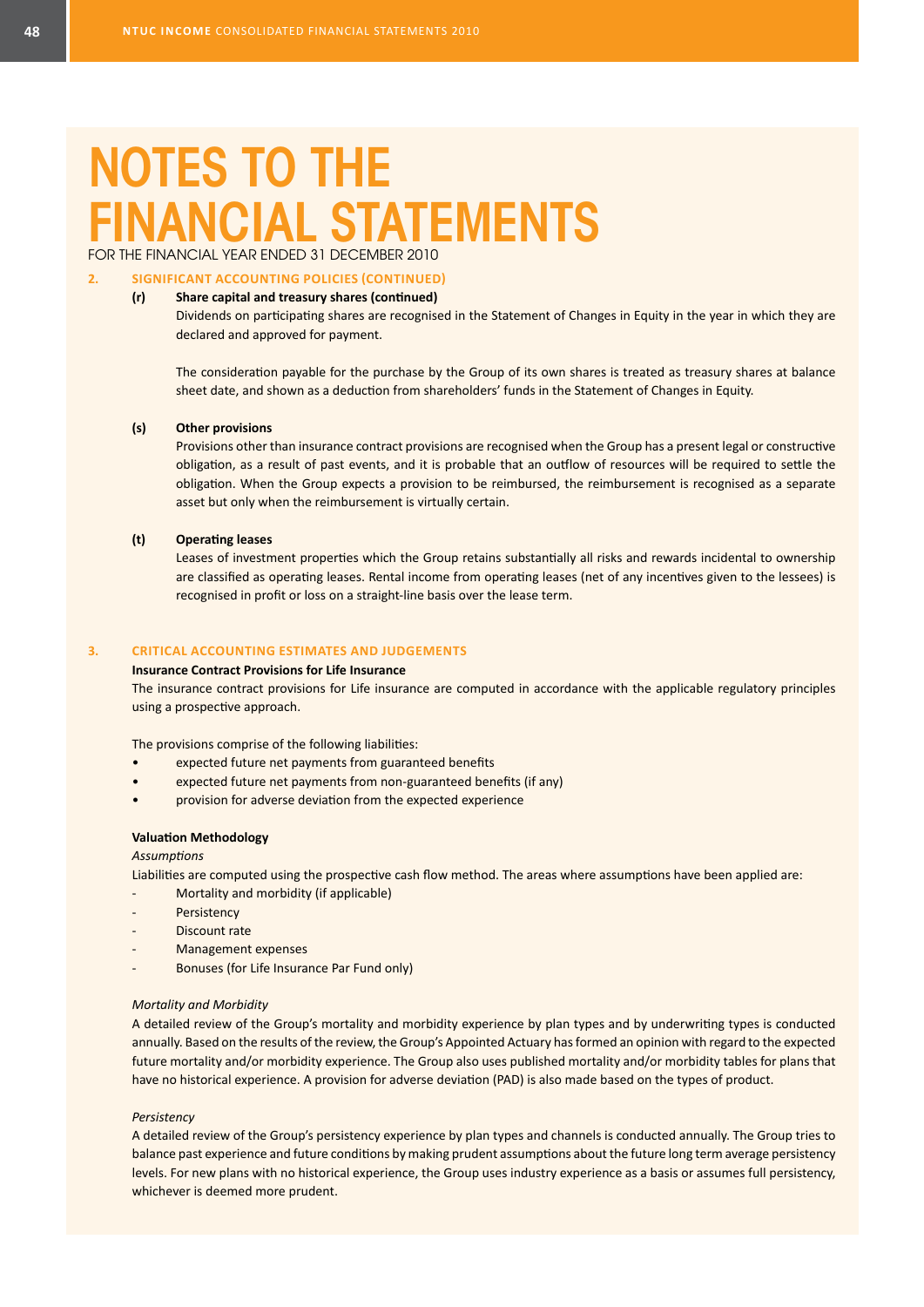# NOTES TO THE FINANCIAL STATEMENTS

FOR THE FINANCIAL YEAR ENDED 31 DECEMBER 2010

## 2. SIGNIFICANT ACCOUNTING POLICIES (CONTINUED)

### (r) Share capital and treasury shares (continued)

Dividends on participating shares are recognised in the Statement of Changes in Equity in the year in which they are declared and approved for payment.

The consideration payable for the purchase by the Group of its own shares is treated as treasury shares at balance sheet date, and shown as a deduction from shareholders' funds in the Statement of Changes in Equity.

### (s) Other provisions

Provisions other than insurance contract provisions are recognised when the Group has a present legal or constructive obligation, as a result of past events, and it is probable that an outflow of resources will be required to settle the obligation. When the Group expects a provision to be reimbursed, the reimbursement is recognised as a separate asset but only when the reimbursement is virtually certain.

### (t) Operating leases

Leases of investment properties which the Group retains substantially all risks and rewards incidental to ownership are classified as operating leases. Rental income from operating leases (net of any incentives given to the lessees) is recognised in profit or loss on a straight-line basis over the lease term.

## 3. CRITICAL ACCOUNTING ESTIMATES AND JUDGEMENTS

**Insurance Contract Provisions for Life Insurance**

The insurance contract provisions for Life insurance are computed in accordance with the applicable regulatory principles using a prospective approach.

The provisions comprise of the following liabilities:

- expected future net payments from guaranteed benefits
- expected future net payments from non-guaranteed benefits (if any)
- provision for adverse deviation from the expected experience

**Valuation Methodology**

*Assumptions*

Liabilities are computed using the prospective cash flow method. The areas where assumptions have been applied are:

- Mortality and morbidity (if applicable)
- Persistency
- Discount rate
- Management expenses
- Bonuses (for Life Insurance Par Fund only)

*Mortality and Morbidity*

A detailed review of the Group's mortality and morbidity experience by plan types and by underwriting types is conducted annually. Based on the results of the review, the Group's Appointed Actuary has formed an opinion with regard to the expected future mortality and/or morbidity experience. The Group also uses published mortality and/or morbidity tables for plans that have no historical experience. A provision for adverse deviation (PAD) is also made based on the types of product.

*Persistency*

A detailed review of the Group's persistency experience by plan types and channels is conducted annually. The Group tries to balance past experience and future conditions by making prudent assumptions about the future long term average persistency levels. For new plans with no historical experience, the Group uses industry experience as a basis or assumes full persistency, whichever is deemed more prudent.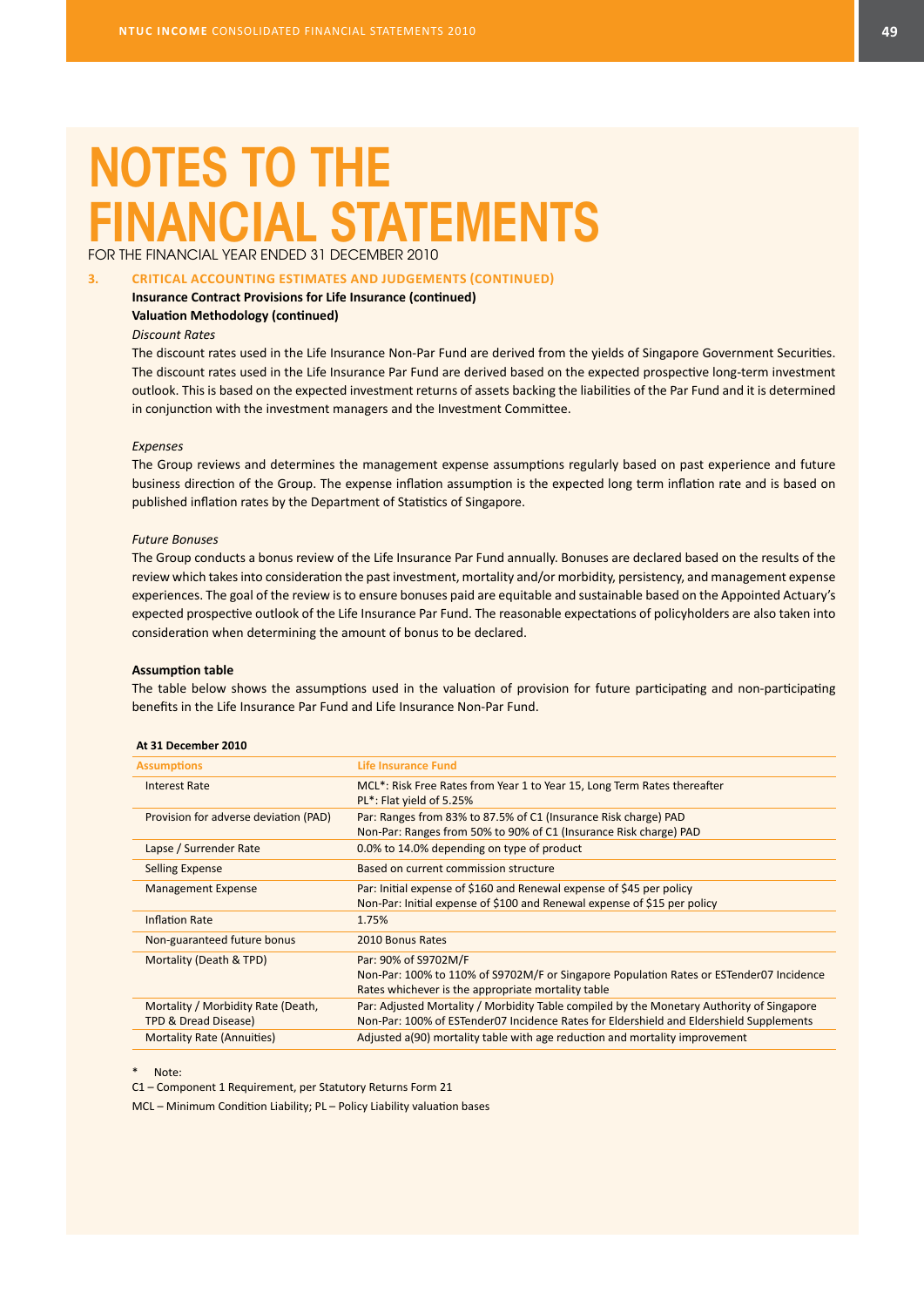# NOTES TO THE FINANCIAL STATEMENTS

FOR THE FINANCIAL YEAR ENDED 31 DECEMBER 2010

## 3. CRITICAL ACCOUNTING ESTIMATES AND JUDGEMENTS (CONTINUED)

**Insurance Contract Provisions for Life Insurance (continued)**

**Valuation Methodology (continued)**

*Discount Rates*

The discount rates used in the Life Insurance Non-Par Fund are derived from the yields of Singapore Government Securities. The discount rates used in the Life Insurance Par Fund are derived based on the expected prospective long-term investment outlook. This is based on the expected investment returns of assets backing the liabilities of the Par Fund and it is determined in conjunction with the investment managers and the Investment Committee.

*Expenses*

The Group reviews and determines the management expense assumptions regularly based on past experience and future business direction of the Group. The expense inflation assumption is the expected long term inflation rate and is based on published inflation rates by the Department of Statistics of Singapore.

*Future Bonuses*

The Group conducts a bonus review of the Life Insurance Par Fund annually. Bonuses are declared based on the results of the review which takes into consideration the past investment, mortality and/or morbidity, persistency, and management expense experiences. The goal of the review is to ensure bonuses paid are equitable and sustainable based on the Appointed Actuary's expected prospective outlook of the Life Insurance Par Fund. The reasonable expectations of policyholders are also taken into consideration when determining the amount of bonus to be declared.

**Assumption table**

The table below shows the assumptions used in the valuation of provision for future participating and non-participating benefits in the Life Insurance Par Fund and Life Insurance Non-Par Fund.

**At 31 December 2010**

| Assumptions | Life Insurance Fund |
|---|---|
| Interest Rate | MCL*: Risk Free Rates from Year 1 to Year 15, Long Term Rates thereafter<br>PL*: Flat yield of 5.25% |
| Provision for adverse deviation (PAD) | Par: Ranges from 83% to 87.5% of C1 (Insurance Risk charge) PAD<br>Non-Par: Ranges from 50% to 90% of C1 (Insurance Risk charge) PAD |
| Lapse / Surrender Rate | 0.0% to 14.0% depending on type of product |
| Selling Expense | Based on current commission structure |
| Management Expense | Par: Initial expense of $160 and Renewal expense of $45 per policy<br>Non-Par: Initial expense of $100 and Renewal expense of $15 per policy |
| Inflation Rate | 1.75% |
| Non-guaranteed future bonus | 2010 Bonus Rates |
| Mortality (Death & TPD) | Par: 90% of S9702M/F<br>Non-Par: 100% to 110% of S9702M/F or Singapore Population Rates or ESTender07 Incidence Rates whichever is the appropriate mortality table |
| Mortality / Morbidity Rate (Death, TPD & Dread Disease) | Par: Adjusted Mortality / Morbidity Table compiled by the Monetary Authority of Singapore<br>Non-Par: 100% of ESTender07 Incidence Rates for Eldershield and Eldershield Supplements |
| Mortality Rate (Annuities) | Adjusted a(90) mortality table with age reduction and mortality improvement |

\* Note:

C1 – Component 1 Requirement, per Statutory Returns Form 21

MCL – Minimum Condition Liability; PL – Policy Liability valuation bases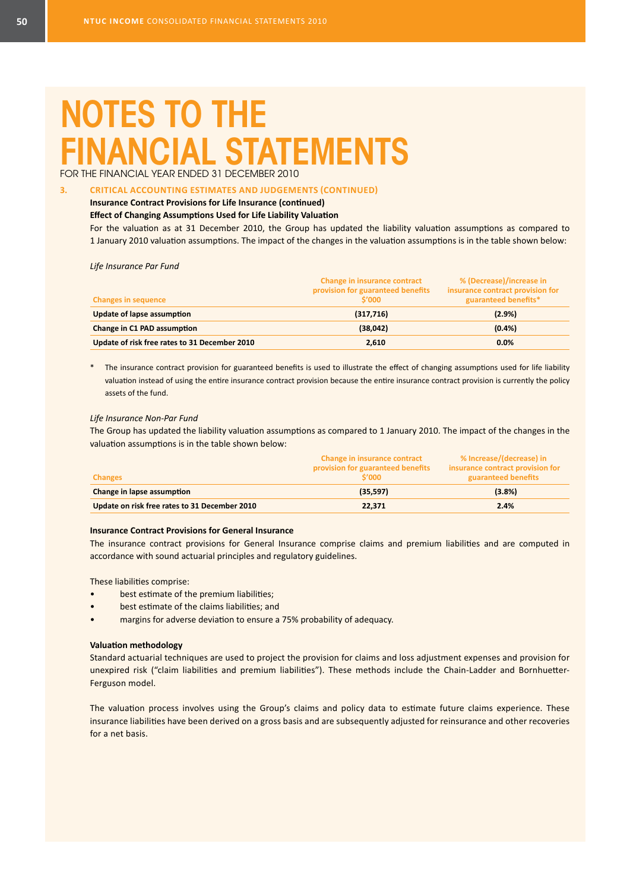# NOTES TO THE FINANCIAL STATEMENTS

FOR THE FINANCIAL YEAR ENDED 31 DECEMBER 2010

## 3. CRITICAL ACCOUNTING ESTIMATES AND JUDGEMENTS (CONTINUED)

**Insurance Contract Provisions for Life Insurance (continued)**

**Effect of Changing Assumptions Used for Life Liability Valuation**

For the valuation as at 31 December 2010, the Group has updated the liability valuation assumptions as compared to 1 January 2010 valuation assumptions. The impact of the changes in the valuation assumptions is in the table shown below:

*Life Insurance Par Fund*

| Changes in sequence | Change in insurance contract provision for guaranteed benefits $'000 | % (Decrease)/increase in insurance contract provision for guaranteed benefits* |
|---|---|---|
| **Update of lapse assumption** | **(317,716)** | **(2.9%)** |
| **Change in C1 PAD assumption** | **(38,042)** | **(0.4%)** |
| **Update of risk free rates to 31 December 2010** | **2,610** | **0.0%** |

\* The insurance contract provision for guaranteed benefits is used to illustrate the effect of changing assumptions used for life liability valuation instead of using the entire insurance contract provision because the entire insurance contract provision is currently the policy assets of the fund.

*Life Insurance Non-Par Fund*

The Group has updated the liability valuation assumptions as compared to 1 January 2010. The impact of the changes in the valuation assumptions is in the table shown below:

| Changes | Change in insurance contract provision for guaranteed benefits $'000 | % Increase/(decrease) in insurance contract provision for guaranteed benefits |
|---|---|---|
| **Change in lapse assumption** | **(35,597)** | **(3.8%)** |
| **Update on risk free rates to 31 December 2010** | **22,371** | **2.4%** |

**Insurance Contract Provisions for General Insurance**

The insurance contract provisions for General Insurance comprise claims and premium liabilities and are computed in accordance with sound actuarial principles and regulatory guidelines.

These liabilities comprise:

- best estimate of the premium liabilities;
- best estimate of the claims liabilities; and
- margins for adverse deviation to ensure a 75% probability of adequacy.

**Valuation methodology**

Standard actuarial techniques are used to project the provision for claims and loss adjustment expenses and provision for unexpired risk ("claim liabilities and premium liabilities"). These methods include the Chain-Ladder and Bornhuetter-Ferguson model.

The valuation process involves using the Group's claims and policy data to estimate future claims experience. These insurance liabilities have been derived on a gross basis and are subsequently adjusted for reinsurance and other recoveries for a net basis.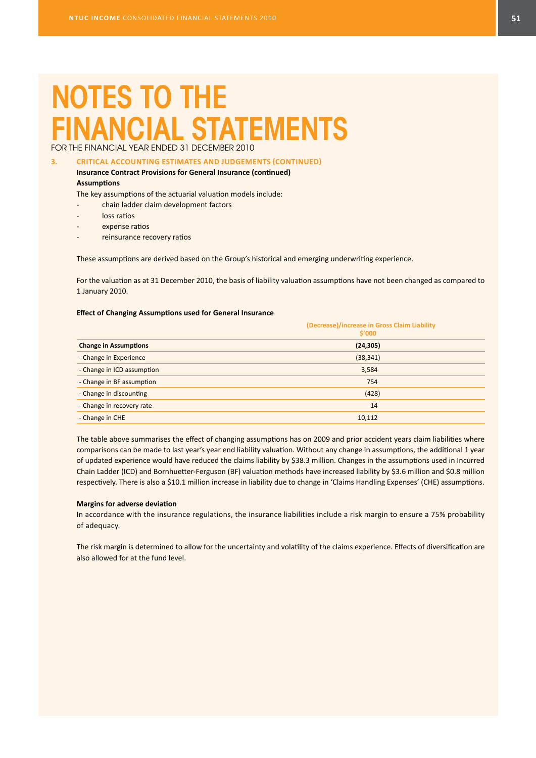# NOTES TO THE FINANCIAL STATEMENTS

FOR THE FINANCIAL YEAR ENDED 31 DECEMBER 2010

## 3. CRITICAL ACCOUNTING ESTIMATES AND JUDGEMENTS (CONTINUED)

**Insurance Contract Provisions for General Insurance (continued)**

**Assumptions**

The key assumptions of the actuarial valuation models include:

- chain ladder claim development factors
- loss ratios
- expense ratios
- reinsurance recovery ratios

These assumptions are derived based on the Group's historical and emerging underwriting experience.

For the valuation as at 31 December 2010, the basis of liability valuation assumptions have not been changed as compared to 1 January 2010.

**Effect of Changing Assumptions used for General Insurance**

| | (Decrease)/increase in Gross Claim Liability $'000 |
|---|---|
| **Change in Assumptions** | **(24,305)** |
| - Change in Experience | (38,341) |
| - Change in ICD assumption | 3,584 |
| - Change in BF assumption | 754 |
| - Change in discounting | (428) |
| - Change in recovery rate | 14 |
| - Change in CHE | 10,112 |

The table above summarises the effect of changing assumptions has on 2009 and prior accident years claim liabilities where comparisons can be made to last year's year end liability valuation. Without any change in assumptions, the additional 1 year of updated experience would have reduced the claims liability by $38.3 million. Changes in the assumptions used in Incurred Chain Ladder (ICD) and Bornhuetter-Ferguson (BF) valuation methods have increased liability by $3.6 million and $0.8 million respectively. There is also a $10.1 million increase in liability due to change in 'Claims Handling Expenses' (CHE) assumptions.

**Margins for adverse deviation**

In accordance with the insurance regulations, the insurance liabilities include a risk margin to ensure a 75% probability of adequacy.

The risk margin is determined to allow for the uncertainty and volatility of the claims experience. Effects of diversification are also allowed for at the fund level.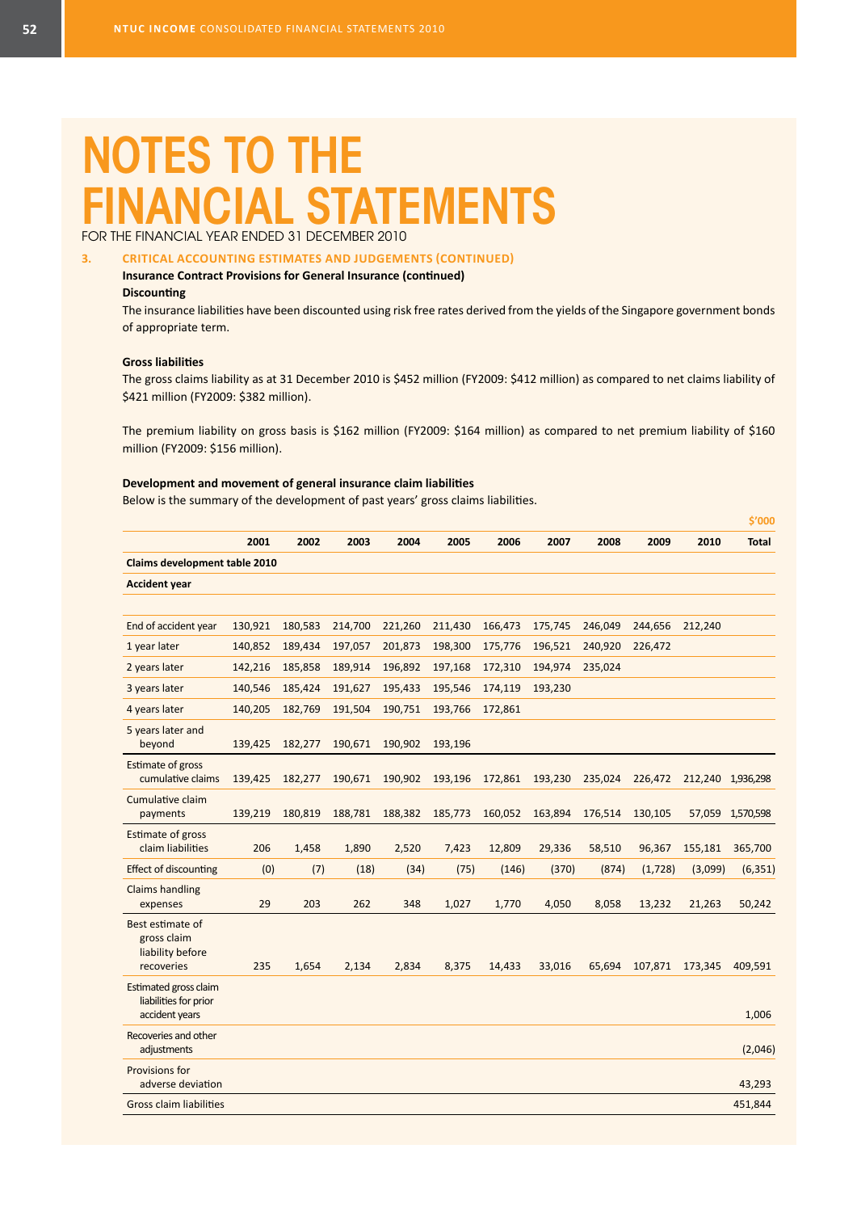# NOTES TO THE FINANCIAL STATEMENTS

FOR THE FINANCIAL YEAR ENDED 31 DECEMBER 2010

## 3. CRITICAL ACCOUNTING ESTIMATES AND JUDGEMENTS (CONTINUED)

**Insurance Contract Provisions for General Insurance (continued)**

**Discounting**

The insurance liabilities have been discounted using risk free rates derived from the yields of the Singapore government bonds of appropriate term.

**Gross liabilities**

The gross claims liability as at 31 December 2010 is $452 million (FY2009: $412 million) as compared to net claims liability of $421 million (FY2009: $382 million).

The premium liability on gross basis is $162 million (FY2009: $164 million) as compared to net premium liability of $160 million (FY2009: $156 million).

**Development and movement of general insurance claim liabilities**

Below is the summary of the development of past years' gross claims liabilities.

$'000

| | 2001 | 2002 | 2003 | 2004 | 2005 | 2006 | 2007 | 2008 | 2009 | 2010 | Total |
|---|---|---|---|---|---|---|---|---|---|---|---|
| **Claims development table 2010** | | | | | | | | | | | |
| **Accident year** | | | | | | | | | | | |
| End of accident year | 130,921 | 180,583 | 214,700 | 221,260 | 211,430 | 166,473 | 175,745 | 246,049 | 244,656 | 212,240 | |
| 1 year later | 140,852 | 189,434 | 197,057 | 201,873 | 198,300 | 175,776 | 196,521 | 240,920 | 226,472 | | |
| 2 years later | 142,216 | 185,858 | 189,914 | 196,892 | 197,168 | 172,310 | 194,974 | 235,024 | | | |
| 3 years later | 140,546 | 185,424 | 191,627 | 195,433 | 195,546 | 174,119 | 193,230 | | | | |
| 4 years later | 140,205 | 182,769 | 191,504 | 190,751 | 193,766 | 172,861 | | | | | |
| 5 years later and beyond | 139,425 | 182,277 | 190,671 | 190,902 | 193,196 | | | | | | |
| Estimate of gross cumulative claims | 139,425 | 182,277 | 190,671 | 190,902 | 193,196 | 172,861 | 193,230 | 235,024 | 226,472 | 212,240 | 1,936,298 |
| Cumulative claim payments | 139,219 | 180,819 | 188,781 | 188,382 | 185,773 | 160,052 | 163,894 | 176,514 | 130,105 | 57,059 | 1,570,598 |
| Estimate of gross claim liabilities | 206 | 1,458 | 1,890 | 2,520 | 7,423 | 12,809 | 29,336 | 58,510 | 96,367 | 155,181 | 365,700 |
| Effect of discounting | (0) | (7) | (18) | (34) | (75) | (146) | (370) | (874) | (1,728) | (3,099) | (6,351) |
| Claims handling expenses | 29 | 203 | 262 | 348 | 1,027 | 1,770 | 4,050 | 8,058 | 13,232 | 21,263 | 50,242 |
| Best estimate of gross claim liability before recoveries | 235 | 1,654 | 2,134 | 2,834 | 8,375 | 14,433 | 33,016 | 65,694 | 107,871 | 173,345 | 409,591 |
| Estimated gross claim liabilities for prior accident years | | | | | | | | | | | 1,006 |
| Recoveries and other adjustments | | | | | | | | | | | (2,046) |
| Provisions for adverse deviation | | | | | | | | | | | 43,293 |
| Gross claim liabilities | | | | | | | | | | | 451,844 |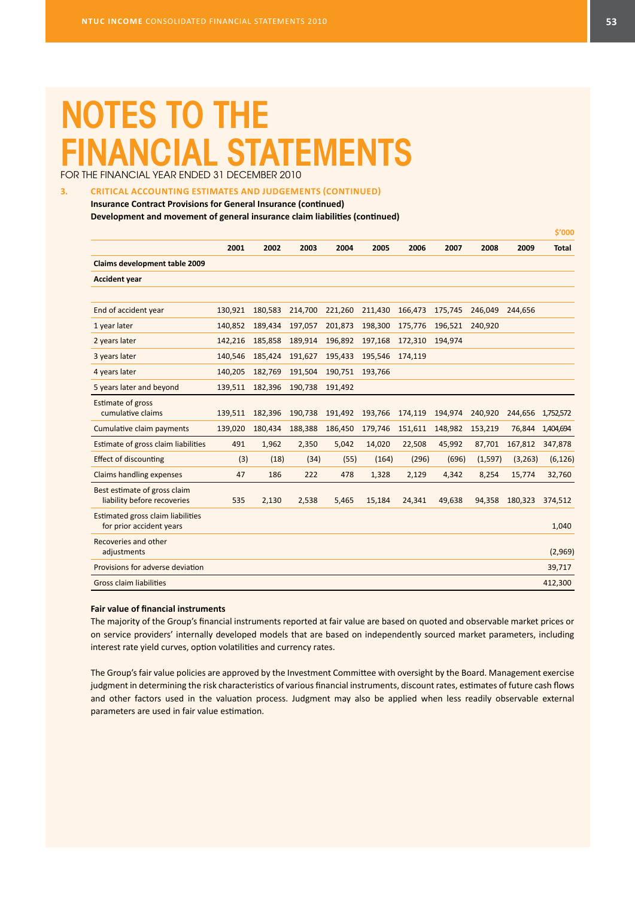# NOTES TO THE FINANCIAL STATEMENTS

FOR THE FINANCIAL YEAR ENDED 31 DECEMBER 2010

### 3. CRITICAL ACCOUNTING ESTIMATES AND JUDGEMENTS (CONTINUED)

**Insurance Contract Provisions for General Insurance (continued)**

**Development and movement of general insurance claim liabilities (continued)**

$'000

| | 2001 | 2002 | 2003 | 2004 | 2005 | 2006 | 2007 | 2008 | 2009 | Total |
|---|---|---|---|---|---|---|---|---|---|---|
| **Claims development table 2009** | | | | | | | | | | |
| **Accident year** | | | | | | | | | | |
| End of accident year | 130,921 | 180,583 | 214,700 | 221,260 | 211,430 | 166,473 | 175,745 | 246,049 | 244,656 | |
| 1 year later | 140,852 | 189,434 | 197,057 | 201,873 | 198,300 | 175,776 | 196,521 | 240,920 | | |
| 2 years later | 142,216 | 185,858 | 189,914 | 196,892 | 197,168 | 172,310 | 194,974 | | | |
| 3 years later | 140,546 | 185,424 | 191,627 | 195,433 | 195,546 | 174,119 | | | | |
| 4 years later | 140,205 | 182,769 | 191,504 | 190,751 | 193,766 | | | | | |
| 5 years later and beyond | 139,511 | 182,396 | 190,738 | 191,492 | | | | | | |
| Estimate of gross cumulative claims | 139,511 | 182,396 | 190,738 | 191,492 | 193,766 | 174,119 | 194,974 | 240,920 | 244,656 | 1,752,572 |
| Cumulative claim payments | 139,020 | 180,434 | 188,388 | 186,450 | 179,746 | 151,611 | 148,982 | 153,219 | 76,844 | 1,404,694 |
| Estimate of gross claim liabilities | 491 | 1,962 | 2,350 | 5,042 | 14,020 | 22,508 | 45,992 | 87,701 | 167,812 | 347,878 |
| Effect of discounting | (3) | (18) | (34) | (55) | (164) | (296) | (696) | (1,597) | (3,263) | (6,126) |
| Claims handling expenses | 47 | 186 | 222 | 478 | 1,328 | 2,129 | 4,342 | 8,254 | 15,774 | 32,760 |
| Best estimate of gross claim liability before recoveries | 535 | 2,130 | 2,538 | 5,465 | 15,184 | 24,341 | 49,638 | 94,358 | 180,323 | 374,512 |
| Estimated gross claim liabilities for prior accident years | | | | | | | | | | 1,040 |
| Recoveries and other adjustments | | | | | | | | | | (2,969) |
| Provisions for adverse deviation | | | | | | | | | | 39,717 |
| Gross claim liabilities | | | | | | | | | | 412,300 |

**Fair value of financial instruments**

The majority of the Group's financial instruments reported at fair value are based on quoted and observable market prices or on service providers' internally developed models that are based on independently sourced market parameters, including interest rate yield curves, option volatilities and currency rates.

The Group's fair value policies are approved by the Investment Committee with oversight by the Board. Management exercise judgment in determining the risk characteristics of various financial instruments, discount rates, estimates of future cash flows and other factors used in the valuation process. Judgment may also be applied when less readily observable external parameters are used in fair value estimation.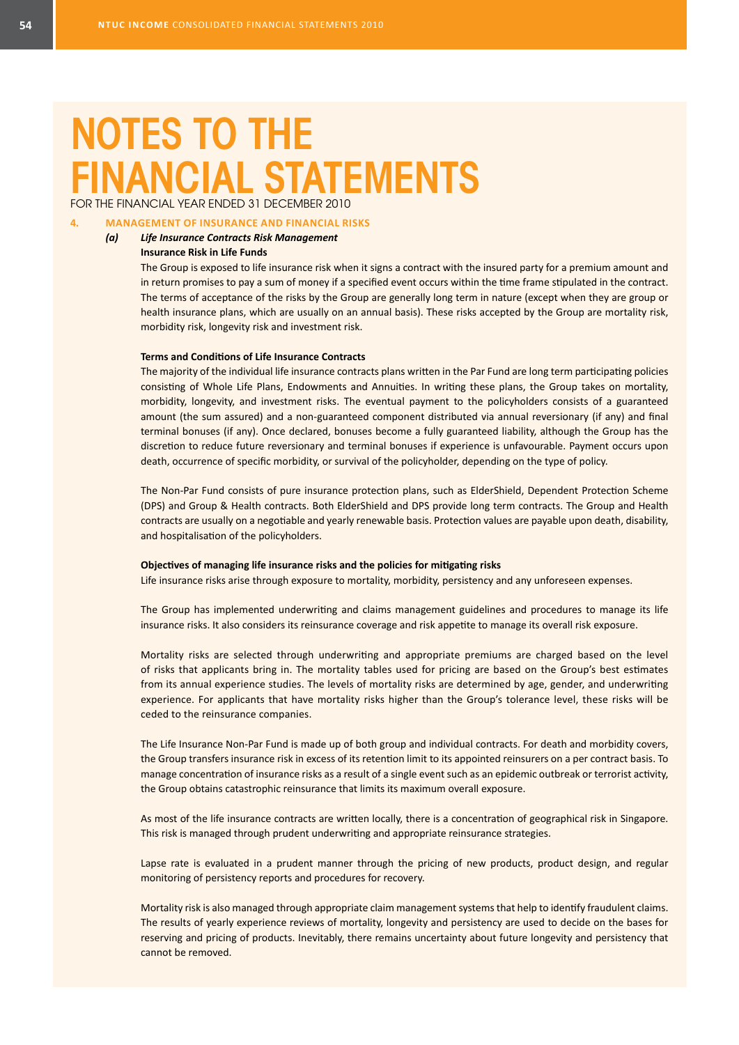# NOTES TO THE FINANCIAL STATEMENTS

FOR THE FINANCIAL YEAR ENDED 31 DECEMBER 2010

## 4. MANAGEMENT OF INSURANCE AND FINANCIAL RISKS

### (a) *Life Insurance Contracts Risk Management*

**Insurance Risk in Life Funds**

The Group is exposed to life insurance risk when it signs a contract with the insured party for a premium amount and in return promises to pay a sum of money if a specified event occurs within the time frame stipulated in the contract. The terms of acceptance of the risks by the Group are generally long term in nature (except when they are group or health insurance plans, which are usually on an annual basis). These risks accepted by the Group are mortality risk, morbidity risk, longevity risk and investment risk.

**Terms and Conditions of Life Insurance Contracts**

The majority of the individual life insurance contracts plans written in the Par Fund are long term participating policies consisting of Whole Life Plans, Endowments and Annuities. In writing these plans, the Group takes on mortality, morbidity, longevity, and investment risks. The eventual payment to the policyholders consists of a guaranteed amount (the sum assured) and a non-guaranteed component distributed via annual reversionary (if any) and final terminal bonuses (if any). Once declared, bonuses become a fully guaranteed liability, although the Group has the discretion to reduce future reversionary and terminal bonuses if experience is unfavourable. Payment occurs upon death, occurrence of specific morbidity, or survival of the policyholder, depending on the type of policy.

The Non-Par Fund consists of pure insurance protection plans, such as ElderShield, Dependent Protection Scheme (DPS) and Group & Health contracts. Both ElderShield and DPS provide long term contracts. The Group and Health contracts are usually on a negotiable and yearly renewable basis. Protection values are payable upon death, disability, and hospitalisation of the policyholders.

**Objectives of managing life insurance risks and the policies for mitigating risks**

Life insurance risks arise through exposure to mortality, morbidity, persistency and any unforeseen expenses.

The Group has implemented underwriting and claims management guidelines and procedures to manage its life insurance risks. It also considers its reinsurance coverage and risk appetite to manage its overall risk exposure.

Mortality risks are selected through underwriting and appropriate premiums are charged based on the level of risks that applicants bring in. The mortality tables used for pricing are based on the Group's best estimates from its annual experience studies. The levels of mortality risks are determined by age, gender, and underwriting experience. For applicants that have mortality risks higher than the Group's tolerance level, these risks will be ceded to the reinsurance companies.

The Life Insurance Non-Par Fund is made up of both group and individual contracts. For death and morbidity covers, the Group transfers insurance risk in excess of its retention limit to its appointed reinsurers on a per contract basis. To manage concentration of insurance risks as a result of a single event such as an epidemic outbreak or terrorist activity, the Group obtains catastrophic reinsurance that limits its maximum overall exposure.

As most of the life insurance contracts are written locally, there is a concentration of geographical risk in Singapore. This risk is managed through prudent underwriting and appropriate reinsurance strategies.

Lapse rate is evaluated in a prudent manner through the pricing of new products, product design, and regular monitoring of persistency reports and procedures for recovery.

Mortality risk is also managed through appropriate claim management systems that help to identify fraudulent claims. The results of yearly experience reviews of mortality, longevity and persistency are used to decide on the bases for reserving and pricing of products. Inevitably, there remains uncertainty about future longevity and persistency that cannot be removed.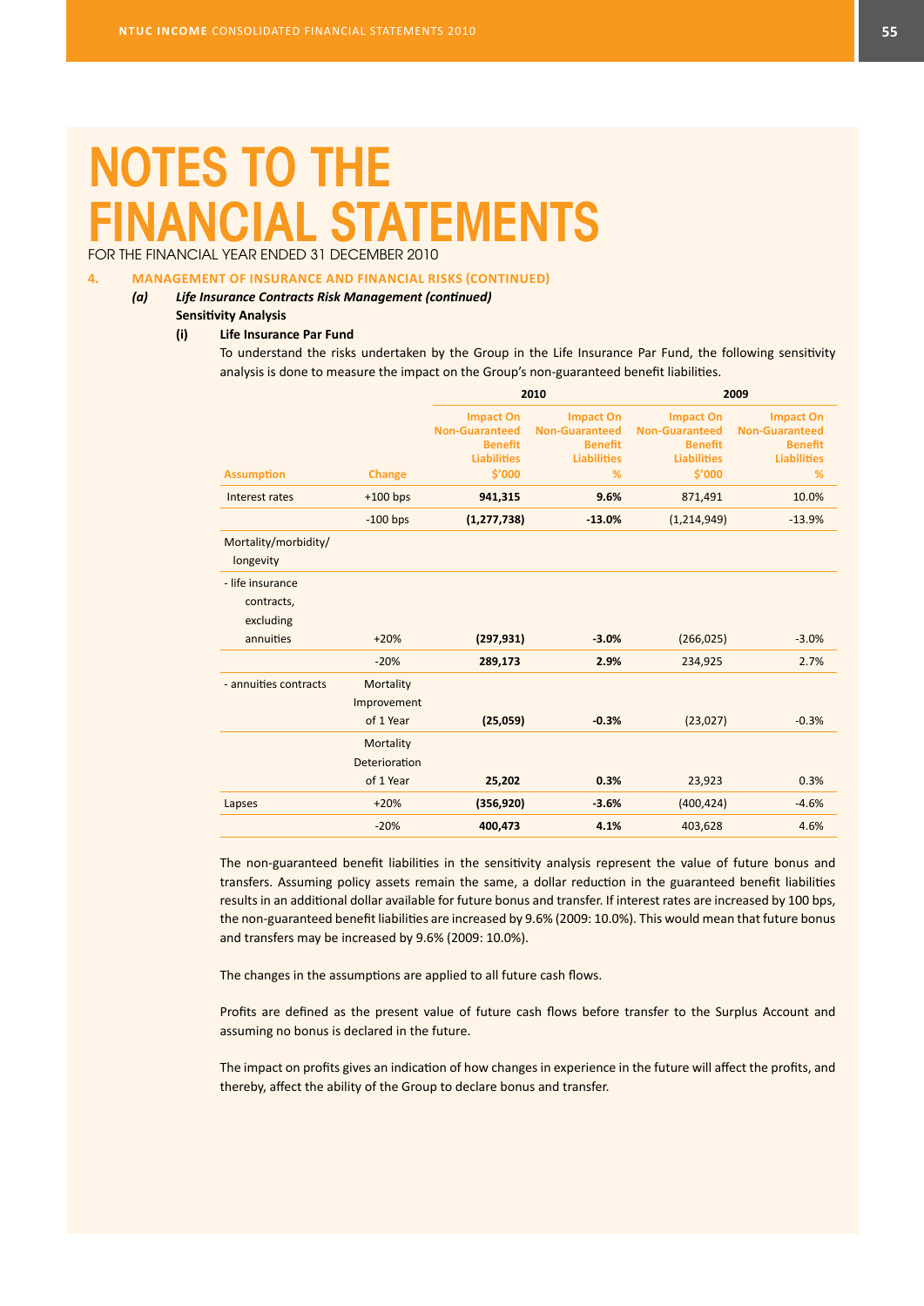# NOTES TO THE FINANCIAL STATEMENTS

FOR THE FINANCIAL YEAR ENDED 31 DECEMBER 2010

## 4. MANAGEMENT OF INSURANCE AND FINANCIAL RISKS (CONTINUED)

### (a) *Life Insurance Contracts Risk Management (continued)*

**Sensitivity Analysis**

**(i) Life Insurance Par Fund**

To understand the risks undertaken by the Group in the Life Insurance Par Fund, the following sensitivity analysis is done to measure the impact on the Group's non-guaranteed benefit liabilities.

| | | 2010 | | 2009 | |
|---|---|---|---|---|---|
| Assumption | Change | Impact On Non-Guaranteed Benefit Liabilities $'000 | Impact On Non-Guaranteed Benefit Liabilities % | Impact On Non-Guaranteed Benefit Liabilities $'000 | Impact On Non-Guaranteed Benefit Liabilities % |
| Interest rates | +100 bps | **941,315** | **9.6%** | 871,491 | 10.0% |
| | -100 bps | **(1,277,738)** | **-13.0%** | (1,214,949) | -13.9% |
| Mortality/morbidity/ longevity | | | | | |
| - life insurance contracts, excluding annuities | +20% | **(297,931)** | **-3.0%** | (266,025) | -3.0% |
| | -20% | **289,173** | **2.9%** | 234,925 | 2.7% |
| - annuities contracts | Mortality Improvement of 1 Year | **(25,059)** | **-0.3%** | (23,027) | -0.3% |
| | Mortality Deterioration of 1 Year | **25,202** | **0.3%** | 23,923 | 0.3% |
| Lapses | +20% | **(356,920)** | **-3.6%** | (400,424) | -4.6% |
| | -20% | **400,473** | **4.1%** | 403,628 | 4.6% |

The non-guaranteed benefit liabilities in the sensitivity analysis represent the value of future bonus and transfers. Assuming policy assets remain the same, a dollar reduction in the guaranteed benefit liabilities results in an additional dollar available for future bonus and transfer. If interest rates are increased by 100 bps, the non-guaranteed benefit liabilities are increased by 9.6% (2009: 10.0%). This would mean that future bonus and transfers may be increased by 9.6% (2009: 10.0%).

The changes in the assumptions are applied to all future cash flows.

Profits are defined as the present value of future cash flows before transfer to the Surplus Account and assuming no bonus is declared in the future.

The impact on profits gives an indication of how changes in experience in the future will affect the profits, and thereby, affect the ability of the Group to declare bonus and transfer.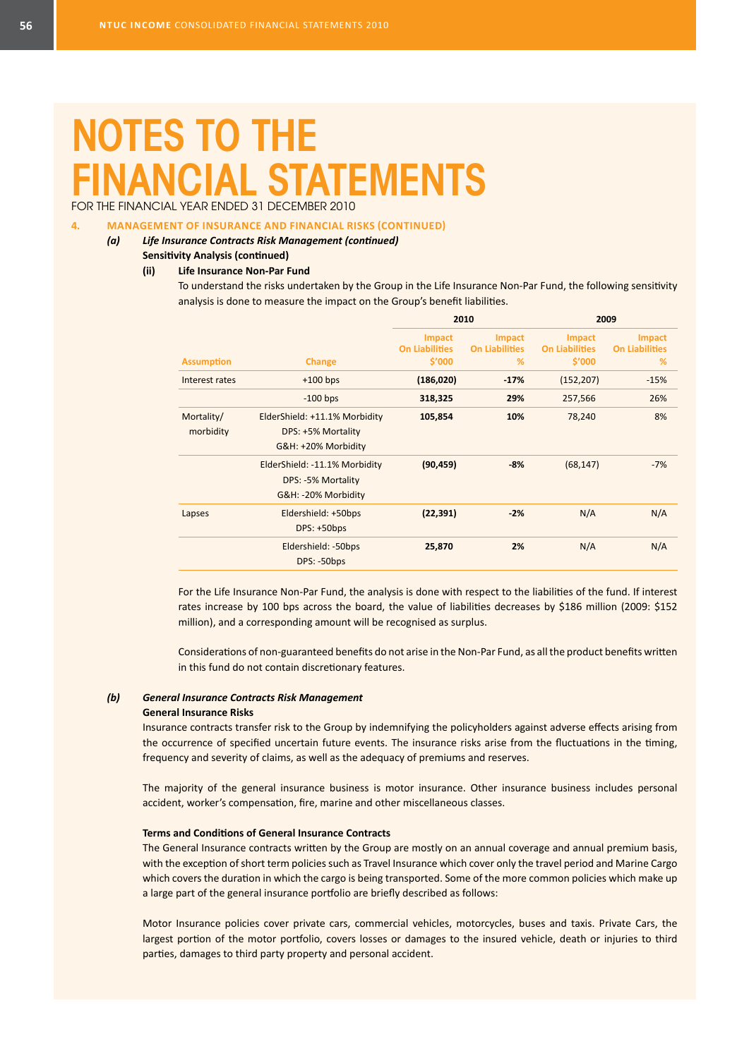# NOTES TO THE FINANCIAL STATEMENTS

FOR THE FINANCIAL YEAR ENDED 31 DECEMBER 2010

## 4. MANAGEMENT OF INSURANCE AND FINANCIAL RISKS (CONTINUED)

### *(a) Life Insurance Contracts Risk Management (continued)*

**Sensitivity Analysis (continued)**

**(ii) Life Insurance Non-Par Fund**

To understand the risks undertaken by the Group in the Life Insurance Non-Par Fund, the following sensitivity analysis is done to measure the impact on the Group's benefit liabilities.

| | | 2010 | | 2009 | |
|---|---|---|---|---|---|
| **Assumption** | **Change** | **Impact On Liabilities $'000** | **Impact On Liabilities %** | **Impact On Liabilities $'000** | **Impact On Liabilities %** |
| Interest rates | +100 bps | **(186,020)** | **-17%** | (152,207) | -15% |
| | -100 bps | **318,325** | **29%** | 257,566 | 26% |
| Mortality/ morbidity | ElderShield: +11.1% Morbidity<br>DPS: +5% Mortality<br>G&H: +20% Morbidity | **105,854** | **10%** | 78,240 | 8% |
| | ElderShield: -11.1% Morbidity<br>DPS: -5% Mortality<br>G&H: -20% Morbidity | **(90,459)** | **-8%** | (68,147) | -7% |
| Lapses | Eldershield: +50bps<br>DPS: +50bps | **(22,391)** | **-2%** | N/A | N/A |
| | Eldershield: -50bps<br>DPS: -50bps | **25,870** | **2%** | N/A | N/A |

For the Life Insurance Non-Par Fund, the analysis is done with respect to the liabilities of the fund. If interest rates increase by 100 bps across the board, the value of liabilities decreases by $186 million (2009: $152 million), and a corresponding amount will be recognised as surplus.

Considerations of non-guaranteed benefits do not arise in the Non-Par Fund, as all the product benefits written in this fund do not contain discretionary features.

### *(b) General Insurance Contracts Risk Management*

**General Insurance Risks**

Insurance contracts transfer risk to the Group by indemnifying the policyholders against adverse effects arising from the occurrence of specified uncertain future events. The insurance risks arise from the fluctuations in the timing, frequency and severity of claims, as well as the adequacy of premiums and reserves.

The majority of the general insurance business is motor insurance. Other insurance business includes personal accident, worker's compensation, fire, marine and other miscellaneous classes.

**Terms and Conditions of General Insurance Contracts**

The General Insurance contracts written by the Group are mostly on an annual coverage and annual premium basis, with the exception of short term policies such as Travel Insurance which cover only the travel period and Marine Cargo which covers the duration in which the cargo is being transported. Some of the more common policies which make up a large part of the general insurance portfolio are briefly described as follows:

Motor Insurance policies cover private cars, commercial vehicles, motorcycles, buses and taxis. Private Cars, the largest portion of the motor portfolio, covers losses or damages to the insured vehicle, death or injuries to third parties, damages to third party property and personal accident.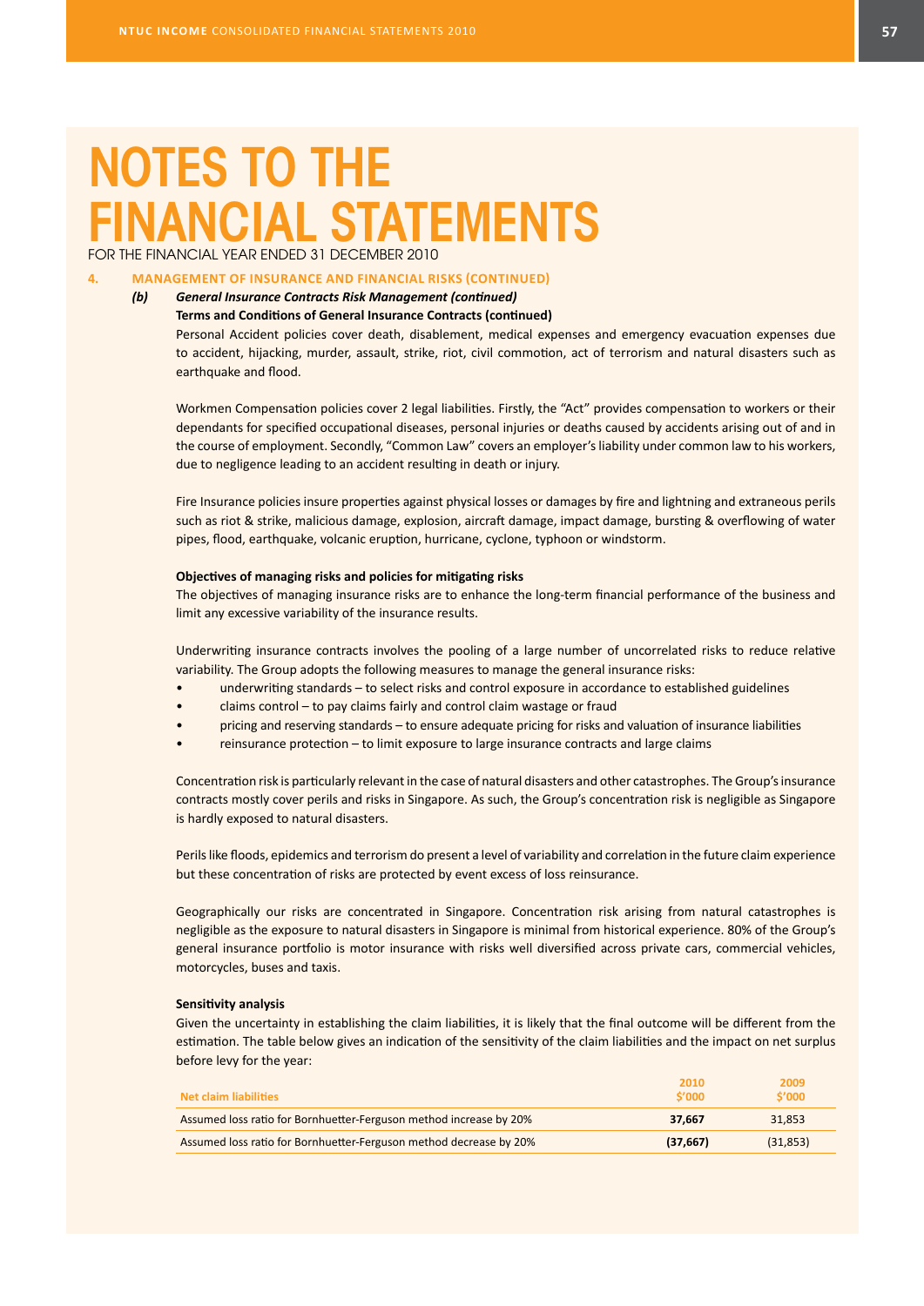# NOTES TO THE FINANCIAL STATEMENTS

FOR THE FINANCIAL YEAR ENDED 31 DECEMBER 2010

## 4. MANAGEMENT OF INSURANCE AND FINANCIAL RISKS (CONTINUED)

### *(b) General Insurance Contracts Risk Management (continued)*

**Terms and Conditions of General Insurance Contracts (continued)**

Personal Accident policies cover death, disablement, medical expenses and emergency evacuation expenses due to accident, hijacking, murder, assault, strike, riot, civil commotion, act of terrorism and natural disasters such as earthquake and flood.

Workmen Compensation policies cover 2 legal liabilities. Firstly, the "Act" provides compensation to workers or their dependants for specified occupational diseases, personal injuries or deaths caused by accidents arising out of and in the course of employment. Secondly, "Common Law" covers an employer's liability under common law to his workers, due to negligence leading to an accident resulting in death or injury.

Fire Insurance policies insure properties against physical losses or damages by fire and lightning and extraneous perils such as riot & strike, malicious damage, explosion, aircraft damage, impact damage, bursting & overflowing of water pipes, flood, earthquake, volcanic eruption, hurricane, cyclone, typhoon or windstorm.

**Objectives of managing risks and policies for mitigating risks**

The objectives of managing insurance risks are to enhance the long-term financial performance of the business and limit any excessive variability of the insurance results.

Underwriting insurance contracts involves the pooling of a large number of uncorrelated risks to reduce relative variability. The Group adopts the following measures to manage the general insurance risks:

- underwriting standards – to select risks and control exposure in accordance to established guidelines
- claims control – to pay claims fairly and control claim wastage or fraud
- pricing and reserving standards – to ensure adequate pricing for risks and valuation of insurance liabilities
- reinsurance protection – to limit exposure to large insurance contracts and large claims

Concentration risk is particularly relevant in the case of natural disasters and other catastrophes. The Group's insurance contracts mostly cover perils and risks in Singapore. As such, the Group's concentration risk is negligible as Singapore is hardly exposed to natural disasters.

Perils like floods, epidemics and terrorism do present a level of variability and correlation in the future claim experience but these concentration of risks are protected by event excess of loss reinsurance.

Geographically our risks are concentrated in Singapore. Concentration risk arising from natural catastrophes is negligible as the exposure to natural disasters in Singapore is minimal from historical experience. 80% of the Group's general insurance portfolio is motor insurance with risks well diversified across private cars, commercial vehicles, motorcycles, buses and taxis.

**Sensitivity analysis**

Given the uncertainty in establishing the claim liabilities, it is likely that the final outcome will be different from the estimation. The table below gives an indication of the sensitivity of the claim liabilities and the impact on net surplus before levy for the year:

| Net claim liabilities | 2010 $'000 | 2009 $'000 |
|---|---|---|
| Assumed loss ratio for Bornhuetter-Ferguson method increase by 20% | **37,667** | 31,853 |
| Assumed loss ratio for Bornhuetter-Ferguson method decrease by 20% | **(37,667)** | (31,853) |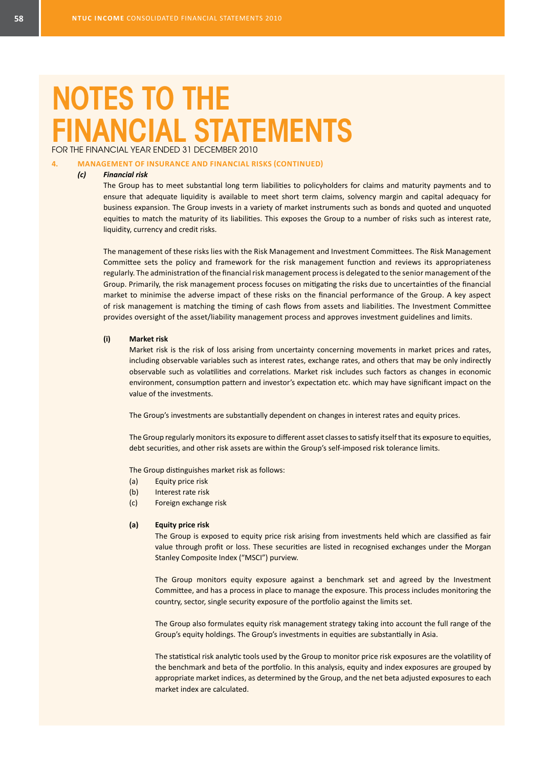# NOTES TO THE FINANCIAL STATEMENTS

FOR THE FINANCIAL YEAR ENDED 31 DECEMBER 2010

## 4. MANAGEMENT OF INSURANCE AND FINANCIAL RISKS (CONTINUED)

### *(c) Financial risk*

The Group has to meet substantial long term liabilities to policyholders for claims and maturity payments and to ensure that adequate liquidity is available to meet short term claims, solvency margin and capital adequacy for business expansion. The Group invests in a variety of market instruments such as bonds and quoted and unquoted equities to match the maturity of its liabilities. This exposes the Group to a number of risks such as interest rate, liquidity, currency and credit risks.

The management of these risks lies with the Risk Management and Investment Committees. The Risk Management Committee sets the policy and framework for the risk management function and reviews its appropriateness regularly. The administration of the financial risk management process is delegated to the senior management of the Group. Primarily, the risk management process focuses on mitigating the risks due to uncertainties of the financial market to minimise the adverse impact of these risks on the financial performance of the Group. A key aspect of risk management is matching the timing of cash flows from assets and liabilities. The Investment Committee provides oversight of the asset/liability management process and approves investment guidelines and limits.

#### (i) Market risk

Market risk is the risk of loss arising from uncertainty concerning movements in market prices and rates, including observable variables such as interest rates, exchange rates, and others that may be only indirectly observable such as volatilities and correlations. Market risk includes such factors as changes in economic environment, consumption pattern and investor's expectation etc. which may have significant impact on the value of the investments.

The Group's investments are substantially dependent on changes in interest rates and equity prices.

The Group regularly monitors its exposure to different asset classes to satisfy itself that its exposure to equities, debt securities, and other risk assets are within the Group's self-imposed risk tolerance limits.

The Group distinguishes market risk as follows:

(a) Equity price risk
(b) Interest rate risk
(c) Foreign exchange risk

##### (a) Equity price risk

The Group is exposed to equity price risk arising from investments held which are classified as fair value through profit or loss. These securities are listed in recognised exchanges under the Morgan Stanley Composite Index ("MSCI") purview.

The Group monitors equity exposure against a benchmark set and agreed by the Investment Committee, and has a process in place to manage the exposure. This process includes monitoring the country, sector, single security exposure of the portfolio against the limits set.

The Group also formulates equity risk management strategy taking into account the full range of the Group's equity holdings. The Group's investments in equities are substantially in Asia.

The statistical risk analytic tools used by the Group to monitor price risk exposures are the volatility of the benchmark and beta of the portfolio. In this analysis, equity and index exposures are grouped by appropriate market indices, as determined by the Group, and the net beta adjusted exposures to each market index are calculated.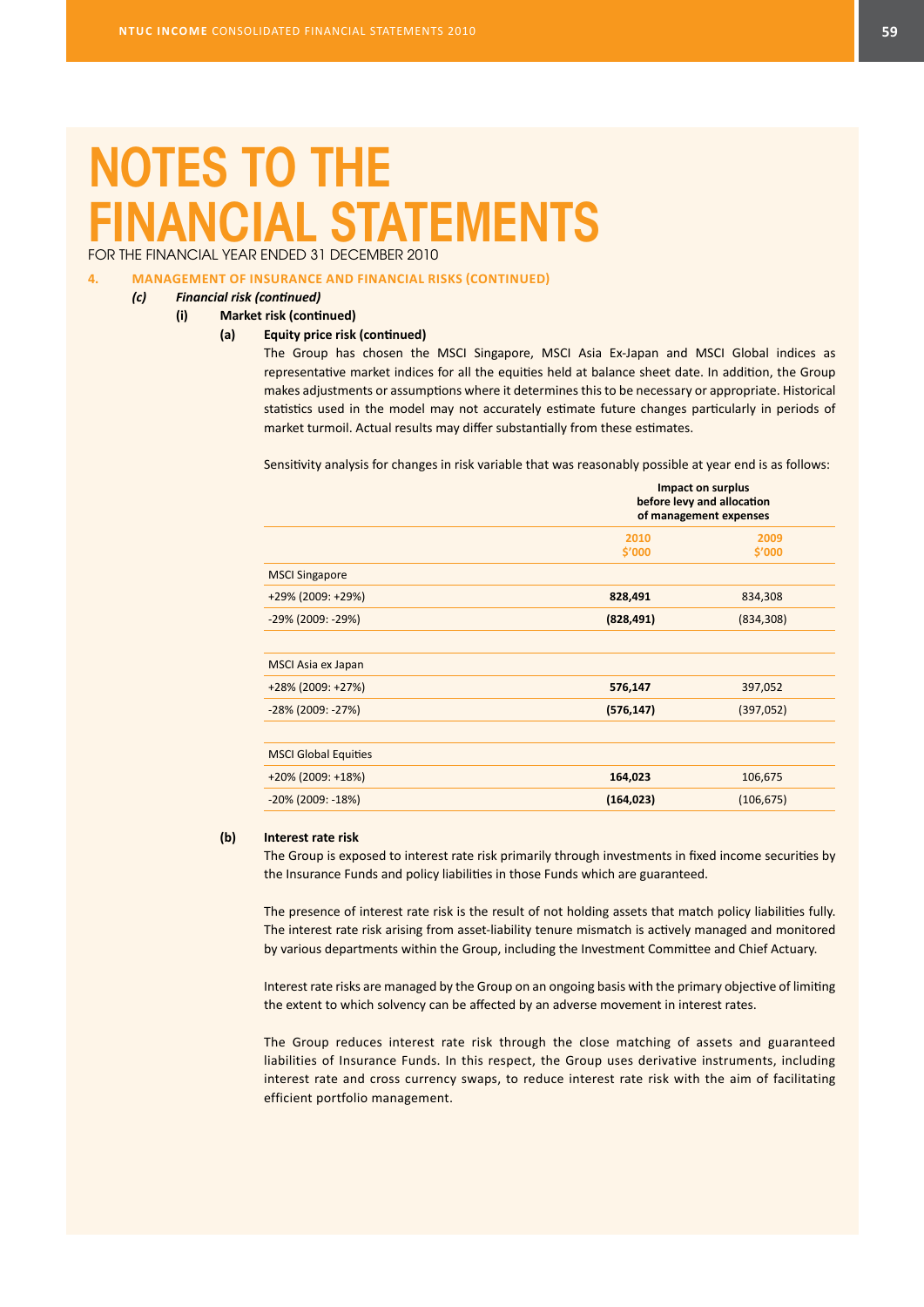# NOTES TO THE FINANCIAL STATEMENTS

FOR THE FINANCIAL YEAR ENDED 31 DECEMBER 2010

## 4. MANAGEMENT OF INSURANCE AND FINANCIAL RISKS (CONTINUED)

### *(c) Financial risk (continued)*

#### (i) Market risk (continued)

**(a) Equity price risk (continued)**

The Group has chosen the MSCI Singapore, MSCI Asia Ex-Japan and MSCI Global indices as representative market indices for all the equities held at balance sheet date. In addition, the Group makes adjustments or assumptions where it determines this to be necessary or appropriate. Historical statistics used in the model may not accurately estimate future changes particularly in periods of market turmoil. Actual results may differ substantially from these estimates.

Sensitivity analysis for changes in risk variable that was reasonably possible at year end is as follows:

| | Impact on surplus before levy and allocation of management expenses | |
|---|---|---|
| | 2010 $'000 | 2009 $'000 |
| MSCI Singapore | | |
| +29% (2009: +29%) | **828,491** | 834,308 |
| -29% (2009: -29%) | **(828,491)** | (834,308) |
| | | |
| MSCI Asia ex Japan | | |
| +28% (2009: +27%) | **576,147** | 397,052 |
| -28% (2009: -27%) | **(576,147)** | (397,052) |
| | | |
| MSCI Global Equities | | |
| +20% (2009: +18%) | **164,023** | 106,675 |
| -20% (2009: -18%) | **(164,023)** | (106,675) |

**(b) Interest rate risk**

The Group is exposed to interest rate risk primarily through investments in fixed income securities by the Insurance Funds and policy liabilities in those Funds which are guaranteed.

The presence of interest rate risk is the result of not holding assets that match policy liabilities fully. The interest rate risk arising from asset-liability tenure mismatch is actively managed and monitored by various departments within the Group, including the Investment Committee and Chief Actuary.

Interest rate risks are managed by the Group on an ongoing basis with the primary objective of limiting the extent to which solvency can be affected by an adverse movement in interest rates.

The Group reduces interest rate risk through the close matching of assets and guaranteed liabilities of Insurance Funds. In this respect, the Group uses derivative instruments, including interest rate and cross currency swaps, to reduce interest rate risk with the aim of facilitating efficient portfolio management.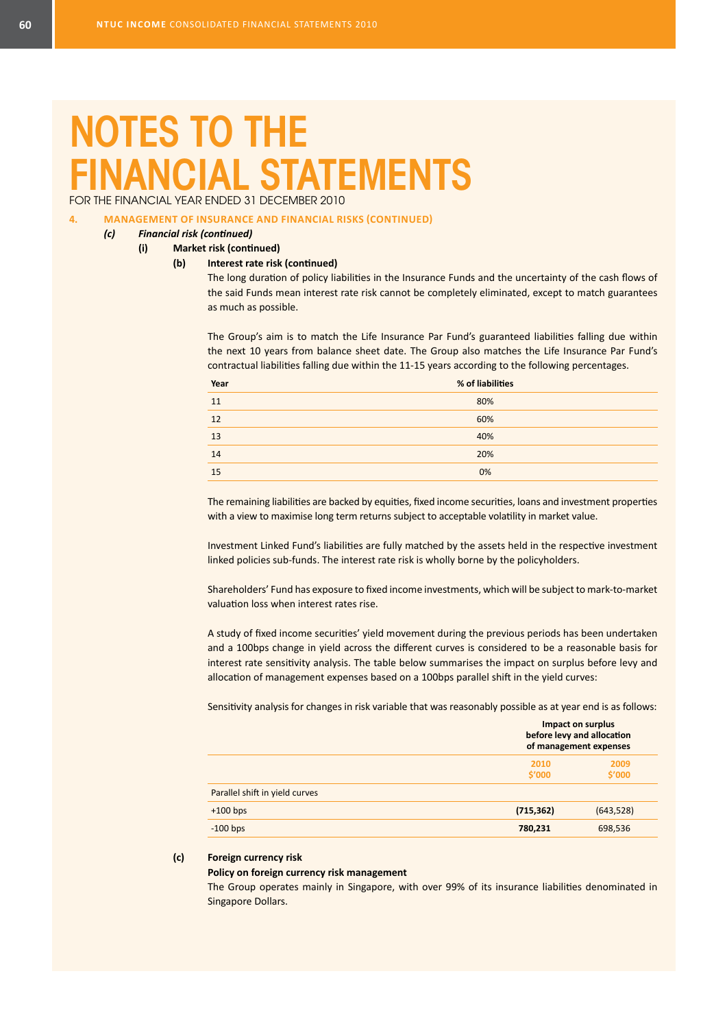# NOTES TO THE FINANCIAL STATEMENTS

FOR THE FINANCIAL YEAR ENDED 31 DECEMBER 2010

## 4. MANAGEMENT OF INSURANCE AND FINANCIAL RISKS (CONTINUED)

### *(c) Financial risk (continued)*

#### (i) Market risk (continued)

**(b) Interest rate risk (continued)**

The long duration of policy liabilities in the Insurance Funds and the uncertainty of the cash flows of the said Funds mean interest rate risk cannot be completely eliminated, except to match guarantees as much as possible.

The Group's aim is to match the Life Insurance Par Fund's guaranteed liabilities falling due within the next 10 years from balance sheet date. The Group also matches the Life Insurance Par Fund's contractual liabilities falling due within the 11-15 years according to the following percentages.

| Year | % of liabilities |
|---|---|
| 11 | 80% |
| 12 | 60% |
| 13 | 40% |
| 14 | 20% |
| 15 | 0% |

The remaining liabilities are backed by equities, fixed income securities, loans and investment properties with a view to maximise long term returns subject to acceptable volatility in market value.

Investment Linked Fund's liabilities are fully matched by the assets held in the respective investment linked policies sub-funds. The interest rate risk is wholly borne by the policyholders.

Shareholders' Fund has exposure to fixed income investments, which will be subject to mark-to-market valuation loss when interest rates rise.

A study of fixed income securities' yield movement during the previous periods has been undertaken and a 100bps change in yield across the different curves is considered to be a reasonable basis for interest rate sensitivity analysis. The table below summarises the impact on surplus before levy and allocation of management expenses based on a 100bps parallel shift in the yield curves:

Sensitivity analysis for changes in risk variable that was reasonably possible as at year end is as follows:

| | Impact on surplus before levy and allocation of management expenses | |
|---|---|---|
| | **2010 $'000** | **2009 $'000** |
| Parallel shift in yield curves | | |
| +100 bps | **(715,362)** | (643,528) |
| -100 bps | **780,231** | 698,536 |

**(c) Foreign currency risk**

**Policy on foreign currency risk management**

The Group operates mainly in Singapore, with over 99% of its insurance liabilities denominated in Singapore Dollars.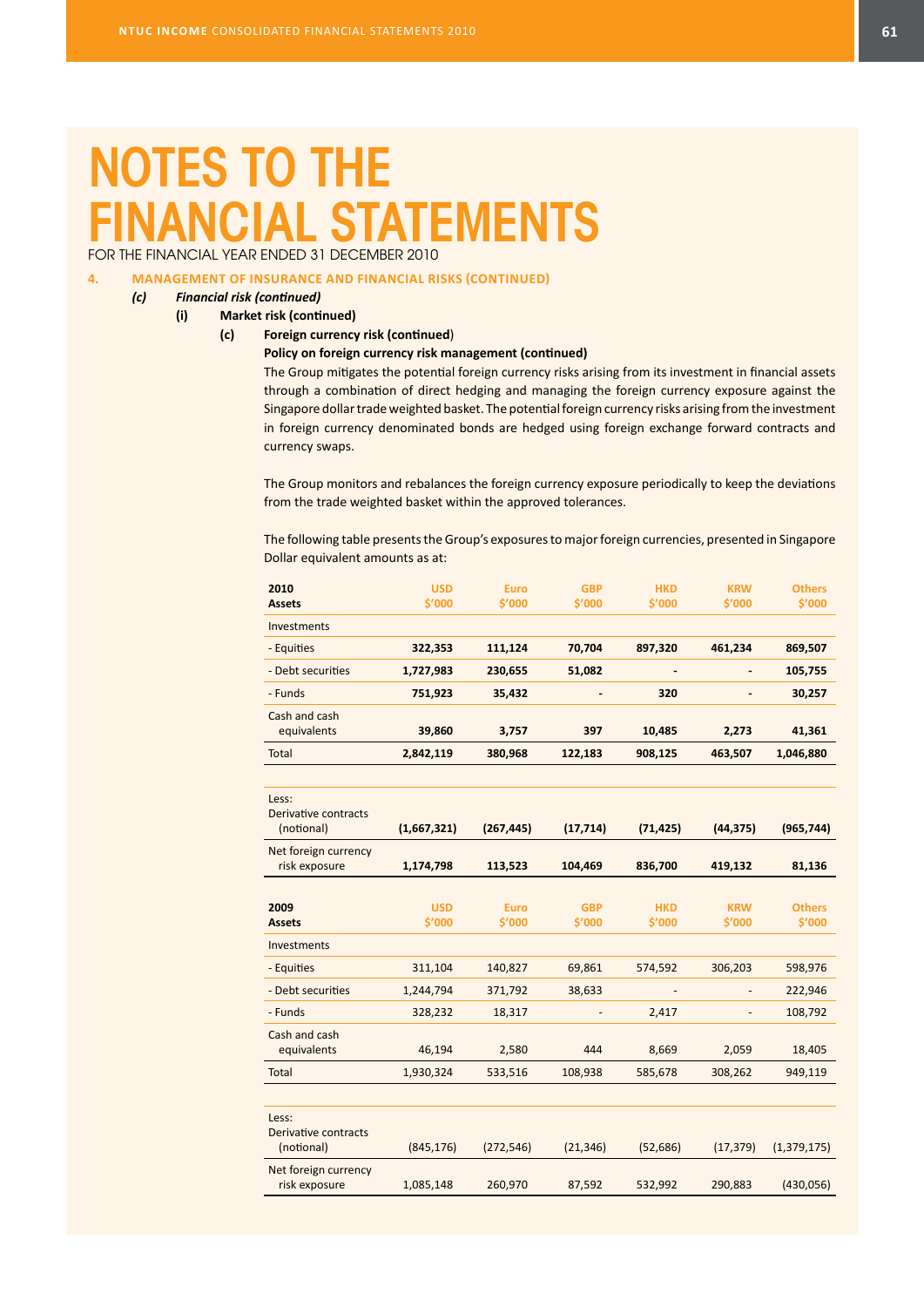# NOTES TO THE FINANCIAL STATEMENTS

FOR THE FINANCIAL YEAR ENDED 31 DECEMBER 2010

**4. MANAGEMENT OF INSURANCE AND FINANCIAL RISKS (CONTINUED)**

***(c) Financial risk (continued)***

**(i) Market risk (continued)**

**(c) Foreign currency risk (continued)**

**Policy on foreign currency risk management (continued)**

The Group mitigates the potential foreign currency risks arising from its investment in financial assets through a combination of direct hedging and managing the foreign currency exposure against the Singapore dollar trade weighted basket. The potential foreign currency risks arising from the investment in foreign currency denominated bonds are hedged using foreign exchange forward contracts and currency swaps.

The Group monitors and rebalances the foreign currency exposure periodically to keep the deviations from the trade weighted basket within the approved tolerances.

The following table presents the Group's exposures to major foreign currencies, presented in Singapore Dollar equivalent amounts as at:

| **2010 Assets** | USD $'000 | Euro $'000 | GBP $'000 | HKD $'000 | KRW $'000 | Others $'000 |
|---|---|---|---|---|---|---|
| Investments | | | | | | |
| - Equities | **322,353** | **111,124** | **70,704** | **897,320** | **461,234** | **869,507** |
| - Debt securities | **1,727,983** | **230,655** | **51,082** | **-** | **-** | **105,755** |
| - Funds | **751,923** | **35,432** | **-** | **320** | **-** | **30,257** |
| Cash and cash equivalents | **39,860** | **3,757** | **397** | **10,485** | **2,273** | **41,361** |
| Total | **2,842,119** | **380,968** | **122,183** | **908,125** | **463,507** | **1,046,880** |
| Less: Derivative contracts (notional) | **(1,667,321)** | **(267,445)** | **(17,714)** | **(71,425)** | **(44,375)** | **(965,744)** |
| Net foreign currency risk exposure | **1,174,798** | **113,523** | **104,469** | **836,700** | **419,132** | **81,136** |

| **2009 Assets** | USD $'000 | Euro $'000 | GBP $'000 | HKD $'000 | KRW $'000 | Others $'000 |
|---|---|---|---|---|---|---|
| Investments | | | | | | |
| - Equities | 311,104 | 140,827 | 69,861 | 574,592 | 306,203 | 598,976 |
| - Debt securities | 1,244,794 | 371,792 | 38,633 | - | - | 222,946 |
| - Funds | 328,232 | 18,317 | - | 2,417 | - | 108,792 |
| Cash and cash equivalents | 46,194 | 2,580 | 444 | 8,669 | 2,059 | 18,405 |
| Total | 1,930,324 | 533,516 | 108,938 | 585,678 | 308,262 | 949,119 |
| Less: Derivative contracts (notional) | (845,176) | (272,546) | (21,346) | (52,686) | (17,379) | (1,379,175) |
| Net foreign currency risk exposure | 1,085,148 | 260,970 | 87,592 | 532,992 | 290,883 | (430,056) |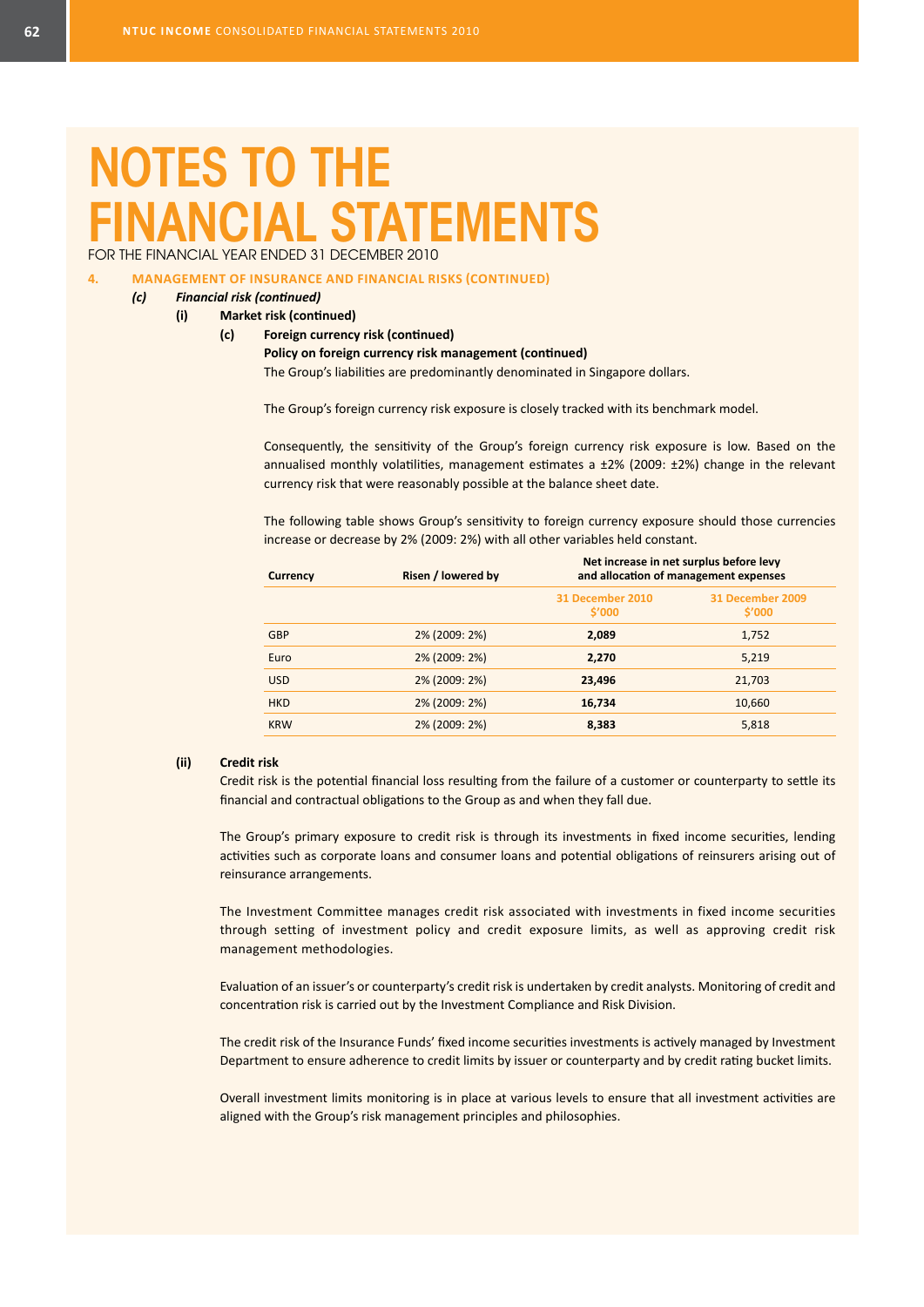# NOTES TO THE FINANCIAL STATEMENTS

FOR THE FINANCIAL YEAR ENDED 31 DECEMBER 2010

## 4. MANAGEMENT OF INSURANCE AND FINANCIAL RISKS (CONTINUED)

### *(c) Financial risk (continued)*

#### (i) Market risk (continued)

##### (c) Foreign currency risk (continued)

**Policy on foreign currency risk management (continued)**

The Group's liabilities are predominantly denominated in Singapore dollars.

The Group's foreign currency risk exposure is closely tracked with its benchmark model.

Consequently, the sensitivity of the Group's foreign currency risk exposure is low. Based on the annualised monthly volatilities, management estimates a ±2% (2009: ±2%) change in the relevant currency risk that were reasonably possible at the balance sheet date.

The following table shows Group's sensitivity to foreign currency exposure should those currencies increase or decrease by 2% (2009: 2%) with all other variables held constant.

| Currency | Risen / lowered by | Net increase in net surplus before levy and allocation of management expenses | |
|---|---|---|---|
| | | 31 December 2010 $'000 | 31 December 2009 $'000 |
| GBP | 2% (2009: 2%) | **2,089** | 1,752 |
| Euro | 2% (2009: 2%) | **2,270** | 5,219 |
| USD | 2% (2009: 2%) | **23,496** | 21,703 |
| HKD | 2% (2009: 2%) | **16,734** | 10,660 |
| KRW | 2% (2009: 2%) | **8,383** | 5,818 |

#### (ii) Credit risk

Credit risk is the potential financial loss resulting from the failure of a customer or counterparty to settle its financial and contractual obligations to the Group as and when they fall due.

The Group's primary exposure to credit risk is through its investments in fixed income securities, lending activities such as corporate loans and consumer loans and potential obligations of reinsurers arising out of reinsurance arrangements.

The Investment Committee manages credit risk associated with investments in fixed income securities through setting of investment policy and credit exposure limits, as well as approving credit risk management methodologies.

Evaluation of an issuer's or counterparty's credit risk is undertaken by credit analysts. Monitoring of credit and concentration risk is carried out by the Investment Compliance and Risk Division.

The credit risk of the Insurance Funds' fixed income securities investments is actively managed by Investment Department to ensure adherence to credit limits by issuer or counterparty and by credit rating bucket limits.

Overall investment limits monitoring is in place at various levels to ensure that all investment activities are aligned with the Group's risk management principles and philosophies.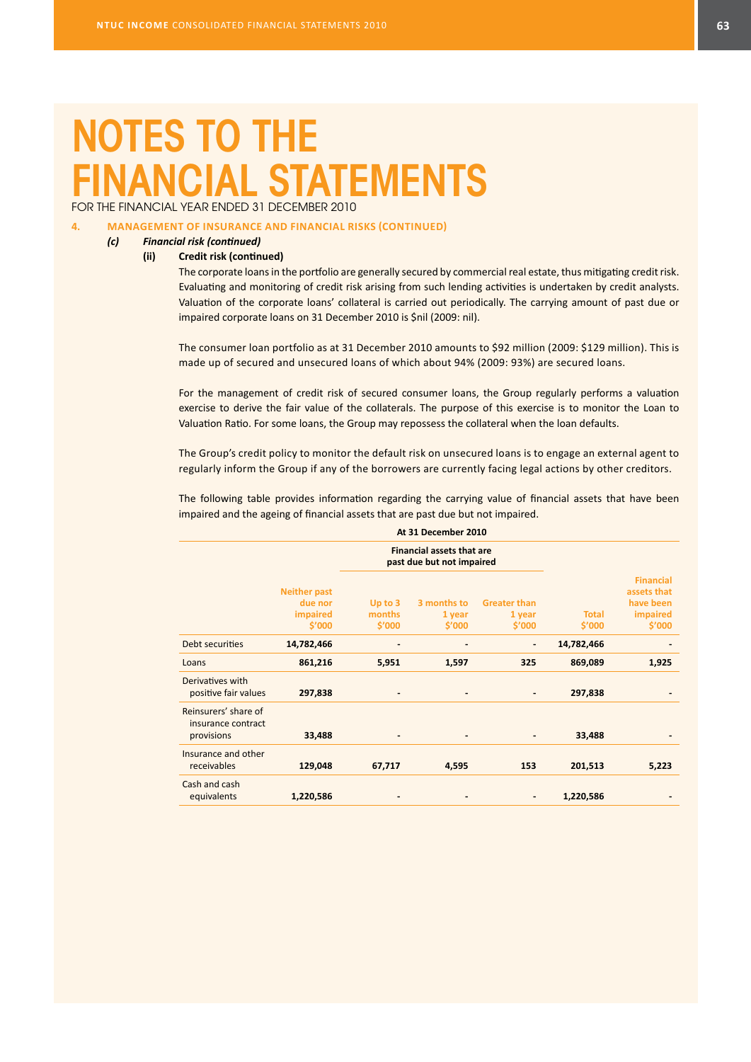# NOTES TO THE FINANCIAL STATEMENTS

FOR THE FINANCIAL YEAR ENDED 31 DECEMBER 2010

## 4. MANAGEMENT OF INSURANCE AND FINANCIAL RISKS (CONTINUED)

### (c) *Financial risk (continued)*

#### (ii) Credit risk (continued)

The corporate loans in the portfolio are generally secured by commercial real estate, thus mitigating credit risk. Evaluating and monitoring of credit risk arising from such lending activities is undertaken by credit analysts. Valuation of the corporate loans' collateral is carried out periodically. The carrying amount of past due or impaired corporate loans on 31 December 2010 is $nil (2009: nil).

The consumer loan portfolio as at 31 December 2010 amounts to $92 million (2009: $129 million). This is made up of secured and unsecured loans of which about 94% (2009: 93%) are secured loans.

For the management of credit risk of secured consumer loans, the Group regularly performs a valuation exercise to derive the fair value of the collaterals. The purpose of this exercise is to monitor the Loan to Valuation Ratio. For some loans, the Group may repossess the collateral when the loan defaults.

The Group's credit policy to monitor the default risk on unsecured loans is to engage an external agent to regularly inform the Group if any of the borrowers are currently facing legal actions by other creditors.

The following table provides information regarding the carrying value of financial assets that have been impaired and the ageing of financial assets that are past due but not impaired.

**At 31 December 2010**

| | | Financial assets that are past due but not impaired | | | | |
|---|---|---|---|---|---|---|
| | Neither past due nor impaired $'000 | Up to 3 months $'000 | 3 months to 1 year $'000 | Greater than 1 year $'000 | Total $'000 | Financial assets that have been impaired $'000 |
| Debt securities | 14,782,466 | - | - | - | 14,782,466 | - |
| Loans | 861,216 | 5,951 | 1,597 | 325 | 869,089 | 1,925 |
| Derivatives with positive fair values | 297,838 | - | - | - | 297,838 | - |
| Reinsurers' share of insurance contract provisions | 33,488 | - | - | - | 33,488 | - |
| Insurance and other receivables | 129,048 | 67,717 | 4,595 | 153 | 201,513 | 5,223 |
| Cash and cash equivalents | 1,220,586 | - | - | - | 1,220,586 | - |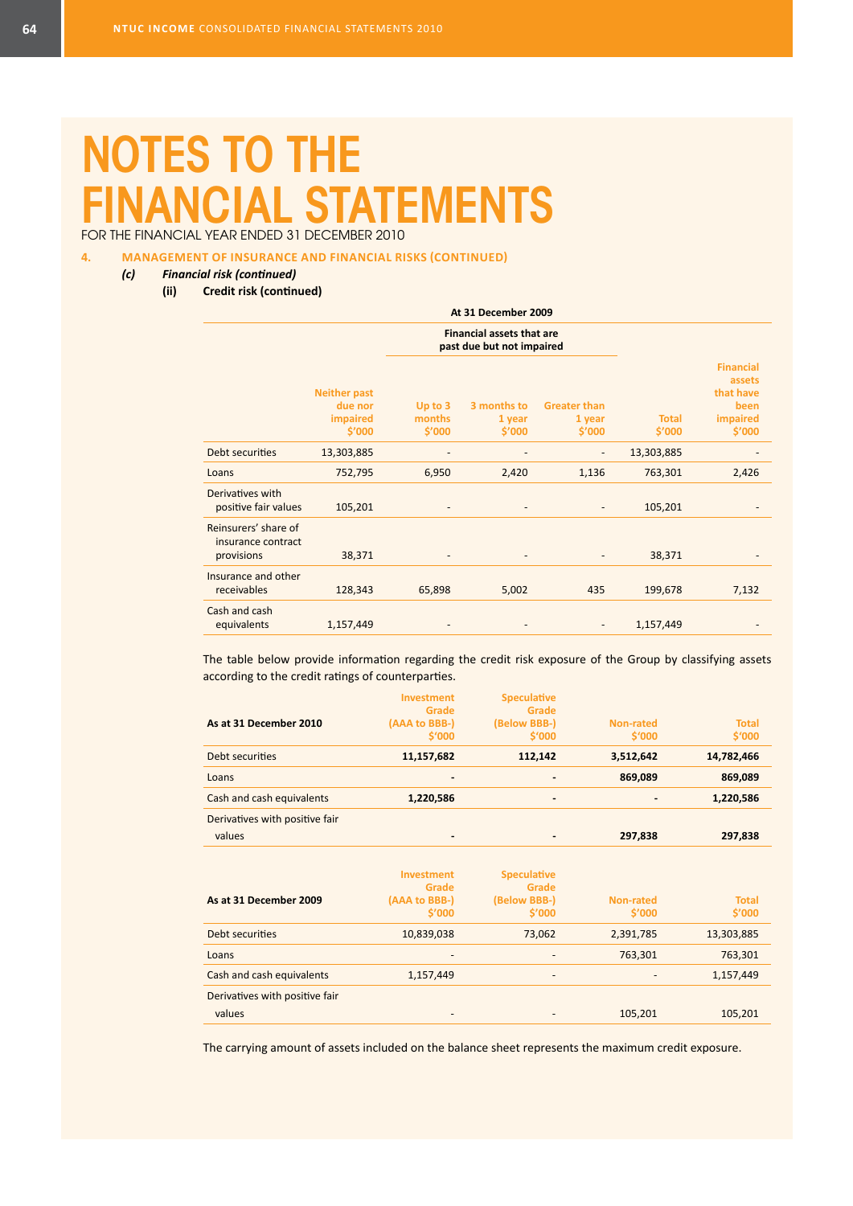# NOTES TO THE FINANCIAL STATEMENTS

FOR THE FINANCIAL YEAR ENDED 31 DECEMBER 2010

## 4. MANAGEMENT OF INSURANCE AND FINANCIAL RISKS (CONTINUED)

### *(c) Financial risk (continued)*

#### (ii) Credit risk (continued)

| At 31 December 2009 | | | | | | |
|---|---|---|---|---|---|---|
| | | Financial assets that are past due but not impaired | | | | |
| | Neither past due nor impaired $'000 | Up to 3 months $'000 | 3 months to 1 year $'000 | Greater than 1 year $'000 | Total $'000 | Financial assets that have been impaired $'000 |
| Debt securities | 13,303,885 | - | - | - | 13,303,885 | - |
| Loans | 752,795 | 6,950 | 2,420 | 1,136 | 763,301 | 2,426 |
| Derivatives with positive fair values | 105,201 | - | - | - | 105,201 | - |
| Reinsurers' share of insurance contract provisions | 38,371 | - | - | - | 38,371 | - |
| Insurance and other receivables | 128,343 | 65,898 | 5,002 | 435 | 199,678 | 7,132 |
| Cash and cash equivalents | 1,157,449 | - | - | - | 1,157,449 | - |

The table below provide information regarding the credit risk exposure of the Group by classifying assets according to the credit ratings of counterparties.

| As at 31 December 2010 | Investment Grade (AAA to BBB-) $'000 | Speculative Grade (Below BBB-) $'000 | Non-rated $'000 | Total $'000 |
|---|---|---|---|---|
| Debt securities | **11,157,682** | **112,142** | **3,512,642** | **14,782,466** |
| Loans | **-** | **-** | **869,089** | **869,089** |
| Cash and cash equivalents | **1,220,586** | **-** | **-** | **1,220,586** |
| Derivatives with positive fair values | **-** | **-** | **297,838** | **297,838** |

| As at 31 December 2009 | Investment Grade (AAA to BBB-) $'000 | Speculative Grade (Below BBB-) $'000 | Non-rated $'000 | Total $'000 |
|---|---|---|---|---|
| Debt securities | 10,839,038 | 73,062 | 2,391,785 | 13,303,885 |
| Loans | - | - | 763,301 | 763,301 |
| Cash and cash equivalents | 1,157,449 | - | - | 1,157,449 |
| Derivatives with positive fair values | - | - | 105,201 | 105,201 |

The carrying amount of assets included on the balance sheet represents the maximum credit exposure.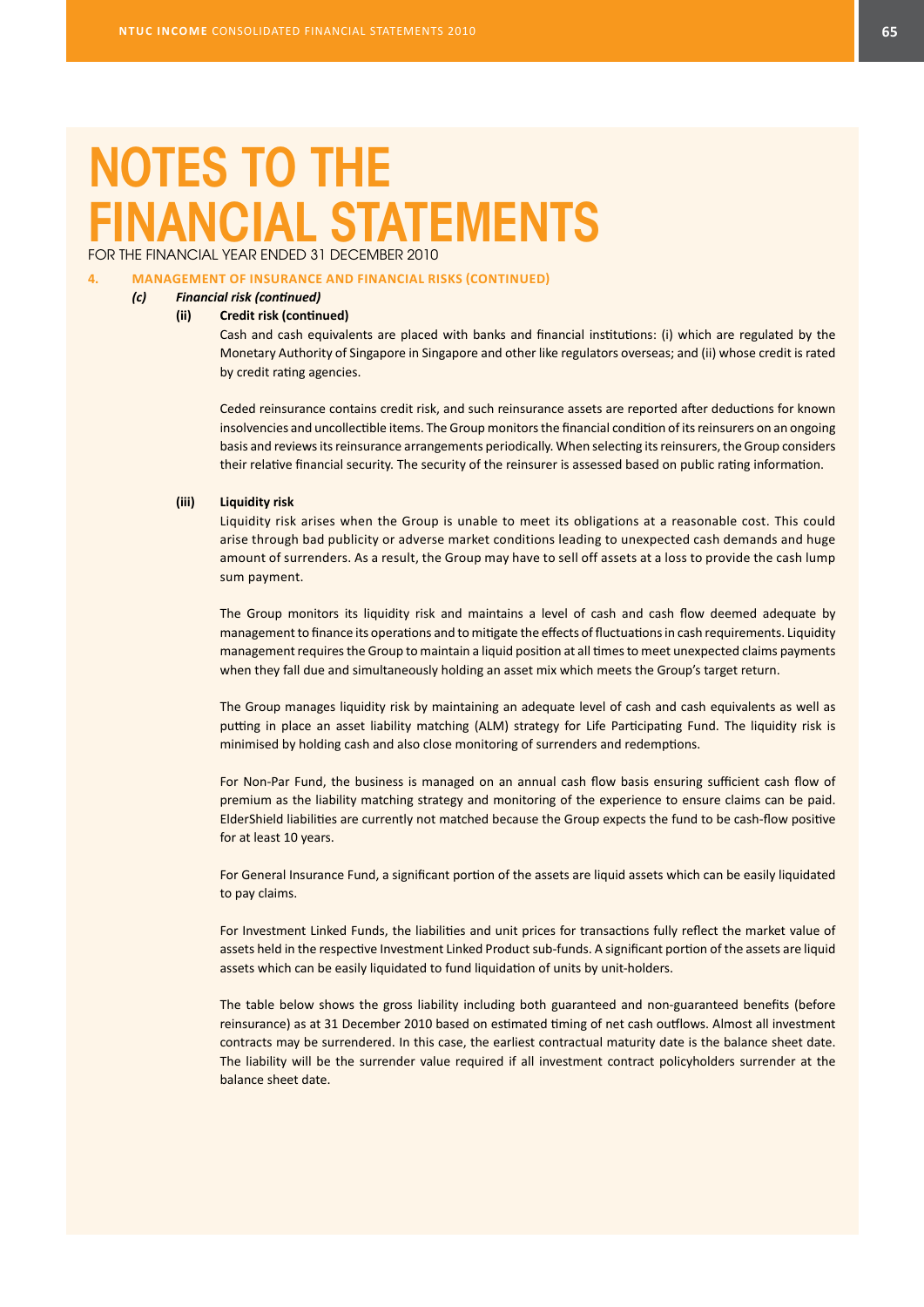# NOTES TO THE FINANCIAL STATEMENTS

FOR THE FINANCIAL YEAR ENDED 31 DECEMBER 2010

## 4. MANAGEMENT OF INSURANCE AND FINANCIAL RISKS (CONTINUED)

### (c) *Financial risk (continued)*

#### (ii) Credit risk (continued)

Cash and cash equivalents are placed with banks and financial institutions: (i) which are regulated by the Monetary Authority of Singapore in Singapore and other like regulators overseas; and (ii) whose credit is rated by credit rating agencies.

Ceded reinsurance contains credit risk, and such reinsurance assets are reported after deductions for known insolvencies and uncollectible items. The Group monitors the financial condition of its reinsurers on an ongoing basis and reviews its reinsurance arrangements periodically. When selecting its reinsurers, the Group considers their relative financial security. The security of the reinsurer is assessed based on public rating information.

#### (iii) Liquidity risk

Liquidity risk arises when the Group is unable to meet its obligations at a reasonable cost. This could arise through bad publicity or adverse market conditions leading to unexpected cash demands and huge amount of surrenders. As a result, the Group may have to sell off assets at a loss to provide the cash lump sum payment.

The Group monitors its liquidity risk and maintains a level of cash and cash flow deemed adequate by management to finance its operations and to mitigate the effects of fluctuations in cash requirements. Liquidity management requires the Group to maintain a liquid position at all times to meet unexpected claims payments when they fall due and simultaneously holding an asset mix which meets the Group's target return.

The Group manages liquidity risk by maintaining an adequate level of cash and cash equivalents as well as putting in place an asset liability matching (ALM) strategy for Life Participating Fund. The liquidity risk is minimised by holding cash and also close monitoring of surrenders and redemptions.

For Non-Par Fund, the business is managed on an annual cash flow basis ensuring sufficient cash flow of premium as the liability matching strategy and monitoring of the experience to ensure claims can be paid. ElderShield liabilities are currently not matched because the Group expects the fund to be cash-flow positive for at least 10 years.

For General Insurance Fund, a significant portion of the assets are liquid assets which can be easily liquidated to pay claims.

For Investment Linked Funds, the liabilities and unit prices for transactions fully reflect the market value of assets held in the respective Investment Linked Product sub-funds. A significant portion of the assets are liquid assets which can be easily liquidated to fund liquidation of units by unit-holders.

The table below shows the gross liability including both guaranteed and non-guaranteed benefits (before reinsurance) as at 31 December 2010 based on estimated timing of net cash outflows. Almost all investment contracts may be surrendered. In this case, the earliest contractual maturity date is the balance sheet date. The liability will be the surrender value required if all investment contract policyholders surrender at the balance sheet date.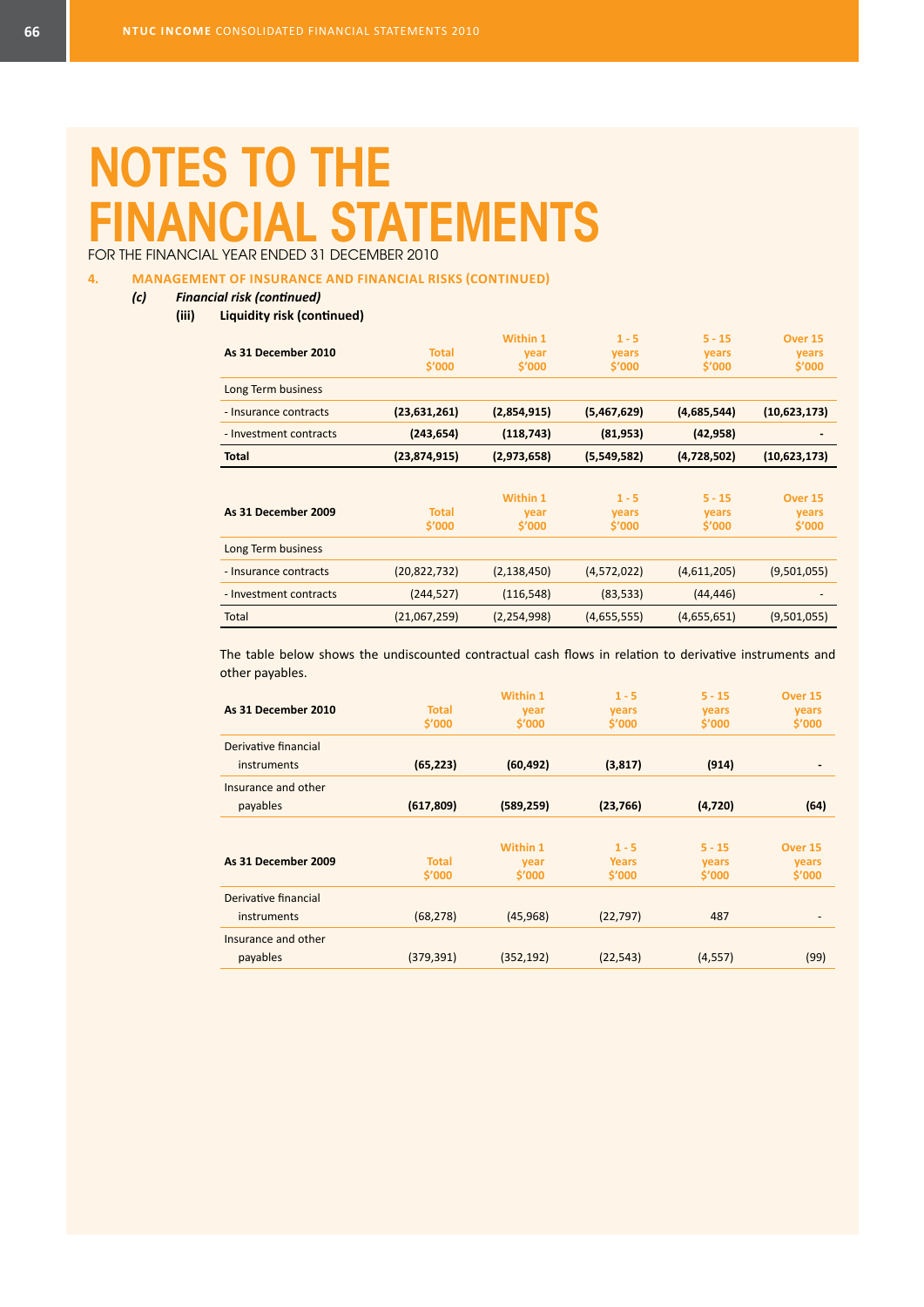# NOTES TO THE FINANCIAL STATEMENTS

FOR THE FINANCIAL YEAR ENDED 31 DECEMBER 2010

## 4. MANAGEMENT OF INSURANCE AND FINANCIAL RISKS (CONTINUED)

### (c) *Financial risk (continued)*

#### (iii) Liquidity risk (continued)

| As 31 December 2010 | Total $'000 | Within 1 year $'000 | 1 - 5 years $'000 | 5 - 15 years $'000 | Over 15 years $'000 |
|---|---|---|---|---|---|
| Long Term business | | | | | |
| - Insurance contracts | **(23,631,261)** | **(2,854,915)** | **(5,467,629)** | **(4,685,544)** | **(10,623,173)** |
| - Investment contracts | **(243,654)** | **(118,743)** | **(81,953)** | **(42,958)** | **-** |
| **Total** | **(23,874,915)** | **(2,973,658)** | **(5,549,582)** | **(4,728,502)** | **(10,623,173)** |

| As 31 December 2009 | Total $'000 | Within 1 year $'000 | 1 - 5 years $'000 | 5 - 15 years $'000 | Over 15 years $'000 |
|---|---|---|---|---|---|
| Long Term business | | | | | |
| - Insurance contracts | (20,822,732) | (2,138,450) | (4,572,022) | (4,611,205) | (9,501,055) |
| - Investment contracts | (244,527) | (116,548) | (83,533) | (44,446) | - |
| Total | (21,067,259) | (2,254,998) | (4,655,555) | (4,655,651) | (9,501,055) |

The table below shows the undiscounted contractual cash flows in relation to derivative instruments and other payables.

| As 31 December 2010 | Total $'000 | Within 1 year $'000 | 1 - 5 years $'000 | 5 - 15 years $'000 | Over 15 years $'000 |
|---|---|---|---|---|---|
| Derivative financial instruments | **(65,223)** | **(60,492)** | **(3,817)** | **(914)** | **-** |
| Insurance and other payables | **(617,809)** | **(589,259)** | **(23,766)** | **(4,720)** | **(64)** |

| As 31 December 2009 | Total $'000 | Within 1 year $'000 | 1 - 5 Years $'000 | 5 - 15 years $'000 | Over 15 years $'000 |
|---|---|---|---|---|---|
| Derivative financial instruments | (68,278) | (45,968) | (22,797) | 487 | - |
| Insurance and other payables | (379,391) | (352,192) | (22,543) | (4,557) | (99) |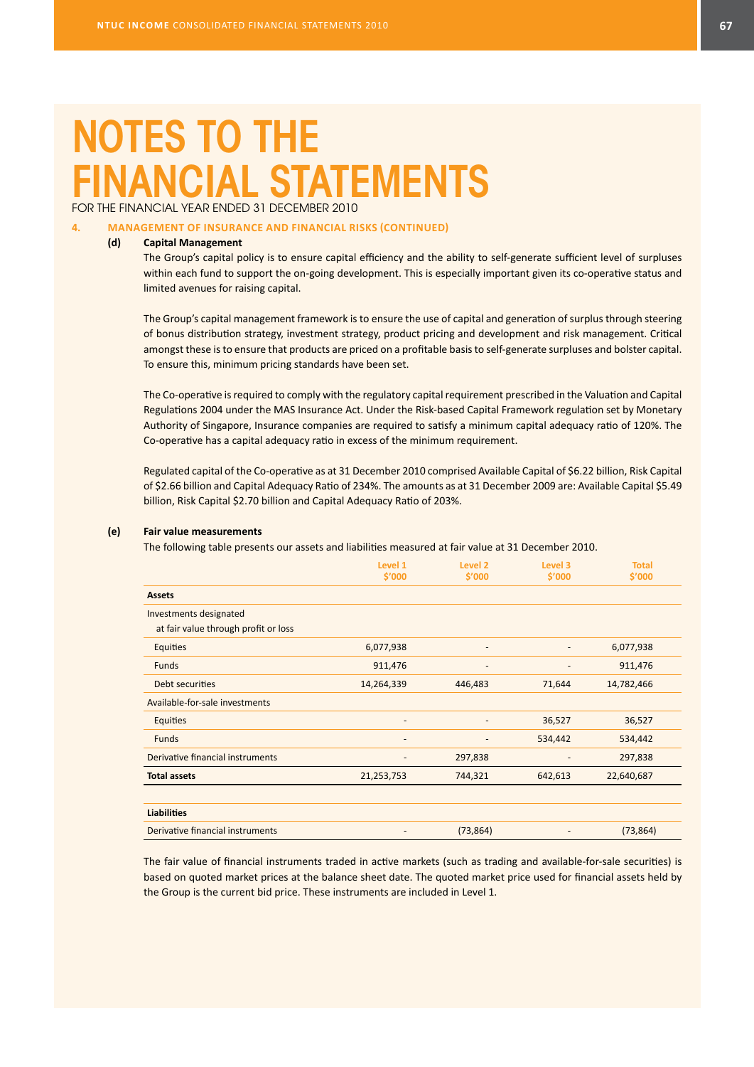# NOTES TO THE FINANCIAL STATEMENTS

FOR THE FINANCIAL YEAR ENDED 31 DECEMBER 2010

## 4. MANAGEMENT OF INSURANCE AND FINANCIAL RISKS (CONTINUED)

### (d) Capital Management

The Group's capital policy is to ensure capital efficiency and the ability to self-generate sufficient level of surpluses within each fund to support the on-going development. This is especially important given its co-operative status and limited avenues for raising capital.

The Group's capital management framework is to ensure the use of capital and generation of surplus through steering of bonus distribution strategy, investment strategy, product pricing and development and risk management. Critical amongst these is to ensure that products are priced on a profitable basis to self-generate surpluses and bolster capital. To ensure this, minimum pricing standards have been set.

The Co-operative is required to comply with the regulatory capital requirement prescribed in the Valuation and Capital Regulations 2004 under the MAS Insurance Act. Under the Risk-based Capital Framework regulation set by Monetary Authority of Singapore, Insurance companies are required to satisfy a minimum capital adequacy ratio of 120%. The Co-operative has a capital adequacy ratio in excess of the minimum requirement.

Regulated capital of the Co-operative as at 31 December 2010 comprised Available Capital of $6.22 billion, Risk Capital of $2.66 billion and Capital Adequacy Ratio of 234%. The amounts as at 31 December 2009 are: Available Capital $5.49 billion, Risk Capital $2.70 billion and Capital Adequacy Ratio of 203%.

### (e) Fair value measurements

The following table presents our assets and liabilities measured at fair value at 31 December 2010.

| | Level 1 $'000 | Level 2 $'000 | Level 3 $'000 | Total $'000 |
|---|---|---|---|---|
| **Assets** | | | | |
| Investments designated at fair value through profit or loss | | | | |
| Equities | 6,077,938 | - | - | 6,077,938 |
| Funds | 911,476 | - | - | 911,476 |
| Debt securities | 14,264,339 | 446,483 | 71,644 | 14,782,466 |
| Available-for-sale investments | | | | |
| Equities | - | - | 36,527 | 36,527 |
| Funds | - | - | 534,442 | 534,442 |
| Derivative financial instruments | - | 297,838 | - | 297,838 |
| **Total assets** | 21,253,753 | 744,321 | 642,613 | 22,640,687 |
| **Liabilities** | | | | |
| Derivative financial instruments | - | (73,864) | - | (73,864) |

The fair value of financial instruments traded in active markets (such as trading and available-for-sale securities) is based on quoted market prices at the balance sheet date. The quoted market price used for financial assets held by the Group is the current bid price. These instruments are included in Level 1.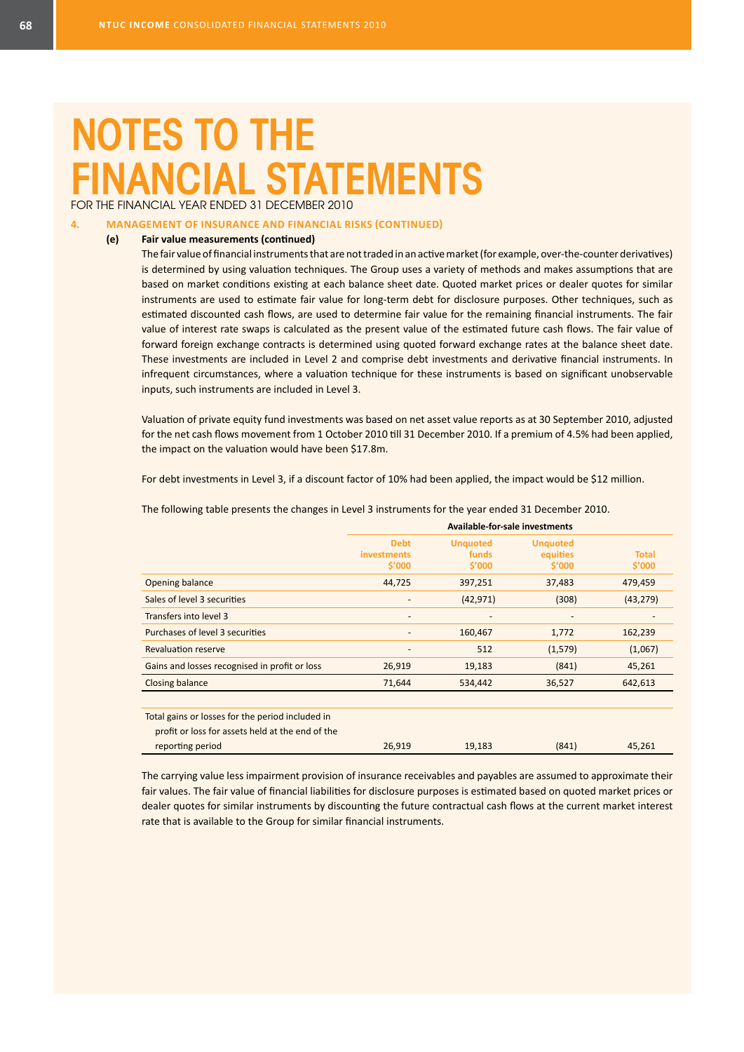# NOTES TO THE FINANCIAL STATEMENTS

FOR THE FINANCIAL YEAR ENDED 31 DECEMBER 2010

## 4. MANAGEMENT OF INSURANCE AND FINANCIAL RISKS (CONTINUED)

### (e) Fair value measurements (continued)

The fair value of financial instruments that are not traded in an active market (for example, over-the-counter derivatives) is determined by using valuation techniques. The Group uses a variety of methods and makes assumptions that are based on market conditions existing at each balance sheet date. Quoted market prices or dealer quotes for similar instruments are used to estimate fair value for long-term debt for disclosure purposes. Other techniques, such as estimated discounted cash flows, are used to determine fair value for the remaining financial instruments. The fair value of interest rate swaps is calculated as the present value of the estimated future cash flows. The fair value of forward foreign exchange contracts is determined using quoted forward exchange rates at the balance sheet date. These investments are included in Level 2 and comprise debt investments and derivative financial instruments. In infrequent circumstances, where a valuation technique for these instruments is based on significant unobservable inputs, such instruments are included in Level 3.

Valuation of private equity fund investments was based on net asset value reports as at 30 September 2010, adjusted for the net cash flows movement from 1 October 2010 till 31 December 2010. If a premium of 4.5% had been applied, the impact on the valuation would have been $17.8m.

For debt investments in Level 3, if a discount factor of 10% had been applied, the impact would be $12 million.

The following table presents the changes in Level 3 instruments for the year ended 31 December 2010.

| | Available-for-sale investments | | | |
|---|---|---|---|---|
| | Debt investments $'000 | Unquoted funds $'000 | Unquoted equities $'000 | Total $'000 |
| Opening balance | 44,725 | 397,251 | 37,483 | 479,459 |
| Sales of level 3 securities | - | (42,971) | (308) | (43,279) |
| Transfers into level 3 | - | - | - | - |
| Purchases of level 3 securities | - | 160,467 | 1,772 | 162,239 |
| Revaluation reserve | - | 512 | (1,579) | (1,067) |
| Gains and losses recognised in profit or loss | 26,919 | 19,183 | (841) | 45,261 |
| Closing balance | 71,644 | 534,442 | 36,527 | 642,613 |
| | | | | |
| Total gains or losses for the period included in profit or loss for assets held at the end of the reporting period | 26,919 | 19,183 | (841) | 45,261 |

The carrying value less impairment provision of insurance receivables and payables are assumed to approximate their fair values. The fair value of financial liabilities for disclosure purposes is estimated based on quoted market prices or dealer quotes for similar instruments by discounting the future contractual cash flows at the current market interest rate that is available to the Group for similar financial instruments.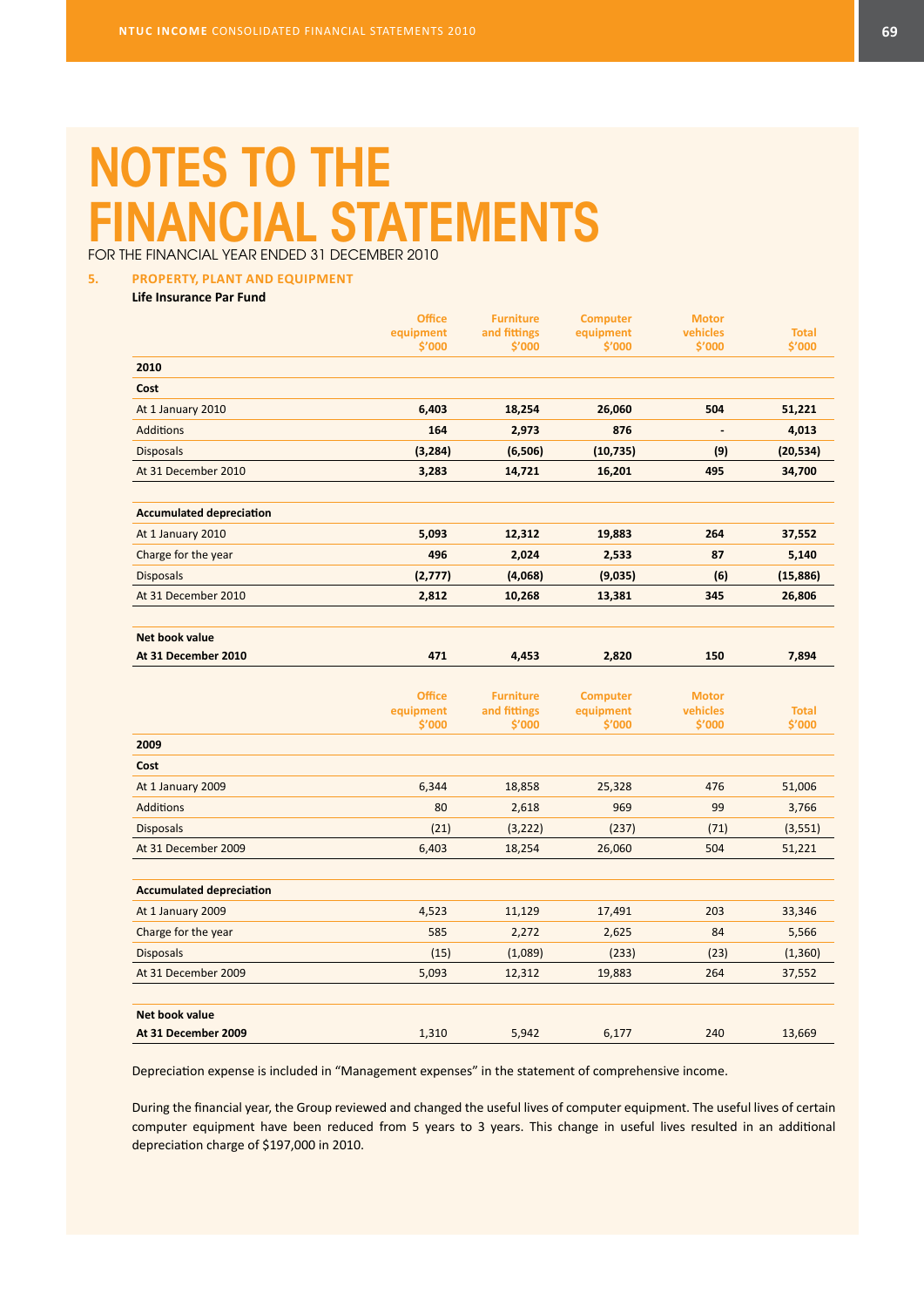# NOTES TO THE FINANCIAL STATEMENTS

FOR THE FINANCIAL YEAR ENDED 31 DECEMBER 2010

## 5. PROPERTY, PLANT AND EQUIPMENT

**Life Insurance Par Fund**

| | Office equipment $'000 | Furniture and fittings $'000 | Computer equipment $'000 | Motor vehicles $'000 | Total $'000 |
|---|---|---|---|---|---|
| **2010** | | | | | |
| **Cost** | | | | | |
| At 1 January 2010 | **6,403** | **18,254** | **26,060** | **504** | **51,221** |
| Additions | **164** | **2,973** | **876** | **-** | **4,013** |
| Disposals | **(3,284)** | **(6,506)** | **(10,735)** | **(9)** | **(20,534)** |
| At 31 December 2010 | **3,283** | **14,721** | **16,201** | **495** | **34,700** |
| | | | | | |
| **Accumulated depreciation** | | | | | |
| At 1 January 2010 | **5,093** | **12,312** | **19,883** | **264** | **37,552** |
| Charge for the year | **496** | **2,024** | **2,533** | **87** | **5,140** |
| Disposals | **(2,777)** | **(4,068)** | **(9,035)** | **(6)** | **(15,886)** |
| At 31 December 2010 | **2,812** | **10,268** | **13,381** | **345** | **26,806** |
| | | | | | |
| **Net book value** | | | | | |
| **At 31 December 2010** | **471** | **4,453** | **2,820** | **150** | **7,894** |

| | Office equipment $'000 | Furniture and fittings $'000 | Computer equipment $'000 | Motor vehicles $'000 | Total $'000 |
|---|---|---|---|---|---|
| **2009** | | | | | |
| **Cost** | | | | | |
| At 1 January 2009 | 6,344 | 18,858 | 25,328 | 476 | 51,006 |
| Additions | 80 | 2,618 | 969 | 99 | 3,766 |
| Disposals | (21) | (3,222) | (237) | (71) | (3,551) |
| At 31 December 2009 | 6,403 | 18,254 | 26,060 | 504 | 51,221 |
| | | | | | |
| **Accumulated depreciation** | | | | | |
| At 1 January 2009 | 4,523 | 11,129 | 17,491 | 203 | 33,346 |
| Charge for the year | 585 | 2,272 | 2,625 | 84 | 5,566 |
| Disposals | (15) | (1,089) | (233) | (23) | (1,360) |
| At 31 December 2009 | 5,093 | 12,312 | 19,883 | 264 | 37,552 |
| | | | | | |
| **Net book value** | | | | | |
| **At 31 December 2009** | 1,310 | 5,942 | 6,177 | 240 | 13,669 |

Depreciation expense is included in "Management expenses" in the statement of comprehensive income.

During the financial year, the Group reviewed and changed the useful lives of computer equipment. The useful lives of certain computer equipment have been reduced from 5 years to 3 years. This change in useful lives resulted in an additional depreciation charge of $197,000 in 2010.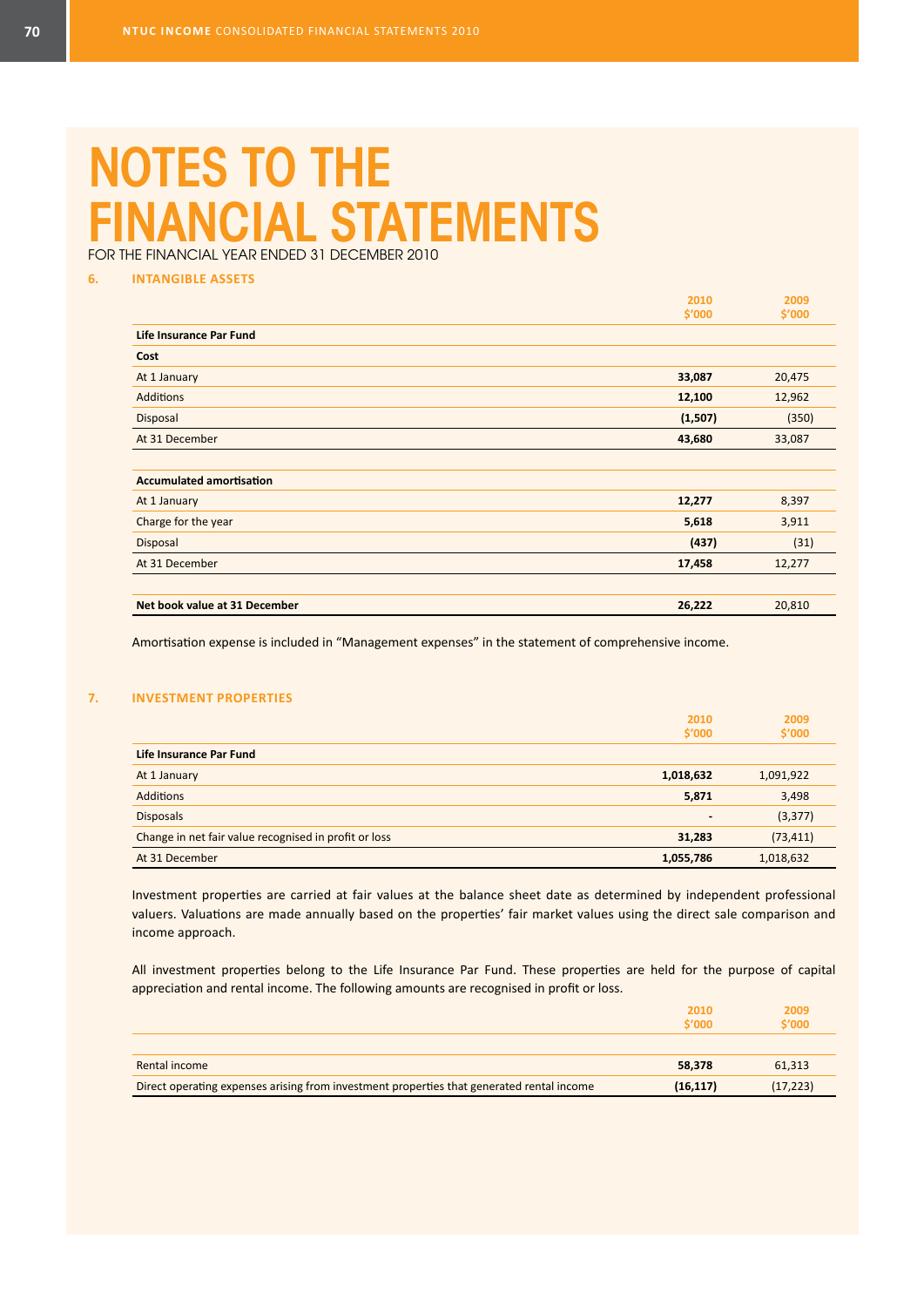# NOTES TO THE FINANCIAL STATEMENTS

FOR THE FINANCIAL YEAR ENDED 31 DECEMBER 2010

## 6. INTANGIBLE ASSETS

| | 2010 $'000 | 2009 $'000 |
|---|---|---|
| **Life Insurance Par Fund** | | |
| **Cost** | | |
| At 1 January | **33,087** | 20,475 |
| Additions | **12,100** | 12,962 |
| Disposal | **(1,507)** | (350) |
| At 31 December | **43,680** | 33,087 |
| | | |
| **Accumulated amortisation** | | |
| At 1 January | **12,277** | 8,397 |
| Charge for the year | **5,618** | 3,911 |
| Disposal | **(437)** | (31) |
| At 31 December | **17,458** | 12,277 |
| | | |
| **Net book value at 31 December** | **26,222** | 20,810 |

Amortisation expense is included in "Management expenses" in the statement of comprehensive income.

## 7. INVESTMENT PROPERTIES

| | 2010 $'000 | 2009 $'000 |
|---|---|---|
| **Life Insurance Par Fund** | | |
| At 1 January | **1,018,632** | 1,091,922 |
| Additions | **5,871** | 3,498 |
| Disposals | **-** | (3,377) |
| Change in net fair value recognised in profit or loss | **31,283** | (73,411) |
| At 31 December | **1,055,786** | 1,018,632 |

Investment properties are carried at fair values at the balance sheet date as determined by independent professional valuers. Valuations are made annually based on the properties' fair market values using the direct sale comparison and income approach.

All investment properties belong to the Life Insurance Par Fund. These properties are held for the purpose of capital appreciation and rental income. The following amounts are recognised in profit or loss.

| | 2010 $'000 | 2009 $'000 |
|---|---|---|
| Rental income | **58,378** | 61,313 |
| Direct operating expenses arising from investment properties that generated rental income | **(16,117)** | (17,223) |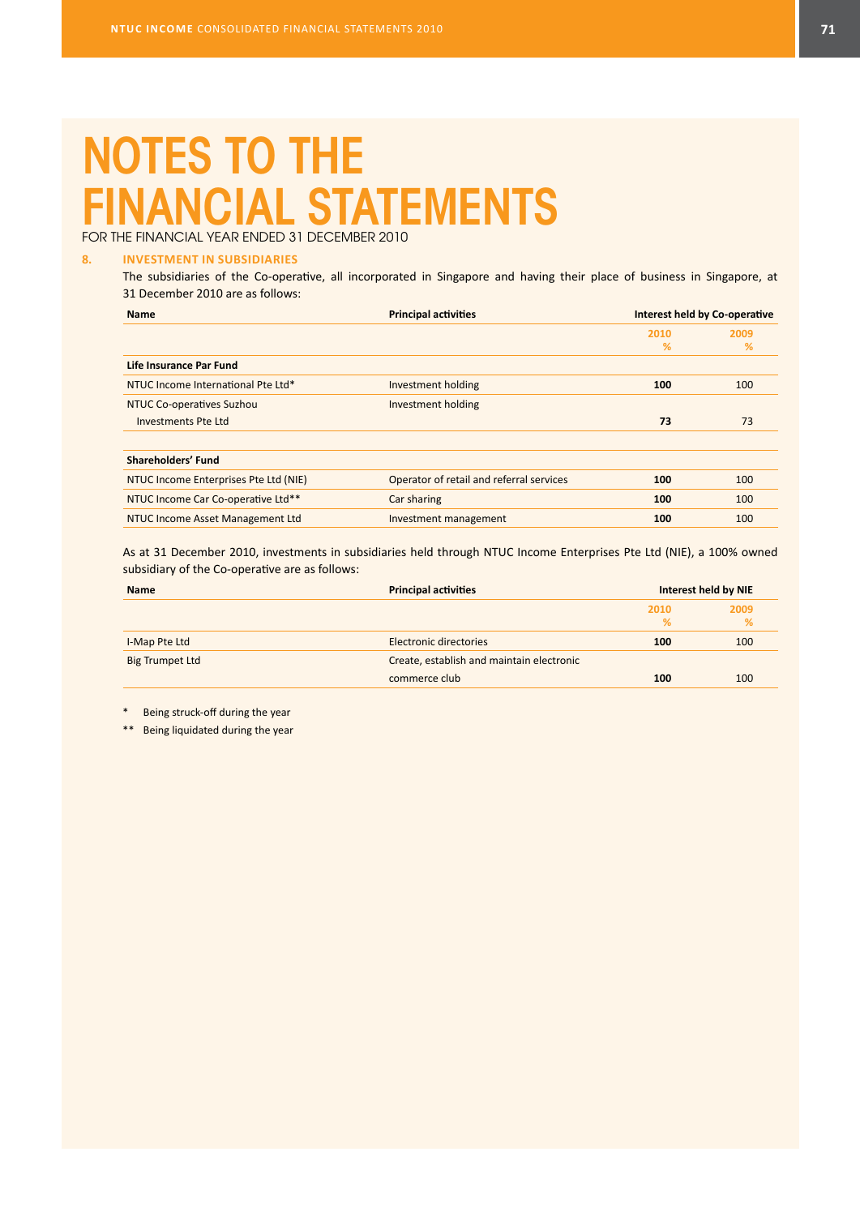# NOTES TO THE FINANCIAL STATEMENTS

FOR THE FINANCIAL YEAR ENDED 31 DECEMBER 2010

## 8. INVESTMENT IN SUBSIDIARIES

The subsidiaries of the Co-operative, all incorporated in Singapore and having their place of business in Singapore, at 31 December 2010 are as follows:

| Name | Principal activities | Interest held by Co-operative | |
|---|---|---|---|
| | | 2010 % | 2009 % |
| **Life Insurance Par Fund** | | | |
| NTUC Income International Pte Ltd* | Investment holding | **100** | 100 |
| NTUC Co-operatives Suzhou Investments Pte Ltd | Investment holding | **73** | 73 |
| **Shareholders' Fund** | | | |
| NTUC Income Enterprises Pte Ltd (NIE) | Operator of retail and referral services | **100** | 100 |
| NTUC Income Car Co-operative Ltd** | Car sharing | **100** | 100 |
| NTUC Income Asset Management Ltd | Investment management | **100** | 100 |

As at 31 December 2010, investments in subsidiaries held through NTUC Income Enterprises Pte Ltd (NIE), a 100% owned subsidiary of the Co-operative are as follows:

| Name | Principal activities | Interest held by NIE | |
|---|---|---|---|
| | | 2010 % | 2009 % |
| I-Map Pte Ltd | Electronic directories | **100** | 100 |
| Big Trumpet Ltd | Create, establish and maintain electronic commerce club | **100** | 100 |

\* Being struck-off during the year

\*\* Being liquidated during the year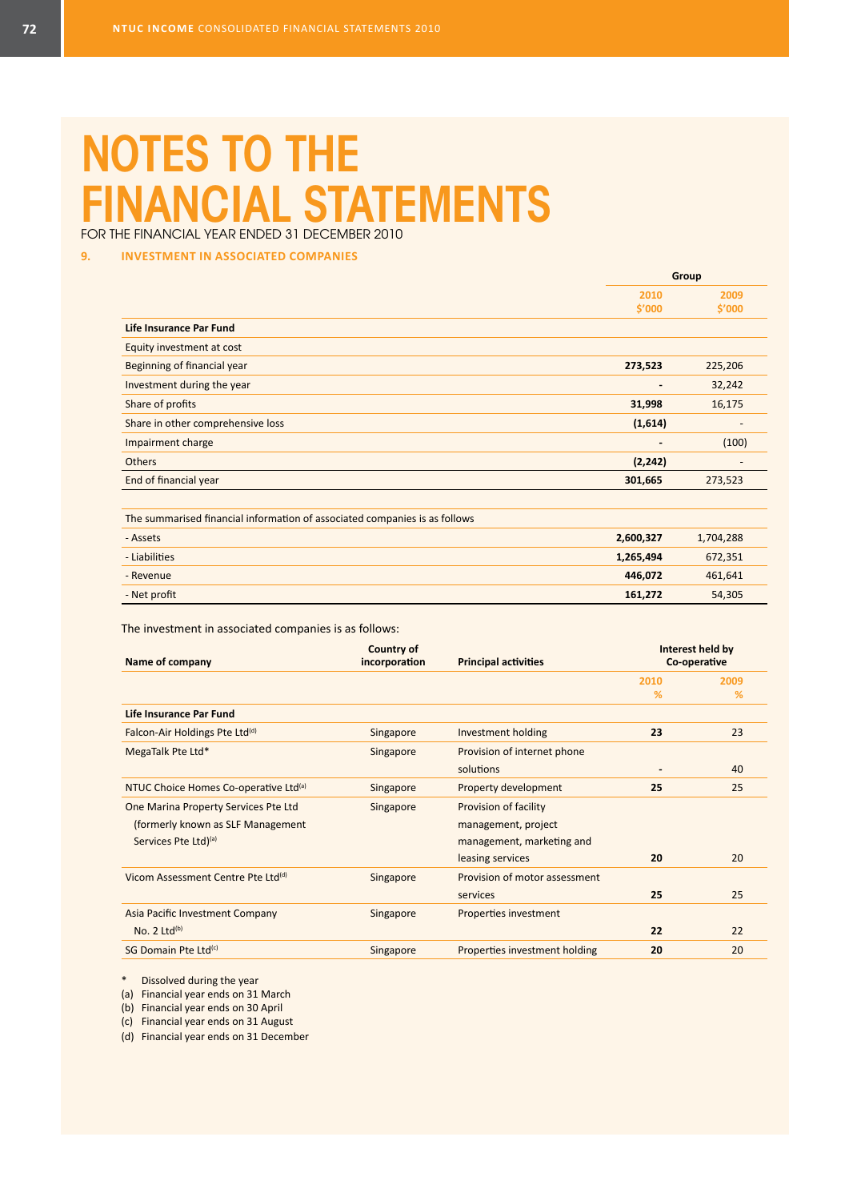# NOTES TO THE FINANCIAL STATEMENTS

FOR THE FINANCIAL YEAR ENDED 31 DECEMBER 2010

## 9. INVESTMENT IN ASSOCIATED COMPANIES

| | Group | |
|---|---|---|
| | **2010 $'000** | **2009 $'000** |
| **Life Insurance Par Fund** | | |
| Equity investment at cost | | |
| Beginning of financial year | **273,523** | 225,206 |
| Investment during the year | **-** | 32,242 |
| Share of profits | **31,998** | 16,175 |
| Share in other comprehensive loss | **(1,614)** | - |
| Impairment charge | **-** | (100) |
| Others | **(2,242)** | - |
| End of financial year | **301,665** | 273,523 |
| | | |
| The summarised financial information of associated companies is as follows | | |
| - Assets | **2,600,327** | 1,704,288 |
| - Liabilities | **1,265,494** | 672,351 |
| - Revenue | **446,072** | 461,641 |
| - Net profit | **161,272** | 54,305 |

The investment in associated companies is as follows:

| Name of company | Country of incorporation | Principal activities | Interest held by Co-operative | |
|---|---|---|---|---|
| | | | **2010 %** | **2009 %** |
| **Life Insurance Par Fund** | | | | |
| Falcon-Air Holdings Pte Ltd[d] | Singapore | Investment holding | **23** | 23 |
| MegaTalk Pte Ltd* | Singapore | Provision of internet phone solutions | **-** | 40 |
| NTUC Choice Homes Co-operative Ltd[a] | Singapore | Property development | **25** | 25 |
| One Marina Property Services Pte Ltd (formerly known as SLF Management Services Pte Ltd)[a] | Singapore | Provision of facility management, project management, marketing and leasing services | **20** | 20 |
| Vicom Assessment Centre Pte Ltd[d] | Singapore | Provision of motor assessment services | **25** | 25 |
| Asia Pacific Investment Company No. 2 Ltd[b] | Singapore | Properties investment | **22** | 22 |
| SG Domain Pte Ltd[c] | Singapore | Properties investment holding | **20** | 20 |

\* Dissolved during the year
(a) Financial year ends on 31 March
(b) Financial year ends on 30 April
(c) Financial year ends on 31 August
(d) Financial year ends on 31 December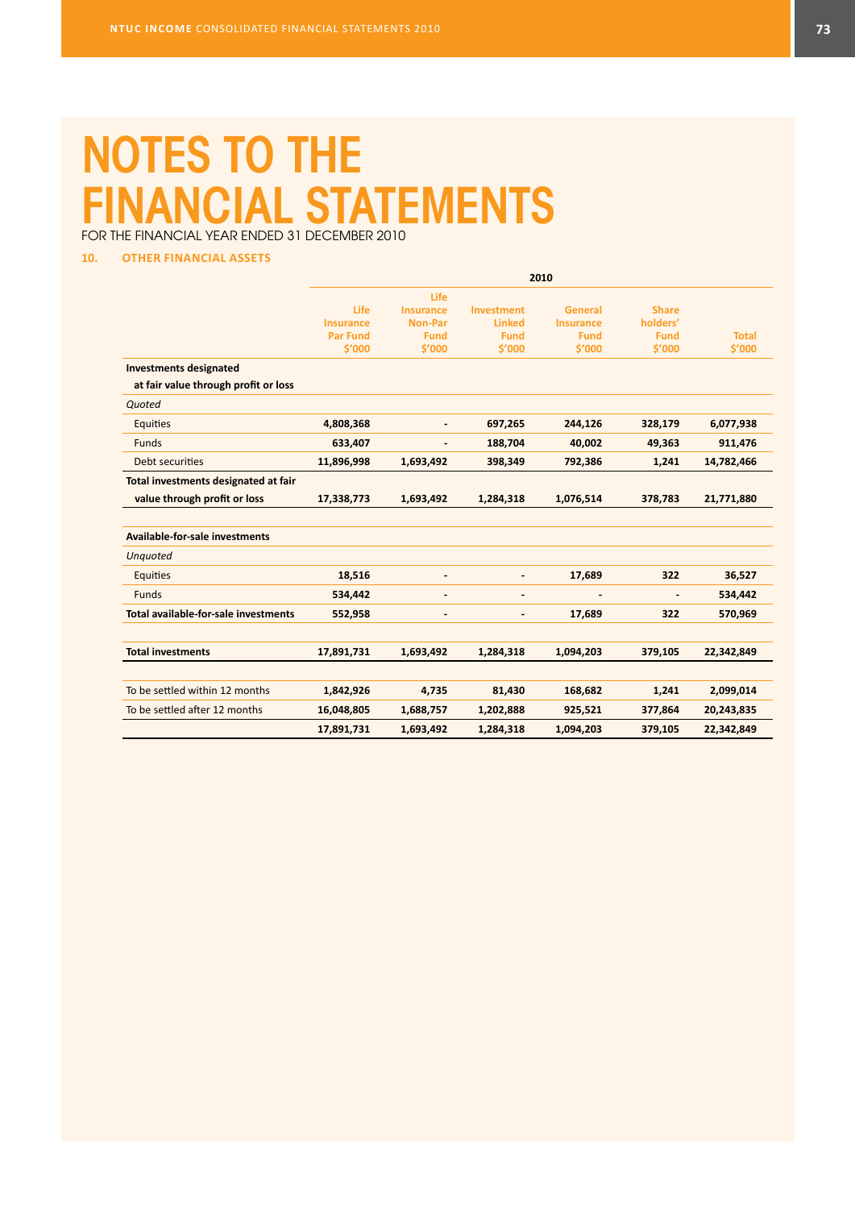# NOTES TO THE FINANCIAL STATEMENTS

FOR THE FINANCIAL YEAR ENDED 31 DECEMBER 2010

## 10. OTHER FINANCIAL ASSETS

| | 2010 | | | | | |
|---|---|---|---|---|---|---|
| | Life Insurance Par Fund $'000 | Life Insurance Non-Par Fund $'000 | Investment Linked Fund $'000 | General Insurance Fund $'000 | Share holders' Fund $'000 | Total $'000 |
| **Investments designated at fair value through profit or loss** | | | | | | |
| *Quoted* | | | | | | |
| Equities | **4,808,368** | **-** | **697,265** | **244,126** | **328,179** | **6,077,938** |
| Funds | **633,407** | **-** | **188,704** | **40,002** | **49,363** | **911,476** |
| Debt securities | **11,896,998** | **1,693,492** | **398,349** | **792,386** | **1,241** | **14,782,466** |
| **Total investments designated at fair value through profit or loss** | **17,338,773** | **1,693,492** | **1,284,318** | **1,076,514** | **378,783** | **21,771,880** |
| | | | | | | |
| **Available-for-sale investments** | | | | | | |
| *Unquoted* | | | | | | |
| Equities | **18,516** | **-** | **-** | **17,689** | **322** | **36,527** |
| Funds | **534,442** | **-** | **-** | **-** | **-** | **534,442** |
| **Total available-for-sale investments** | **552,958** | **-** | **-** | **17,689** | **322** | **570,969** |
| | | | | | | |
| **Total investments** | **17,891,731** | **1,693,492** | **1,284,318** | **1,094,203** | **379,105** | **22,342,849** |
| | | | | | | |
| To be settled within 12 months | **1,842,926** | **4,735** | **81,430** | **168,682** | **1,241** | **2,099,014** |
| To be settled after 12 months | **16,048,805** | **1,688,757** | **1,202,888** | **925,521** | **377,864** | **20,243,835** |
| | **17,891,731** | **1,693,492** | **1,284,318** | **1,094,203** | **379,105** | **22,342,849** |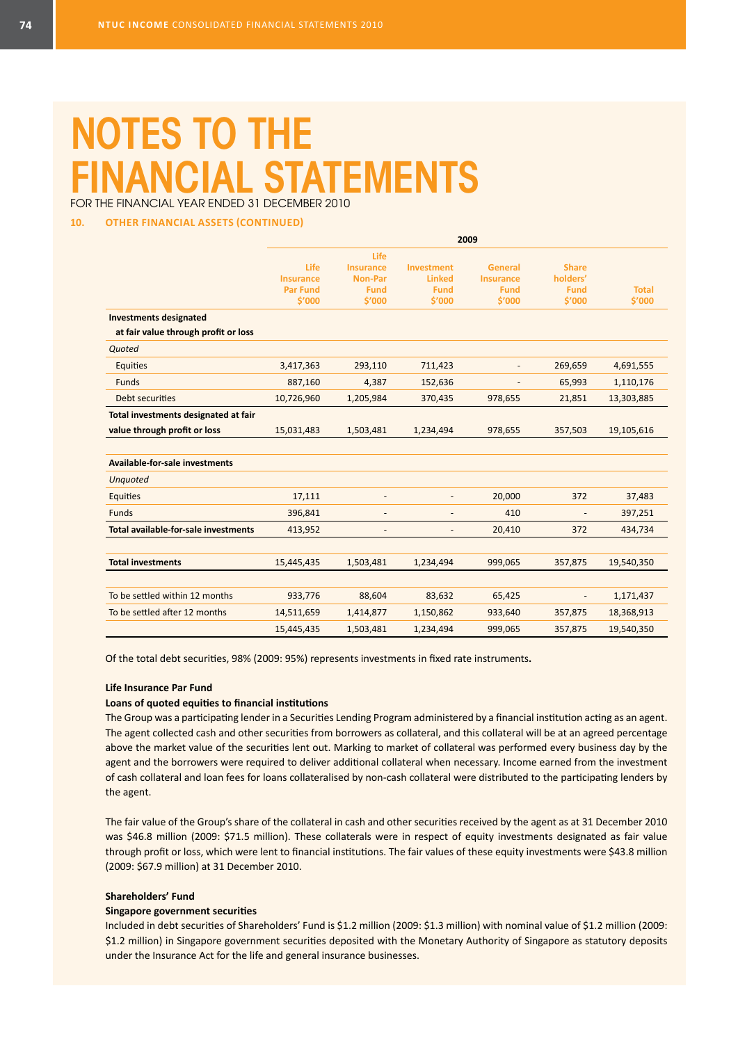# NOTES TO THE FINANCIAL STATEMENTS

FOR THE FINANCIAL YEAR ENDED 31 DECEMBER 2010

### 10. OTHER FINANCIAL ASSETS (CONTINUED)

| | 2009 | | | | | |
|---|---|---|---|---|---|---|
| | Life Insurance Par Fund $'000 | Life Insurance Non-Par Fund $'000 | Investment Linked Fund $'000 | General Insurance Fund $'000 | Share holders' Fund $'000 | Total $'000 |
| **Investments designated at fair value through profit or loss** | | | | | | |
| *Quoted* | | | | | | |
| Equities | 3,417,363 | 293,110 | 711,423 | - | 269,659 | 4,691,555 |
| Funds | 887,160 | 4,387 | 152,636 | - | 65,993 | 1,110,176 |
| Debt securities | 10,726,960 | 1,205,984 | 370,435 | 978,655 | 21,851 | 13,303,885 |
| **Total investments designated at fair value through profit or loss** | 15,031,483 | 1,503,481 | 1,234,494 | 978,655 | 357,503 | 19,105,616 |
| **Available-for-sale investments** | | | | | | |
| *Unquoted* | | | | | | |
| Equities | 17,111 | - | - | 20,000 | 372 | 37,483 |
| Funds | 396,841 | - | - | 410 | - | 397,251 |
| **Total available-for-sale investments** | 413,952 | - | - | 20,410 | 372 | 434,734 |
| **Total investments** | 15,445,435 | 1,503,481 | 1,234,494 | 999,065 | 357,875 | 19,540,350 |
| To be settled within 12 months | 933,776 | 88,604 | 83,632 | 65,425 | - | 1,171,437 |
| To be settled after 12 months | 14,511,659 | 1,414,877 | 1,150,862 | 933,640 | 357,875 | 18,368,913 |
| | 15,445,435 | 1,503,481 | 1,234,494 | 999,065 | 357,875 | 19,540,350 |

Of the total debt securities, 98% (2009: 95%) represents investments in fixed rate instruments.

**Life Insurance Par Fund**

**Loans of quoted equities to financial institutions**

The Group was a participating lender in a Securities Lending Program administered by a financial institution acting as an agent. The agent collected cash and other securities from borrowers as collateral, and this collateral will be at an agreed percentage above the market value of the securities lent out. Marking to market of collateral was performed every business day by the agent and the borrowers were required to deliver additional collateral when necessary. Income earned from the investment of cash collateral and loan fees for loans collateralised by non-cash collateral were distributed to the participating lenders by the agent.

The fair value of the Group's share of the collateral in cash and other securities received by the agent as at 31 December 2010 was $46.8 million (2009: $71.5 million). These collaterals were in respect of equity investments designated as fair value through profit or loss, which were lent to financial institutions. The fair values of these equity investments were $43.8 million (2009: $67.9 million) at 31 December 2010.

**Shareholders' Fund**

**Singapore government securities**

Included in debt securities of Shareholders' Fund is $1.2 million (2009: $1.3 million) with nominal value of $1.2 million (2009: $1.2 million) in Singapore government securities deposited with the Monetary Authority of Singapore as statutory deposits under the Insurance Act for the life and general insurance businesses.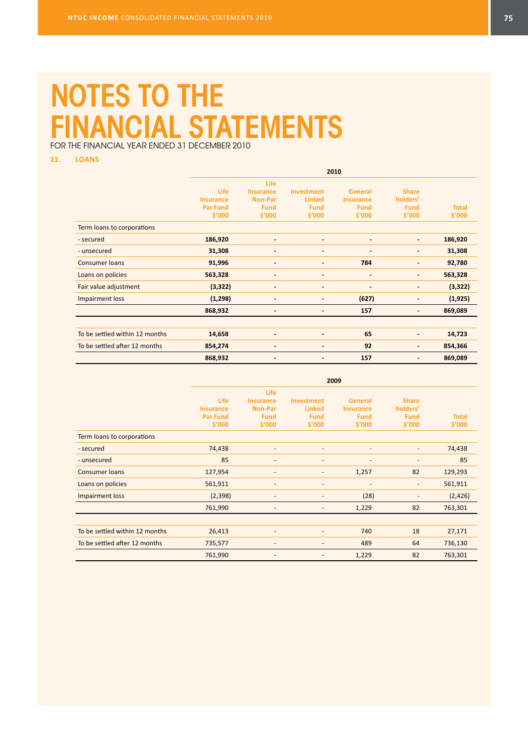# NOTES TO THE FINANCIAL STATEMENTS

FOR THE FINANCIAL YEAR ENDED 31 DECEMBER 2010

## 11. LOANS

| | 2010 | | | | | |
|---|---|---|---|---|---|---|
| | Life Insurance Par Fund $'000 | Life Insurance Non-Par Fund $'000 | Investment Linked Fund $'000 | General Insurance Fund $'000 | Share holders' Fund $'000 | Total $'000 |
| Term loans to corporations | | | | | | |
| - secured | **186,920** | **-** | **-** | **-** | **-** | **186,920** |
| - unsecured | **31,308** | **-** | **-** | **-** | **-** | **31,308** |
| Consumer loans | **91,996** | **-** | **-** | **784** | **-** | **92,780** |
| Loans on policies | **563,328** | **-** | **-** | **-** | **-** | **563,328** |
| Fair value adjustment | **(3,322)** | **-** | **-** | **-** | **-** | **(3,322)** |
| Impairment loss | **(1,298)** | **-** | **-** | **(627)** | **-** | **(1,925)** |
| | **868,932** | **-** | **-** | **157** | **-** | **869,089** |
| | | | | | | |
| To be settled within 12 months | **14,658** | **-** | **-** | **65** | **-** | **14,723** |
| To be settled after 12 months | **854,274** | **-** | **-** | **92** | **-** | **854,366** |
| | **868,932** | **-** | **-** | **157** | **-** | **869,089** |

| | 2009 | | | | | |
|---|---|---|---|---|---|---|
| | Life Insurance Par Fund $'000 | Life Insurance Non-Par Fund $'000 | Investment Linked Fund $'000 | General Insurance Fund $'000 | Share holders' Fund $'000 | Total $'000 |
| Term loans to corporations | | | | | | |
| - secured | 74,438 | - | - | - | - | 74,438 |
| - unsecured | 85 | - | - | - | - | 85 |
| Consumer loans | 127,954 | - | - | 1,257 | 82 | 129,293 |
| Loans on policies | 561,911 | - | - | - | - | 561,911 |
| Impairment loss | (2,398) | - | - | (28) | - | (2,426) |
| | 761,990 | - | - | 1,229 | 82 | 763,301 |
| | | | | | | |
| To be settled within 12 months | 26,413 | - | - | 740 | 18 | 27,171 |
| To be settled after 12 months | 735,577 | - | - | 489 | 64 | 736,130 |
| | 761,990 | - | - | 1,229 | 82 | 763,301 |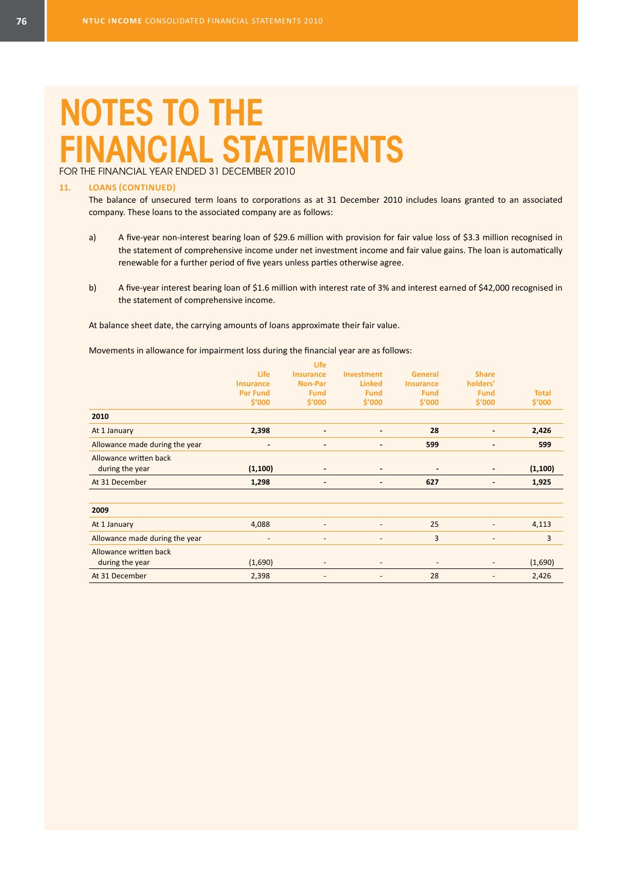# NOTES TO THE FINANCIAL STATEMENTS

FOR THE FINANCIAL YEAR ENDED 31 DECEMBER 2010

## 11. LOANS (CONTINUED)

The balance of unsecured term loans to corporations as at 31 December 2010 includes loans granted to an associated company. These loans to the associated company are as follows:

a) A five-year non-interest bearing loan of $29.6 million with provision for fair value loss of $3.3 million recognised in the statement of comprehensive income under net investment income and fair value gains. The loan is automatically renewable for a further period of five years unless parties otherwise agree.

b) A five-year interest bearing loan of $1.6 million with interest rate of 3% and interest earned of $42,000 recognised in the statement of comprehensive income.

At balance sheet date, the carrying amounts of loans approximate their fair value.

Movements in allowance for impairment loss during the financial year are as follows:

| | Life Insurance Par Fund $'000 | Life Insurance Non-Par Fund $'000 | Investment Linked Fund $'000 | General Insurance Fund $'000 | Share holders' Fund $'000 | Total $'000 |
|---|---|---|---|---|---|---|
| **2010** | | | | | | |
| At 1 January | **2,398** | **-** | **-** | **28** | **-** | **2,426** |
| Allowance made during the year | **-** | **-** | **-** | **599** | **-** | **599** |
| Allowance written back during the year | **(1,100)** | **-** | **-** | **-** | **-** | **(1,100)** |
| At 31 December | **1,298** | **-** | **-** | **627** | **-** | **1,925** |
| | | | | | | |
| **2009** | | | | | | |
| At 1 January | 4,088 | - | - | 25 | - | 4,113 |
| Allowance made during the year | - | - | - | 3 | - | 3 |
| Allowance written back during the year | (1,690) | - | - | - | - | (1,690) |
| At 31 December | 2,398 | - | - | 28 | - | 2,426 |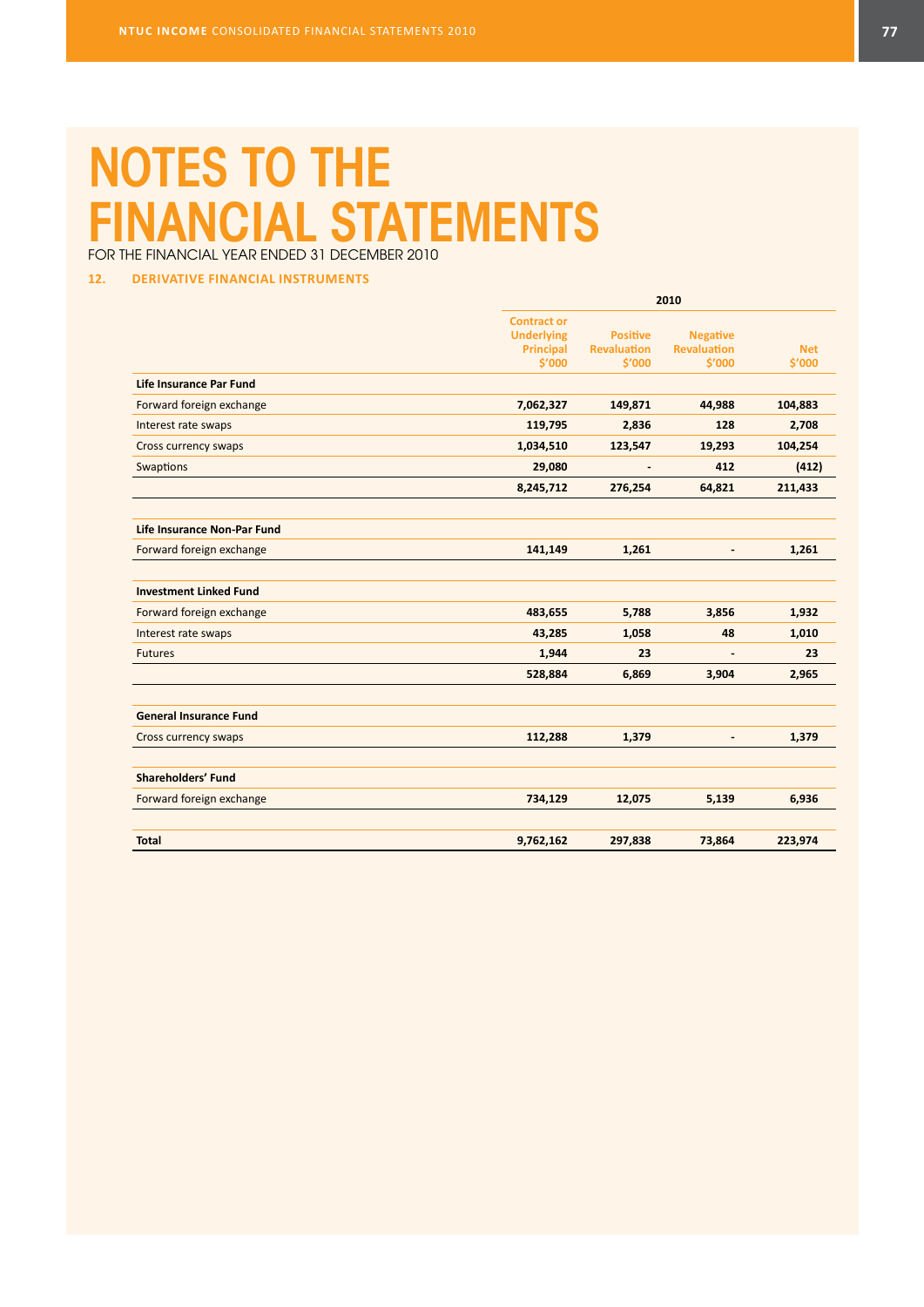# NOTES TO THE FINANCIAL STATEMENTS

FOR THE FINANCIAL YEAR ENDED 31 DECEMBER 2010

## 12. DERIVATIVE FINANCIAL INSTRUMENTS

| | 2010 | | | |
|---|---|---|---|---|
| | Contract or Underlying Principal $'000 | Positive Revaluation $'000 | Negative Revaluation $'000 | Net $'000 |
| **Life Insurance Par Fund** | | | | |
| Forward foreign exchange | **7,062,327** | **149,871** | **44,988** | **104,883** |
| Interest rate swaps | **119,795** | **2,836** | **128** | **2,708** |
| Cross currency swaps | **1,034,510** | **123,547** | **19,293** | **104,254** |
| Swaptions | **29,080** | **-** | **412** | **(412)** |
| | **8,245,712** | **276,254** | **64,821** | **211,433** |
| **Life Insurance Non-Par Fund** | | | | |
| Forward foreign exchange | **141,149** | **1,261** | **-** | **1,261** |
| **Investment Linked Fund** | | | | |
| Forward foreign exchange | **483,655** | **5,788** | **3,856** | **1,932** |
| Interest rate swaps | **43,285** | **1,058** | **48** | **1,010** |
| Futures | **1,944** | **23** | **-** | **23** |
| | **528,884** | **6,869** | **3,904** | **2,965** |
| **General Insurance Fund** | | | | |
| Cross currency swaps | **112,288** | **1,379** | **-** | **1,379** |
| **Shareholders' Fund** | | | | |
| Forward foreign exchange | **734,129** | **12,075** | **5,139** | **6,936** |
| **Total** | **9,762,162** | **297,838** | **73,864** | **223,974** |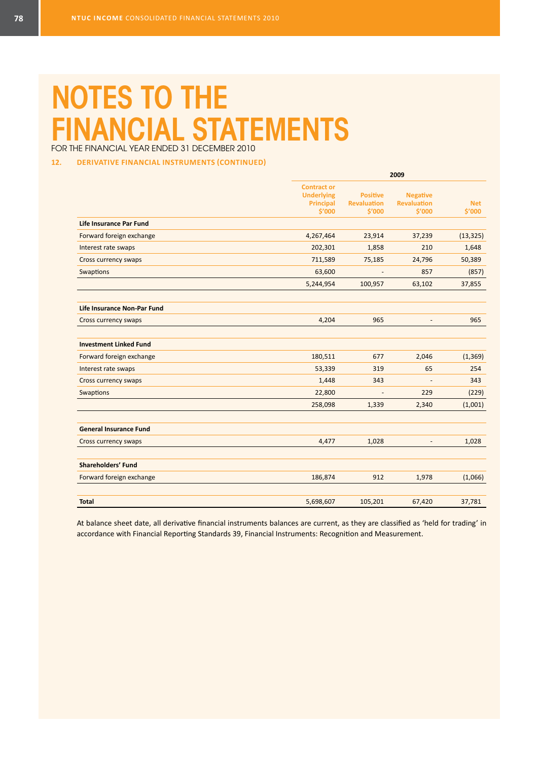# NOTES TO THE FINANCIAL STATEMENTS

FOR THE FINANCIAL YEAR ENDED 31 DECEMBER 2010

## 12. DERIVATIVE FINANCIAL INSTRUMENTS (CONTINUED)

| | 2009 | | | |
|---|---|---|---|---|
| | Contract or Underlying Principal $'000 | Positive Revaluation $'000 | Negative Revaluation $'000 | Net $'000 |
| **Life Insurance Par Fund** | | | | |
| Forward foreign exchange | 4,267,464 | 23,914 | 37,239 | (13,325) |
| Interest rate swaps | 202,301 | 1,858 | 210 | 1,648 |
| Cross currency swaps | 711,589 | 75,185 | 24,796 | 50,389 |
| Swaptions | 63,600 | - | 857 | (857) |
| | 5,244,954 | 100,957 | 63,102 | 37,855 |
| **Life Insurance Non-Par Fund** | | | | |
| Cross currency swaps | 4,204 | 965 | - | 965 |
| **Investment Linked Fund** | | | | |
| Forward foreign exchange | 180,511 | 677 | 2,046 | (1,369) |
| Interest rate swaps | 53,339 | 319 | 65 | 254 |
| Cross currency swaps | 1,448 | 343 | - | 343 |
| Swaptions | 22,800 | - | 229 | (229) |
| | 258,098 | 1,339 | 2,340 | (1,001) |
| **General Insurance Fund** | | | | |
| Cross currency swaps | 4,477 | 1,028 | - | 1,028 |
| **Shareholders' Fund** | | | | |
| Forward foreign exchange | 186,874 | 912 | 1,978 | (1,066) |
| **Total** | 5,698,607 | 105,201 | 67,420 | 37,781 |

At balance sheet date, all derivative financial instruments balances are current, as they are classified as 'held for trading' in accordance with Financial Reporting Standards 39, Financial Instruments: Recognition and Measurement.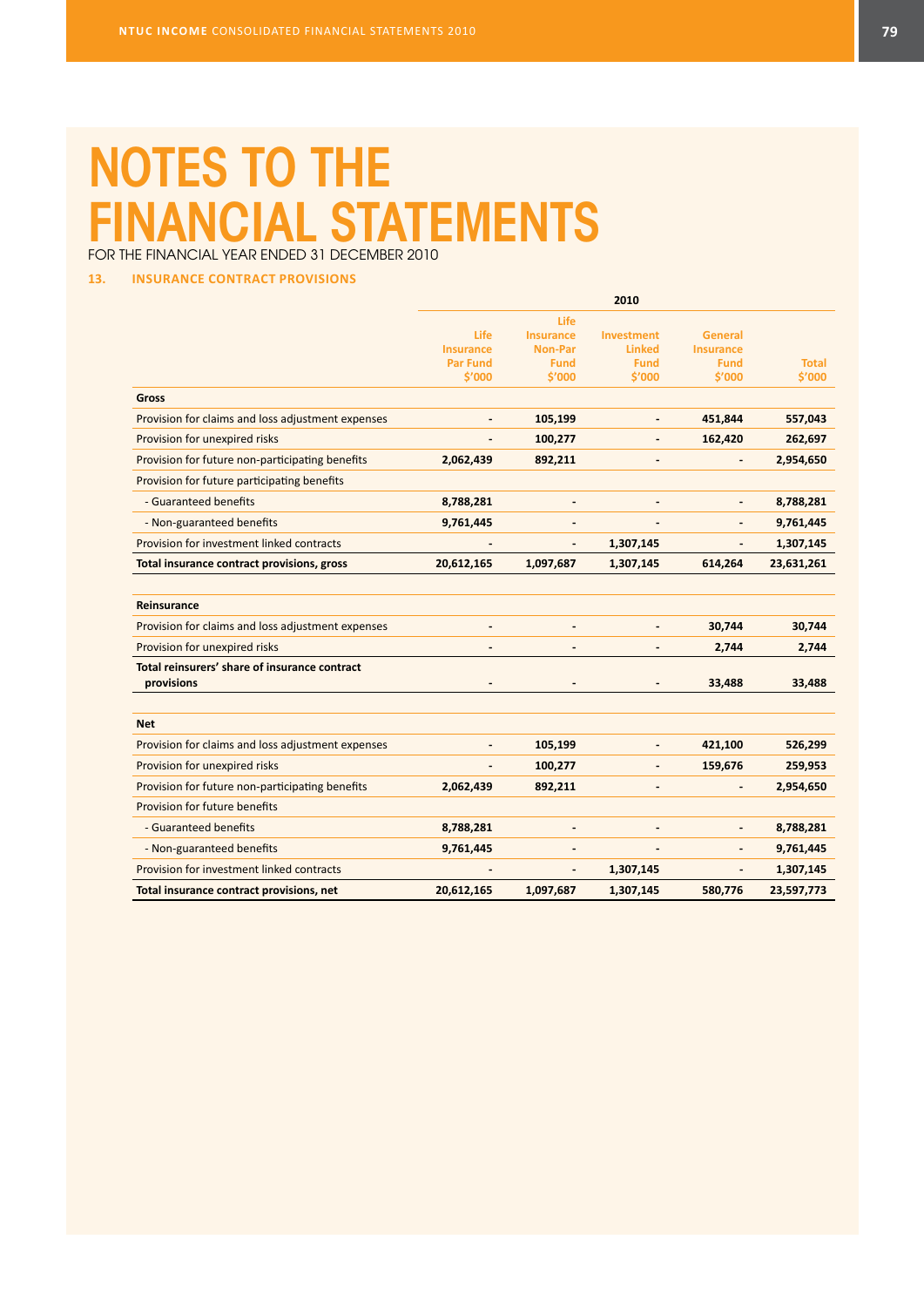# NOTES TO THE FINANCIAL STATEMENTS

FOR THE FINANCIAL YEAR ENDED 31 DECEMBER 2010

### 13. INSURANCE CONTRACT PROVISIONS

| | 2010 | | | | |
|---|---|---|---|---|---|
| | Life Insurance Par Fund $'000 | Life Insurance Non-Par Fund $'000 | Investment Linked Fund $'000 | General Insurance Fund $'000 | Total $'000 |
| **Gross** | | | | | |
| Provision for claims and loss adjustment expenses | - | 105,199 | - | 451,844 | 557,043 |
| Provision for unexpired risks | - | 100,277 | - | 162,420 | 262,697 |
| Provision for future non-participating benefits | 2,062,439 | 892,211 | - | - | 2,954,650 |
| Provision for future participating benefits | | | | | |
| - Guaranteed benefits | 8,788,281 | - | - | - | 8,788,281 |
| - Non-guaranteed benefits | 9,761,445 | - | - | - | 9,761,445 |
| Provision for investment linked contracts | - | - | 1,307,145 | - | 1,307,145 |
| **Total insurance contract provisions, gross** | **20,612,165** | **1,097,687** | **1,307,145** | **614,264** | **23,631,261** |
| | | | | | |
| **Reinsurance** | | | | | |
| Provision for claims and loss adjustment expenses | - | - | - | 30,744 | 30,744 |
| Provision for unexpired risks | - | - | - | 2,744 | 2,744 |
| **Total reinsurers' share of insurance contract provisions** | - | - | - | **33,488** | **33,488** |
| | | | | | |
| **Net** | | | | | |
| Provision for claims and loss adjustment expenses | - | 105,199 | - | 421,100 | 526,299 |
| Provision for unexpired risks | - | 100,277 | - | 159,676 | 259,953 |
| Provision for future non-participating benefits | 2,062,439 | 892,211 | - | - | 2,954,650 |
| Provision for future benefits | | | | | |
| - Guaranteed benefits | 8,788,281 | - | - | - | 8,788,281 |
| - Non-guaranteed benefits | 9,761,445 | - | - | - | 9,761,445 |
| Provision for investment linked contracts | - | - | 1,307,145 | - | 1,307,145 |
| **Total insurance contract provisions, net** | **20,612,165** | **1,097,687** | **1,307,145** | **580,776** | **23,597,773** |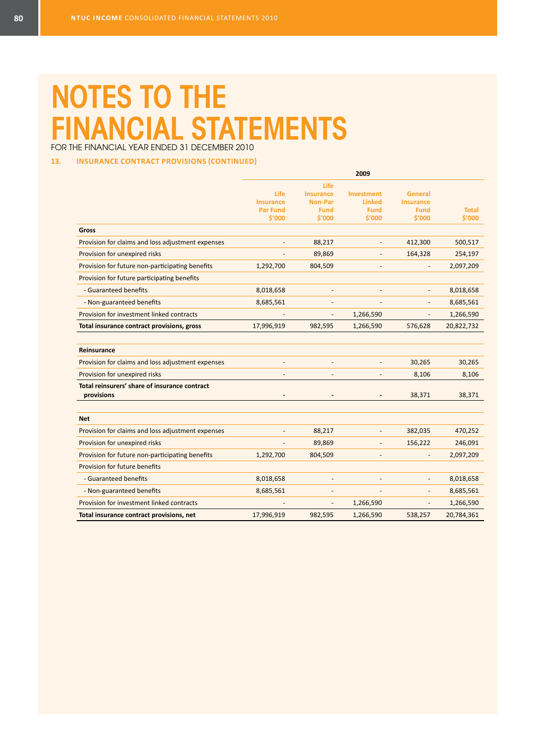# NOTES TO THE FINANCIAL STATEMENTS

FOR THE FINANCIAL YEAR ENDED 31 DECEMBER 2010

### 13. INSURANCE CONTRACT PROVISIONS (CONTINUED)

| | 2009 | | | | |
|---|---|---|---|---|---|
| | Life Insurance Par Fund $'000 | Life Insurance Non-Par Fund $'000 | Investment Linked Fund $'000 | General Insurance Fund $'000 | Total $'000 |
| **Gross** | | | | | |
| Provision for claims and loss adjustment expenses | - | 88,217 | - | 412,300 | 500,517 |
| Provision for unexpired risks | - | 89,869 | - | 164,328 | 254,197 |
| Provision for future non-participating benefits | 1,292,700 | 804,509 | - | - | 2,097,209 |
| Provision for future participating benefits | | | | | |
| - Guaranteed benefits | 8,018,658 | - | - | - | 8,018,658 |
| - Non-guaranteed benefits | 8,685,561 | - | - | - | 8,685,561 |
| Provision for investment linked contracts | - | - | 1,266,590 | - | 1,266,590 |
| **Total insurance contract provisions, gross** | 17,996,919 | 982,595 | 1,266,590 | 576,628 | 20,822,732 |
| | | | | | |
| **Reinsurance** | | | | | |
| Provision for claims and loss adjustment expenses | - | - | - | 30,265 | 30,265 |
| Provision for unexpired risks | - | - | - | 8,106 | 8,106 |
| **Total reinsurers' share of insurance contract provisions** | - | - | - | 38,371 | 38,371 |
| | | | | | |
| **Net** | | | | | |
| Provision for claims and loss adjustment expenses | - | 88,217 | - | 382,035 | 470,252 |
| Provision for unexpired risks | - | 89,869 | - | 156,222 | 246,091 |
| Provision for future non-participating benefits | 1,292,700 | 804,509 | - | - | 2,097,209 |
| Provision for future benefits | | | | | |
| - Guaranteed benefits | 8,018,658 | - | - | - | 8,018,658 |
| - Non-guaranteed benefits | 8,685,561 | - | - | - | 8,685,561 |
| Provision for investment linked contracts | - | - | 1,266,590 | - | 1,266,590 |
| **Total insurance contract provisions, net** | 17,996,919 | 982,595 | 1,266,590 | 538,257 | 20,784,361 |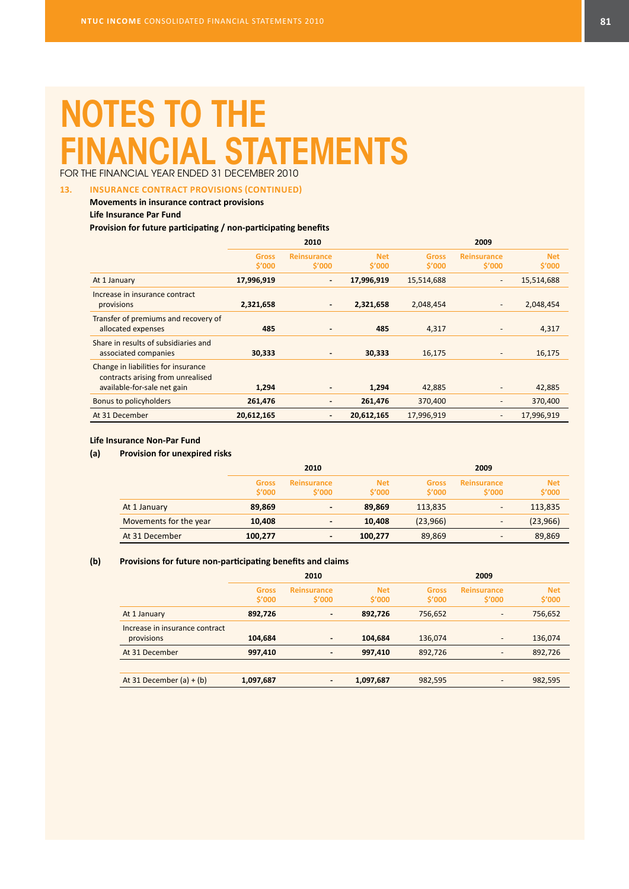# NOTES TO THE FINANCIAL STATEMENTS

FOR THE FINANCIAL YEAR ENDED 31 DECEMBER 2010

## 13. INSURANCE CONTRACT PROVISIONS (CONTINUED)

**Movements in insurance contract provisions**

**Life Insurance Par Fund**

**Provision for future participating / non-participating benefits**

| | 2010 | | | 2009 | | |
|---|---|---|---|---|---|---|
| | Gross $'000 | Reinsurance $'000 | Net $'000 | Gross $'000 | Reinsurance $'000 | Net $'000 |
| At 1 January | **17,996,919** | **-** | **17,996,919** | 15,514,688 | - | 15,514,688 |
| Increase in insurance contract provisions | **2,321,658** | **-** | **2,321,658** | 2,048,454 | - | 2,048,454 |
| Transfer of premiums and recovery of allocated expenses | **485** | **-** | **485** | 4,317 | - | 4,317 |
| Share in results of subsidiaries and associated companies | **30,333** | **-** | **30,333** | 16,175 | - | 16,175 |
| Change in liabilities for insurance contracts arising from unrealised available-for-sale net gain | **1,294** | **-** | **1,294** | 42,885 | - | 42,885 |
| Bonus to policyholders | **261,476** | **-** | **261,476** | 370,400 | - | 370,400 |
| At 31 December | **20,612,165** | **-** | **20,612,165** | 17,996,919 | - | 17,996,919 |

**Life Insurance Non-Par Fund**

**(a) Provision for unexpired risks**

| | 2010 | | | 2009 | | |
|---|---|---|---|---|---|---|
| | Gross $'000 | Reinsurance $'000 | Net $'000 | Gross $'000 | Reinsurance $'000 | Net $'000 |
| At 1 January | **89,869** | **-** | **89,869** | 113,835 | - | 113,835 |
| Movements for the year | **10,408** | **-** | **10,408** | (23,966) | - | (23,966) |
| At 31 December | **100,277** | **-** | **100,277** | 89,869 | - | 89,869 |

**(b) Provisions for future non-participating benefits and claims**

| | 2010 | | | 2009 | | |
|---|---|---|---|---|---|---|
| | Gross $'000 | Reinsurance $'000 | Net $'000 | Gross $'000 | Reinsurance $'000 | Net $'000 |
| At 1 January | **892,726** | **-** | **892,726** | 756,652 | - | 756,652 |
| Increase in insurance contract provisions | **104,684** | **-** | **104,684** | 136,074 | - | 136,074 |
| At 31 December | **997,410** | **-** | **997,410** | 892,726 | - | 892,726 |
| | | | | | | |
| At 31 December (a) + (b) | **1,097,687** | **-** | **1,097,687** | 982,595 | - | 982,595 |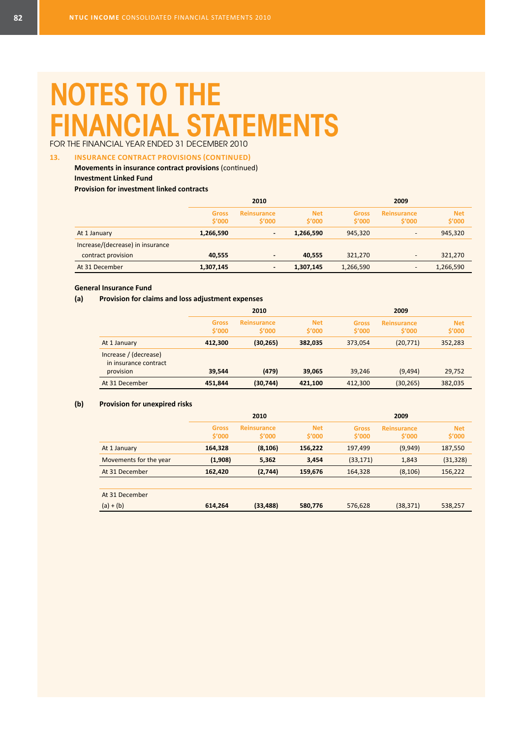# NOTES TO THE FINANCIAL STATEMENTS

FOR THE FINANCIAL YEAR ENDED 31 DECEMBER 2010

## 13. INSURANCE CONTRACT PROVISIONS (CONTINUED)

**Movements in insurance contract provisions** (continued)

**Investment Linked Fund**

**Provision for investment linked contracts**

| | 2010 | | | 2009 | | |
|---|---|---|---|---|---|---|
| | Gross $'000 | Reinsurance $'000 | Net $'000 | Gross $'000 | Reinsurance $'000 | Net $'000 |
| At 1 January | **1,266,590** | **-** | **1,266,590** | 945,320 | - | 945,320 |
| Increase/(decrease) in insurance contract provision | **40,555** | **-** | **40,555** | 321,270 | - | 321,270 |
| At 31 December | **1,307,145** | **-** | **1,307,145** | 1,266,590 | - | 1,266,590 |

**General Insurance Fund**

**(a) Provision for claims and loss adjustment expenses**

| | 2010 | | | 2009 | | |
|---|---|---|---|---|---|---|
| | Gross $'000 | Reinsurance $'000 | Net $'000 | Gross $'000 | Reinsurance $'000 | Net $'000 |
| At 1 January | **412,300** | **(30,265)** | **382,035** | 373,054 | (20,771) | 352,283 |
| Increase / (decrease) in insurance contract provision | **39,544** | **(479)** | **39,065** | 39,246 | (9,494) | 29,752 |
| At 31 December | **451,844** | **(30,744)** | **421,100** | 412,300 | (30,265) | 382,035 |

**(b) Provision for unexpired risks**

| | 2010 | | | 2009 | | |
|---|---|---|---|---|---|---|
| | Gross $'000 | Reinsurance $'000 | Net $'000 | Gross $'000 | Reinsurance $'000 | Net $'000 |
| At 1 January | **164,328** | **(8,106)** | **156,222** | 197,499 | (9,949) | 187,550 |
| Movements for the year | **(1,908)** | **5,362** | **3,454** | (33,171) | 1,843 | (31,328) |
| At 31 December | **162,420** | **(2,744)** | **159,676** | 164,328 | (8,106) | 156,222 |
| | | | | | | |
| At 31 December (a) + (b) | **614,264** | **(33,488)** | **580,776** | 576,628 | (38,371) | 538,257 |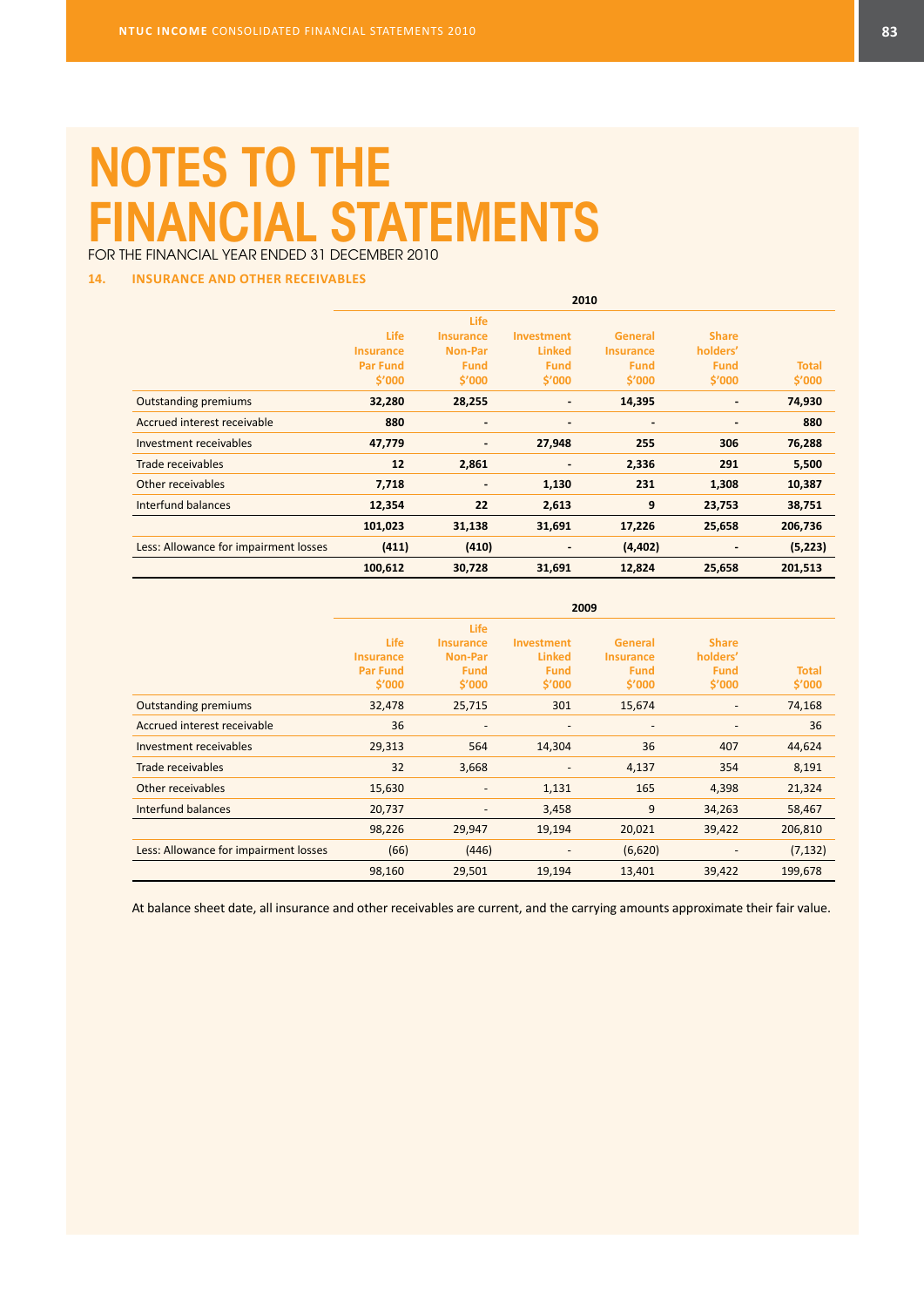# NOTES TO THE FINANCIAL STATEMENTS

FOR THE FINANCIAL YEAR ENDED 31 DECEMBER 2010

## 14. INSURANCE AND OTHER RECEIVABLES

| | 2010 | | | | | |
|---|---|---|---|---|---|---|
| | Life Insurance Par Fund $'000 | Life Insurance Non-Par Fund $'000 | Investment Linked Fund $'000 | General Insurance Fund $'000 | Share holders' Fund $'000 | Total $'000 |
| Outstanding premiums | **32,280** | **28,255** | **-** | **14,395** | **-** | **74,930** |
| Accrued interest receivable | **880** | **-** | **-** | **-** | **-** | **880** |
| Investment receivables | **47,779** | **-** | **27,948** | **255** | **306** | **76,288** |
| Trade receivables | **12** | **2,861** | **-** | **2,336** | **291** | **5,500** |
| Other receivables | **7,718** | **-** | **1,130** | **231** | **1,308** | **10,387** |
| Interfund balances | **12,354** | **22** | **2,613** | **9** | **23,753** | **38,751** |
| | **101,023** | **31,138** | **31,691** | **17,226** | **25,658** | **206,736** |
| Less: Allowance for impairment losses | **(411)** | **(410)** | **-** | **(4,402)** | **-** | **(5,223)** |
| | **100,612** | **30,728** | **31,691** | **12,824** | **25,658** | **201,513** |

| | 2009 | | | | | |
|---|---|---|---|---|---|---|
| | Life Insurance Par Fund $'000 | Life Insurance Non-Par Fund $'000 | Investment Linked Fund $'000 | General Insurance Fund $'000 | Share holders' Fund $'000 | Total $'000 |
| Outstanding premiums | 32,478 | 25,715 | 301 | 15,674 | - | 74,168 |
| Accrued interest receivable | 36 | - | - | - | - | 36 |
| Investment receivables | 29,313 | 564 | 14,304 | 36 | 407 | 44,624 |
| Trade receivables | 32 | 3,668 | - | 4,137 | 354 | 8,191 |
| Other receivables | 15,630 | - | 1,131 | 165 | 4,398 | 21,324 |
| Interfund balances | 20,737 | - | 3,458 | 9 | 34,263 | 58,467 |
| | 98,226 | 29,947 | 19,194 | 20,021 | 39,422 | 206,810 |
| Less: Allowance for impairment losses | (66) | (446) | - | (6,620) | - | (7,132) |
| | 98,160 | 29,501 | 19,194 | 13,401 | 39,422 | 199,678 |

At balance sheet date, all insurance and other receivables are current, and the carrying amounts approximate their fair value.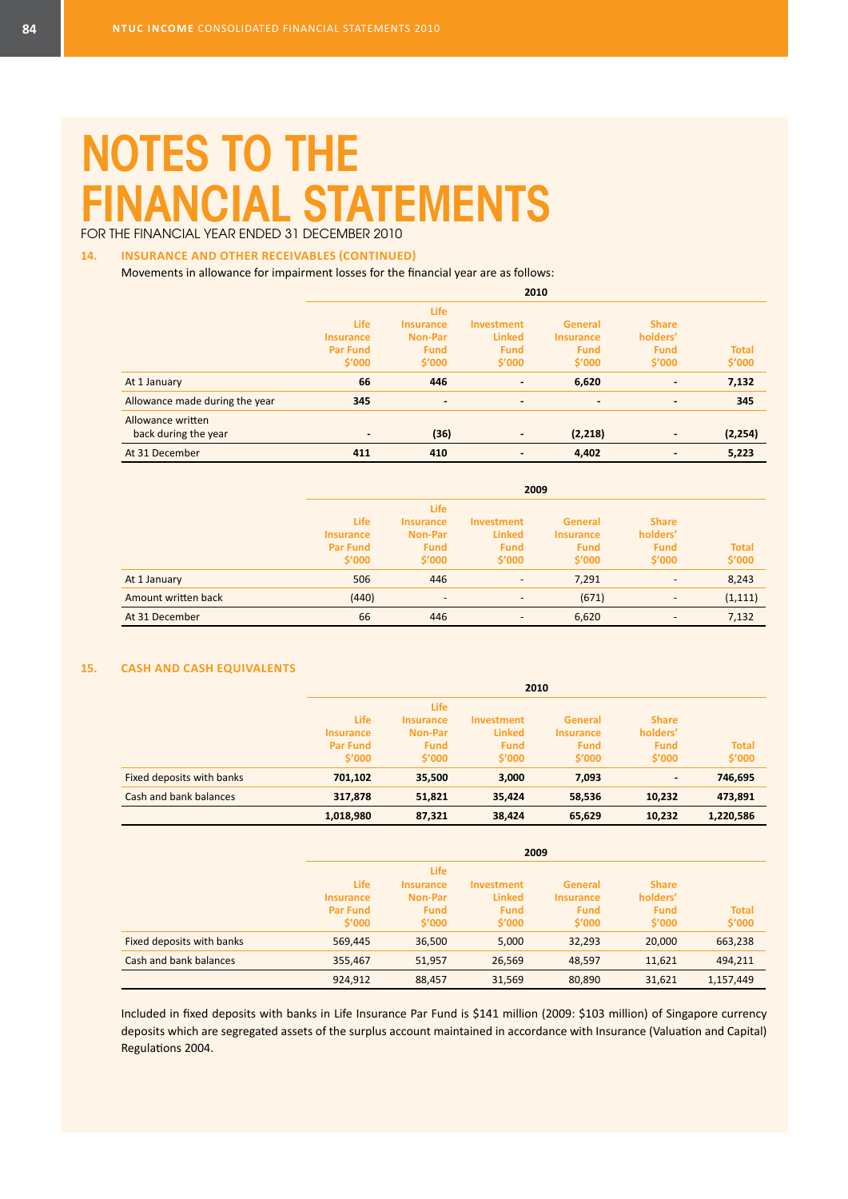# NOTES TO THE FINANCIAL STATEMENTS

FOR THE FINANCIAL YEAR ENDED 31 DECEMBER 2010

## 14. INSURANCE AND OTHER RECEIVABLES (CONTINUED)

Movements in allowance for impairment losses for the financial year are as follows:

| | 2010 | | | | | |
|---|---|---|---|---|---|---|
| | Life Insurance Par Fund $'000 | Life Insurance Non-Par Fund $'000 | Investment Linked Fund $'000 | General Insurance Fund $'000 | Share holders' Fund $'000 | Total $'000 |
| At 1 January | **66** | **446** | **-** | **6,620** | **-** | **7,132** |
| Allowance made during the year | **345** | **-** | **-** | **-** | **-** | **345** |
| Allowance written back during the year | **-** | **(36)** | **-** | **(2,218)** | **-** | **(2,254)** |
| At 31 December | **411** | **410** | **-** | **4,402** | **-** | **5,223** |

| | 2009 | | | | | |
|---|---|---|---|---|---|---|
| | Life Insurance Par Fund $'000 | Life Insurance Non-Par Fund $'000 | Investment Linked Fund $'000 | General Insurance Fund $'000 | Share holders' Fund $'000 | Total $'000 |
| At 1 January | 506 | 446 | - | 7,291 | - | 8,243 |
| Amount written back | (440) | - | - | (671) | - | (1,111) |
| At 31 December | 66 | 446 | - | 6,620 | - | 7,132 |

## 15. CASH AND CASH EQUIVALENTS

| | 2010 | | | | | |
|---|---|---|---|---|---|---|
| | Life Insurance Par Fund $'000 | Life Insurance Non-Par Fund $'000 | Investment Linked Fund $'000 | General Insurance Fund $'000 | Share holders' Fund $'000 | Total $'000 |
| Fixed deposits with banks | **701,102** | **35,500** | **3,000** | **7,093** | **-** | **746,695** |
| Cash and bank balances | **317,878** | **51,821** | **35,424** | **58,536** | **10,232** | **473,891** |
| | **1,018,980** | **87,321** | **38,424** | **65,629** | **10,232** | **1,220,586** |

| | 2009 | | | | | |
|---|---|---|---|---|---|---|
| | Life Insurance Par Fund $'000 | Life Insurance Non-Par Fund $'000 | Investment Linked Fund $'000 | General Insurance Fund $'000 | Share holders' Fund $'000 | Total $'000 |
| Fixed deposits with banks | 569,445 | 36,500 | 5,000 | 32,293 | 20,000 | 663,238 |
| Cash and bank balances | 355,467 | 51,957 | 26,569 | 48,597 | 11,621 | 494,211 |
| | 924,912 | 88,457 | 31,569 | 80,890 | 31,621 | 1,157,449 |

Included in fixed deposits with banks in Life Insurance Par Fund is $141 million (2009: $103 million) of Singapore currency deposits which are segregated assets of the surplus account maintained in accordance with Insurance (Valuation and Capital) Regulations 2004.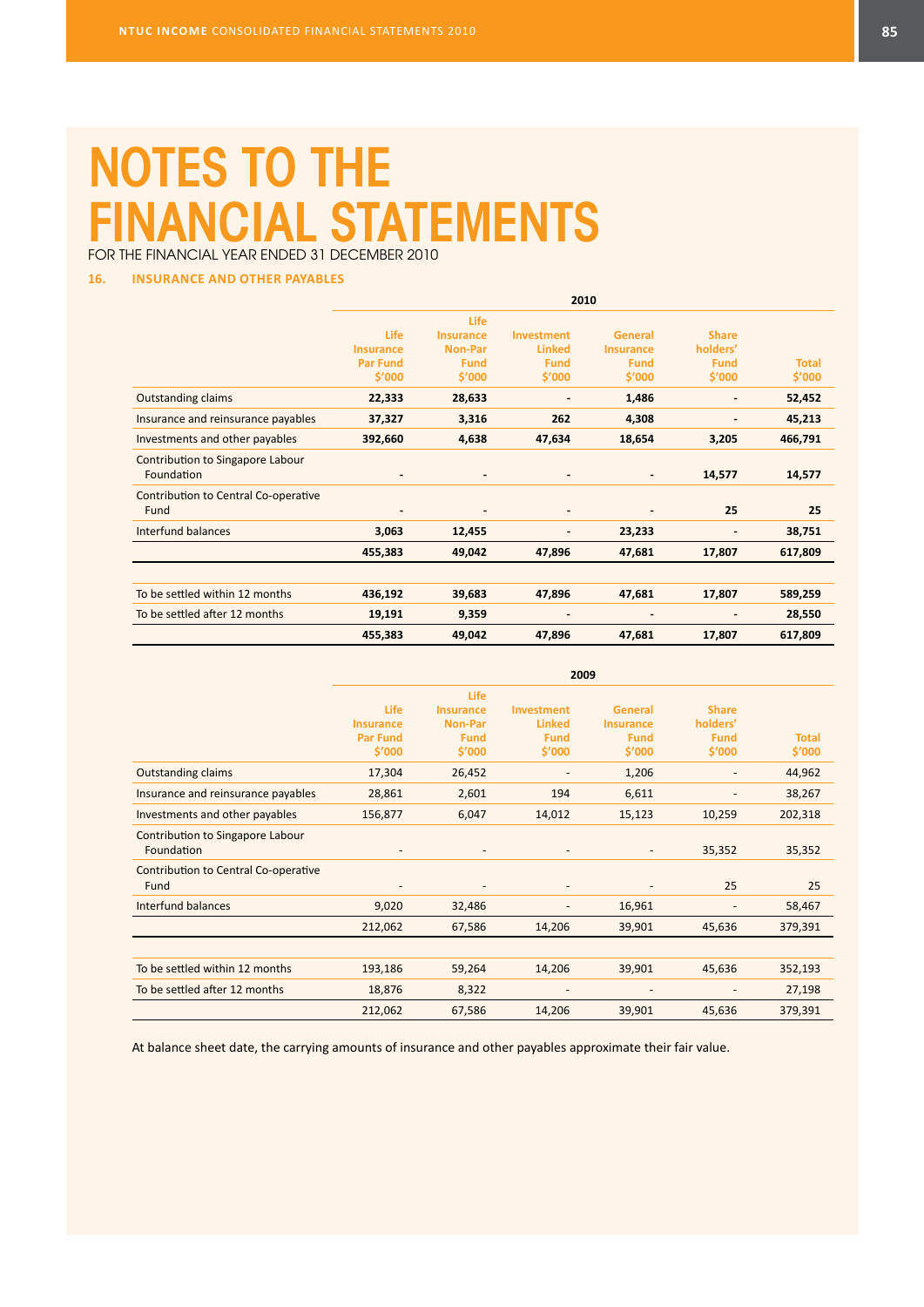# NOTES TO THE FINANCIAL STATEMENTS

FOR THE FINANCIAL YEAR ENDED 31 DECEMBER 2010

## 16. INSURANCE AND OTHER PAYABLES

| | 2010 | | | | | |
|---|---|---|---|---|---|---|
| | Life Insurance Par Fund $'000 | Life Insurance Non-Par Fund $'000 | Investment Linked Fund $'000 | General Insurance Fund $'000 | Share holders' Fund $'000 | Total $'000 |
| Outstanding claims | **22,333** | **28,633** | **-** | **1,486** | **-** | **52,452** |
| Insurance and reinsurance payables | **37,327** | **3,316** | **262** | **4,308** | **-** | **45,213** |
| Investments and other payables | **392,660** | **4,638** | **47,634** | **18,654** | **3,205** | **466,791** |
| Contribution to Singapore Labour Foundation | **-** | **-** | **-** | **-** | **14,577** | **14,577** |
| Contribution to Central Co-operative Fund | **-** | **-** | **-** | **-** | **25** | **25** |
| Interfund balances | **3,063** | **12,455** | **-** | **23,233** | **-** | **38,751** |
| | **455,383** | **49,042** | **47,896** | **47,681** | **17,807** | **617,809** |
| | | | | | | |
| To be settled within 12 months | **436,192** | **39,683** | **47,896** | **47,681** | **17,807** | **589,259** |
| To be settled after 12 months | **19,191** | **9,359** | **-** | **-** | **-** | **28,550** |
| | **455,383** | **49,042** | **47,896** | **47,681** | **17,807** | **617,809** |

| | 2009 | | | | | |
|---|---|---|---|---|---|---|
| | Life Insurance Par Fund $'000 | Life Insurance Non-Par Fund $'000 | Investment Linked Fund $'000 | General Insurance Fund $'000 | Share holders' Fund $'000 | Total $'000 |
| Outstanding claims | 17,304 | 26,452 | - | 1,206 | - | 44,962 |
| Insurance and reinsurance payables | 28,861 | 2,601 | 194 | 6,611 | - | 38,267 |
| Investments and other payables | 156,877 | 6,047 | 14,012 | 15,123 | 10,259 | 202,318 |
| Contribution to Singapore Labour Foundation | - | - | - | - | 35,352 | 35,352 |
| Contribution to Central Co-operative Fund | - | - | - | - | 25 | 25 |
| Interfund balances | 9,020 | 32,486 | - | 16,961 | - | 58,467 |
| | 212,062 | 67,586 | 14,206 | 39,901 | 45,636 | 379,391 |
| | | | | | | |
| To be settled within 12 months | 193,186 | 59,264 | 14,206 | 39,901 | 45,636 | 352,193 |
| To be settled after 12 months | 18,876 | 8,322 | - | - | - | 27,198 |
| | 212,062 | 67,586 | 14,206 | 39,901 | 45,636 | 379,391 |

At balance sheet date, the carrying amounts of insurance and other payables approximate their fair value.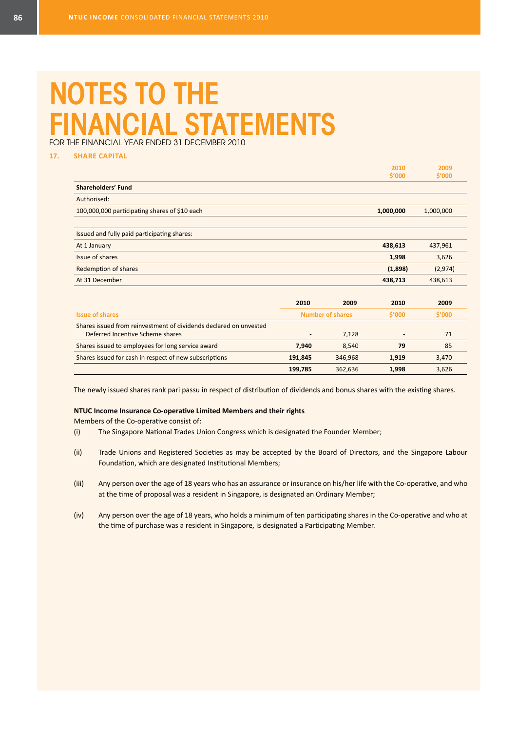# NOTES TO THE FINANCIAL STATEMENTS

FOR THE FINANCIAL YEAR ENDED 31 DECEMBER 2010

## 17. SHARE CAPITAL

| | 2010 $'000 | 2009 $'000 |
|---|---|---|
| **Shareholders' Fund** | | |
| Authorised: | | |
| 100,000,000 participating shares of $10 each | **1,000,000** | 1,000,000 |
| | | |
| Issued and fully paid participating shares: | | |
| At 1 January | **438,613** | 437,961 |
| Issue of shares | **1,998** | 3,626 |
| Redemption of shares | **(1,898)** | (2,974) |
| At 31 December | **438,713** | 438,613 |

| | 2010 | 2009 | 2010 | 2009 |
|---|---|---|---|---|
| **Issue of shares** | Number of shares | | $'000 | $'000 |
| Shares issued from reinvestment of dividends declared on unvested Deferred Incentive Scheme shares | **-** | 7,128 | **-** | 71 |
| Shares issued to employees for long service award | **7,940** | 8,540 | **79** | 85 |
| Shares issued for cash in respect of new subscriptions | **191,845** | 346,968 | **1,919** | 3,470 |
| | **199,785** | 362,636 | **1,998** | 3,626 |

The newly issued shares rank pari passu in respect of distribution of dividends and bonus shares with the existing shares.

**NTUC Income Insurance Co-operative Limited Members and their rights**

Members of the Co-operative consist of:

(i) The Singapore National Trades Union Congress which is designated the Founder Member;

(ii) Trade Unions and Registered Societies as may be accepted by the Board of Directors, and the Singapore Labour Foundation, which are designated Institutional Members;

(iii) Any person over the age of 18 years who has an assurance or insurance on his/her life with the Co-operative, and who at the time of proposal was a resident in Singapore, is designated an Ordinary Member;

(iv) Any person over the age of 18 years, who holds a minimum of ten participating shares in the Co-operative and who at the time of purchase was a resident in Singapore, is designated a Participating Member.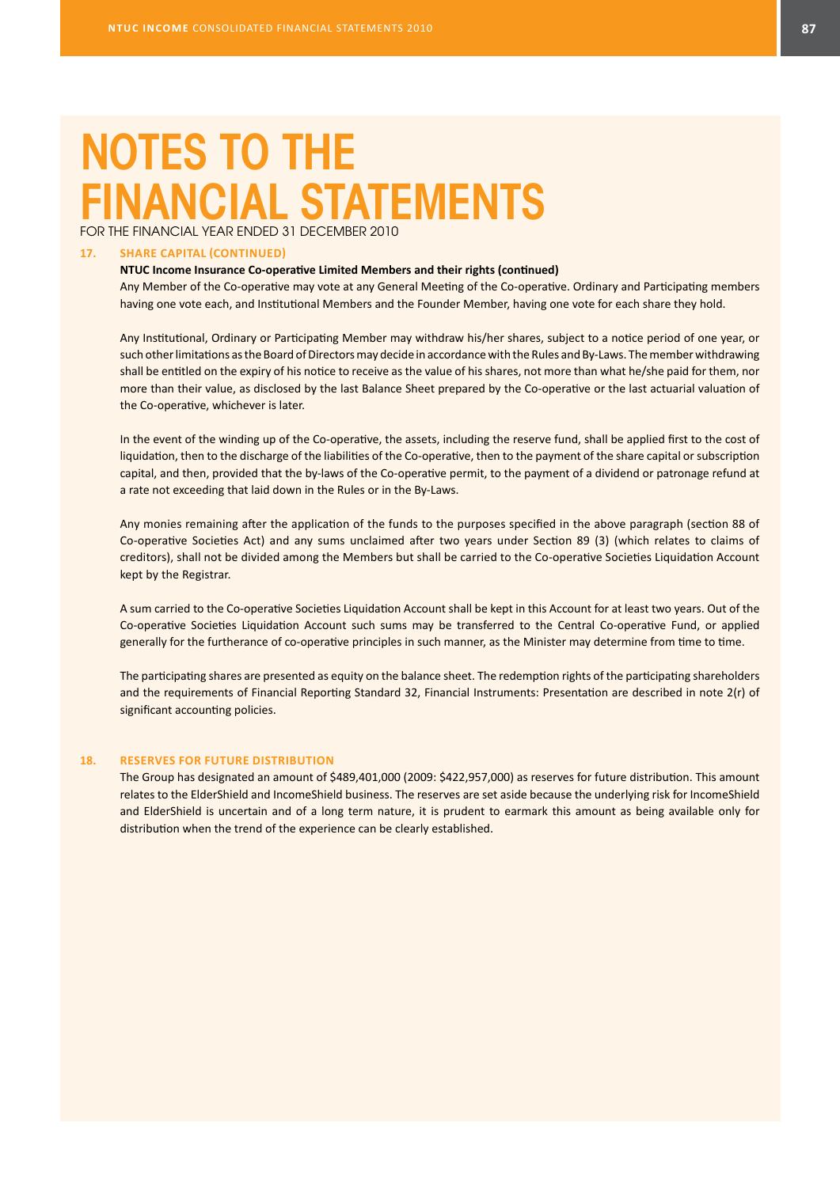# NOTES TO THE FINANCIAL STATEMENTS

FOR THE FINANCIAL YEAR ENDED 31 DECEMBER 2010

## 17. SHARE CAPITAL (CONTINUED)

**NTUC Income Insurance Co-operative Limited Members and their rights (continued)**

Any Member of the Co-operative may vote at any General Meeting of the Co-operative. Ordinary and Participating members having one vote each, and Institutional Members and the Founder Member, having one vote for each share they hold.

Any Institutional, Ordinary or Participating Member may withdraw his/her shares, subject to a notice period of one year, or such other limitations as the Board of Directors may decide in accordance with the Rules and By-Laws. The member withdrawing shall be entitled on the expiry of his notice to receive as the value of his shares, not more than what he/she paid for them, nor more than their value, as disclosed by the last Balance Sheet prepared by the Co-operative or the last actuarial valuation of the Co-operative, whichever is later.

In the event of the winding up of the Co-operative, the assets, including the reserve fund, shall be applied first to the cost of liquidation, then to the discharge of the liabilities of the Co-operative, then to the payment of the share capital or subscription capital, and then, provided that the by-laws of the Co-operative permit, to the payment of a dividend or patronage refund at a rate not exceeding that laid down in the Rules or in the By-Laws.

Any monies remaining after the application of the funds to the purposes specified in the above paragraph (section 88 of Co-operative Societies Act) and any sums unclaimed after two years under Section 89 (3) (which relates to claims of creditors), shall not be divided among the Members but shall be carried to the Co-operative Societies Liquidation Account kept by the Registrar.

A sum carried to the Co-operative Societies Liquidation Account shall be kept in this Account for at least two years. Out of the Co-operative Societies Liquidation Account such sums may be transferred to the Central Co-operative Fund, or applied generally for the furtherance of co-operative principles in such manner, as the Minister may determine from time to time.

The participating shares are presented as equity on the balance sheet. The redemption rights of the participating shareholders and the requirements of Financial Reporting Standard 32, Financial Instruments: Presentation are described in note 2(r) of significant accounting policies.

## 18. RESERVES FOR FUTURE DISTRIBUTION

The Group has designated an amount of $489,401,000 (2009: $422,957,000) as reserves for future distribution. This amount relates to the ElderShield and IncomeShield business. The reserves are set aside because the underlying risk for IncomeShield and ElderShield is uncertain and of a long term nature, it is prudent to earmark this amount as being available only for distribution when the trend of the experience can be clearly established.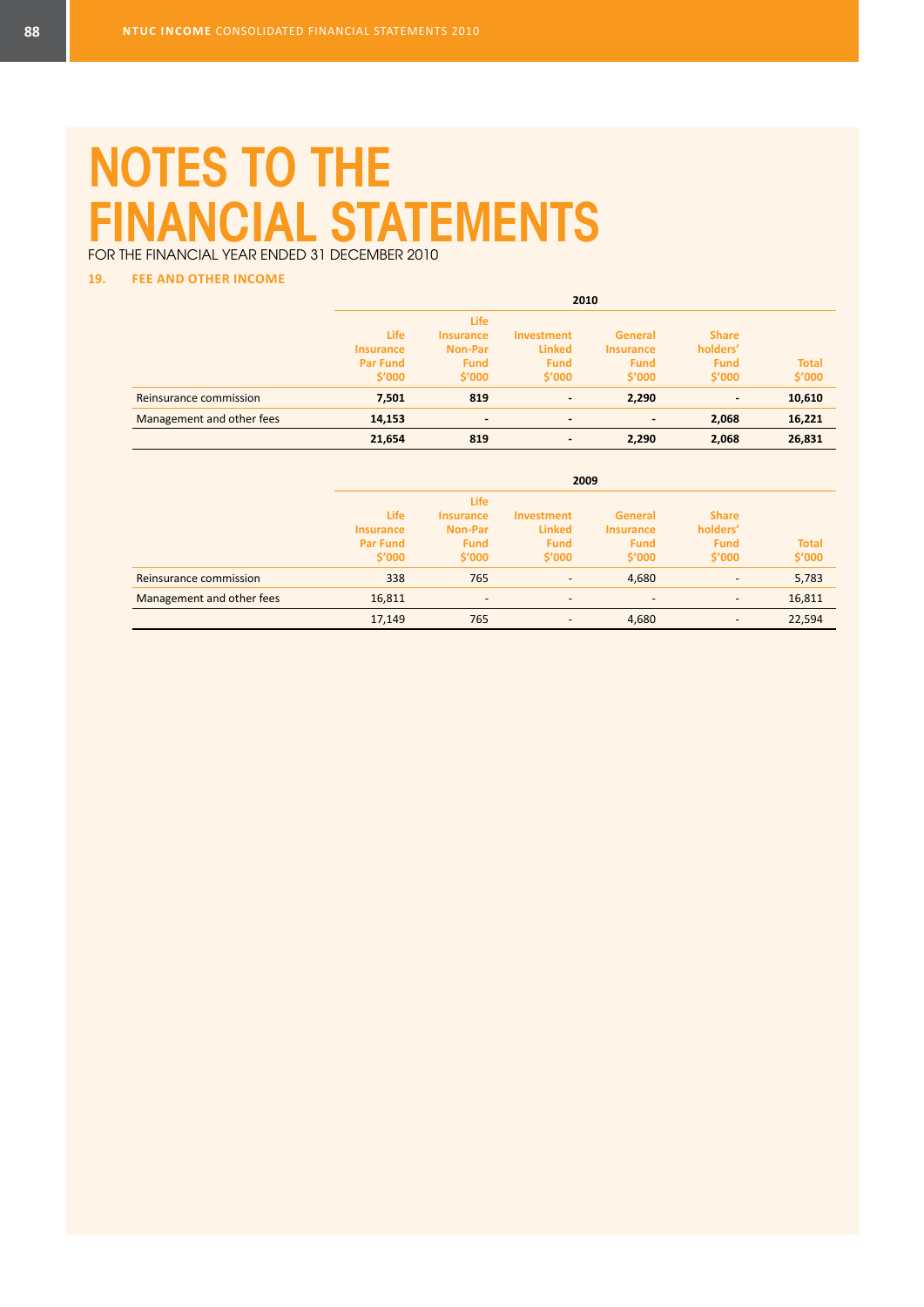# NOTES TO THE FINANCIAL STATEMENTS

FOR THE FINANCIAL YEAR ENDED 31 DECEMBER 2010

## 19. FEE AND OTHER INCOME

| | 2010 | | | | | |
|---|---|---|---|---|---|---|
| | Life Insurance Par Fund $'000 | Life Insurance Non-Par Fund $'000 | Investment Linked Fund $'000 | General Insurance Fund $'000 | Share holders' Fund $'000 | Total $'000 |
| Reinsurance commission | **7,501** | **819** | **-** | **2,290** | **-** | **10,610** |
| Management and other fees | **14,153** | **-** | **-** | **-** | **2,068** | **16,221** |
| | **21,654** | **819** | **-** | **2,290** | **2,068** | **26,831** |

| | 2009 | | | | | |
|---|---|---|---|---|---|---|
| | Life Insurance Par Fund $'000 | Life Insurance Non-Par Fund $'000 | Investment Linked Fund $'000 | General Insurance Fund $'000 | Share holders' Fund $'000 | Total $'000 |
| Reinsurance commission | 338 | 765 | - | 4,680 | - | 5,783 |
| Management and other fees | 16,811 | - | - | - | - | 16,811 |
| | 17,149 | 765 | - | 4,680 | - | 22,594 |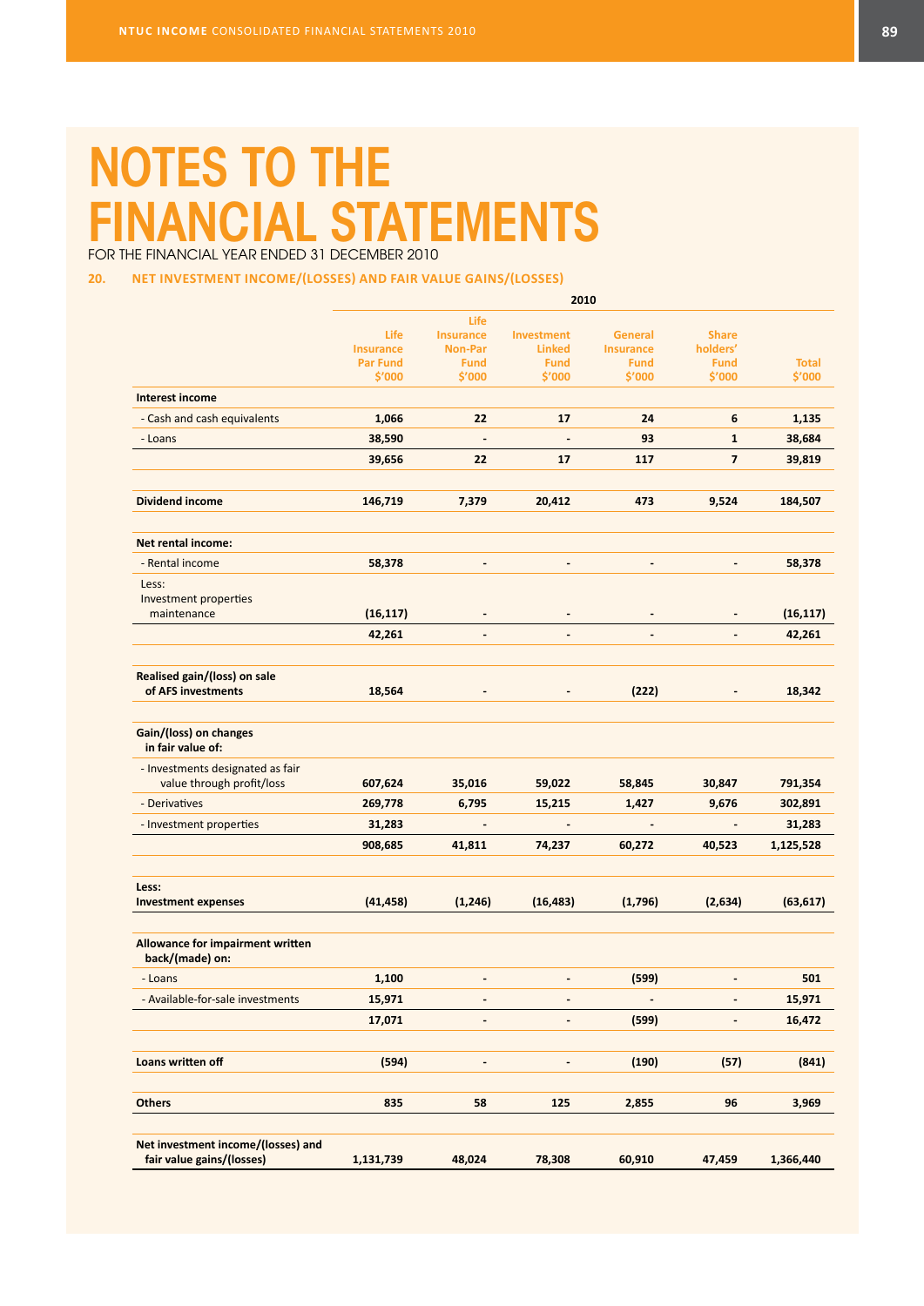# NOTES TO THE FINANCIAL STATEMENTS

FOR THE FINANCIAL YEAR ENDED 31 DECEMBER 2010

## 20. NET INVESTMENT INCOME/(LOSSES) AND FAIR VALUE GAINS/(LOSSES)

| | 2010 | | | | | |
|---|---|---|---|---|---|---|
| | Life Insurance Par Fund $'000 | Life Insurance Non-Par Fund $'000 | Investment Linked Fund $'000 | General Insurance Fund $'000 | Share holders' Fund $'000 | Total $'000 |
| **Interest income** | | | | | | |
| - Cash and cash equivalents | 1,066 | 22 | 17 | 24 | 6 | 1,135 |
| - Loans | 38,590 | - | - | 93 | 1 | 38,684 |
| | 39,656 | 22 | 17 | 117 | 7 | 39,819 |
| **Dividend income** | 146,719 | 7,379 | 20,412 | 473 | 9,524 | 184,507 |
| **Net rental income:** | | | | | | |
| - Rental income | 58,378 | - | - | - | - | 58,378 |
| Less: Investment properties maintenance | (16,117) | - | - | - | - | (16,117) |
| | 42,261 | - | - | - | - | 42,261 |
| **Realised gain/(loss) on sale of AFS investments** | 18,564 | - | - | (222) | - | 18,342 |
| **Gain/(loss) on changes in fair value of:** | | | | | | |
| - Investments designated as fair value through profit/loss | 607,624 | 35,016 | 59,022 | 58,845 | 30,847 | 791,354 |
| - Derivatives | 269,778 | 6,795 | 15,215 | 1,427 | 9,676 | 302,891 |
| - Investment properties | 31,283 | - | - | - | - | 31,283 |
| | 908,685 | 41,811 | 74,237 | 60,272 | 40,523 | 1,125,528 |
| Less: **Investment expenses** | (41,458) | (1,246) | (16,483) | (1,796) | (2,634) | (63,617) |
| **Allowance for impairment written back/(made) on:** | | | | | | |
| - Loans | 1,100 | - | - | (599) | - | 501 |
| - Available-for-sale investments | 15,971 | - | - | - | - | 15,971 |
| | 17,071 | - | - | (599) | - | 16,472 |
| **Loans written off** | (594) | - | - | (190) | (57) | (841) |
| **Others** | 835 | 58 | 125 | 2,855 | 96 | 3,969 |
| **Net investment income/(losses) and fair value gains/(losses)** | 1,131,739 | 48,024 | 78,308 | 60,910 | 47,459 | 1,366,440 |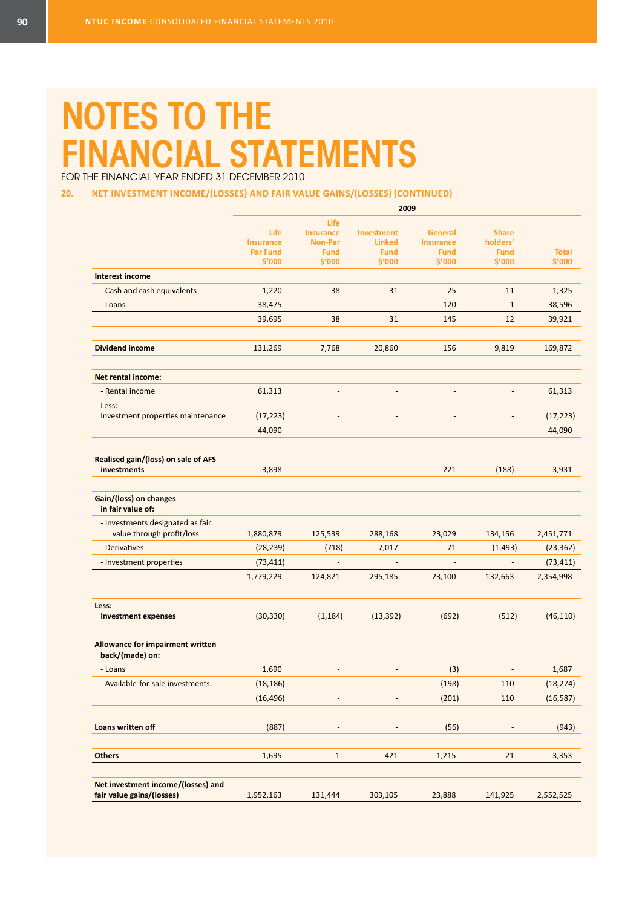# NOTES TO THE FINANCIAL STATEMENTS

FOR THE FINANCIAL YEAR ENDED 31 DECEMBER 2010

## 20. NET INVESTMENT INCOME/(LOSSES) AND FAIR VALUE GAINS/(LOSSES) (CONTINUED)

| | 2009 | | | | | |
|---|---|---|---|---|---|---|
| | Life Insurance Par Fund $'000 | Life Insurance Non-Par Fund $'000 | Investment Linked Fund $'000 | General Insurance Fund $'000 | Share holders' Fund $'000 | Total $'000 |
| **Interest income** | | | | | | |
| - Cash and cash equivalents | 1,220 | 38 | 31 | 25 | 11 | 1,325 |
| - Loans | 38,475 | - | - | 120 | 1 | 38,596 |
| | 39,695 | 38 | 31 | 145 | 12 | 39,921 |
| **Dividend income** | 131,269 | 7,768 | 20,860 | 156 | 9,819 | 169,872 |
| **Net rental income:** | | | | | | |
| - Rental income | 61,313 | - | - | - | - | 61,313 |
| Less: Investment properties maintenance | (17,223) | - | - | - | - | (17,223) |
| | 44,090 | - | - | - | - | 44,090 |
| **Realised gain/(loss) on sale of AFS investments** | 3,898 | - | - | 221 | (188) | 3,931 |
| **Gain/(loss) on changes in fair value of:** | | | | | | |
| - Investments designated as fair value through profit/loss | 1,880,879 | 125,539 | 288,168 | 23,029 | 134,156 | 2,451,771 |
| - Derivatives | (28,239) | (718) | 7,017 | 71 | (1,493) | (23,362) |
| - Investment properties | (73,411) | - | - | - | - | (73,411) |
| | 1,779,229 | 124,821 | 295,185 | 23,100 | 132,663 | 2,354,998 |
| **Less: Investment expenses** | (30,330) | (1,184) | (13,392) | (692) | (512) | (46,110) |
| **Allowance for impairment written back/(made) on:** | | | | | | |
| - Loans | 1,690 | - | - | (3) | - | 1,687 |
| - Available-for-sale investments | (18,186) | - | - | (198) | 110 | (18,274) |
| | (16,496) | - | - | (201) | 110 | (16,587) |
| **Loans written off** | (887) | - | - | (56) | - | (943) |
| **Others** | 1,695 | 1 | 421 | 1,215 | 21 | 3,353 |
| **Net investment income/(losses) and fair value gains/(losses)** | 1,952,163 | 131,444 | 303,105 | 23,888 | 141,925 | 2,552,525 |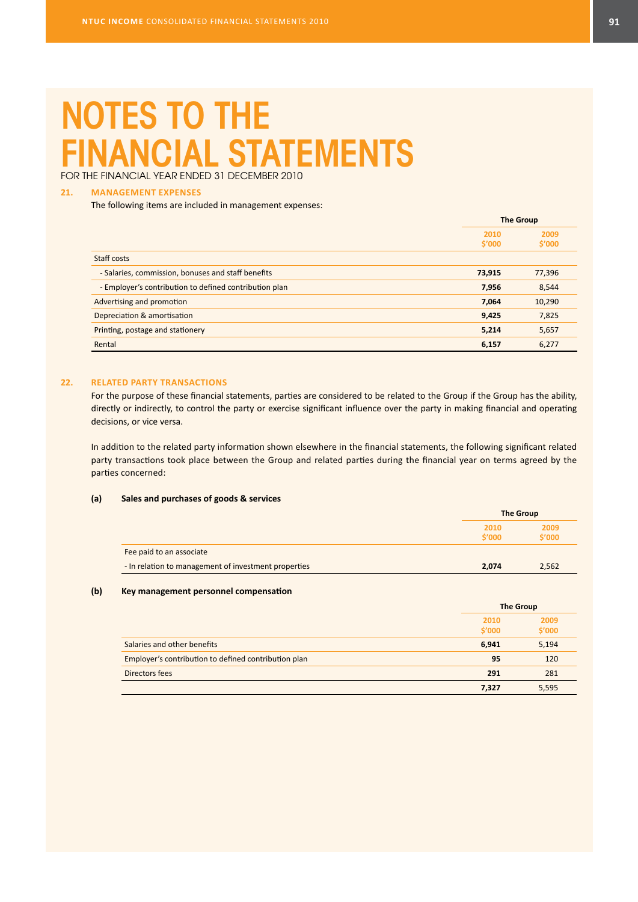# NOTES TO THE FINANCIAL STATEMENTS

FOR THE FINANCIAL YEAR ENDED 31 DECEMBER 2010

## 21. MANAGEMENT EXPENSES

The following items are included in management expenses:

| | The Group | |
|---|---|---|
| | 2010 $'000 | 2009 $'000 |
| Staff costs | | |
| - Salaries, commission, bonuses and staff benefits | **73,915** | 77,396 |
| - Employer's contribution to defined contribution plan | **7,956** | 8,544 |
| Advertising and promotion | **7,064** | 10,290 |
| Depreciation & amortisation | **9,425** | 7,825 |
| Printing, postage and stationery | **5,214** | 5,657 |
| Rental | **6,157** | 6,277 |

## 22. RELATED PARTY TRANSACTIONS

For the purpose of these financial statements, parties are considered to be related to the Group if the Group has the ability, directly or indirectly, to control the party or exercise significant influence over the party in making financial and operating decisions, or vice versa.

In addition to the related party information shown elsewhere in the financial statements, the following significant related party transactions took place between the Group and related parties during the financial year on terms agreed by the parties concerned:

### (a) Sales and purchases of goods & services

| | The Group | |
|---|---|---|
| | 2010 $'000 | 2009 $'000 |
| Fee paid to an associate | | |
| - In relation to management of investment properties | **2,074** | 2,562 |

### (b) Key management personnel compensation

| | The Group | |
|---|---|---|
| | 2010 $'000 | 2009 $'000 |
| Salaries and other benefits | **6,941** | 5,194 |
| Employer's contribution to defined contribution plan | **95** | 120 |
| Directors fees | **291** | 281 |
| | **7,327** | 5,595 |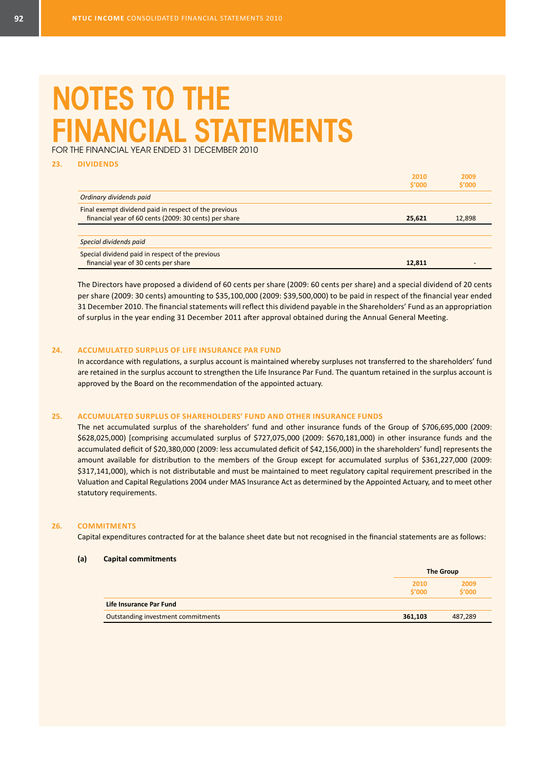# NOTES TO THE FINANCIAL STATEMENTS

FOR THE FINANCIAL YEAR ENDED 31 DECEMBER 2010

## 23. DIVIDENDS

| | 2010 $'000 | 2009 $'000 |
|---|---|---|
| *Ordinary dividends paid* | | |
| Final exempt dividend paid in respect of the previous financial year of 60 cents (2009: 30 cents) per share | **25,621** | 12,898 |
| *Special dividends paid* | | |
| Special dividend paid in respect of the previous financial year of 30 cents per share | **12,811** | - |

The Directors have proposed a dividend of 60 cents per share (2009: 60 cents per share) and a special dividend of 20 cents per share (2009: 30 cents) amounting to $35,100,000 (2009: $39,500,000) to be paid in respect of the financial year ended 31 December 2010. The financial statements will reflect this dividend payable in the Shareholders' Fund as an appropriation of surplus in the year ending 31 December 2011 after approval obtained during the Annual General Meeting.

## 24. ACCUMULATED SURPLUS OF LIFE INSURANCE PAR FUND

In accordance with regulations, a surplus account is maintained whereby surpluses not transferred to the shareholders' fund are retained in the surplus account to strengthen the Life Insurance Par Fund. The quantum retained in the surplus account is approved by the Board on the recommendation of the appointed actuary.

## 25. ACCUMULATED SURPLUS OF SHAREHOLDERS' FUND AND OTHER INSURANCE FUNDS

The net accumulated surplus of the shareholders' fund and other insurance funds of the Group of $706,695,000 (2009: $628,025,000) [comprising accumulated surplus of $727,075,000 (2009: $670,181,000) in other insurance funds and the accumulated deficit of $20,380,000 (2009: less accumulated deficit of $42,156,000) in the shareholders' fund] represents the amount available for distribution to the members of the Group except for accumulated surplus of $361,227,000 (2009: $317,141,000), which is not distributable and must be maintained to meet regulatory capital requirement prescribed in the Valuation and Capital Regulations 2004 under MAS Insurance Act as determined by the Appointed Actuary, and to meet other statutory requirements.

## 26. COMMITMENTS

Capital expenditures contracted for at the balance sheet date but not recognised in the financial statements are as follows:

### (a) Capital commitments

| | The Group | |
|---|---|---|
| | 2010 $'000 | 2009 $'000 |
| **Life Insurance Par Fund** | | |
| Outstanding investment commitments | **361,103** | 487,289 |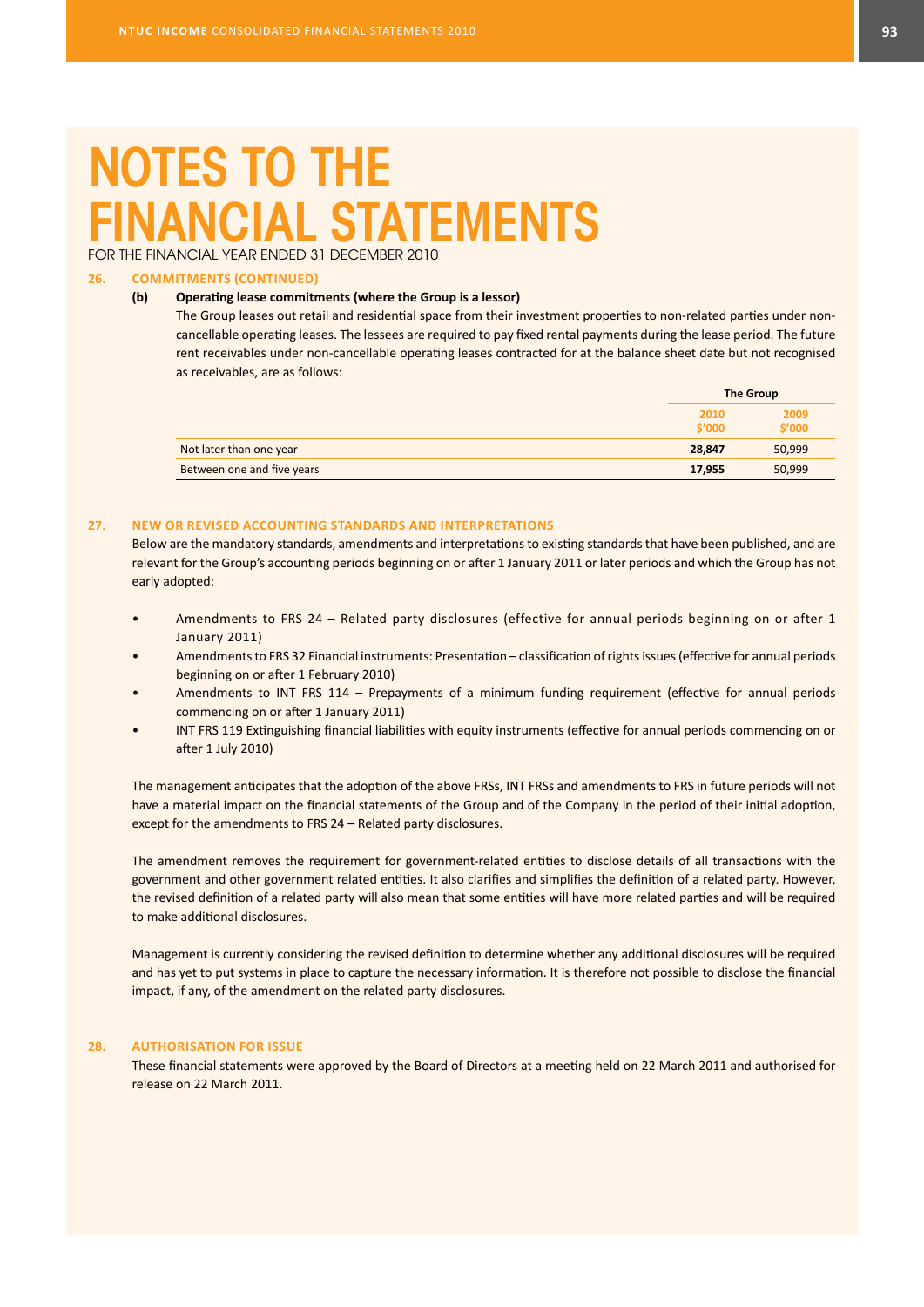# NOTES TO THE FINANCIAL STATEMENTS

FOR THE FINANCIAL YEAR ENDED 31 DECEMBER 2010

## 26. COMMITMENTS (CONTINUED)

### (b) Operating lease commitments (where the Group is a lessor)

The Group leases out retail and residential space from their investment properties to non-related parties under non-cancellable operating leases. The lessees are required to pay fixed rental payments during the lease period. The future rent receivables under non-cancellable operating leases contracted for at the balance sheet date but not recognised as receivables, are as follows:

| | The Group | |
|---|---|---|
| | **2010**<br>**\$'000** | **2009**<br>**\$'000** |
| Not later than one year | **28,847** | 50,999 |
| Between one and five years | **17,955** | 50,999 |

## 27. NEW OR REVISED ACCOUNTING STANDARDS AND INTERPRETATIONS

Below are the mandatory standards, amendments and interpretations to existing standards that have been published, and are relevant for the Group's accounting periods beginning on or after 1 January 2011 or later periods and which the Group has not early adopted:

- Amendments to FRS 24 – Related party disclosures (effective for annual periods beginning on or after 1 January 2011)
- Amendments to FRS 32 Financial instruments: Presentation – classification of rights issues (effective for annual periods beginning on or after 1 February 2010)
- Amendments to INT FRS 114 – Prepayments of a minimum funding requirement (effective for annual periods commencing on or after 1 January 2011)
- INT FRS 119 Extinguishing financial liabilities with equity instruments (effective for annual periods commencing on or after 1 July 2010)

The management anticipates that the adoption of the above FRSs, INT FRSs and amendments to FRS in future periods will not have a material impact on the financial statements of the Group and of the Company in the period of their initial adoption, except for the amendments to FRS 24 – Related party disclosures.

The amendment removes the requirement for government-related entities to disclose details of all transactions with the government and other government related entities. It also clarifies and simplifies the definition of a related party. However, the revised definition of a related party will also mean that some entities will have more related parties and will be required to make additional disclosures.

Management is currently considering the revised definition to determine whether any additional disclosures will be required and has yet to put systems in place to capture the necessary information. It is therefore not possible to disclose the financial impact, if any, of the amendment on the related party disclosures.

## 28. AUTHORISATION FOR ISSUE

These financial statements were approved by the Board of Directors at a meeting held on 22 March 2011 and authorised for release on 22 March 2011.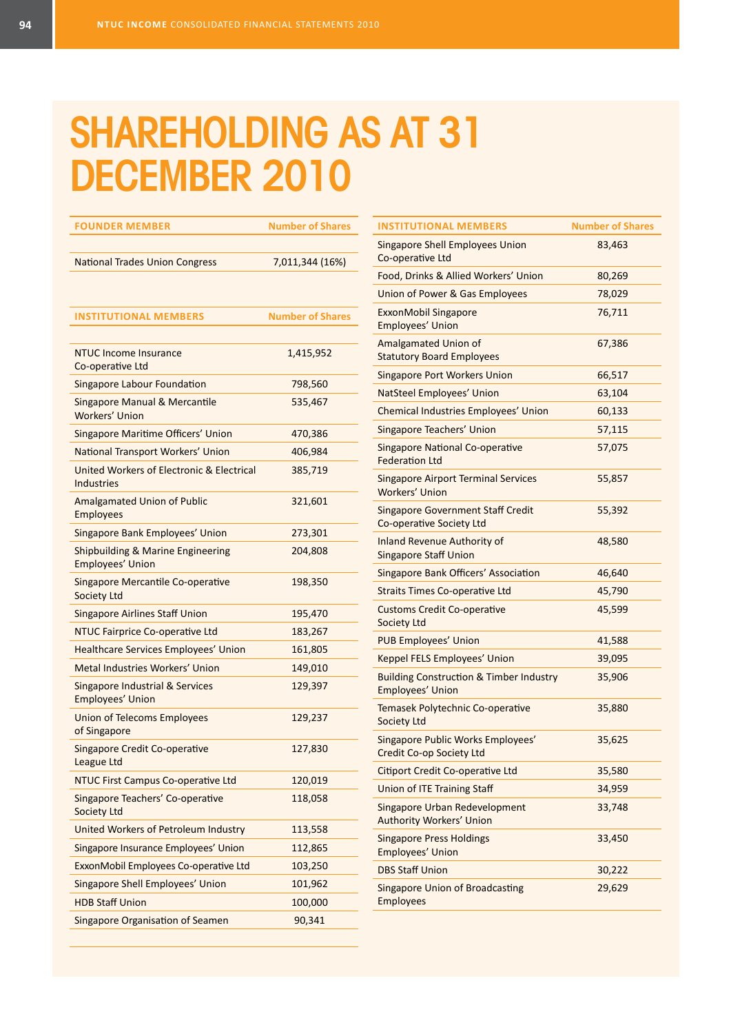# SHAREHOLDING AS AT 31 DECEMBER 2010

| FOUNDER MEMBER | Number of Shares |
|---|---|
| National Trades Union Congress | 7,011,344 (16%) |

| INSTITUTIONAL MEMBERS | Number of Shares |
|---|---|
| NTUC Income Insurance Co-operative Ltd | 1,415,952 |
| Singapore Labour Foundation | 798,560 |
| Singapore Manual & Mercantile Workers' Union | 535,467 |
| Singapore Maritime Officers' Union | 470,386 |
| National Transport Workers' Union | 406,984 |
| United Workers of Electronic & Electrical Industries | 385,719 |
| Amalgamated Union of Public Employees | 321,601 |
| Singapore Bank Employees' Union | 273,301 |
| Shipbuilding & Marine Engineering Employees' Union | 204,808 |
| Singapore Mercantile Co-operative Society Ltd | 198,350 |
| Singapore Airlines Staff Union | 195,470 |
| NTUC Fairprice Co-operative Ltd | 183,267 |
| Healthcare Services Employees' Union | 161,805 |
| Metal Industries Workers' Union | 149,010 |
| Singapore Industrial & Services Employees' Union | 129,397 |
| Union of Telecoms Employees of Singapore | 129,237 |
| Singapore Credit Co-operative League Ltd | 127,830 |
| NTUC First Campus Co-operative Ltd | 120,019 |
| Singapore Teachers' Co-operative Society Ltd | 118,058 |
| United Workers of Petroleum Industry | 113,558 |
| Singapore Insurance Employees' Union | 112,865 |
| ExxonMobil Employees Co-operative Ltd | 103,250 |
| Singapore Shell Employees' Union | 101,962 |
| HDB Staff Union | 100,000 |
| Singapore Organisation of Seamen | 90,341 |
| Singapore Shell Employees Union Co-operative Ltd | 83,463 |
| Food, Drinks & Allied Workers' Union | 80,269 |
| Union of Power & Gas Employees | 78,029 |
| ExxonMobil Singapore Employees' Union | 76,711 |
| Amalgamated Union of Statutory Board Employees | 67,386 |
| Singapore Port Workers Union | 66,517 |
| NatSteel Employees' Union | 63,104 |
| Chemical Industries Employees' Union | 60,133 |
| Singapore Teachers' Union | 57,115 |
| Singapore National Co-operative Federation Ltd | 57,075 |
| Singapore Airport Terminal Services Workers' Union | 55,857 |
| Singapore Government Staff Credit Co-operative Society Ltd | 55,392 |
| Inland Revenue Authority of Singapore Staff Union | 48,580 |
| Singapore Bank Officers' Association | 46,640 |
| Straits Times Co-operative Ltd | 45,790 |
| Customs Credit Co-operative Society Ltd | 45,599 |
| PUB Employees' Union | 41,588 |
| Keppel FELS Employees' Union | 39,095 |
| Building Construction & Timber Industry Employees' Union | 35,906 |
| Temasek Polytechnic Co-operative Society Ltd | 35,880 |
| Singapore Public Works Employees' Credit Co-op Society Ltd | 35,625 |
| Citiport Credit Co-operative Ltd | 35,580 |
| Union of ITE Training Staff | 34,959 |
| Singapore Urban Redevelopment Authority Workers' Union | 33,748 |
| Singapore Press Holdings Employees' Union | 33,450 |
| DBS Staff Union | 30,222 |
| Singapore Union of Broadcasting Employees | 29,629 |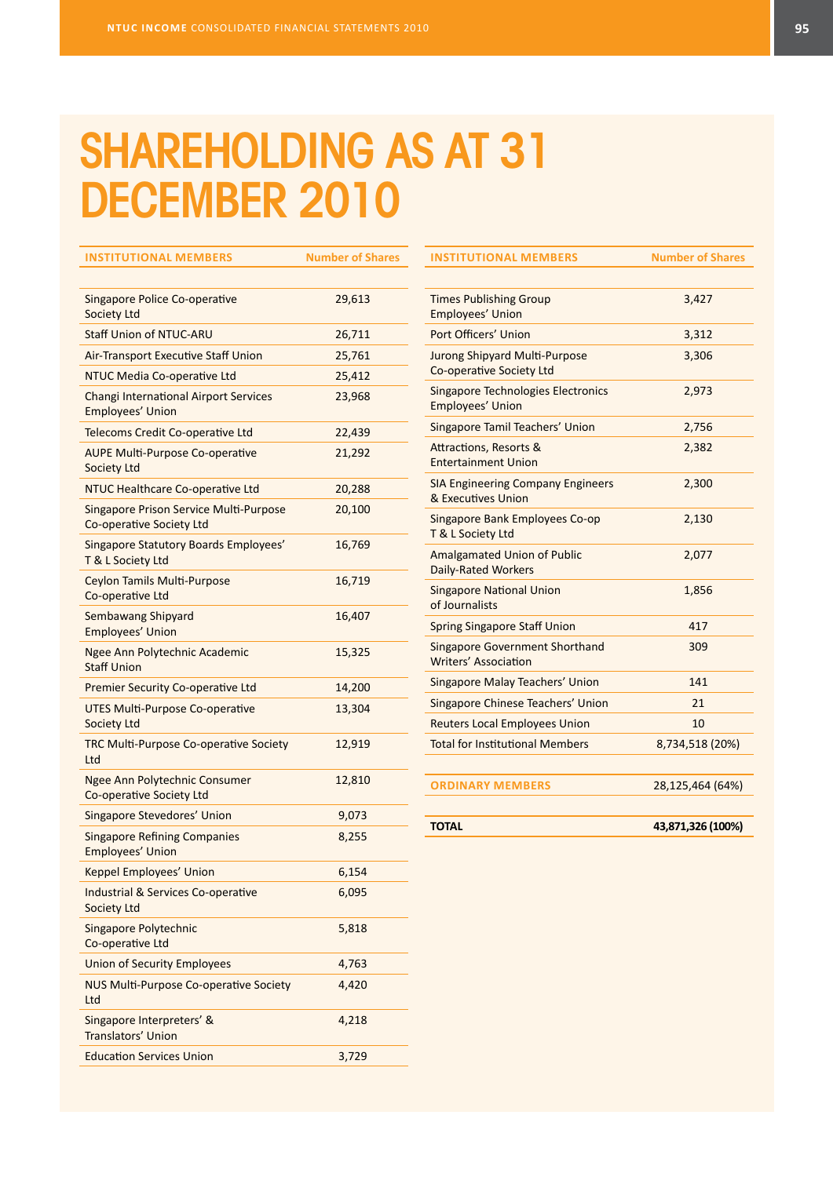# SHAREHOLDING AS AT 31 DECEMBER 2010

| INSTITUTIONAL MEMBERS | Number of Shares |
|---|---|
| Singapore Police Co-operative Society Ltd | 29,613 |
| Staff Union of NTUC-ARU | 26,711 |
| Air-Transport Executive Staff Union | 25,761 |
| NTUC Media Co-operative Ltd | 25,412 |
| Changi International Airport Services Employees' Union | 23,968 |
| Telecoms Credit Co-operative Ltd | 22,439 |
| AUPE Multi-Purpose Co-operative Society Ltd | 21,292 |
| NTUC Healthcare Co-operative Ltd | 20,288 |
| Singapore Prison Service Multi-Purpose Co-operative Society Ltd | 20,100 |
| Singapore Statutory Boards Employees' T & L Society Ltd | 16,769 |
| Ceylon Tamils Multi-Purpose Co-operative Ltd | 16,719 |
| Sembawang Shipyard Employees' Union | 16,407 |
| Ngee Ann Polytechnic Academic Staff Union | 15,325 |
| Premier Security Co-operative Ltd | 14,200 |
| UTES Multi-Purpose Co-operative Society Ltd | 13,304 |
| TRC Multi-Purpose Co-operative Society Ltd | 12,919 |
| Ngee Ann Polytechnic Consumer Co-operative Society Ltd | 12,810 |
| Singapore Stevedores' Union | 9,073 |
| Singapore Refining Companies Employees' Union | 8,255 |
| Keppel Employees' Union | 6,154 |
| Industrial & Services Co-operative Society Ltd | 6,095 |
| Singapore Polytechnic Co-operative Ltd | 5,818 |
| Union of Security Employees | 4,763 |
| NUS Multi-Purpose Co-operative Society Ltd | 4,420 |
| Singapore Interpreters' & Translators' Union | 4,218 |
| Education Services Union | 3,729 |
| Times Publishing Group Employees' Union | 3,427 |
| Port Officers' Union | 3,312 |
| Jurong Shipyard Multi-Purpose Co-operative Society Ltd | 3,306 |
| Singapore Technologies Electronics Employees' Union | 2,973 |
| Singapore Tamil Teachers' Union | 2,756 |
| Attractions, Resorts & Entertainment Union | 2,382 |
| SIA Engineering Company Engineers & Executives Union | 2,300 |
| Singapore Bank Employees Co-op T & L Society Ltd | 2,130 |
| Amalgamated Union of Public Daily-Rated Workers | 2,077 |
| Singapore National Union of Journalists | 1,856 |
| Spring Singapore Staff Union | 417 |
| Singapore Government Shorthand Writers' Association | 309 |
| Singapore Malay Teachers' Union | 141 |
| Singapore Chinese Teachers' Union | 21 |
| Reuters Local Employees Union | 10 |
| Total for Institutional Members | 8,734,518 (20%) |
| **ORDINARY MEMBERS** | 28,125,464 (64%) |
| **TOTAL** | **43,871,326 (100%)** |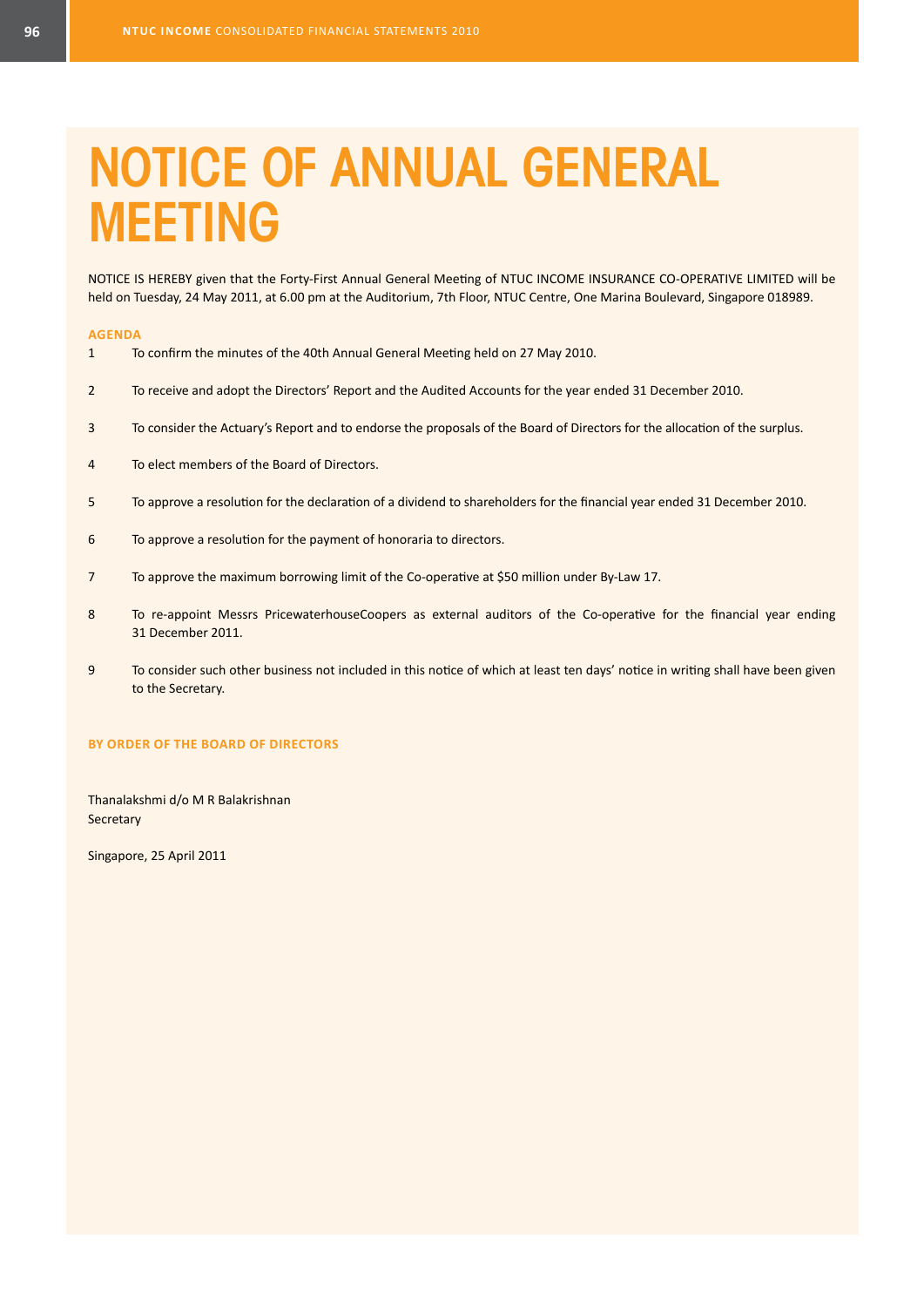# NOTICE OF ANNUAL GENERAL MEETING

NOTICE IS HEREBY given that the Forty-First Annual General Meeting of NTUC INCOME INSURANCE CO-OPERATIVE LIMITED will be held on Tuesday, 24 May 2011, at 6.00 pm at the Auditorium, 7th Floor, NTUC Centre, One Marina Boulevard, Singapore 018989.

**AGENDA**

1. To confirm the minutes of the 40th Annual General Meeting held on 27 May 2010.
2. To receive and adopt the Directors' Report and the Audited Accounts for the year ended 31 December 2010.
3. To consider the Actuary's Report and to endorse the proposals of the Board of Directors for the allocation of the surplus.
4. To elect members of the Board of Directors.
5. To approve a resolution for the declaration of a dividend to shareholders for the financial year ended 31 December 2010.
6. To approve a resolution for the payment of honoraria to directors.
7. To approve the maximum borrowing limit of the Co-operative at $50 million under By-Law 17.
8. To re-appoint Messrs PricewaterhouseCoopers as external auditors of the Co-operative for the financial year ending 31 December 2011.
9. To consider such other business not included in this notice of which at least ten days' notice in writing shall have been given to the Secretary.

**BY ORDER OF THE BOARD OF DIRECTORS**

Thanalakshmi d/o M R Balakrishnan
Secretary

Singapore, 25 April 2011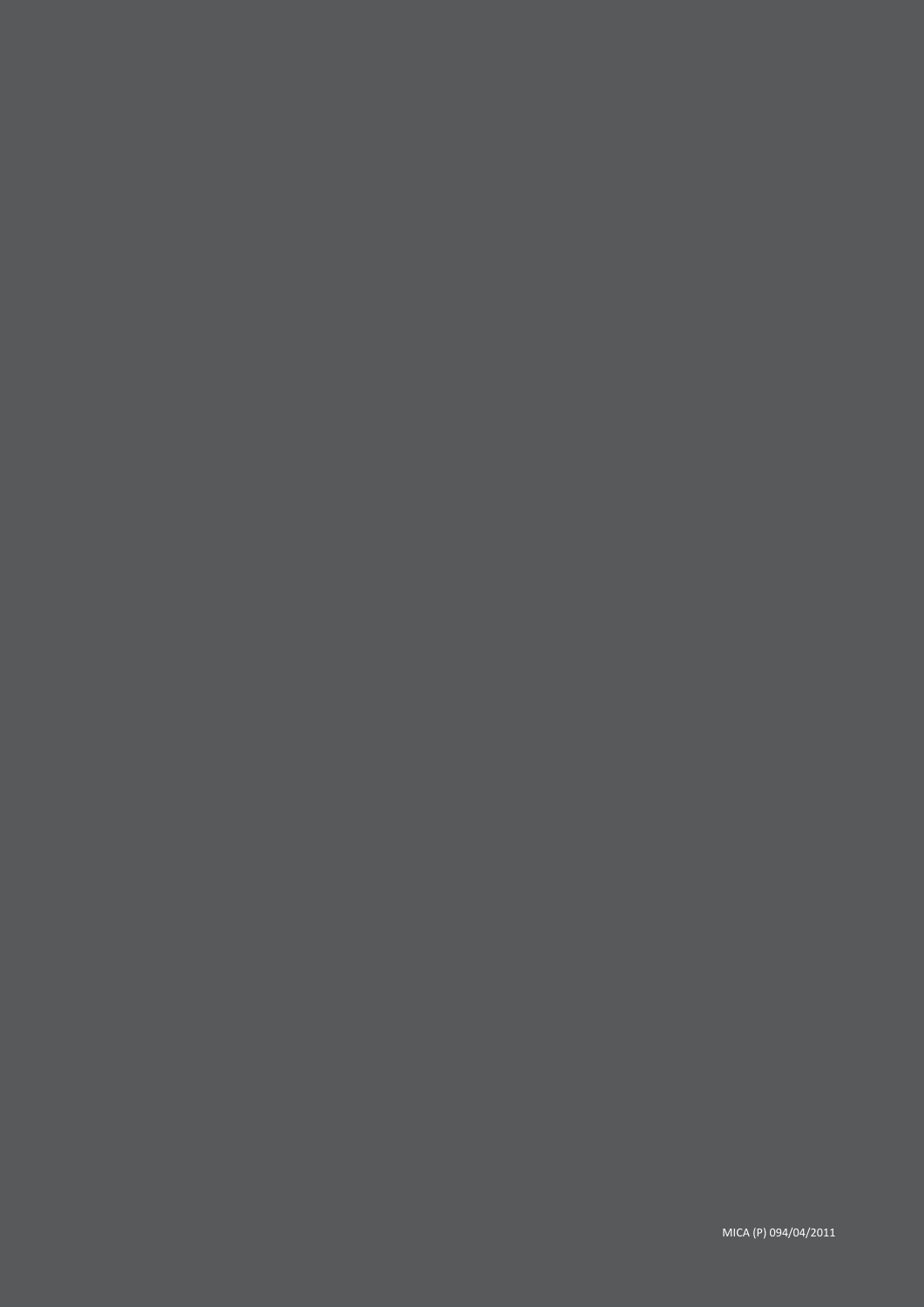MICA (P) 094/04/2011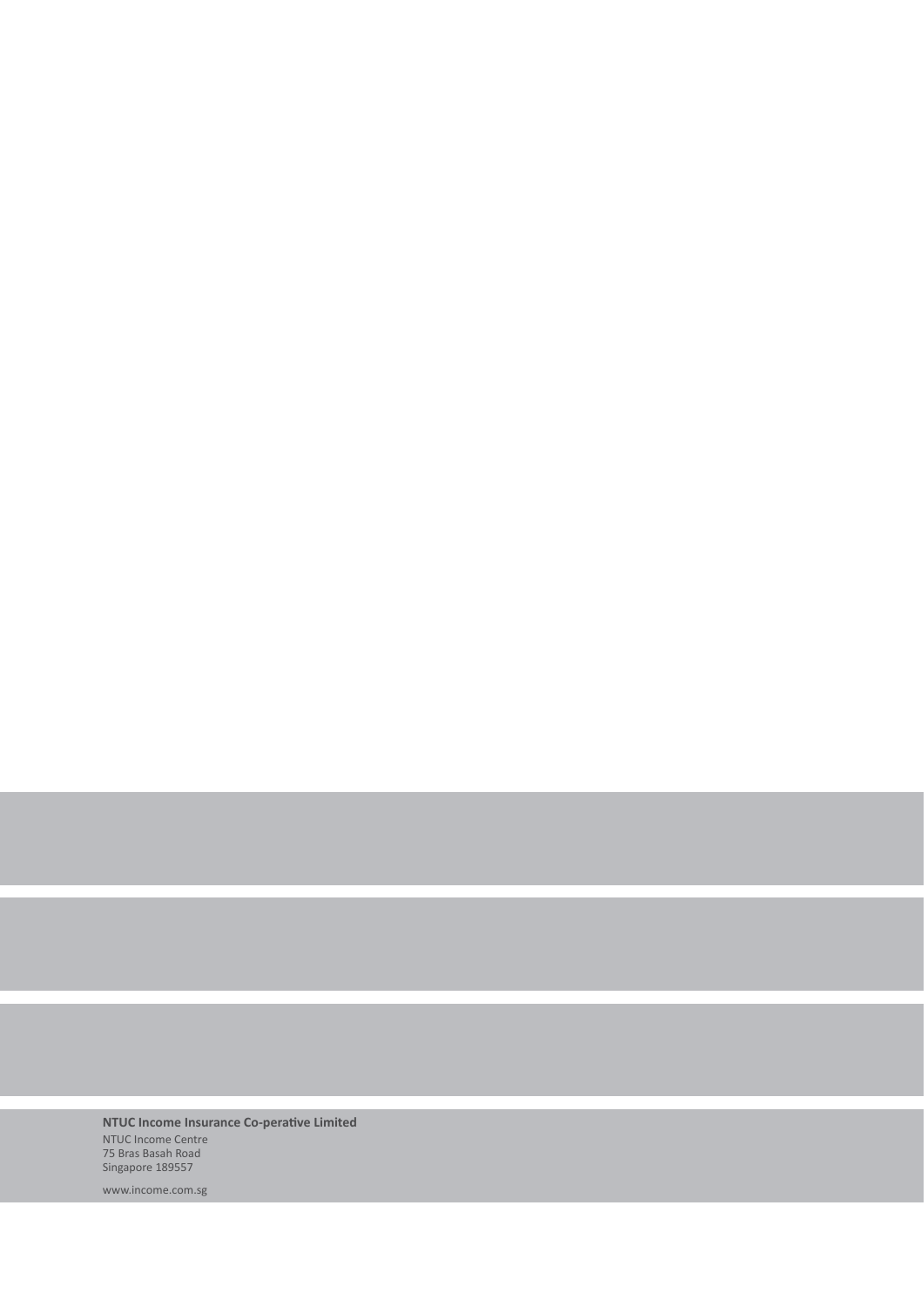**NTUC Income Insurance Co-perative Limited**

NTUC Income Centre
75 Bras Basah Road
Singapore 189557

www.income.com.sg